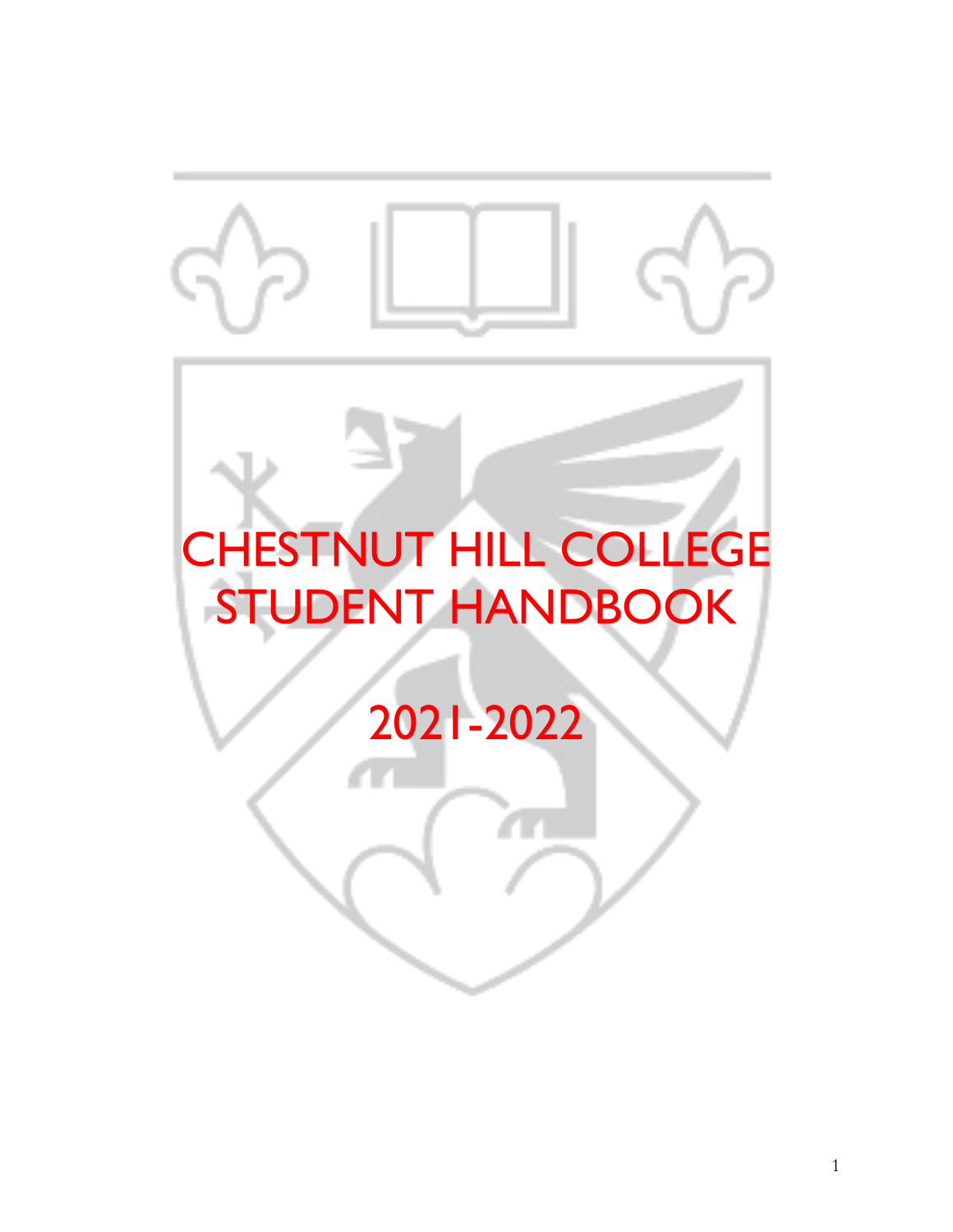# CHESTNUT HILL COLLEGE STUDENT HANDBOOK

# 2021-2022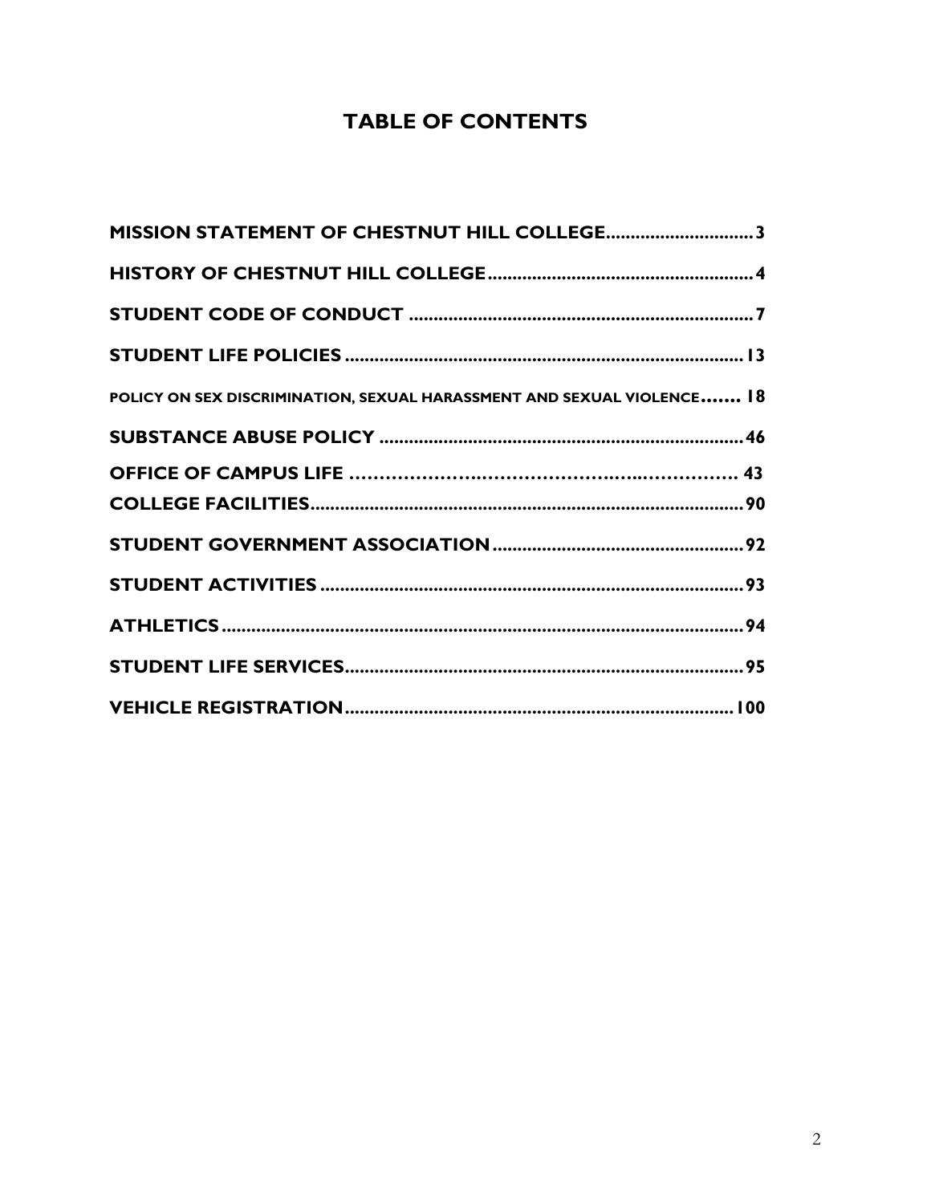# TABLE OF CONTENTS

MISSION STATEMENT OF CHESTNUT HILL COLLEGE .............................. 3

HISTORY OF CHESTNUT HILL COLLEGE ....................................................... 4

STUDENT CODE OF CONDUCT ...................................................................... 7

STUDENT LIFE POLICIES ................................................................................. 13

POLICY ON SEX DISCRIMINATION, SEXUAL HARASSMENT AND SEXUAL VIOLENCE ....... 18

SUBSTANCE ABUSE POLICY .......................................................................... 46

OFFICE OF CAMPUS LIFE ........................................................................ 43

COLLEGE FACILITIES ........................................................................................ 90

STUDENT GOVERNMENT ASSOCIATION .................................................... 92

STUDENT ACTIVITIES ........................................................................................ 93

ATHLETICS ............................................................................................................ 94

STUDENT LIFE SERVICES .................................................................................. 95

VEHICLE REGISTRATION ................................................................................ 100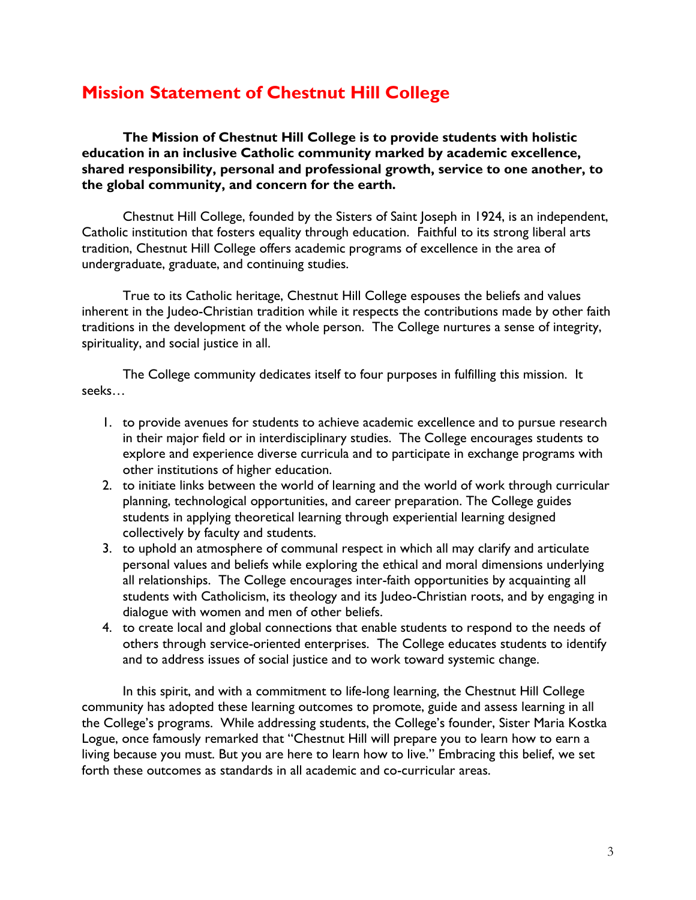# Mission Statement of Chestnut Hill College

**The Mission of Chestnut Hill College is to provide students with holistic education in an inclusive Catholic community marked by academic excellence, shared responsibility, personal and professional growth, service to one another, to the global community, and concern for the earth.**

Chestnut Hill College, founded by the Sisters of Saint Joseph in 1924, is an independent, Catholic institution that fosters equality through education. Faithful to its strong liberal arts tradition, Chestnut Hill College offers academic programs of excellence in the area of undergraduate, graduate, and continuing studies.

True to its Catholic heritage, Chestnut Hill College espouses the beliefs and values inherent in the Judeo-Christian tradition while it respects the contributions made by other faith traditions in the development of the whole person. The College nurtures a sense of integrity, spirituality, and social justice in all.

The College community dedicates itself to four purposes in fulfilling this mission. It seeks…

1. to provide avenues for students to achieve academic excellence and to pursue research in their major field or in interdisciplinary studies. The College encourages students to explore and experience diverse curricula and to participate in exchange programs with other institutions of higher education.
2. to initiate links between the world of learning and the world of work through curricular planning, technological opportunities, and career preparation. The College guides students in applying theoretical learning through experiential learning designed collectively by faculty and students.
3. to uphold an atmosphere of communal respect in which all may clarify and articulate personal values and beliefs while exploring the ethical and moral dimensions underlying all relationships. The College encourages inter-faith opportunities by acquainting all students with Catholicism, its theology and its Judeo-Christian roots, and by engaging in dialogue with women and men of other beliefs.
4. to create local and global connections that enable students to respond to the needs of others through service-oriented enterprises. The College educates students to identify and to address issues of social justice and to work toward systemic change.

In this spirit, and with a commitment to life-long learning, the Chestnut Hill College community has adopted these learning outcomes to promote, guide and assess learning in all the College's programs. While addressing students, the College's founder, Sister Maria Kostka Logue, once famously remarked that "Chestnut Hill will prepare you to learn how to earn a living because you must. But you are here to learn how to live." Embracing this belief, we set forth these outcomes as standards in all academic and co-curricular areas.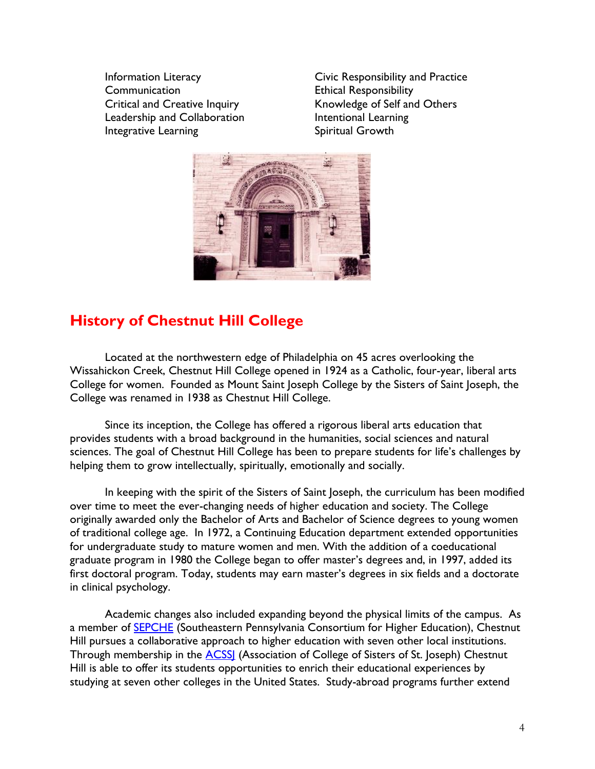Information Literacy
Communication
Critical and Creative Inquiry
Leadership and Collaboration
Integrative Learning

Civic Responsibility and Practice
Ethical Responsibility
Knowledge of Self and Others
Intentional Learning
Spiritual Growth

## History of Chestnut Hill College

Located at the northwestern edge of Philadelphia on 45 acres overlooking the Wissahickon Creek, Chestnut Hill College opened in 1924 as a Catholic, four-year, liberal arts College for women. Founded as Mount Saint Joseph College by the Sisters of Saint Joseph, the College was renamed in 1938 as Chestnut Hill College.

Since its inception, the College has offered a rigorous liberal arts education that provides students with a broad background in the humanities, social sciences and natural sciences. The goal of Chestnut Hill College has been to prepare students for life's challenges by helping them to grow intellectually, spiritually, emotionally and socially.

In keeping with the spirit of the Sisters of Saint Joseph, the curriculum has been modified over time to meet the ever-changing needs of higher education and society. The College originally awarded only the Bachelor of Arts and Bachelor of Science degrees to young women of traditional college age. In 1972, a Continuing Education department extended opportunities for undergraduate study to mature women and men. With the addition of a coeducational graduate program in 1980 the College began to offer master's degrees and, in 1997, added its first doctoral program. Today, students may earn master's degrees in six fields and a doctorate in clinical psychology.

Academic changes also included expanding beyond the physical limits of the campus. As a member of SEPCHE (Southeastern Pennsylvania Consortium for Higher Education), Chestnut Hill pursues a collaborative approach to higher education with seven other local institutions. Through membership in the ACSSJ (Association of College of Sisters of St. Joseph) Chestnut Hill is able to offer its students opportunities to enrich their educational experiences by studying at seven other colleges in the United States. Study-abroad programs further extend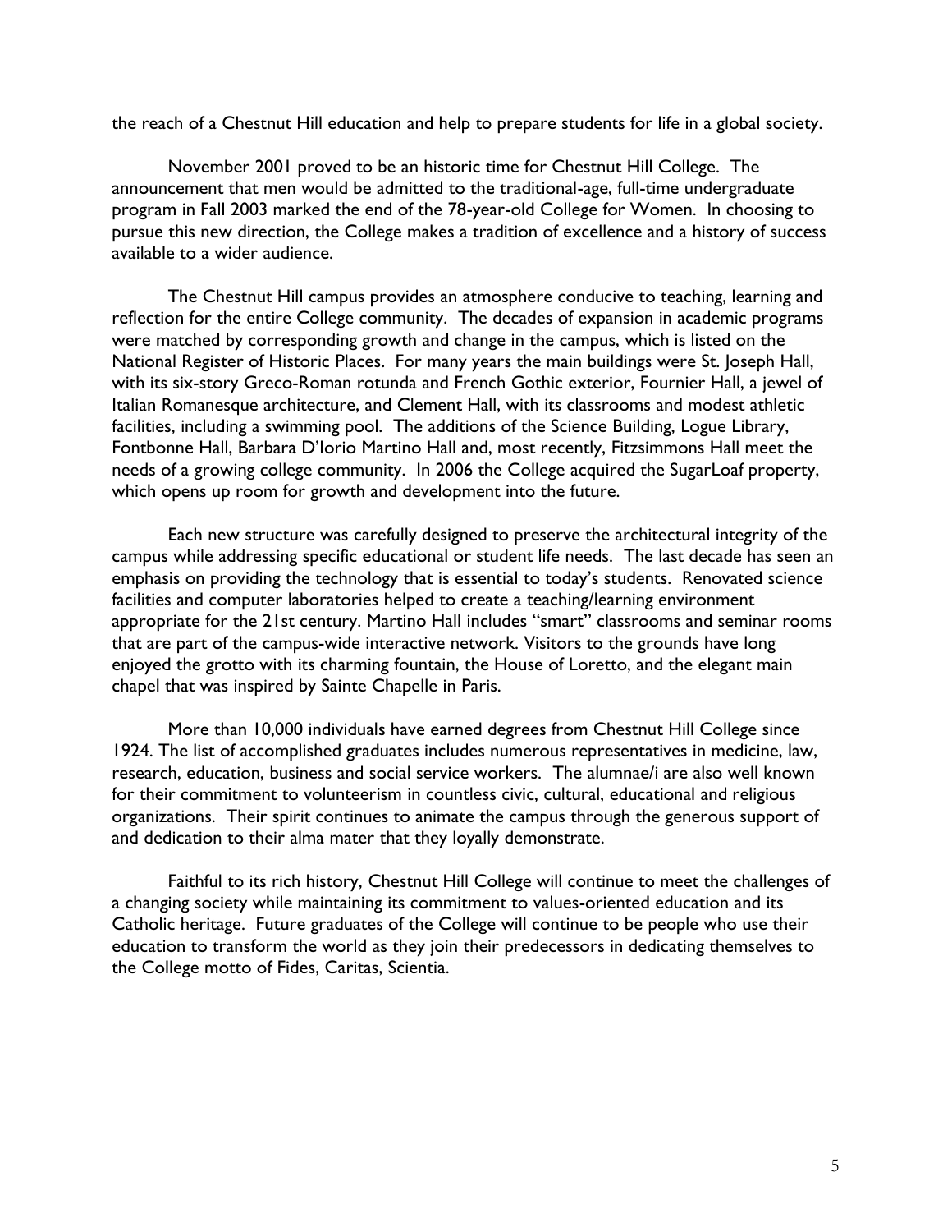the reach of a Chestnut Hill education and help to prepare students for life in a global society.

November 2001 proved to be an historic time for Chestnut Hill College. The announcement that men would be admitted to the traditional-age, full-time undergraduate program in Fall 2003 marked the end of the 78-year-old College for Women. In choosing to pursue this new direction, the College makes a tradition of excellence and a history of success available to a wider audience.

The Chestnut Hill campus provides an atmosphere conducive to teaching, learning and reflection for the entire College community. The decades of expansion in academic programs were matched by corresponding growth and change in the campus, which is listed on the National Register of Historic Places. For many years the main buildings were St. Joseph Hall, with its six-story Greco-Roman rotunda and French Gothic exterior, Fournier Hall, a jewel of Italian Romanesque architecture, and Clement Hall, with its classrooms and modest athletic facilities, including a swimming pool. The additions of the Science Building, Logue Library, Fontbonne Hall, Barbara D'Iorio Martino Hall and, most recently, Fitzsimmons Hall meet the needs of a growing college community. In 2006 the College acquired the SugarLoaf property, which opens up room for growth and development into the future.

Each new structure was carefully designed to preserve the architectural integrity of the campus while addressing specific educational or student life needs. The last decade has seen an emphasis on providing the technology that is essential to today's students. Renovated science facilities and computer laboratories helped to create a teaching/learning environment appropriate for the 21st century. Martino Hall includes "smart" classrooms and seminar rooms that are part of the campus-wide interactive network. Visitors to the grounds have long enjoyed the grotto with its charming fountain, the House of Loretto, and the elegant main chapel that was inspired by Sainte Chapelle in Paris.

More than 10,000 individuals have earned degrees from Chestnut Hill College since 1924. The list of accomplished graduates includes numerous representatives in medicine, law, research, education, business and social service workers. The alumnae/i are also well known for their commitment to volunteerism in countless civic, cultural, educational and religious organizations. Their spirit continues to animate the campus through the generous support of and dedication to their alma mater that they loyally demonstrate.

Faithful to its rich history, Chestnut Hill College will continue to meet the challenges of a changing society while maintaining its commitment to values-oriented education and its Catholic heritage. Future graduates of the College will continue to be people who use their education to transform the world as they join their predecessors in dedicating themselves to the College motto of Fides, Caritas, Scientia.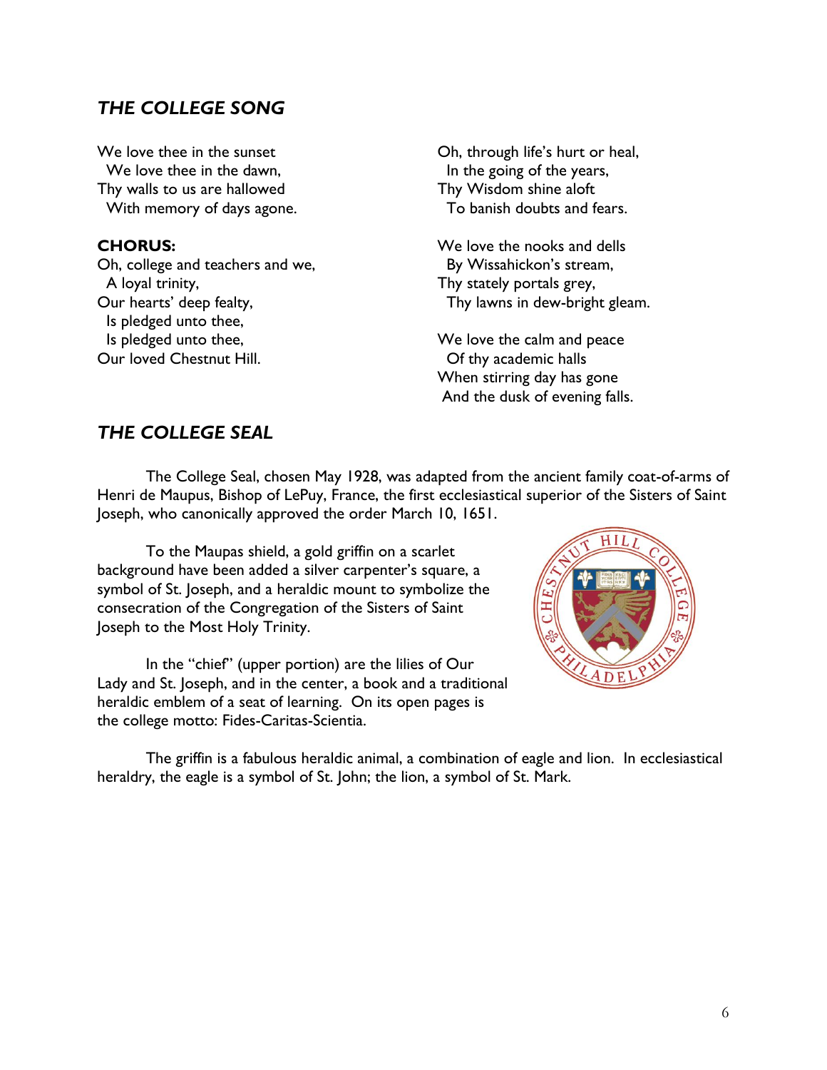## *THE COLLEGE SONG*

We love thee in the sunset
We love thee in the dawn,
Thy walls to us are hallowed
With memory of days agone.

**CHORUS:**
Oh, college and teachers and we,
A loyal trinity,
Our hearts' deep fealty,
Is pledged unto thee,
Is pledged unto thee,
Our loved Chestnut Hill.

Oh, through life's hurt or heal,
In the going of the years,
Thy Wisdom shine aloft
To banish doubts and fears.

We love the nooks and dells
By Wissahickon's stream,
Thy stately portals grey,
Thy lawns in dew-bright gleam.

We love the calm and peace
Of thy academic halls
When stirring day has gone
And the dusk of evening falls.

## *THE COLLEGE SEAL*

The College Seal, chosen May 1928, was adapted from the ancient family coat-of-arms of Henri de Maupus, Bishop of LePuy, France, the first ecclesiastical superior of the Sisters of Saint Joseph, who canonically approved the order March 10, 1651.

To the Maupas shield, a gold griffin on a scarlet background have been added a silver carpenter's square, a symbol of St. Joseph, and a heraldic mount to symbolize the consecration of the Congregation of the Sisters of Saint Joseph to the Most Holy Trinity.

In the "chief" (upper portion) are the lilies of Our Lady and St. Joseph, and in the center, a book and a traditional heraldic emblem of a seat of learning. On its open pages is the college motto: Fides-Caritas-Scientia.

The griffin is a fabulous heraldic animal, a combination of eagle and lion. In ecclesiastical heraldry, the eagle is a symbol of St. John; the lion, a symbol of St. Mark.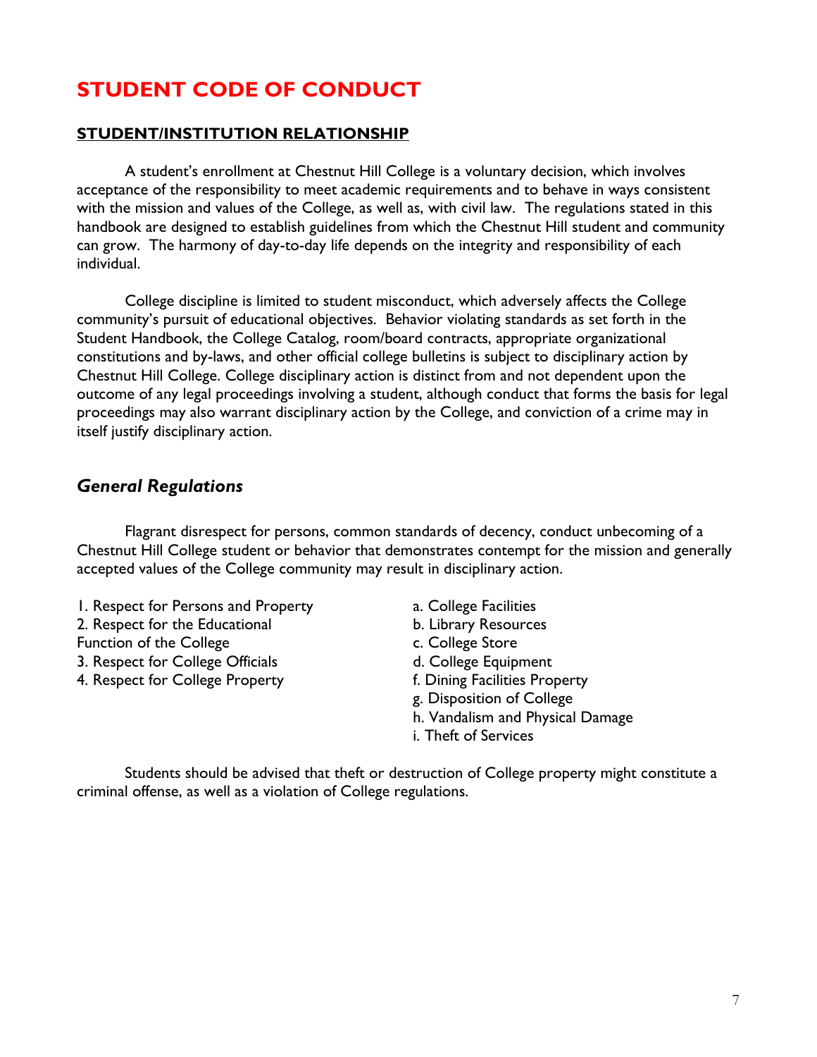# STUDENT CODE OF CONDUCT

## STUDENT/INSTITUTION RELATIONSHIP

A student's enrollment at Chestnut Hill College is a voluntary decision, which involves acceptance of the responsibility to meet academic requirements and to behave in ways consistent with the mission and values of the College, as well as, with civil law. The regulations stated in this handbook are designed to establish guidelines from which the Chestnut Hill student and community can grow. The harmony of day-to-day life depends on the integrity and responsibility of each individual.

College discipline is limited to student misconduct, which adversely affects the College community's pursuit of educational objectives. Behavior violating standards as set forth in the Student Handbook, the College Catalog, room/board contracts, appropriate organizational constitutions and by-laws, and other official college bulletins is subject to disciplinary action by Chestnut Hill College. College disciplinary action is distinct from and not dependent upon the outcome of any legal proceedings involving a student, although conduct that forms the basis for legal proceedings may also warrant disciplinary action by the College, and conviction of a crime may in itself justify disciplinary action.

### *General Regulations*

Flagrant disrespect for persons, common standards of decency, conduct unbecoming of a Chestnut Hill College student or behavior that demonstrates contempt for the mission and generally accepted values of the College community may result in disciplinary action.

1. Respect for Persons and Property
2. Respect for the Educational Function of the College
3. Respect for College Officials
4. Respect for College Property

a. College Facilities
b. Library Resources
c. College Store
d. College Equipment
f. Dining Facilities Property
g. Disposition of College
h. Vandalism and Physical Damage
i. Theft of Services

Students should be advised that theft or destruction of College property might constitute a criminal offense, as well as a violation of College regulations.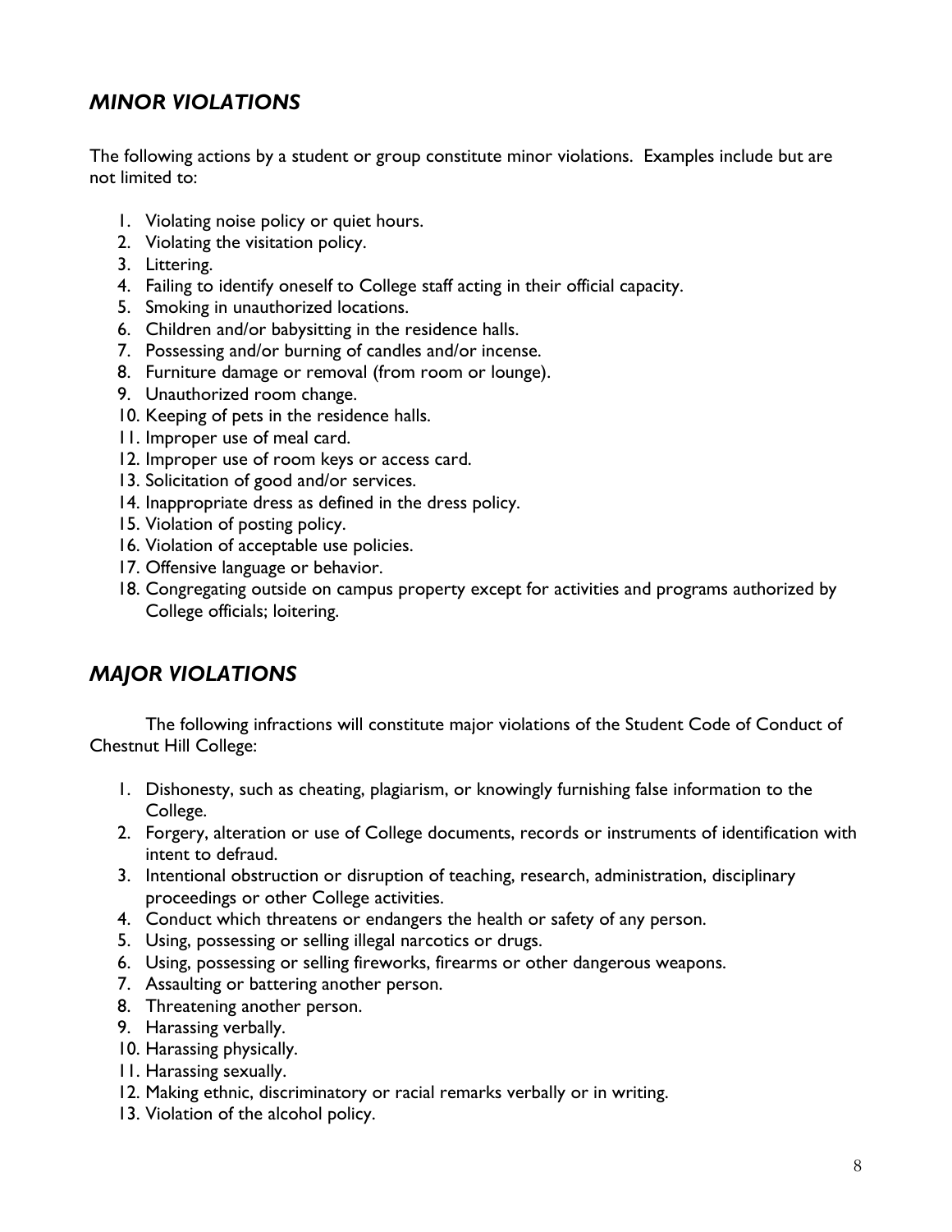## *MINOR VIOLATIONS*

The following actions by a student or group constitute minor violations. Examples include but are not limited to:

1. Violating noise policy or quiet hours.
2. Violating the visitation policy.
3. Littering.
4. Failing to identify oneself to College staff acting in their official capacity.
5. Smoking in unauthorized locations.
6. Children and/or babysitting in the residence halls.
7. Possessing and/or burning of candles and/or incense.
8. Furniture damage or removal (from room or lounge).
9. Unauthorized room change.
10. Keeping of pets in the residence halls.
11. Improper use of meal card.
12. Improper use of room keys or access card.
13. Solicitation of good and/or services.
14. Inappropriate dress as defined in the dress policy.
15. Violation of posting policy.
16. Violation of acceptable use policies.
17. Offensive language or behavior.
18. Congregating outside on campus property except for activities and programs authorized by College officials; loitering.

## *MAJOR VIOLATIONS*

The following infractions will constitute major violations of the Student Code of Conduct of Chestnut Hill College:

1. Dishonesty, such as cheating, plagiarism, or knowingly furnishing false information to the College.
2. Forgery, alteration or use of College documents, records or instruments of identification with intent to defraud.
3. Intentional obstruction or disruption of teaching, research, administration, disciplinary proceedings or other College activities.
4. Conduct which threatens or endangers the health or safety of any person.
5. Using, possessing or selling illegal narcotics or drugs.
6. Using, possessing or selling fireworks, firearms or other dangerous weapons.
7. Assaulting or battering another person.
8. Threatening another person.
9. Harassing verbally.
10. Harassing physically.
11. Harassing sexually.
12. Making ethnic, discriminatory or racial remarks verbally or in writing.
13. Violation of the alcohol policy.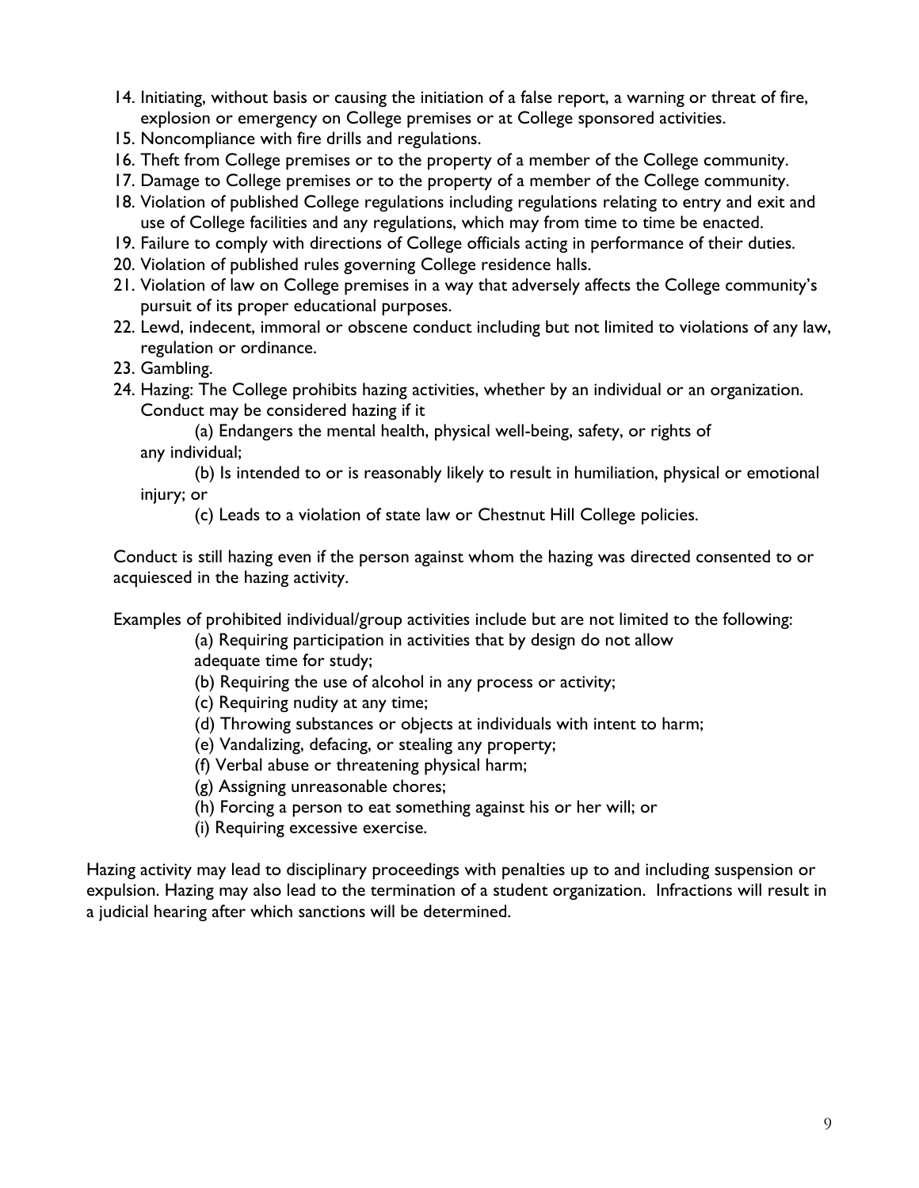14. Initiating, without basis or causing the initiation of a false report, a warning or threat of fire, explosion or emergency on College premises or at College sponsored activities.
15. Noncompliance with fire drills and regulations.
16. Theft from College premises or to the property of a member of the College community.
17. Damage to College premises or to the property of a member of the College community.
18. Violation of published College regulations including regulations relating to entry and exit and use of College facilities and any regulations, which may from time to time be enacted.
19. Failure to comply with directions of College officials acting in performance of their duties.
20. Violation of published rules governing College residence halls.
21. Violation of law on College premises in a way that adversely affects the College community's pursuit of its proper educational purposes.
22. Lewd, indecent, immoral or obscene conduct including but not limited to violations of any law, regulation or ordinance.
23. Gambling.
24. Hazing: The College prohibits hazing activities, whether by an individual or an organization. Conduct may be considered hazing if it

    (a) Endangers the mental health, physical well-being, safety, or rights of any individual;

    (b) Is intended to or is reasonably likely to result in humiliation, physical or emotional injury; or

    (c) Leads to a violation of state law or Chestnut Hill College policies.

    Conduct is still hazing even if the person against whom the hazing was directed consented to or acquiesced in the hazing activity.

    Examples of prohibited individual/group activities include but are not limited to the following:

    (a) Requiring participation in activities that by design do not allow adequate time for study;
    (b) Requiring the use of alcohol in any process or activity;
    (c) Requiring nudity at any time;
    (d) Throwing substances or objects at individuals with intent to harm;
    (e) Vandalizing, defacing, or stealing any property;
    (f) Verbal abuse or threatening physical harm;
    (g) Assigning unreasonable chores;
    (h) Forcing a person to eat something against his or her will; or
    (i) Requiring excessive exercise.

Hazing activity may lead to disciplinary proceedings with penalties up to and including suspension or expulsion. Hazing may also lead to the termination of a student organization. Infractions will result in a judicial hearing after which sanctions will be determined.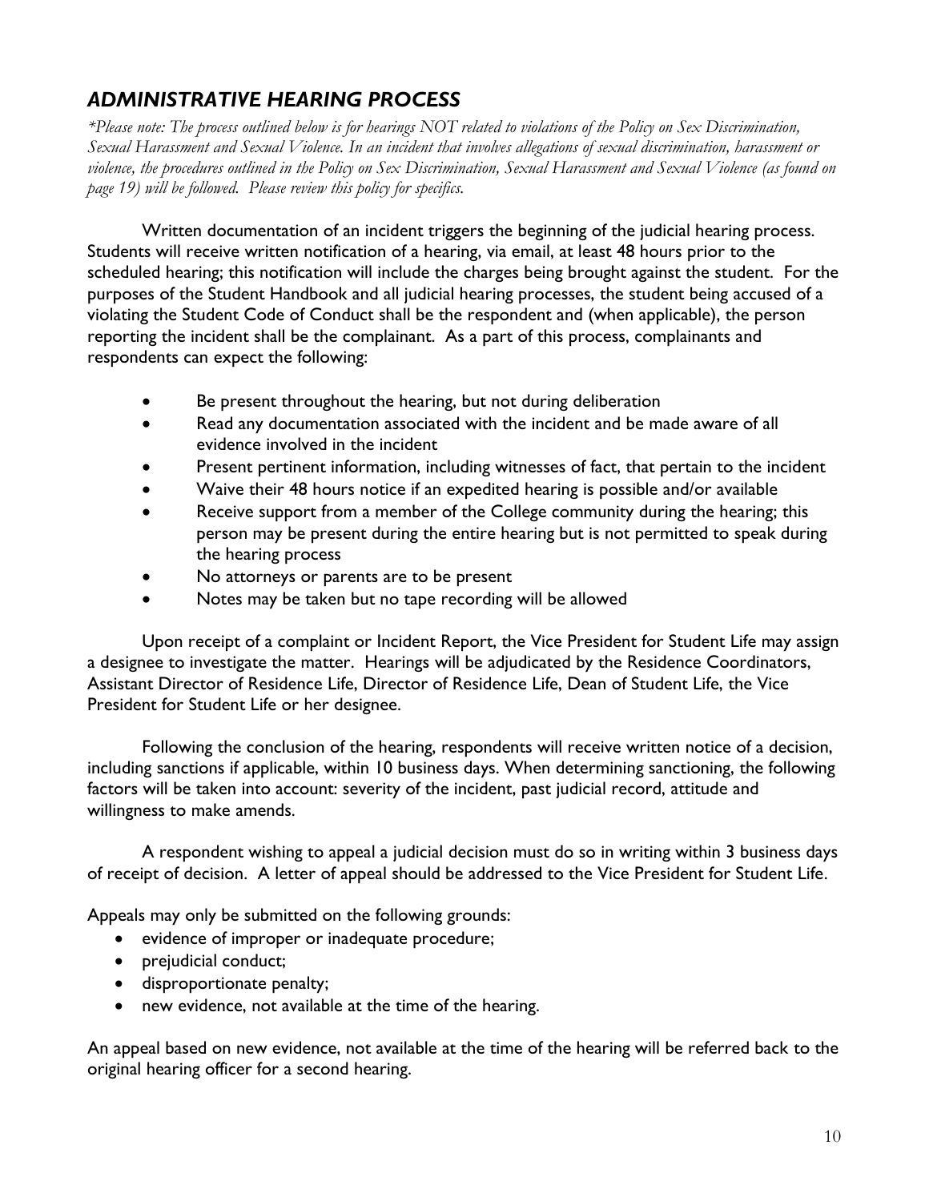## *ADMINISTRATIVE HEARING PROCESS*

*\*Please note: The process outlined below is for hearings NOT related to violations of the Policy on Sex Discrimination, Sexual Harassment and Sexual Violence. In an incident that involves allegations of sexual discrimination, harassment or violence, the procedures outlined in the Policy on Sex Discrimination, Sexual Harassment and Sexual Violence (as found on page 19) will be followed. Please review this policy for specifics.*

Written documentation of an incident triggers the beginning of the judicial hearing process. Students will receive written notification of a hearing, via email, at least 48 hours prior to the scheduled hearing; this notification will include the charges being brought against the student. For the purposes of the Student Handbook and all judicial hearing processes, the student being accused of a violating the Student Code of Conduct shall be the respondent and (when applicable), the person reporting the incident shall be the complainant. As a part of this process, complainants and respondents can expect the following:

- Be present throughout the hearing, but not during deliberation
- Read any documentation associated with the incident and be made aware of all evidence involved in the incident
- Present pertinent information, including witnesses of fact, that pertain to the incident
- Waive their 48 hours notice if an expedited hearing is possible and/or available
- Receive support from a member of the College community during the hearing; this person may be present during the entire hearing but is not permitted to speak during the hearing process
- No attorneys or parents are to be present
- Notes may be taken but no tape recording will be allowed

Upon receipt of a complaint or Incident Report, the Vice President for Student Life may assign a designee to investigate the matter. Hearings will be adjudicated by the Residence Coordinators, Assistant Director of Residence Life, Director of Residence Life, Dean of Student Life, the Vice President for Student Life or her designee.

Following the conclusion of the hearing, respondents will receive written notice of a decision, including sanctions if applicable, within 10 business days. When determining sanctioning, the following factors will be taken into account: severity of the incident, past judicial record, attitude and willingness to make amends.

A respondent wishing to appeal a judicial decision must do so in writing within 3 business days of receipt of decision. A letter of appeal should be addressed to the Vice President for Student Life.

Appeals may only be submitted on the following grounds:

- evidence of improper or inadequate procedure;
- prejudicial conduct;
- disproportionate penalty;
- new evidence, not available at the time of the hearing.

An appeal based on new evidence, not available at the time of the hearing will be referred back to the original hearing officer for a second hearing.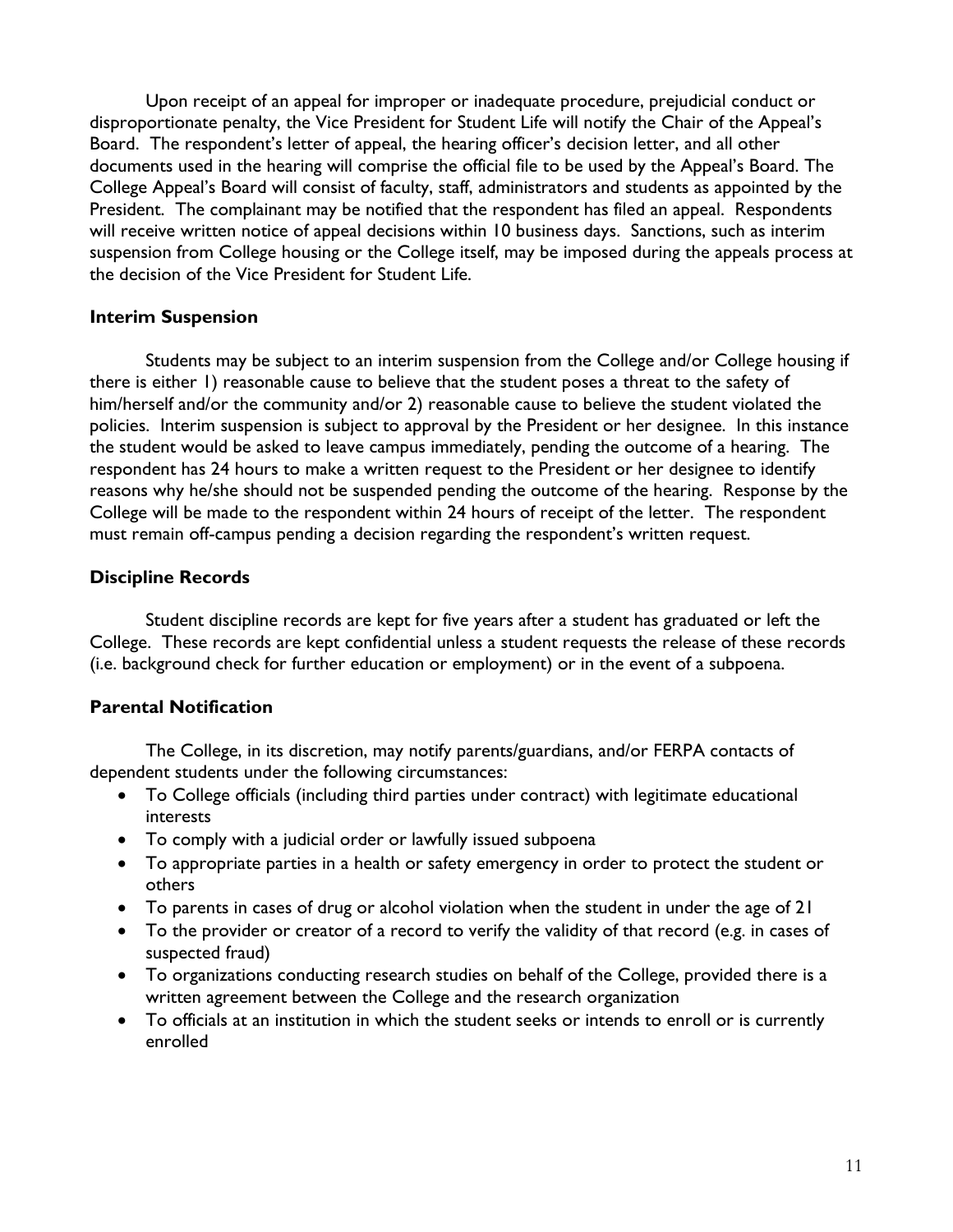Upon receipt of an appeal for improper or inadequate procedure, prejudicial conduct or disproportionate penalty, the Vice President for Student Life will notify the Chair of the Appeal's Board. The respondent's letter of appeal, the hearing officer's decision letter, and all other documents used in the hearing will comprise the official file to be used by the Appeal's Board. The College Appeal's Board will consist of faculty, staff, administrators and students as appointed by the President. The complainant may be notified that the respondent has filed an appeal. Respondents will receive written notice of appeal decisions within 10 business days. Sanctions, such as interim suspension from College housing or the College itself, may be imposed during the appeals process at the decision of the Vice President for Student Life.

### Interim Suspension

Students may be subject to an interim suspension from the College and/or College housing if there is either 1) reasonable cause to believe that the student poses a threat to the safety of him/herself and/or the community and/or 2) reasonable cause to believe the student violated the policies. Interim suspension is subject to approval by the President or her designee. In this instance the student would be asked to leave campus immediately, pending the outcome of a hearing. The respondent has 24 hours to make a written request to the President or her designee to identify reasons why he/she should not be suspended pending the outcome of the hearing. Response by the College will be made to the respondent within 24 hours of receipt of the letter. The respondent must remain off-campus pending a decision regarding the respondent's written request.

### Discipline Records

Student discipline records are kept for five years after a student has graduated or left the College. These records are kept confidential unless a student requests the release of these records (i.e. background check for further education or employment) or in the event of a subpoena.

### Parental Notification

The College, in its discretion, may notify parents/guardians, and/or FERPA contacts of dependent students under the following circumstances:

- To College officials (including third parties under contract) with legitimate educational interests
- To comply with a judicial order or lawfully issued subpoena
- To appropriate parties in a health or safety emergency in order to protect the student or others
- To parents in cases of drug or alcohol violation when the student in under the age of 21
- To the provider or creator of a record to verify the validity of that record (e.g. in cases of suspected fraud)
- To organizations conducting research studies on behalf of the College, provided there is a written agreement between the College and the research organization
- To officials at an institution in which the student seeks or intends to enroll or is currently enrolled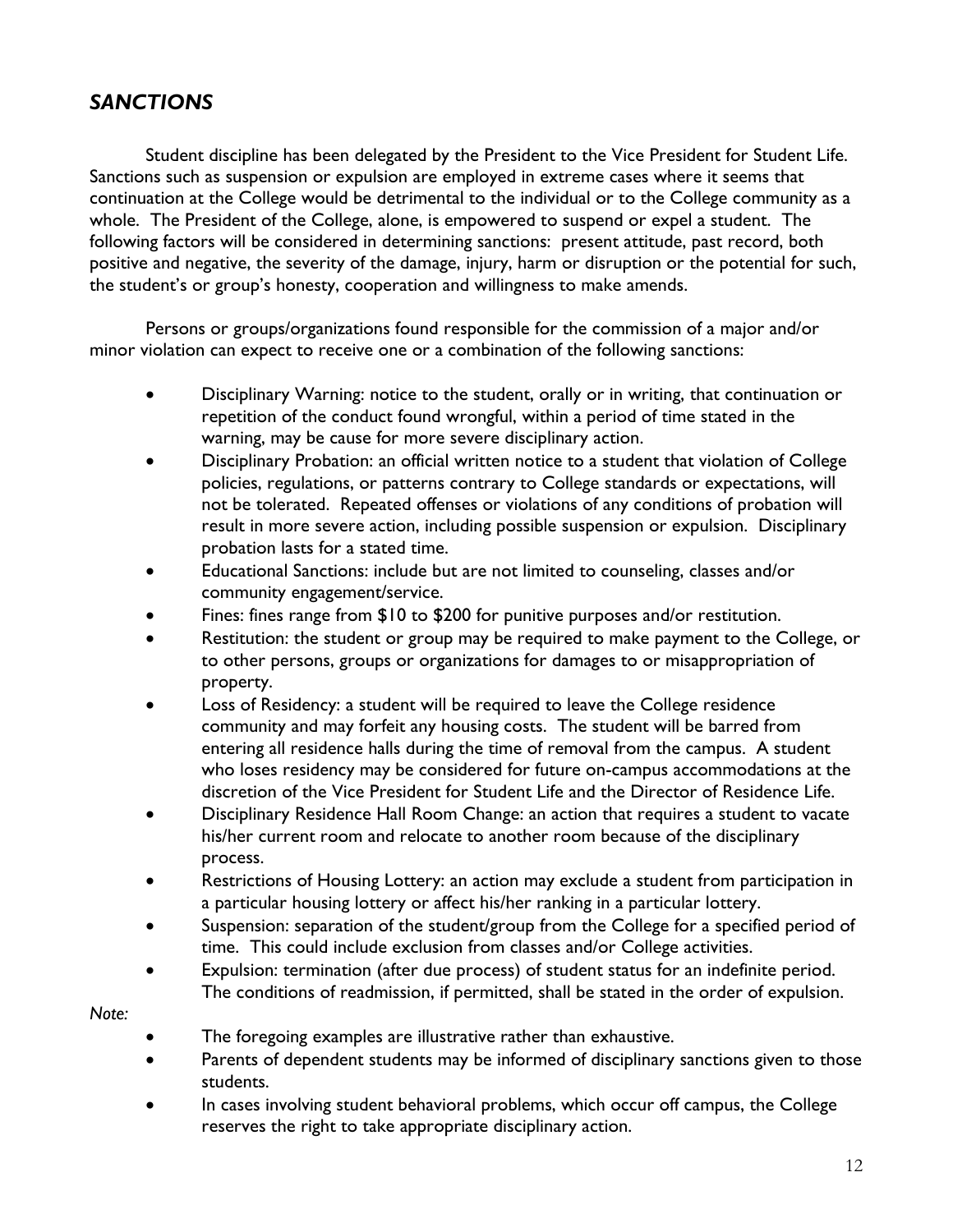## *SANCTIONS*

Student discipline has been delegated by the President to the Vice President for Student Life. Sanctions such as suspension or expulsion are employed in extreme cases where it seems that continuation at the College would be detrimental to the individual or to the College community as a whole. The President of the College, alone, is empowered to suspend or expel a student. The following factors will be considered in determining sanctions: present attitude, past record, both positive and negative, the severity of the damage, injury, harm or disruption or the potential for such, the student's or group's honesty, cooperation and willingness to make amends.

Persons or groups/organizations found responsible for the commission of a major and/or minor violation can expect to receive one or a combination of the following sanctions:

- Disciplinary Warning: notice to the student, orally or in writing, that continuation or repetition of the conduct found wrongful, within a period of time stated in the warning, may be cause for more severe disciplinary action.
- Disciplinary Probation: an official written notice to a student that violation of College policies, regulations, or patterns contrary to College standards or expectations, will not be tolerated. Repeated offenses or violations of any conditions of probation will result in more severe action, including possible suspension or expulsion. Disciplinary probation lasts for a stated time.
- Educational Sanctions: include but are not limited to counseling, classes and/or community engagement/service.
- Fines: fines range from $10 to $200 for punitive purposes and/or restitution.
- Restitution: the student or group may be required to make payment to the College, or to other persons, groups or organizations for damages to or misappropriation of property.
- Loss of Residency: a student will be required to leave the College residence community and may forfeit any housing costs. The student will be barred from entering all residence halls during the time of removal from the campus. A student who loses residency may be considered for future on-campus accommodations at the discretion of the Vice President for Student Life and the Director of Residence Life.
- Disciplinary Residence Hall Room Change: an action that requires a student to vacate his/her current room and relocate to another room because of the disciplinary process.
- Restrictions of Housing Lottery: an action may exclude a student from participation in a particular housing lottery or affect his/her ranking in a particular lottery.
- Suspension: separation of the student/group from the College for a specified period of time. This could include exclusion from classes and/or College activities.
- Expulsion: termination (after due process) of student status for an indefinite period. The conditions of readmission, if permitted, shall be stated in the order of expulsion.

*Note:*

- The foregoing examples are illustrative rather than exhaustive.
- Parents of dependent students may be informed of disciplinary sanctions given to those students.
- In cases involving student behavioral problems, which occur off campus, the College reserves the right to take appropriate disciplinary action.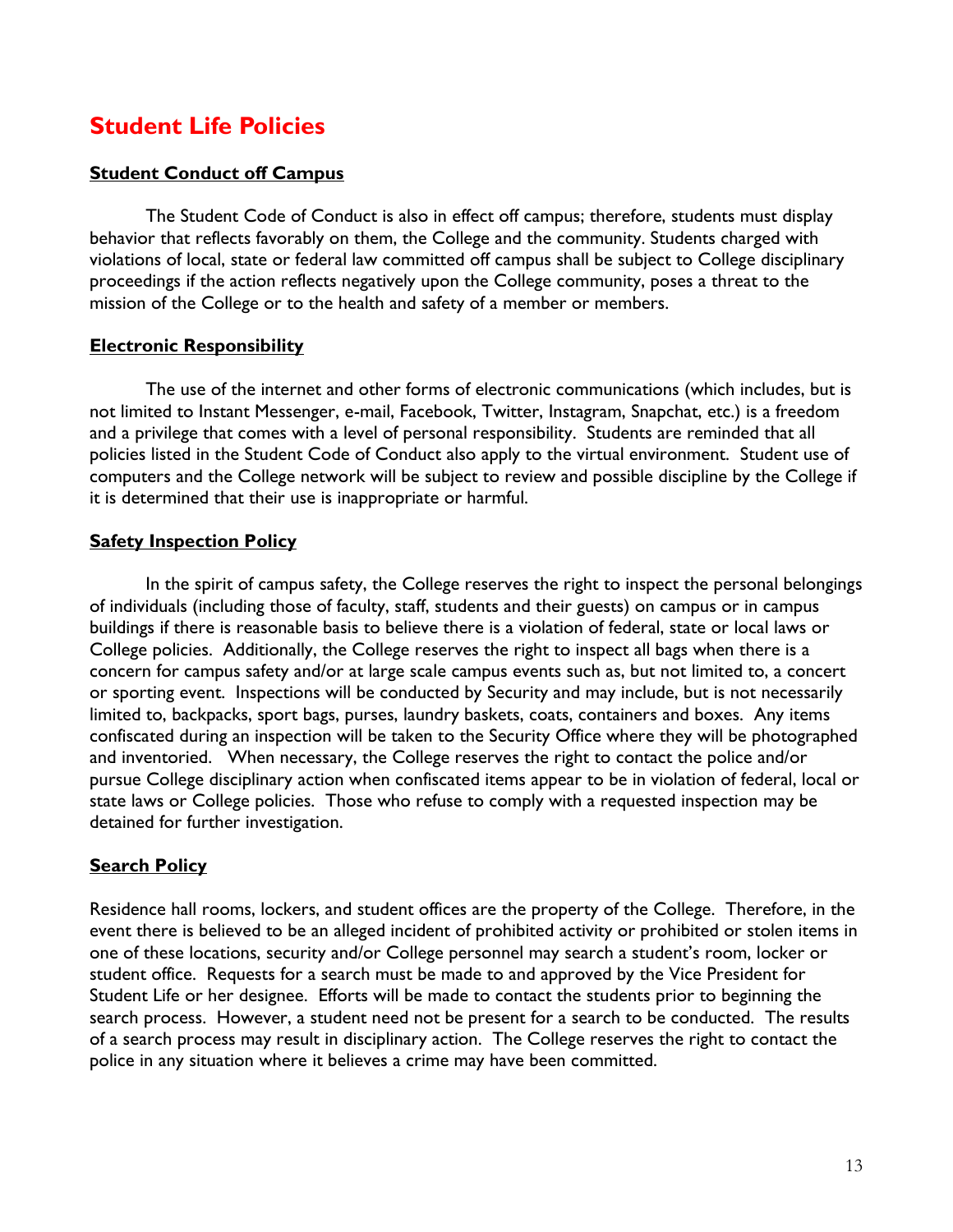# Student Life Policies

## Student Conduct off Campus

The Student Code of Conduct is also in effect off campus; therefore, students must display behavior that reflects favorably on them, the College and the community. Students charged with violations of local, state or federal law committed off campus shall be subject to College disciplinary proceedings if the action reflects negatively upon the College community, poses a threat to the mission of the College or to the health and safety of a member or members.

## Electronic Responsibility

The use of the internet and other forms of electronic communications (which includes, but is not limited to Instant Messenger, e-mail, Facebook, Twitter, Instagram, Snapchat, etc.) is a freedom and a privilege that comes with a level of personal responsibility. Students are reminded that all policies listed in the Student Code of Conduct also apply to the virtual environment. Student use of computers and the College network will be subject to review and possible discipline by the College if it is determined that their use is inappropriate or harmful.

## Safety Inspection Policy

In the spirit of campus safety, the College reserves the right to inspect the personal belongings of individuals (including those of faculty, staff, students and their guests) on campus or in campus buildings if there is reasonable basis to believe there is a violation of federal, state or local laws or College policies. Additionally, the College reserves the right to inspect all bags when there is a concern for campus safety and/or at large scale campus events such as, but not limited to, a concert or sporting event. Inspections will be conducted by Security and may include, but is not necessarily limited to, backpacks, sport bags, purses, laundry baskets, coats, containers and boxes. Any items confiscated during an inspection will be taken to the Security Office where they will be photographed and inventoried. When necessary, the College reserves the right to contact the police and/or pursue College disciplinary action when confiscated items appear to be in violation of federal, local or state laws or College policies. Those who refuse to comply with a requested inspection may be detained for further investigation.

## Search Policy

Residence hall rooms, lockers, and student offices are the property of the College. Therefore, in the event there is believed to be an alleged incident of prohibited activity or prohibited or stolen items in one of these locations, security and/or College personnel may search a student's room, locker or student office. Requests for a search must be made to and approved by the Vice President for Student Life or her designee. Efforts will be made to contact the students prior to beginning the search process. However, a student need not be present for a search to be conducted. The results of a search process may result in disciplinary action. The College reserves the right to contact the police in any situation where it believes a crime may have been committed.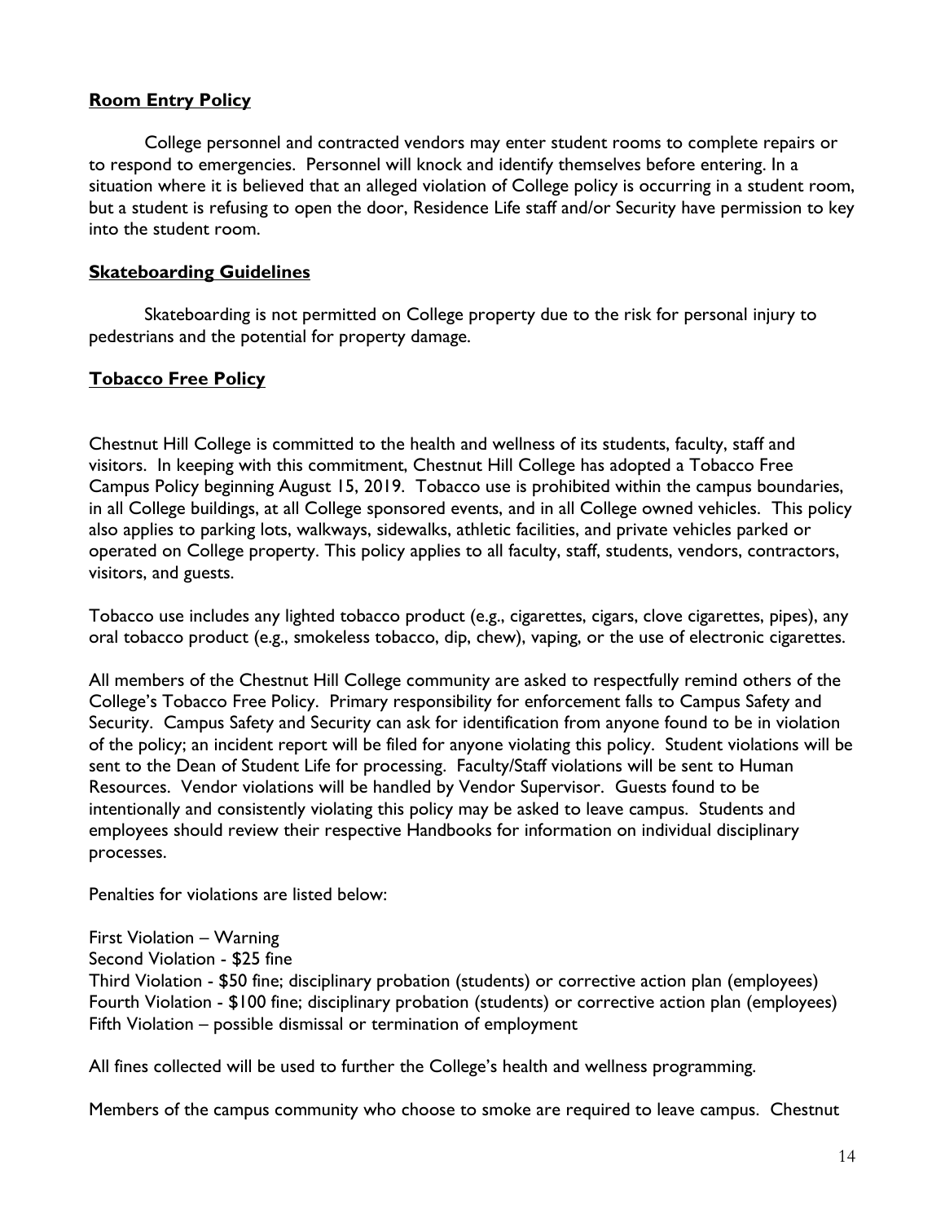## Room Entry Policy

College personnel and contracted vendors may enter student rooms to complete repairs or to respond to emergencies. Personnel will knock and identify themselves before entering. In a situation where it is believed that an alleged violation of College policy is occurring in a student room, but a student is refusing to open the door, Residence Life staff and/or Security have permission to key into the student room.

## Skateboarding Guidelines

Skateboarding is not permitted on College property due to the risk for personal injury to pedestrians and the potential for property damage.

## Tobacco Free Policy

Chestnut Hill College is committed to the health and wellness of its students, faculty, staff and visitors. In keeping with this commitment, Chestnut Hill College has adopted a Tobacco Free Campus Policy beginning August 15, 2019. Tobacco use is prohibited within the campus boundaries, in all College buildings, at all College sponsored events, and in all College owned vehicles. This policy also applies to parking lots, walkways, sidewalks, athletic facilities, and private vehicles parked or operated on College property. This policy applies to all faculty, staff, students, vendors, contractors, visitors, and guests.

Tobacco use includes any lighted tobacco product (e.g., cigarettes, cigars, clove cigarettes, pipes), any oral tobacco product (e.g., smokeless tobacco, dip, chew), vaping, or the use of electronic cigarettes.

All members of the Chestnut Hill College community are asked to respectfully remind others of the College's Tobacco Free Policy. Primary responsibility for enforcement falls to Campus Safety and Security. Campus Safety and Security can ask for identification from anyone found to be in violation of the policy; an incident report will be filed for anyone violating this policy. Student violations will be sent to the Dean of Student Life for processing. Faculty/Staff violations will be sent to Human Resources. Vendor violations will be handled by Vendor Supervisor. Guests found to be intentionally and consistently violating this policy may be asked to leave campus. Students and employees should review their respective Handbooks for information on individual disciplinary processes.

Penalties for violations are listed below:

First Violation – Warning
Second Violation - $25 fine
Third Violation - $50 fine; disciplinary probation (students) or corrective action plan (employees)
Fourth Violation - $100 fine; disciplinary probation (students) or corrective action plan (employees)
Fifth Violation – possible dismissal or termination of employment

All fines collected will be used to further the College's health and wellness programming.

Members of the campus community who choose to smoke are required to leave campus. Chestnut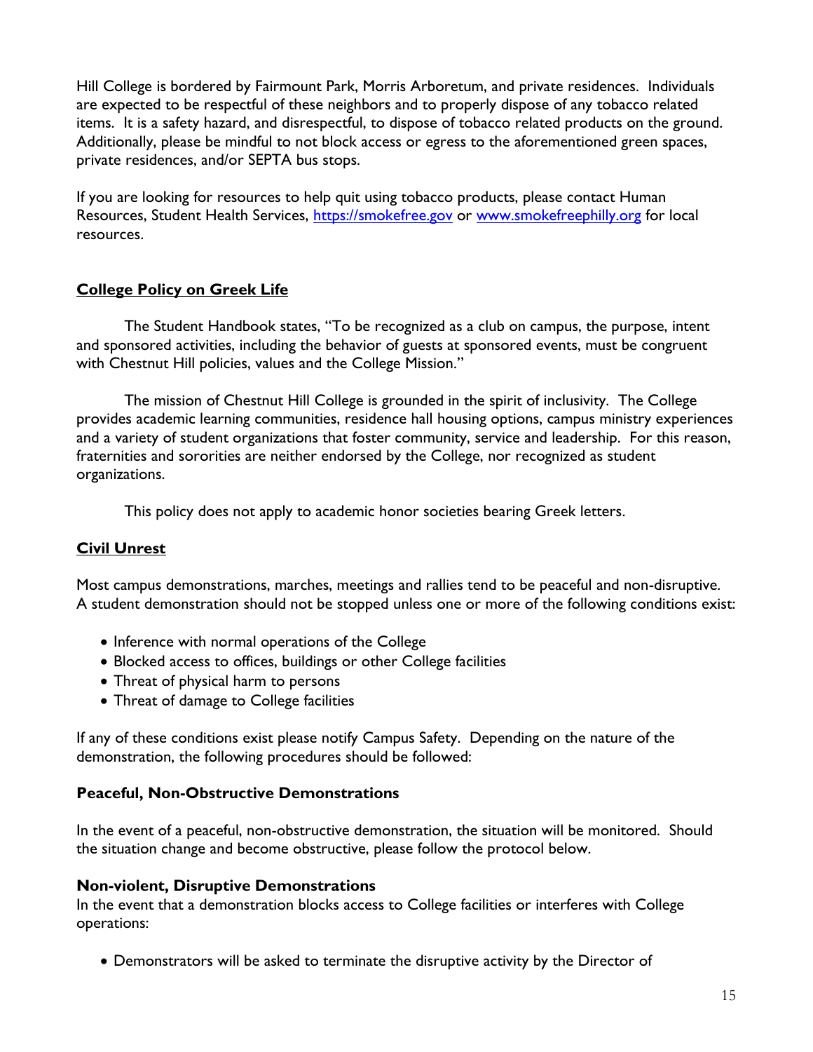Hill College is bordered by Fairmount Park, Morris Arboretum, and private residences. Individuals are expected to be respectful of these neighbors and to properly dispose of any tobacco related items. It is a safety hazard, and disrespectful, to dispose of tobacco related products on the ground. Additionally, please be mindful to not block access or egress to the aforementioned green spaces, private residences, and/or SEPTA bus stops.

If you are looking for resources to help quit using tobacco products, please contact Human Resources, Student Health Services, [https://smokefree.gov](https://smokefree.gov) or [www.smokefreephilly.org](www.smokefreephilly.org) for local resources.

## College Policy on Greek Life

The Student Handbook states, "To be recognized as a club on campus, the purpose, intent and sponsored activities, including the behavior of guests at sponsored events, must be congruent with Chestnut Hill policies, values and the College Mission."

The mission of Chestnut Hill College is grounded in the spirit of inclusivity. The College provides academic learning communities, residence hall housing options, campus ministry experiences and a variety of student organizations that foster community, service and leadership. For this reason, fraternities and sororities are neither endorsed by the College, nor recognized as student organizations.

This policy does not apply to academic honor societies bearing Greek letters.

## Civil Unrest

Most campus demonstrations, marches, meetings and rallies tend to be peaceful and non-disruptive. A student demonstration should not be stopped unless one or more of the following conditions exist:

- Inference with normal operations of the College
- Blocked access to offices, buildings or other College facilities
- Threat of physical harm to persons
- Threat of damage to College facilities

If any of these conditions exist please notify Campus Safety. Depending on the nature of the demonstration, the following procedures should be followed:

### Peaceful, Non-Obstructive Demonstrations

In the event of a peaceful, non-obstructive demonstration, the situation will be monitored. Should the situation change and become obstructive, please follow the protocol below.

### Non-violent, Disruptive Demonstrations

In the event that a demonstration blocks access to College facilities or interferes with College operations:

- Demonstrators will be asked to terminate the disruptive activity by the Director of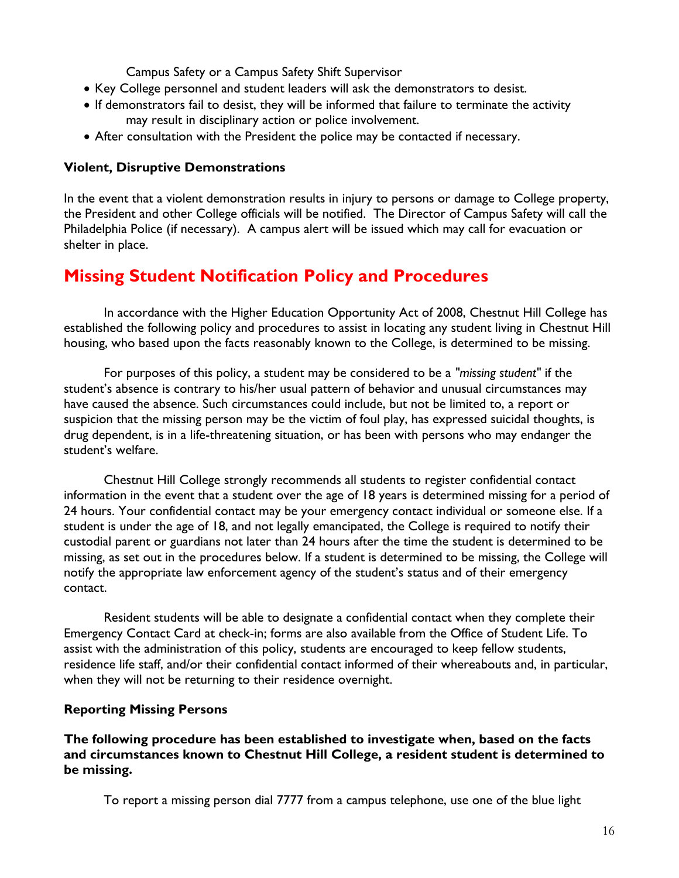Campus Safety or a Campus Safety Shift Supervisor

- Key College personnel and student leaders will ask the demonstrators to desist.
- If demonstrators fail to desist, they will be informed that failure to terminate the activity may result in disciplinary action or police involvement.
- After consultation with the President the police may be contacted if necessary.

**Violent, Disruptive Demonstrations**

In the event that a violent demonstration results in injury to persons or damage to College property, the President and other College officials will be notified. The Director of Campus Safety will call the Philadelphia Police (if necessary). A campus alert will be issued which may call for evacuation or shelter in place.

## Missing Student Notification Policy and Procedures

In accordance with the Higher Education Opportunity Act of 2008, Chestnut Hill College has established the following policy and procedures to assist in locating any student living in Chestnut Hill housing, who based upon the facts reasonably known to the College, is determined to be missing.

For purposes of this policy, a student may be considered to be a "*missing student*" if the student's absence is contrary to his/her usual pattern of behavior and unusual circumstances may have caused the absence. Such circumstances could include, but not be limited to, a report or suspicion that the missing person may be the victim of foul play, has expressed suicidal thoughts, is drug dependent, is in a life-threatening situation, or has been with persons who may endanger the student's welfare.

Chestnut Hill College strongly recommends all students to register confidential contact information in the event that a student over the age of 18 years is determined missing for a period of 24 hours. Your confidential contact may be your emergency contact individual or someone else. If a student is under the age of 18, and not legally emancipated, the College is required to notify their custodial parent or guardians not later than 24 hours after the time the student is determined to be missing, as set out in the procedures below. If a student is determined to be missing, the College will notify the appropriate law enforcement agency of the student's status and of their emergency contact.

Resident students will be able to designate a confidential contact when they complete their Emergency Contact Card at check-in; forms are also available from the Office of Student Life. To assist with the administration of this policy, students are encouraged to keep fellow students, residence life staff, and/or their confidential contact informed of their whereabouts and, in particular, when they will not be returning to their residence overnight.

**Reporting Missing Persons**

**The following procedure has been established to investigate when, based on the facts and circumstances known to Chestnut Hill College, a resident student is determined to be missing.**

To report a missing person dial 7777 from a campus telephone, use one of the blue light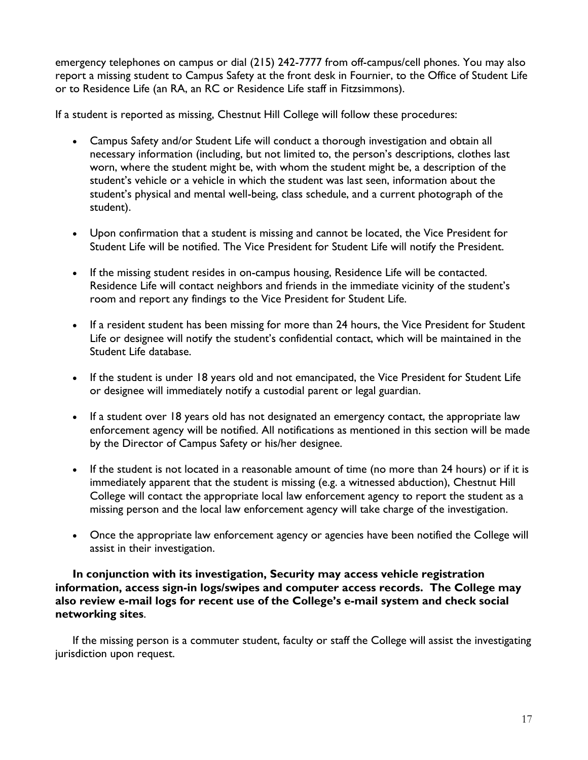emergency telephones on campus or dial (215) 242-7777 from off-campus/cell phones. You may also report a missing student to Campus Safety at the front desk in Fournier, to the Office of Student Life or to Residence Life (an RA, an RC or Residence Life staff in Fitzsimmons).

If a student is reported as missing, Chestnut Hill College will follow these procedures:

- Campus Safety and/or Student Life will conduct a thorough investigation and obtain all necessary information (including, but not limited to, the person's descriptions, clothes last worn, where the student might be, with whom the student might be, a description of the student's vehicle or a vehicle in which the student was last seen, information about the student's physical and mental well-being, class schedule, and a current photograph of the student).

- Upon confirmation that a student is missing and cannot be located, the Vice President for Student Life will be notified. The Vice President for Student Life will notify the President.

- If the missing student resides in on-campus housing, Residence Life will be contacted. Residence Life will contact neighbors and friends in the immediate vicinity of the student's room and report any findings to the Vice President for Student Life.

- If a resident student has been missing for more than 24 hours, the Vice President for Student Life or designee will notify the student's confidential contact, which will be maintained in the Student Life database.

- If the student is under 18 years old and not emancipated, the Vice President for Student Life or designee will immediately notify a custodial parent or legal guardian.

- If a student over 18 years old has not designated an emergency contact, the appropriate law enforcement agency will be notified. All notifications as mentioned in this section will be made by the Director of Campus Safety or his/her designee.

- If the student is not located in a reasonable amount of time (no more than 24 hours) or if it is immediately apparent that the student is missing (e.g. a witnessed abduction), Chestnut Hill College will contact the appropriate local law enforcement agency to report the student as a missing person and the local law enforcement agency will take charge of the investigation.

- Once the appropriate law enforcement agency or agencies have been notified the College will assist in their investigation.

**In conjunction with its investigation, Security may access vehicle registration information, access sign-in logs/swipes and computer access records. The College may also review e-mail logs for recent use of the College's e-mail system and check social networking sites**.

If the missing person is a commuter student, faculty or staff the College will assist the investigating jurisdiction upon request.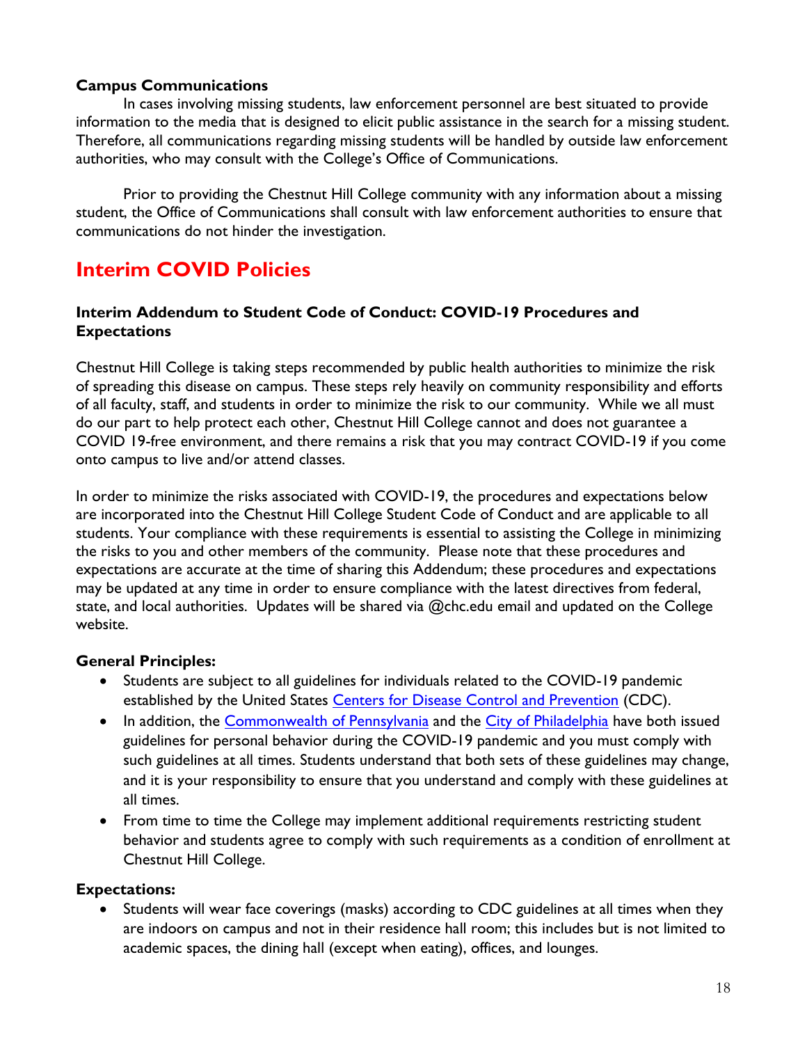**Campus Communications**

In cases involving missing students, law enforcement personnel are best situated to provide information to the media that is designed to elicit public assistance in the search for a missing student. Therefore, all communications regarding missing students will be handled by outside law enforcement authorities, who may consult with the College's Office of Communications.

Prior to providing the Chestnut Hill College community with any information about a missing student, the Office of Communications shall consult with law enforcement authorities to ensure that communications do not hinder the investigation.

# Interim COVID Policies

**Interim Addendum to Student Code of Conduct: COVID-19 Procedures and Expectations**

Chestnut Hill College is taking steps recommended by public health authorities to minimize the risk of spreading this disease on campus. These steps rely heavily on community responsibility and efforts of all faculty, staff, and students in order to minimize the risk to our community. While we all must do our part to help protect each other, Chestnut Hill College cannot and does not guarantee a COVID 19-free environment, and there remains a risk that you may contract COVID-19 if you come onto campus to live and/or attend classes.

In order to minimize the risks associated with COVID-19, the procedures and expectations below are incorporated into the Chestnut Hill College Student Code of Conduct and are applicable to all students. Your compliance with these requirements is essential to assisting the College in minimizing the risks to you and other members of the community. Please note that these procedures and expectations are accurate at the time of sharing this Addendum; these procedures and expectations may be updated at any time in order to ensure compliance with the latest directives from federal, state, and local authorities. Updates will be shared via @chc.edu email and updated on the College website.

**General Principles:**

- Students are subject to all guidelines for individuals related to the COVID-19 pandemic established by the United States Centers for Disease Control and Prevention (CDC).
- In addition, the Commonwealth of Pennsylvania and the City of Philadelphia have both issued guidelines for personal behavior during the COVID-19 pandemic and you must comply with such guidelines at all times. Students understand that both sets of these guidelines may change, and it is your responsibility to ensure that you understand and comply with these guidelines at all times.
- From time to time the College may implement additional requirements restricting student behavior and students agree to comply with such requirements as a condition of enrollment at Chestnut Hill College.

**Expectations:**

- Students will wear face coverings (masks) according to CDC guidelines at all times when they are indoors on campus and not in their residence hall room; this includes but is not limited to academic spaces, the dining hall (except when eating), offices, and lounges.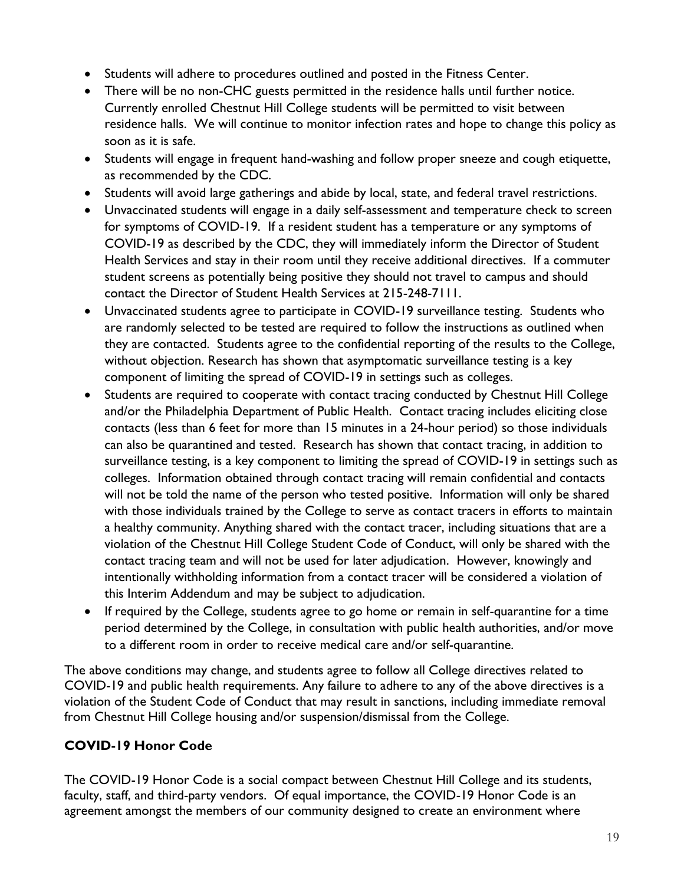- Students will adhere to procedures outlined and posted in the Fitness Center.
- There will be no non-CHC guests permitted in the residence halls until further notice. Currently enrolled Chestnut Hill College students will be permitted to visit between residence halls. We will continue to monitor infection rates and hope to change this policy as soon as it is safe.
- Students will engage in frequent hand-washing and follow proper sneeze and cough etiquette, as recommended by the CDC.
- Students will avoid large gatherings and abide by local, state, and federal travel restrictions.
- Unvaccinated students will engage in a daily self-assessment and temperature check to screen for symptoms of COVID-19. If a resident student has a temperature or any symptoms of COVID-19 as described by the CDC, they will immediately inform the Director of Student Health Services and stay in their room until they receive additional directives. If a commuter student screens as potentially being positive they should not travel to campus and should contact the Director of Student Health Services at 215-248-7111.
- Unvaccinated students agree to participate in COVID-19 surveillance testing. Students who are randomly selected to be tested are required to follow the instructions as outlined when they are contacted. Students agree to the confidential reporting of the results to the College, without objection. Research has shown that asymptomatic surveillance testing is a key component of limiting the spread of COVID-19 in settings such as colleges.
- Students are required to cooperate with contact tracing conducted by Chestnut Hill College and/or the Philadelphia Department of Public Health. Contact tracing includes eliciting close contacts (less than 6 feet for more than 15 minutes in a 24-hour period) so those individuals can also be quarantined and tested. Research has shown that contact tracing, in addition to surveillance testing, is a key component to limiting the spread of COVID-19 in settings such as colleges. Information obtained through contact tracing will remain confidential and contacts will not be told the name of the person who tested positive. Information will only be shared with those individuals trained by the College to serve as contact tracers in efforts to maintain a healthy community. Anything shared with the contact tracer, including situations that are a violation of the Chestnut Hill College Student Code of Conduct, will only be shared with the contact tracing team and will not be used for later adjudication. However, knowingly and intentionally withholding information from a contact tracer will be considered a violation of this Interim Addendum and may be subject to adjudication.
- If required by the College, students agree to go home or remain in self-quarantine for a time period determined by the College, in consultation with public health authorities, and/or move to a different room in order to receive medical care and/or self-quarantine.

The above conditions may change, and students agree to follow all College directives related to COVID-19 and public health requirements. Any failure to adhere to any of the above directives is a violation of the Student Code of Conduct that may result in sanctions, including immediate removal from Chestnut Hill College housing and/or suspension/dismissal from the College.

**COVID-19 Honor Code**

The COVID-19 Honor Code is a social compact between Chestnut Hill College and its students, faculty, staff, and third-party vendors. Of equal importance, the COVID-19 Honor Code is an agreement amongst the members of our community designed to create an environment where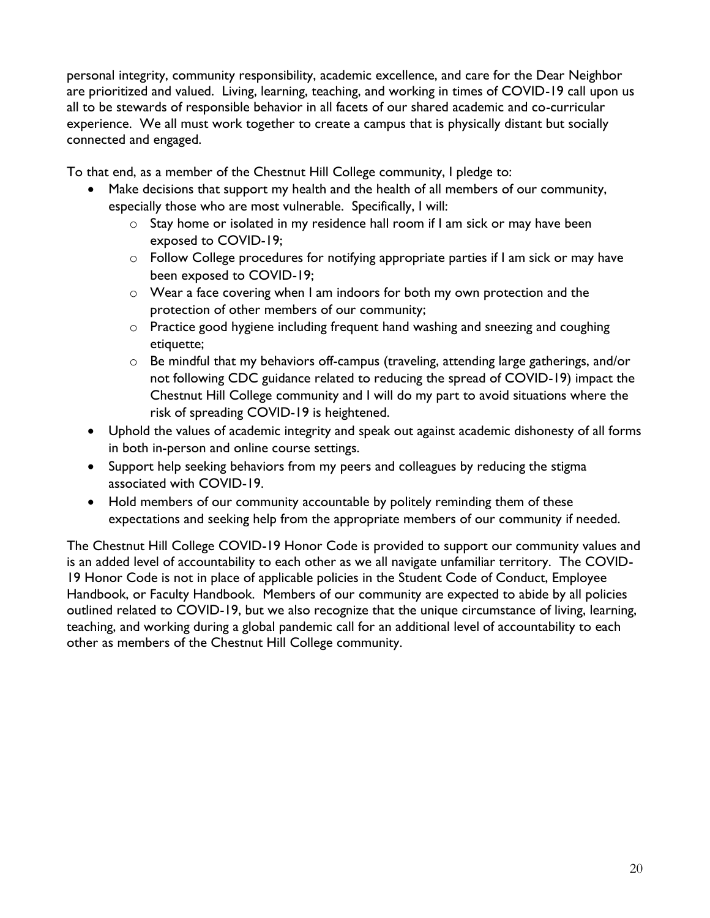personal integrity, community responsibility, academic excellence, and care for the Dear Neighbor are prioritized and valued. Living, learning, teaching, and working in times of COVID-19 call upon us all to be stewards of responsible behavior in all facets of our shared academic and co-curricular experience. We all must work together to create a campus that is physically distant but socially connected and engaged.

To that end, as a member of the Chestnut Hill College community, I pledge to:

- Make decisions that support my health and the health of all members of our community, especially those who are most vulnerable. Specifically, I will:
    - Stay home or isolated in my residence hall room if I am sick or may have been exposed to COVID-19;
    - Follow College procedures for notifying appropriate parties if I am sick or may have been exposed to COVID-19;
    - Wear a face covering when I am indoors for both my own protection and the protection of other members of our community;
    - Practice good hygiene including frequent hand washing and sneezing and coughing etiquette;
    - Be mindful that my behaviors off-campus (traveling, attending large gatherings, and/or not following CDC guidance related to reducing the spread of COVID-19) impact the Chestnut Hill College community and I will do my part to avoid situations where the risk of spreading COVID-19 is heightened.
- Uphold the values of academic integrity and speak out against academic dishonesty of all forms in both in-person and online course settings.
- Support help seeking behaviors from my peers and colleagues by reducing the stigma associated with COVID-19.
- Hold members of our community accountable by politely reminding them of these expectations and seeking help from the appropriate members of our community if needed.

The Chestnut Hill College COVID-19 Honor Code is provided to support our community values and is an added level of accountability to each other as we all navigate unfamiliar territory. The COVID-19 Honor Code is not in place of applicable policies in the Student Code of Conduct, Employee Handbook, or Faculty Handbook. Members of our community are expected to abide by all policies outlined related to COVID-19, but we also recognize that the unique circumstance of living, learning, teaching, and working during a global pandemic call for an additional level of accountability to each other as members of the Chestnut Hill College community.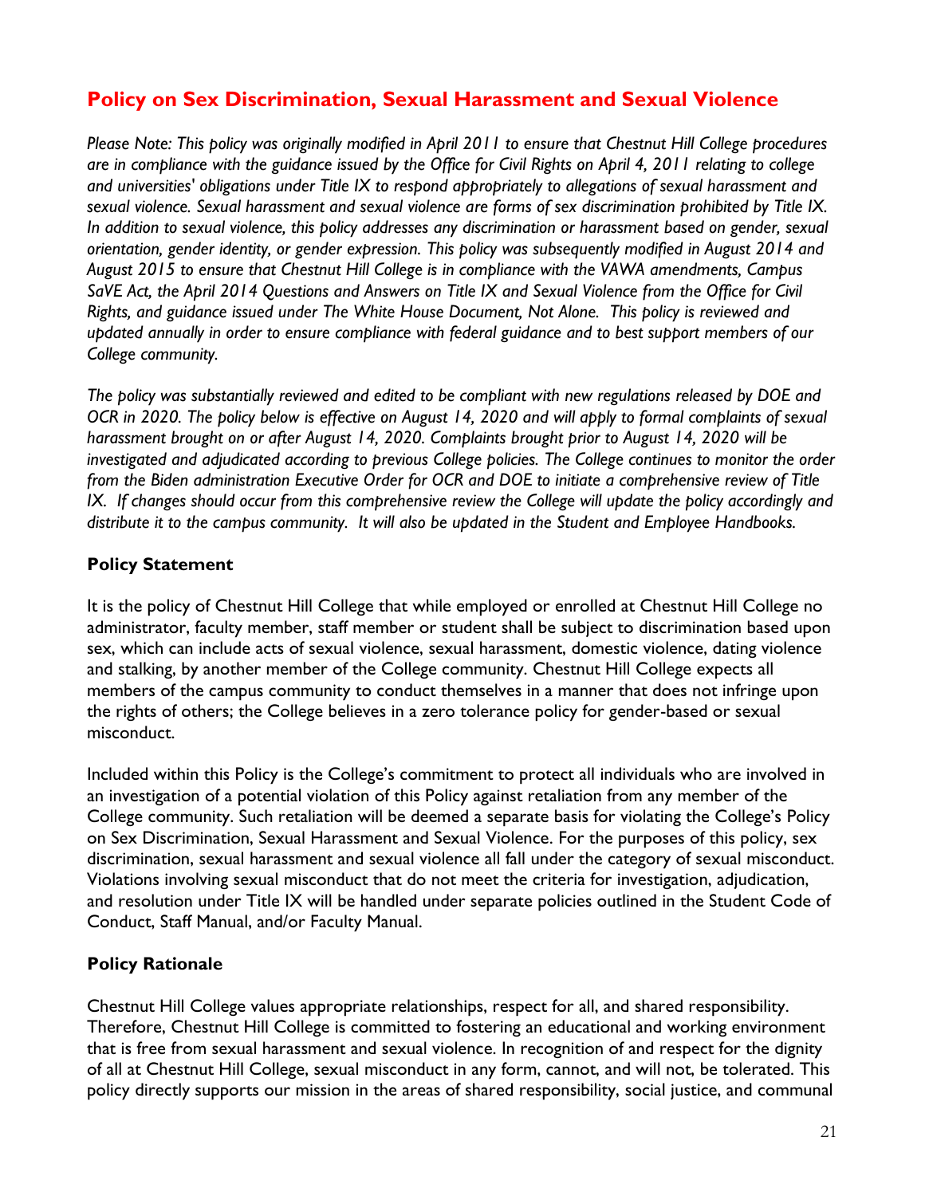## Policy on Sex Discrimination, Sexual Harassment and Sexual Violence

*Please Note: This policy was originally modified in April 2011 to ensure that Chestnut Hill College procedures are in compliance with the guidance issued by the Office for Civil Rights on April 4, 2011 relating to college and universities' obligations under Title IX to respond appropriately to allegations of sexual harassment and sexual violence. Sexual harassment and sexual violence are forms of sex discrimination prohibited by Title IX. In addition to sexual violence, this policy addresses any discrimination or harassment based on gender, sexual orientation, gender identity, or gender expression. This policy was subsequently modified in August 2014 and August 2015 to ensure that Chestnut Hill College is in compliance with the VAWA amendments, Campus SaVE Act, the April 2014 Questions and Answers on Title IX and Sexual Violence from the Office for Civil Rights, and guidance issued under The White House Document, Not Alone. This policy is reviewed and updated annually in order to ensure compliance with federal guidance and to best support members of our College community.*

*The policy was substantially reviewed and edited to be compliant with new regulations released by DOE and OCR in 2020. The policy below is effective on August 14, 2020 and will apply to formal complaints of sexual harassment brought on or after August 14, 2020. Complaints brought prior to August 14, 2020 will be investigated and adjudicated according to previous College policies. The College continues to monitor the order from the Biden administration Executive Order for OCR and DOE to initiate a comprehensive review of Title IX. If changes should occur from this comprehensive review the College will update the policy accordingly and distribute it to the campus community. It will also be updated in the Student and Employee Handbooks.*

### Policy Statement

It is the policy of Chestnut Hill College that while employed or enrolled at Chestnut Hill College no administrator, faculty member, staff member or student shall be subject to discrimination based upon sex, which can include acts of sexual violence, sexual harassment, domestic violence, dating violence and stalking, by another member of the College community. Chestnut Hill College expects all members of the campus community to conduct themselves in a manner that does not infringe upon the rights of others; the College believes in a zero tolerance policy for gender-based or sexual misconduct.

Included within this Policy is the College's commitment to protect all individuals who are involved in an investigation of a potential violation of this Policy against retaliation from any member of the College community. Such retaliation will be deemed a separate basis for violating the College's Policy on Sex Discrimination, Sexual Harassment and Sexual Violence. For the purposes of this policy, sex discrimination, sexual harassment and sexual violence all fall under the category of sexual misconduct. Violations involving sexual misconduct that do not meet the criteria for investigation, adjudication, and resolution under Title IX will be handled under separate policies outlined in the Student Code of Conduct, Staff Manual, and/or Faculty Manual.

### Policy Rationale

Chestnut Hill College values appropriate relationships, respect for all, and shared responsibility. Therefore, Chestnut Hill College is committed to fostering an educational and working environment that is free from sexual harassment and sexual violence. In recognition of and respect for the dignity of all at Chestnut Hill College, sexual misconduct in any form, cannot, and will not, be tolerated. This policy directly supports our mission in the areas of shared responsibility, social justice, and communal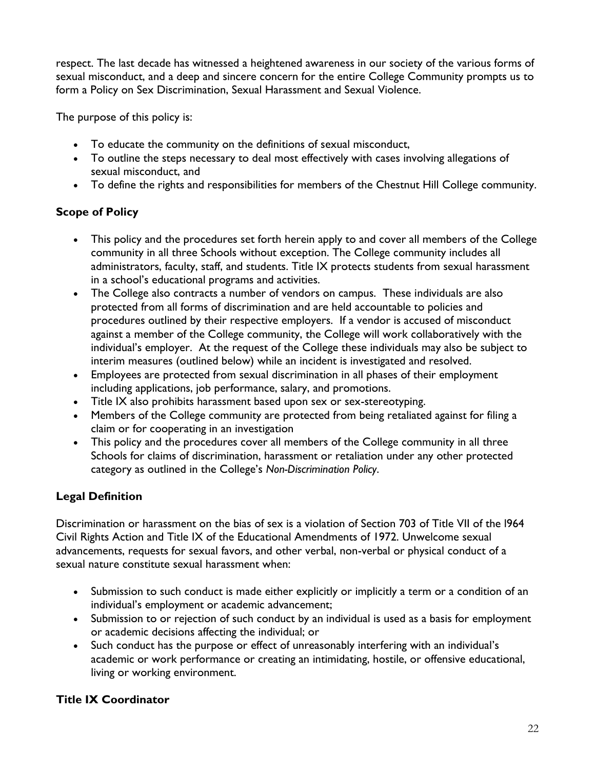respect. The last decade has witnessed a heightened awareness in our society of the various forms of sexual misconduct, and a deep and sincere concern for the entire College Community prompts us to form a Policy on Sex Discrimination, Sexual Harassment and Sexual Violence.

The purpose of this policy is:

- To educate the community on the definitions of sexual misconduct,
- To outline the steps necessary to deal most effectively with cases involving allegations of sexual misconduct, and
- To define the rights and responsibilities for members of the Chestnut Hill College community.

### Scope of Policy

- This policy and the procedures set forth herein apply to and cover all members of the College community in all three Schools without exception. The College community includes all administrators, faculty, staff, and students. Title IX protects students from sexual harassment in a school's educational programs and activities.
- The College also contracts a number of vendors on campus. These individuals are also protected from all forms of discrimination and are held accountable to policies and procedures outlined by their respective employers. If a vendor is accused of misconduct against a member of the College community, the College will work collaboratively with the individual's employer. At the request of the College these individuals may also be subject to interim measures (outlined below) while an incident is investigated and resolved.
- Employees are protected from sexual discrimination in all phases of their employment including applications, job performance, salary, and promotions.
- Title IX also prohibits harassment based upon sex or sex-stereotyping.
- Members of the College community are protected from being retaliated against for filing a claim or for cooperating in an investigation
- This policy and the procedures cover all members of the College community in all three Schools for claims of discrimination, harassment or retaliation under any other protected category as outlined in the College's *Non-Discrimination Policy*.

### Legal Definition

Discrimination or harassment on the bias of sex is a violation of Section 703 of Title VII of the l964 Civil Rights Action and Title IX of the Educational Amendments of 1972. Unwelcome sexual advancements, requests for sexual favors, and other verbal, non-verbal or physical conduct of a sexual nature constitute sexual harassment when:

- Submission to such conduct is made either explicitly or implicitly a term or a condition of an individual's employment or academic advancement;
- Submission to or rejection of such conduct by an individual is used as a basis for employment or academic decisions affecting the individual; or
- Such conduct has the purpose or effect of unreasonably interfering with an individual's academic or work performance or creating an intimidating, hostile, or offensive educational, living or working environment.

### Title IX Coordinator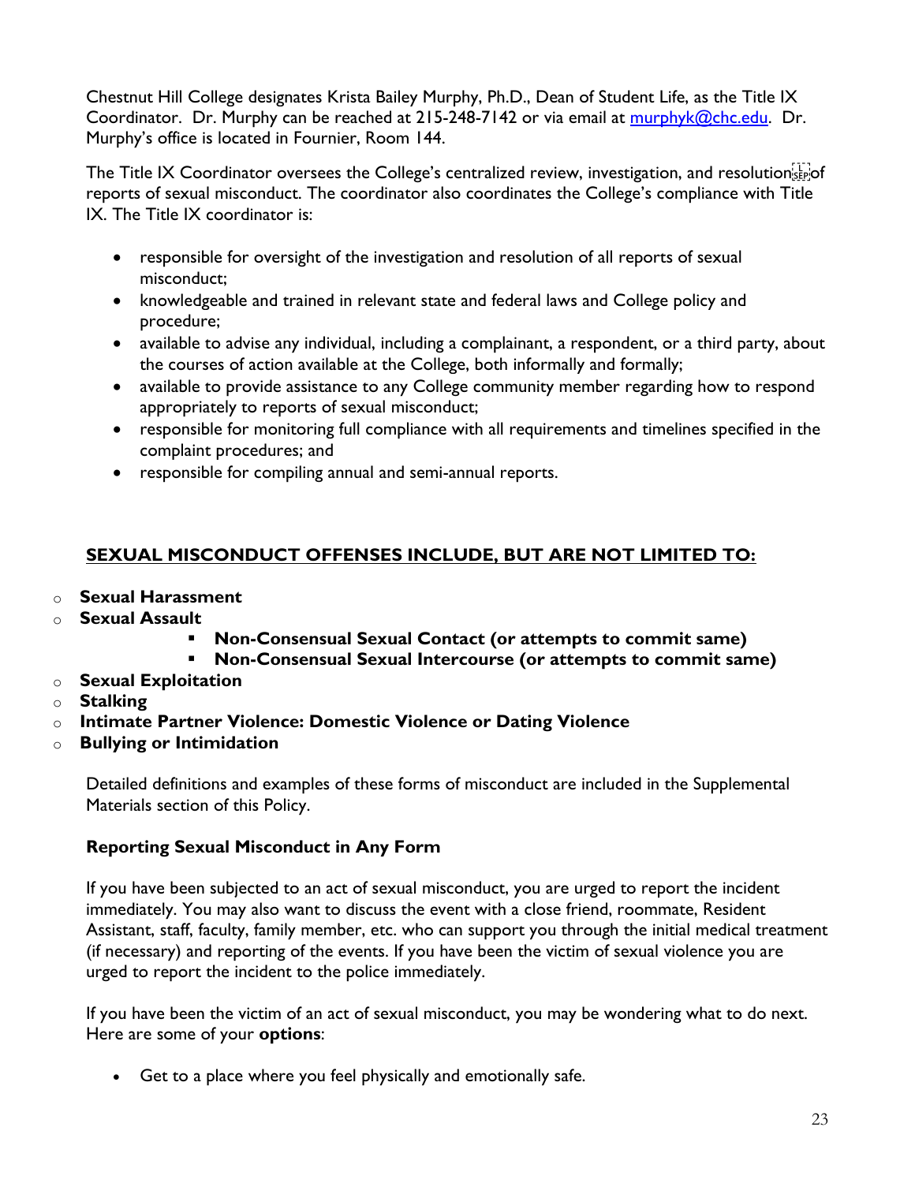Chestnut Hill College designates Krista Bailey Murphy, Ph.D., Dean of Student Life, as the Title IX Coordinator. Dr. Murphy can be reached at 215-248-7142 or via email at murphyk@chc.edu. Dr. Murphy's office is located in Fournier, Room 144.

The Title IX Coordinator oversees the College's centralized review, investigation, and resolution of reports of sexual misconduct. The coordinator also coordinates the College's compliance with Title IX. The Title IX coordinator is:

- responsible for oversight of the investigation and resolution of all reports of sexual misconduct;
- knowledgeable and trained in relevant state and federal laws and College policy and procedure;
- available to advise any individual, including a complainant, a respondent, or a third party, about the courses of action available at the College, both informally and formally;
- available to provide assistance to any College community member regarding how to respond appropriately to reports of sexual misconduct;
- responsible for monitoring full compliance with all requirements and timelines specified in the complaint procedures; and
- responsible for compiling annual and semi-annual reports.

## SEXUAL MISCONDUCT OFFENSES INCLUDE, BUT ARE NOT LIMITED TO:

- **Sexual Harassment**
- **Sexual Assault**
    - **Non-Consensual Sexual Contact (or attempts to commit same)**
    - **Non-Consensual Sexual Intercourse (or attempts to commit same)**
- **Sexual Exploitation**
- **Stalking**
- **Intimate Partner Violence: Domestic Violence or Dating Violence**
- **Bullying or Intimidation**

Detailed definitions and examples of these forms of misconduct are included in the Supplemental Materials section of this Policy.

### Reporting Sexual Misconduct in Any Form

If you have been subjected to an act of sexual misconduct, you are urged to report the incident immediately. You may also want to discuss the event with a close friend, roommate, Resident Assistant, staff, faculty, family member, etc. who can support you through the initial medical treatment (if necessary) and reporting of the events. If you have been the victim of sexual violence you are urged to report the incident to the police immediately.

If you have been the victim of an act of sexual misconduct, you may be wondering what to do next. Here are some of your **options**:

- Get to a place where you feel physically and emotionally safe.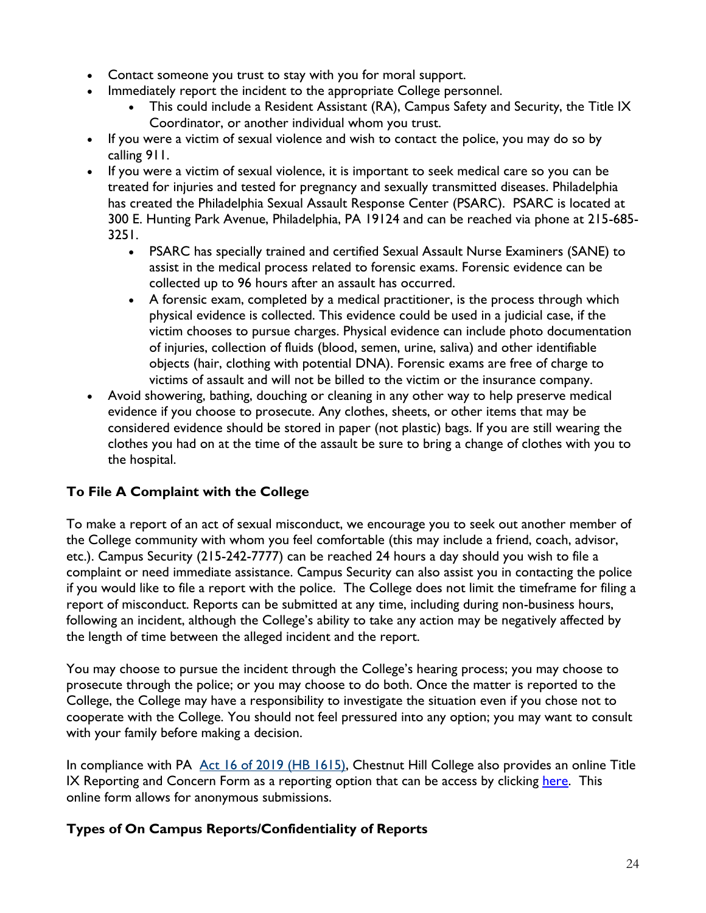- Contact someone you trust to stay with you for moral support.
- Immediately report the incident to the appropriate College personnel.
    - This could include a Resident Assistant (RA), Campus Safety and Security, the Title IX Coordinator, or another individual whom you trust.
- If you were a victim of sexual violence and wish to contact the police, you may do so by calling 911.
- If you were a victim of sexual violence, it is important to seek medical care so you can be treated for injuries and tested for pregnancy and sexually transmitted diseases. Philadelphia has created the Philadelphia Sexual Assault Response Center (PSARC). PSARC is located at 300 E. Hunting Park Avenue, Philadelphia, PA 19124 and can be reached via phone at 215-685-3251.
    - PSARC has specially trained and certified Sexual Assault Nurse Examiners (SANE) to assist in the medical process related to forensic exams. Forensic evidence can be collected up to 96 hours after an assault has occurred.
    - A forensic exam, completed by a medical practitioner, is the process through which physical evidence is collected. This evidence could be used in a judicial case, if the victim chooses to pursue charges. Physical evidence can include photo documentation of injuries, collection of fluids (blood, semen, urine, saliva) and other identifiable objects (hair, clothing with potential DNA). Forensic exams are free of charge to victims of assault and will not be billed to the victim or the insurance company.
- Avoid showering, bathing, douching or cleaning in any other way to help preserve medical evidence if you choose to prosecute. Any clothes, sheets, or other items that may be considered evidence should be stored in paper (not plastic) bags. If you are still wearing the clothes you had on at the time of the assault be sure to bring a change of clothes with you to the hospital.

### To File A Complaint with the College

To make a report of an act of sexual misconduct, we encourage you to seek out another member of the College community with whom you feel comfortable (this may include a friend, coach, advisor, etc.). Campus Security (215-242-7777) can be reached 24 hours a day should you wish to file a complaint or need immediate assistance. Campus Security can also assist you in contacting the police if you would like to file a report with the police. The College does not limit the timeframe for filing a report of misconduct. Reports can be submitted at any time, including during non-business hours, following an incident, although the College's ability to take any action may be negatively affected by the length of time between the alleged incident and the report.

You may choose to pursue the incident through the College's hearing process; you may choose to prosecute through the police; or you may choose to do both. Once the matter is reported to the College, the College may have a responsibility to investigate the situation even if you chose not to cooperate with the College. You should not feel pressured into any option; you may want to consult with your family before making a decision.

In compliance with PA Act 16 of 2019 (HB 1615), Chestnut Hill College also provides an online Title IX Reporting and Concern Form as a reporting option that can be access by clicking here. This online form allows for anonymous submissions.

### Types of On Campus Reports/Confidentiality of Reports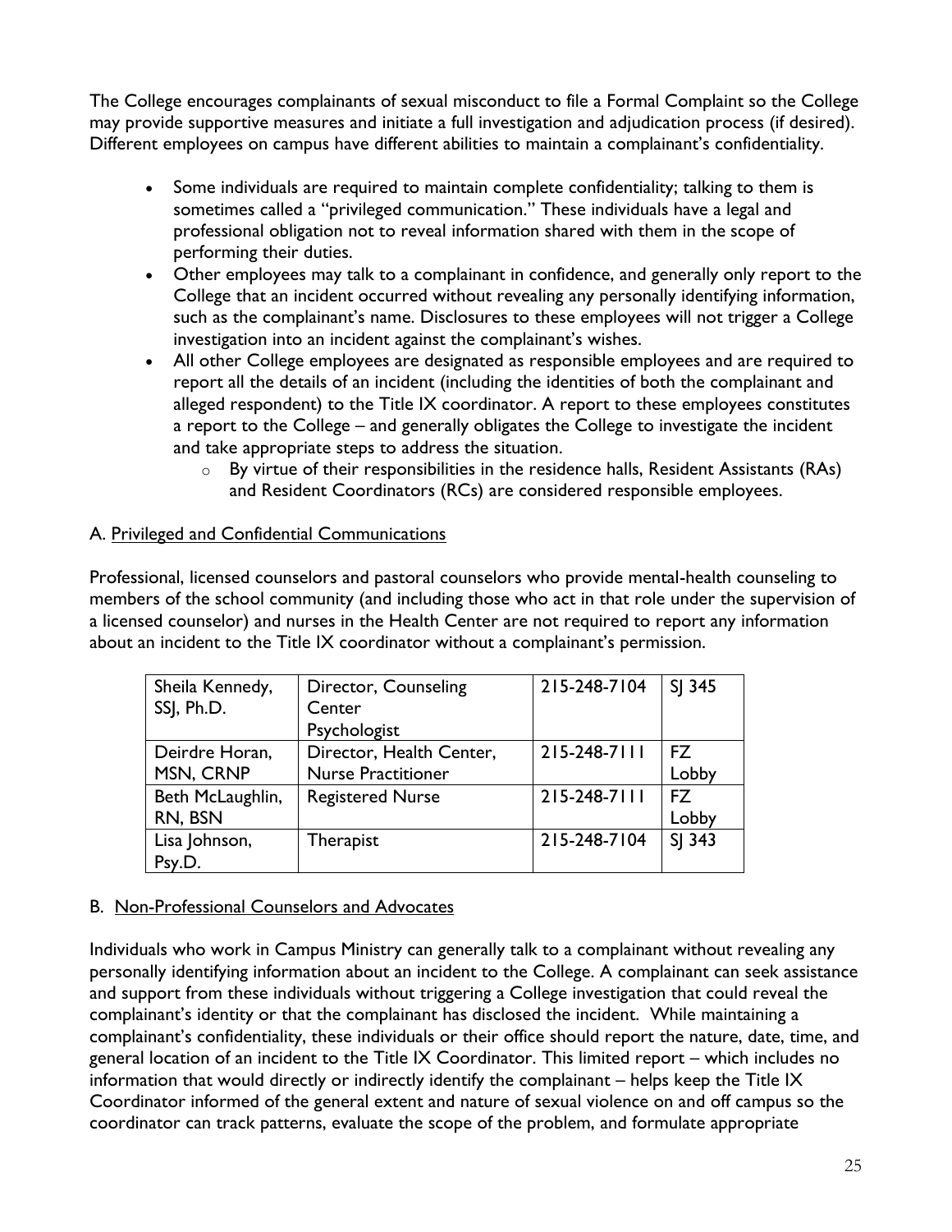The College encourages complainants of sexual misconduct to file a Formal Complaint so the College may provide supportive measures and initiate a full investigation and adjudication process (if desired). Different employees on campus have different abilities to maintain a complainant's confidentiality.

- Some individuals are required to maintain complete confidentiality; talking to them is sometimes called a "privileged communication." These individuals have a legal and professional obligation not to reveal information shared with them in the scope of performing their duties.
- Other employees may talk to a complainant in confidence, and generally only report to the College that an incident occurred without revealing any personally identifying information, such as the complainant's name. Disclosures to these employees will not trigger a College investigation into an incident against the complainant's wishes.
- All other College employees are designated as responsible employees and are required to report all the details of an incident (including the identities of both the complainant and alleged respondent) to the Title IX coordinator. A report to these employees constitutes a report to the College – and generally obligates the College to investigate the incident and take appropriate steps to address the situation.
  - By virtue of their responsibilities in the residence halls, Resident Assistants (RAs) and Resident Coordinators (RCs) are considered responsible employees.

A. <u>Privileged and Confidential Communications</u>

Professional, licensed counselors and pastoral counselors who provide mental-health counseling to members of the school community (and including those who act in that role under the supervision of a licensed counselor) and nurses in the Health Center are not required to report any information about an incident to the Title IX coordinator without a complainant's permission.

| | | | |
|---|---|---|---|
| Sheila Kennedy, SSJ, Ph.D. | Director, Counseling Center Psychologist | 215-248-7104 | SJ 345 |
| Deirdre Horan, MSN, CRNP | Director, Health Center, Nurse Practitioner | 215-248-7111 | FZ Lobby |
| Beth McLaughlin, RN, BSN | Registered Nurse | 215-248-7111 | FZ Lobby |
| Lisa Johnson, Psy.D. | Therapist | 215-248-7104 | SJ 343 |

B. <u>Non-Professional Counselors and Advocates</u>

Individuals who work in Campus Ministry can generally talk to a complainant without revealing any personally identifying information about an incident to the College. A complainant can seek assistance and support from these individuals without triggering a College investigation that could reveal the complainant's identity or that the complainant has disclosed the incident. While maintaining a complainant's confidentiality, these individuals or their office should report the nature, date, time, and general location of an incident to the Title IX Coordinator. This limited report – which includes no information that would directly or indirectly identify the complainant – helps keep the Title IX Coordinator informed of the general extent and nature of sexual violence on and off campus so the coordinator can track patterns, evaluate the scope of the problem, and formulate appropriate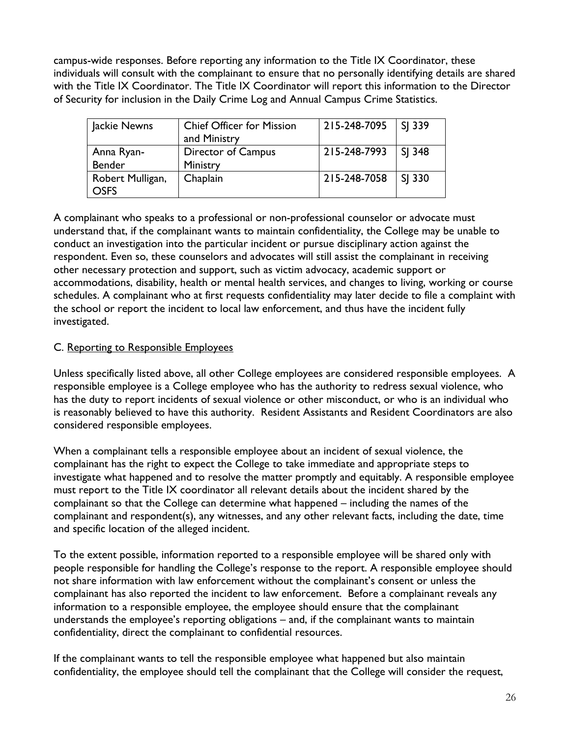campus-wide responses. Before reporting any information to the Title IX Coordinator, these individuals will consult with the complainant to ensure that no personally identifying details are shared with the Title IX Coordinator. The Title IX Coordinator will report this information to the Director of Security for inclusion in the Daily Crime Log and Annual Campus Crime Statistics.

| Jackie Newns | Chief Officer for Mission and Ministry | 215-248-7095 | SJ 339 |
|---|---|---|---|
| Anna Ryan-Bender | Director of Campus Ministry | 215-248-7993 | SJ 348 |
| Robert Mulligan, OSFS | Chaplain | 215-248-7058 | SJ 330 |

A complainant who speaks to a professional or non-professional counselor or advocate must understand that, if the complainant wants to maintain confidentiality, the College may be unable to conduct an investigation into the particular incident or pursue disciplinary action against the respondent. Even so, these counselors and advocates will still assist the complainant in receiving other necessary protection and support, such as victim advocacy, academic support or accommodations, disability, health or mental health services, and changes to living, working or course schedules. A complainant who at first requests confidentiality may later decide to file a complaint with the school or report the incident to local law enforcement, and thus have the incident fully investigated.

C. <u>Reporting to Responsible Employees</u>

Unless specifically listed above, all other College employees are considered responsible employees. A responsible employee is a College employee who has the authority to redress sexual violence, who has the duty to report incidents of sexual violence or other misconduct, or who is an individual who is reasonably believed to have this authority. Resident Assistants and Resident Coordinators are also considered responsible employees.

When a complainant tells a responsible employee about an incident of sexual violence, the complainant has the right to expect the College to take immediate and appropriate steps to investigate what happened and to resolve the matter promptly and equitably. A responsible employee must report to the Title IX coordinator all relevant details about the incident shared by the complainant so that the College can determine what happened – including the names of the complainant and respondent(s), any witnesses, and any other relevant facts, including the date, time and specific location of the alleged incident.

To the extent possible, information reported to a responsible employee will be shared only with people responsible for handling the College's response to the report. A responsible employee should not share information with law enforcement without the complainant's consent or unless the complainant has also reported the incident to law enforcement. Before a complainant reveals any information to a responsible employee, the employee should ensure that the complainant understands the employee's reporting obligations – and, if the complainant wants to maintain confidentiality, direct the complainant to confidential resources.

If the complainant wants to tell the responsible employee what happened but also maintain confidentiality, the employee should tell the complainant that the College will consider the request,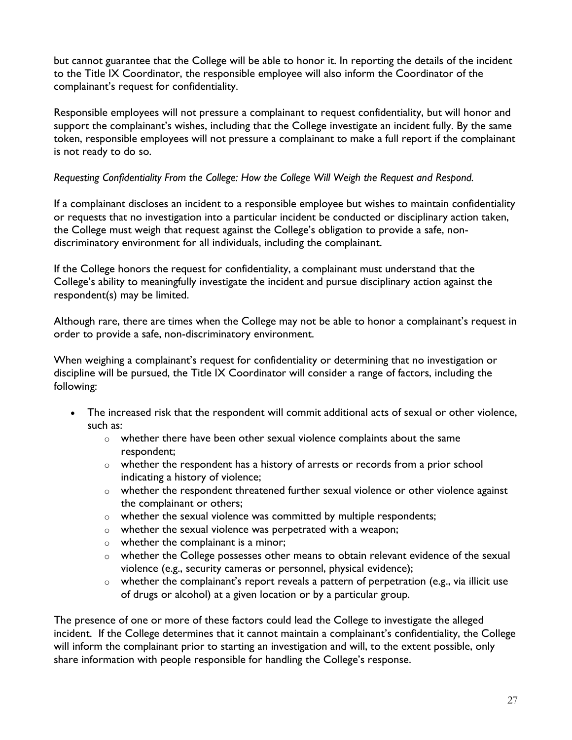but cannot guarantee that the College will be able to honor it. In reporting the details of the incident to the Title IX Coordinator, the responsible employee will also inform the Coordinator of the complainant's request for confidentiality.

Responsible employees will not pressure a complainant to request confidentiality, but will honor and support the complainant's wishes, including that the College investigate an incident fully. By the same token, responsible employees will not pressure a complainant to make a full report if the complainant is not ready to do so.

*Requesting Confidentiality From the College: How the College Will Weigh the Request and Respond.*

If a complainant discloses an incident to a responsible employee but wishes to maintain confidentiality or requests that no investigation into a particular incident be conducted or disciplinary action taken, the College must weigh that request against the College's obligation to provide a safe, non-discriminatory environment for all individuals, including the complainant.

If the College honors the request for confidentiality, a complainant must understand that the College's ability to meaningfully investigate the incident and pursue disciplinary action against the respondent(s) may be limited.

Although rare, there are times when the College may not be able to honor a complainant's request in order to provide a safe, non-discriminatory environment.

When weighing a complainant's request for confidentiality or determining that no investigation or discipline will be pursued, the Title IX Coordinator will consider a range of factors, including the following:

- The increased risk that the respondent will commit additional acts of sexual or other violence, such as:
  - whether there have been other sexual violence complaints about the same respondent;
  - whether the respondent has a history of arrests or records from a prior school indicating a history of violence;
  - whether the respondent threatened further sexual violence or other violence against the complainant or others;
  - whether the sexual violence was committed by multiple respondents;
  - whether the sexual violence was perpetrated with a weapon;
  - whether the complainant is a minor;
  - whether the College possesses other means to obtain relevant evidence of the sexual violence (e.g., security cameras or personnel, physical evidence);
  - whether the complainant's report reveals a pattern of perpetration (e.g., via illicit use of drugs or alcohol) at a given location or by a particular group.

The presence of one or more of these factors could lead the College to investigate the alleged incident. If the College determines that it cannot maintain a complainant's confidentiality, the College will inform the complainant prior to starting an investigation and will, to the extent possible, only share information with people responsible for handling the College's response.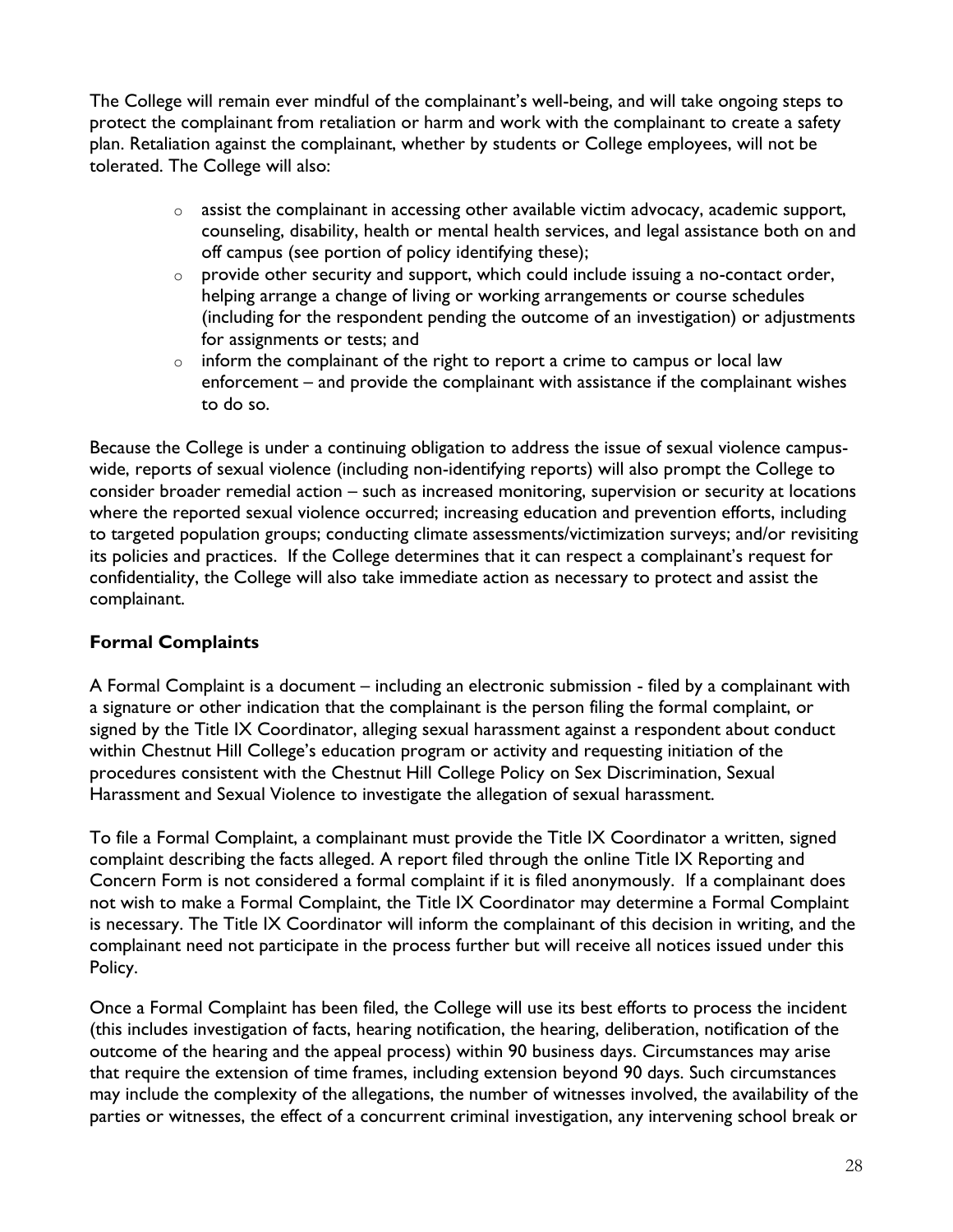The College will remain ever mindful of the complainant's well-being, and will take ongoing steps to protect the complainant from retaliation or harm and work with the complainant to create a safety plan. Retaliation against the complainant, whether by students or College employees, will not be tolerated. The College will also:

- assist the complainant in accessing other available victim advocacy, academic support, counseling, disability, health or mental health services, and legal assistance both on and off campus (see portion of policy identifying these);
- provide other security and support, which could include issuing a no-contact order, helping arrange a change of living or working arrangements or course schedules (including for the respondent pending the outcome of an investigation) or adjustments for assignments or tests; and
- inform the complainant of the right to report a crime to campus or local law enforcement – and provide the complainant with assistance if the complainant wishes to do so.

Because the College is under a continuing obligation to address the issue of sexual violence campus-wide, reports of sexual violence (including non-identifying reports) will also prompt the College to consider broader remedial action – such as increased monitoring, supervision or security at locations where the reported sexual violence occurred; increasing education and prevention efforts, including to targeted population groups; conducting climate assessments/victimization surveys; and/or revisiting its policies and practices. If the College determines that it can respect a complainant's request for confidentiality, the College will also take immediate action as necessary to protect and assist the complainant.

### Formal Complaints

A Formal Complaint is a document – including an electronic submission - filed by a complainant with a signature or other indication that the complainant is the person filing the formal complaint, or signed by the Title IX Coordinator, alleging sexual harassment against a respondent about conduct within Chestnut Hill College's education program or activity and requesting initiation of the procedures consistent with the Chestnut Hill College Policy on Sex Discrimination, Sexual Harassment and Sexual Violence to investigate the allegation of sexual harassment.

To file a Formal Complaint, a complainant must provide the Title IX Coordinator a written, signed complaint describing the facts alleged. A report filed through the online Title IX Reporting and Concern Form is not considered a formal complaint if it is filed anonymously. If a complainant does not wish to make a Formal Complaint, the Title IX Coordinator may determine a Formal Complaint is necessary. The Title IX Coordinator will inform the complainant of this decision in writing, and the complainant need not participate in the process further but will receive all notices issued under this Policy.

Once a Formal Complaint has been filed, the College will use its best efforts to process the incident (this includes investigation of facts, hearing notification, the hearing, deliberation, notification of the outcome of the hearing and the appeal process) within 90 business days. Circumstances may arise that require the extension of time frames, including extension beyond 90 days. Such circumstances may include the complexity of the allegations, the number of witnesses involved, the availability of the parties or witnesses, the effect of a concurrent criminal investigation, any intervening school break or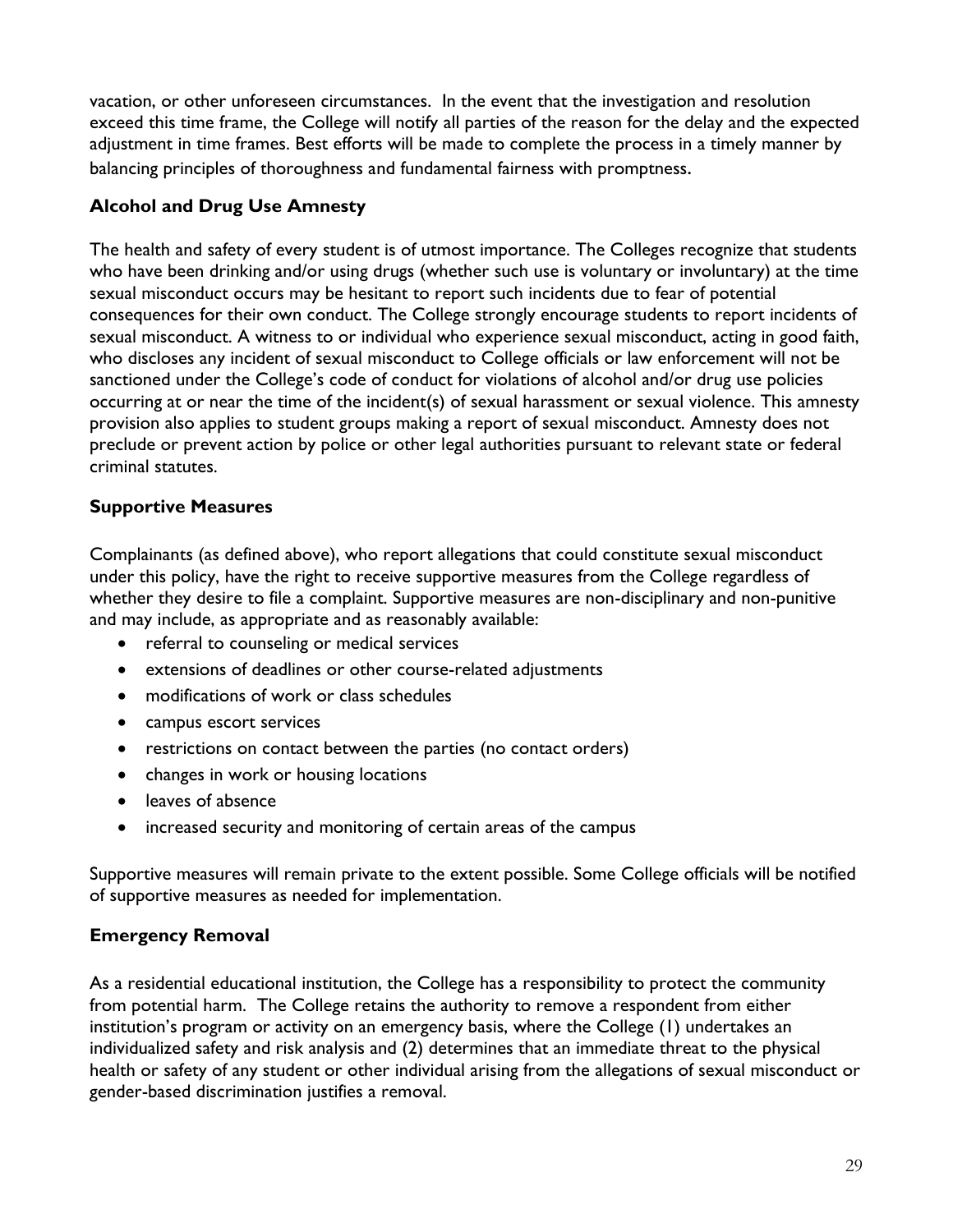vacation, or other unforeseen circumstances. In the event that the investigation and resolution exceed this time frame, the College will notify all parties of the reason for the delay and the expected adjustment in time frames. Best efforts will be made to complete the process in a timely manner by balancing principles of thoroughness and fundamental fairness with promptness.

### Alcohol and Drug Use Amnesty

The health and safety of every student is of utmost importance. The Colleges recognize that students who have been drinking and/or using drugs (whether such use is voluntary or involuntary) at the time sexual misconduct occurs may be hesitant to report such incidents due to fear of potential consequences for their own conduct. The College strongly encourage students to report incidents of sexual misconduct. A witness to or individual who experience sexual misconduct, acting in good faith, who discloses any incident of sexual misconduct to College officials or law enforcement will not be sanctioned under the College's code of conduct for violations of alcohol and/or drug use policies occurring at or near the time of the incident(s) of sexual harassment or sexual violence. This amnesty provision also applies to student groups making a report of sexual misconduct. Amnesty does not preclude or prevent action by police or other legal authorities pursuant to relevant state or federal criminal statutes.

### Supportive Measures

Complainants (as defined above), who report allegations that could constitute sexual misconduct under this policy, have the right to receive supportive measures from the College regardless of whether they desire to file a complaint. Supportive measures are non-disciplinary and non-punitive and may include, as appropriate and as reasonably available:

- referral to counseling or medical services
- extensions of deadlines or other course-related adjustments
- modifications of work or class schedules
- campus escort services
- restrictions on contact between the parties (no contact orders)
- changes in work or housing locations
- leaves of absence
- increased security and monitoring of certain areas of the campus

Supportive measures will remain private to the extent possible. Some College officials will be notified of supportive measures as needed for implementation.

### Emergency Removal

As a residential educational institution, the College has a responsibility to protect the community from potential harm. The College retains the authority to remove a respondent from either institution's program or activity on an emergency basis, where the College (1) undertakes an individualized safety and risk analysis and (2) determines that an immediate threat to the physical health or safety of any student or other individual arising from the allegations of sexual misconduct or gender-based discrimination justifies a removal.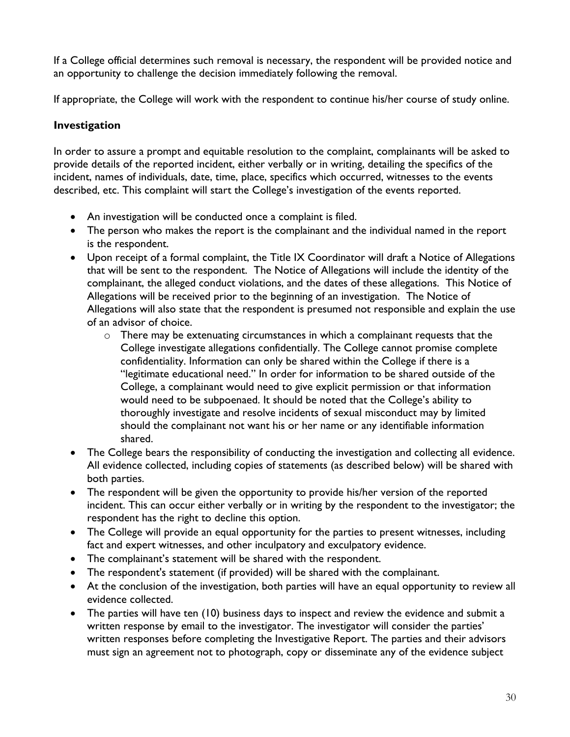If a College official determines such removal is necessary, the respondent will be provided notice and an opportunity to challenge the decision immediately following the removal.

If appropriate, the College will work with the respondent to continue his/her course of study online.

### Investigation

In order to assure a prompt and equitable resolution to the complaint, complainants will be asked to provide details of the reported incident, either verbally or in writing, detailing the specifics of the incident, names of individuals, date, time, place, specifics which occurred, witnesses to the events described, etc. This complaint will start the College's investigation of the events reported.

- An investigation will be conducted once a complaint is filed.
- The person who makes the report is the complainant and the individual named in the report is the respondent.
- Upon receipt of a formal complaint, the Title IX Coordinator will draft a Notice of Allegations that will be sent to the respondent. The Notice of Allegations will include the identity of the complainant, the alleged conduct violations, and the dates of these allegations. This Notice of Allegations will be received prior to the beginning of an investigation. The Notice of Allegations will also state that the respondent is presumed not responsible and explain the use of an advisor of choice.
    - There may be extenuating circumstances in which a complainant requests that the College investigate allegations confidentially. The College cannot promise complete confidentiality. Information can only be shared within the College if there is a "legitimate educational need." In order for information to be shared outside of the College, a complainant would need to give explicit permission or that information would need to be subpoenaed. It should be noted that the College's ability to thoroughly investigate and resolve incidents of sexual misconduct may by limited should the complainant not want his or her name or any identifiable information shared.
- The College bears the responsibility of conducting the investigation and collecting all evidence. All evidence collected, including copies of statements (as described below) will be shared with both parties.
- The respondent will be given the opportunity to provide his/her version of the reported incident. This can occur either verbally or in writing by the respondent to the investigator; the respondent has the right to decline this option.
- The College will provide an equal opportunity for the parties to present witnesses, including fact and expert witnesses, and other inculpatory and exculpatory evidence.
- The complainant's statement will be shared with the respondent.
- The respondent's statement (if provided) will be shared with the complainant.
- At the conclusion of the investigation, both parties will have an equal opportunity to review all evidence collected.
- The parties will have ten (10) business days to inspect and review the evidence and submit a written response by email to the investigator. The investigator will consider the parties' written responses before completing the Investigative Report. The parties and their advisors must sign an agreement not to photograph, copy or disseminate any of the evidence subject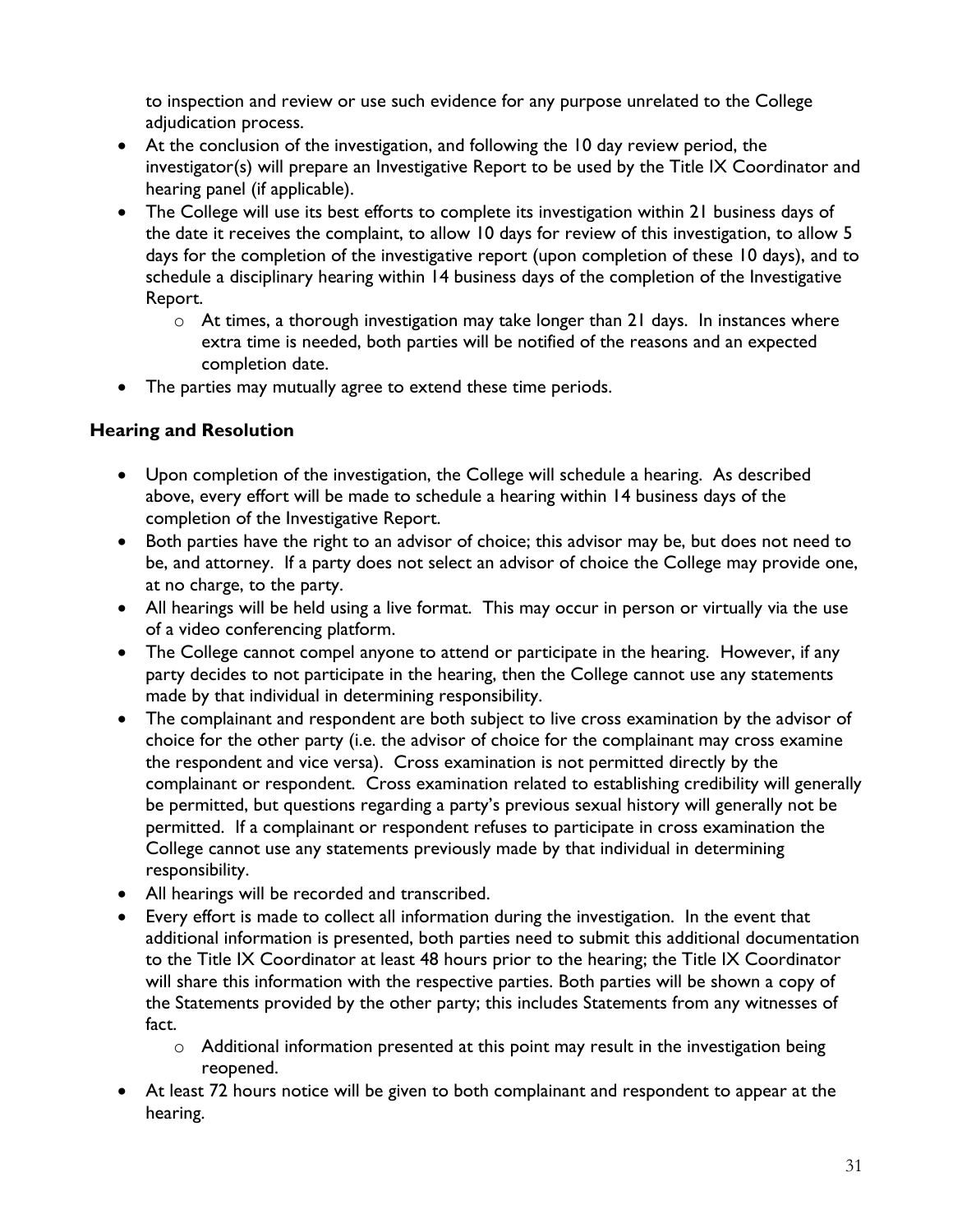to inspection and review or use such evidence for any purpose unrelated to the College adjudication process.

- At the conclusion of the investigation, and following the 10 day review period, the investigator(s) will prepare an Investigative Report to be used by the Title IX Coordinator and hearing panel (if applicable).
- The College will use its best efforts to complete its investigation within 21 business days of the date it receives the complaint, to allow 10 days for review of this investigation, to allow 5 days for the completion of the investigative report (upon completion of these 10 days), and to schedule a disciplinary hearing within 14 business days of the completion of the Investigative Report.
  - At times, a thorough investigation may take longer than 21 days. In instances where extra time is needed, both parties will be notified of the reasons and an expected completion date.
- The parties may mutually agree to extend these time periods.

### Hearing and Resolution

- Upon completion of the investigation, the College will schedule a hearing. As described above, every effort will be made to schedule a hearing within 14 business days of the completion of the Investigative Report.
- Both parties have the right to an advisor of choice; this advisor may be, but does not need to be, and attorney. If a party does not select an advisor of choice the College may provide one, at no charge, to the party.
- All hearings will be held using a live format. This may occur in person or virtually via the use of a video conferencing platform.
- The College cannot compel anyone to attend or participate in the hearing. However, if any party decides to not participate in the hearing, then the College cannot use any statements made by that individual in determining responsibility.
- The complainant and respondent are both subject to live cross examination by the advisor of choice for the other party (i.e. the advisor of choice for the complainant may cross examine the respondent and vice versa). Cross examination is not permitted directly by the complainant or respondent. Cross examination related to establishing credibility will generally be permitted, but questions regarding a party's previous sexual history will generally not be permitted. If a complainant or respondent refuses to participate in cross examination the College cannot use any statements previously made by that individual in determining responsibility.
- All hearings will be recorded and transcribed.
- Every effort is made to collect all information during the investigation. In the event that additional information is presented, both parties need to submit this additional documentation to the Title IX Coordinator at least 48 hours prior to the hearing; the Title IX Coordinator will share this information with the respective parties. Both parties will be shown a copy of the Statements provided by the other party; this includes Statements from any witnesses of fact.
  - Additional information presented at this point may result in the investigation being reopened.
- At least 72 hours notice will be given to both complainant and respondent to appear at the hearing.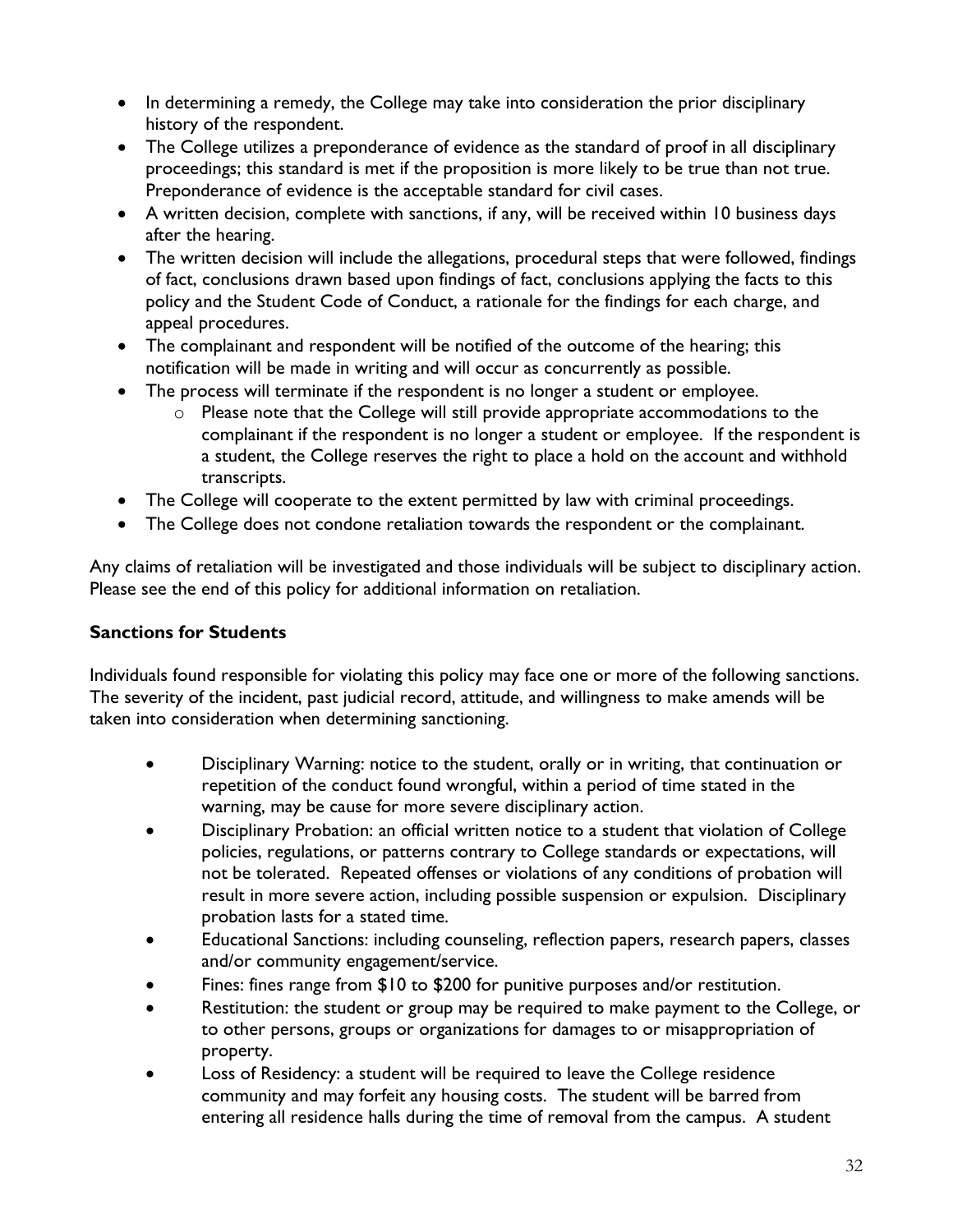- In determining a remedy, the College may take into consideration the prior disciplinary history of the respondent.
- The College utilizes a preponderance of evidence as the standard of proof in all disciplinary proceedings; this standard is met if the proposition is more likely to be true than not true. Preponderance of evidence is the acceptable standard for civil cases.
- A written decision, complete with sanctions, if any, will be received within 10 business days after the hearing.
- The written decision will include the allegations, procedural steps that were followed, findings of fact, conclusions drawn based upon findings of fact, conclusions applying the facts to this policy and the Student Code of Conduct, a rationale for the findings for each charge, and appeal procedures.
- The complainant and respondent will be notified of the outcome of the hearing; this notification will be made in writing and will occur as concurrently as possible.
- The process will terminate if the respondent is no longer a student or employee.
    - Please note that the College will still provide appropriate accommodations to the complainant if the respondent is no longer a student or employee. If the respondent is a student, the College reserves the right to place a hold on the account and withhold transcripts.
- The College will cooperate to the extent permitted by law with criminal proceedings.
- The College does not condone retaliation towards the respondent or the complainant.

Any claims of retaliation will be investigated and those individuals will be subject to disciplinary action. Please see the end of this policy for additional information on retaliation.

**Sanctions for Students**

Individuals found responsible for violating this policy may face one or more of the following sanctions. The severity of the incident, past judicial record, attitude, and willingness to make amends will be taken into consideration when determining sanctioning.

- Disciplinary Warning: notice to the student, orally or in writing, that continuation or repetition of the conduct found wrongful, within a period of time stated in the warning, may be cause for more severe disciplinary action.
- Disciplinary Probation: an official written notice to a student that violation of College policies, regulations, or patterns contrary to College standards or expectations, will not be tolerated. Repeated offenses or violations of any conditions of probation will result in more severe action, including possible suspension or expulsion. Disciplinary probation lasts for a stated time.
- Educational Sanctions: including counseling, reflection papers, research papers, classes and/or community engagement/service.
- Fines: fines range from $10 to $200 for punitive purposes and/or restitution.
- Restitution: the student or group may be required to make payment to the College, or to other persons, groups or organizations for damages to or misappropriation of property.
- Loss of Residency: a student will be required to leave the College residence community and may forfeit any housing costs. The student will be barred from entering all residence halls during the time of removal from the campus. A student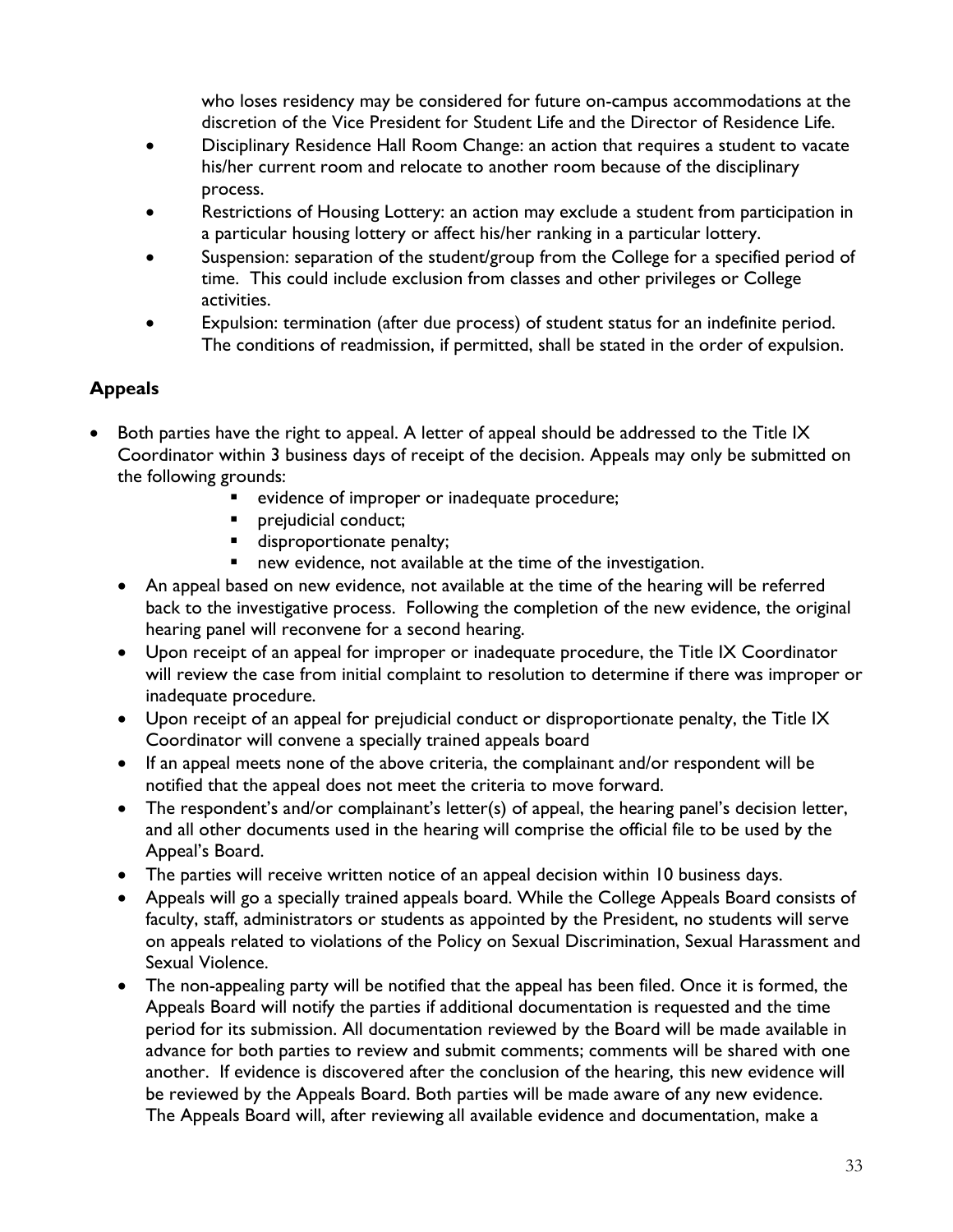who loses residency may be considered for future on-campus accommodations at the discretion of the Vice President for Student Life and the Director of Residence Life.

- Disciplinary Residence Hall Room Change: an action that requires a student to vacate his/her current room and relocate to another room because of the disciplinary process.
- Restrictions of Housing Lottery: an action may exclude a student from participation in a particular housing lottery or affect his/her ranking in a particular lottery.
- Suspension: separation of the student/group from the College for a specified period of time. This could include exclusion from classes and other privileges or College activities.
- Expulsion: termination (after due process) of student status for an indefinite period. The conditions of readmission, if permitted, shall be stated in the order of expulsion.

## Appeals

- Both parties have the right to appeal. A letter of appeal should be addressed to the Title IX Coordinator within 3 business days of receipt of the decision. Appeals may only be submitted on the following grounds:
  - evidence of improper or inadequate procedure;
  - prejudicial conduct;
  - disproportionate penalty;
  - new evidence, not available at the time of the investigation.
- An appeal based on new evidence, not available at the time of the hearing will be referred back to the investigative process. Following the completion of the new evidence, the original hearing panel will reconvene for a second hearing.
- Upon receipt of an appeal for improper or inadequate procedure, the Title IX Coordinator will review the case from initial complaint to resolution to determine if there was improper or inadequate procedure.
- Upon receipt of an appeal for prejudicial conduct or disproportionate penalty, the Title IX Coordinator will convene a specially trained appeals board
- If an appeal meets none of the above criteria, the complainant and/or respondent will be notified that the appeal does not meet the criteria to move forward.
- The respondent's and/or complainant's letter(s) of appeal, the hearing panel's decision letter, and all other documents used in the hearing will comprise the official file to be used by the Appeal's Board.
- The parties will receive written notice of an appeal decision within 10 business days.
- Appeals will go a specially trained appeals board. While the College Appeals Board consists of faculty, staff, administrators or students as appointed by the President, no students will serve on appeals related to violations of the Policy on Sexual Discrimination, Sexual Harassment and Sexual Violence.
- The non-appealing party will be notified that the appeal has been filed. Once it is formed, the Appeals Board will notify the parties if additional documentation is requested and the time period for its submission. All documentation reviewed by the Board will be made available in advance for both parties to review and submit comments; comments will be shared with one another. If evidence is discovered after the conclusion of the hearing, this new evidence will be reviewed by the Appeals Board. Both parties will be made aware of any new evidence. The Appeals Board will, after reviewing all available evidence and documentation, make a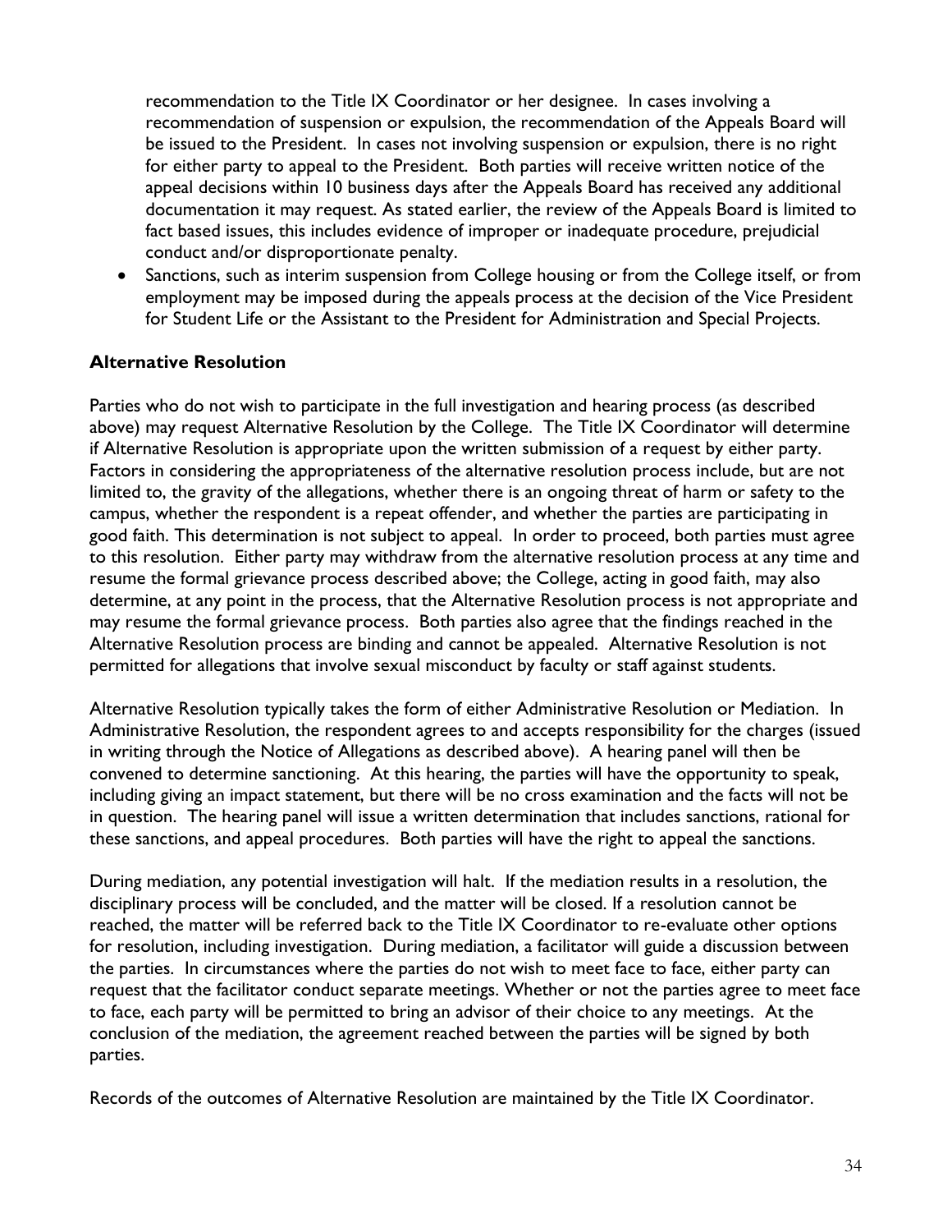recommendation to the Title IX Coordinator or her designee. In cases involving a recommendation of suspension or expulsion, the recommendation of the Appeals Board will be issued to the President. In cases not involving suspension or expulsion, there is no right for either party to appeal to the President. Both parties will receive written notice of the appeal decisions within 10 business days after the Appeals Board has received any additional documentation it may request. As stated earlier, the review of the Appeals Board is limited to fact based issues, this includes evidence of improper or inadequate procedure, prejudicial conduct and/or disproportionate penalty.

- Sanctions, such as interim suspension from College housing or from the College itself, or from employment may be imposed during the appeals process at the decision of the Vice President for Student Life or the Assistant to the President for Administration and Special Projects.

### Alternative Resolution

Parties who do not wish to participate in the full investigation and hearing process (as described above) may request Alternative Resolution by the College. The Title IX Coordinator will determine if Alternative Resolution is appropriate upon the written submission of a request by either party. Factors in considering the appropriateness of the alternative resolution process include, but are not limited to, the gravity of the allegations, whether there is an ongoing threat of harm or safety to the campus, whether the respondent is a repeat offender, and whether the parties are participating in good faith. This determination is not subject to appeal. In order to proceed, both parties must agree to this resolution. Either party may withdraw from the alternative resolution process at any time and resume the formal grievance process described above; the College, acting in good faith, may also determine, at any point in the process, that the Alternative Resolution process is not appropriate and may resume the formal grievance process. Both parties also agree that the findings reached in the Alternative Resolution process are binding and cannot be appealed. Alternative Resolution is not permitted for allegations that involve sexual misconduct by faculty or staff against students.

Alternative Resolution typically takes the form of either Administrative Resolution or Mediation. In Administrative Resolution, the respondent agrees to and accepts responsibility for the charges (issued in writing through the Notice of Allegations as described above). A hearing panel will then be convened to determine sanctioning. At this hearing, the parties will have the opportunity to speak, including giving an impact statement, but there will be no cross examination and the facts will not be in question. The hearing panel will issue a written determination that includes sanctions, rational for these sanctions, and appeal procedures. Both parties will have the right to appeal the sanctions.

During mediation, any potential investigation will halt. If the mediation results in a resolution, the disciplinary process will be concluded, and the matter will be closed. If a resolution cannot be reached, the matter will be referred back to the Title IX Coordinator to re-evaluate other options for resolution, including investigation. During mediation, a facilitator will guide a discussion between the parties. In circumstances where the parties do not wish to meet face to face, either party can request that the facilitator conduct separate meetings. Whether or not the parties agree to meet face to face, each party will be permitted to bring an advisor of their choice to any meetings. At the conclusion of the mediation, the agreement reached between the parties will be signed by both parties.

Records of the outcomes of Alternative Resolution are maintained by the Title IX Coordinator.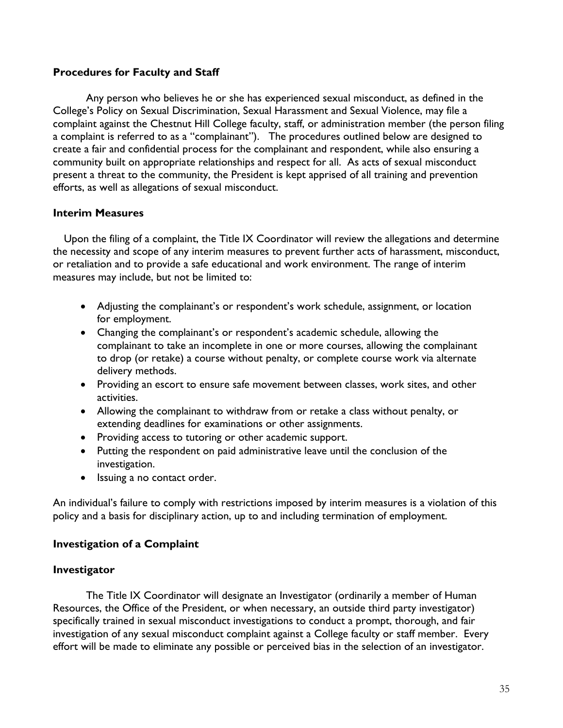**Procedures for Faculty and Staff**

Any person who believes he or she has experienced sexual misconduct, as defined in the College's Policy on Sexual Discrimination, Sexual Harassment and Sexual Violence, may file a complaint against the Chestnut Hill College faculty, staff, or administration member (the person filing a complaint is referred to as a "complainant"). The procedures outlined below are designed to create a fair and confidential process for the complainant and respondent, while also ensuring a community built on appropriate relationships and respect for all. As acts of sexual misconduct present a threat to the community, the President is kept apprised of all training and prevention efforts, as well as allegations of sexual misconduct.

**Interim Measures**

Upon the filing of a complaint, the Title IX Coordinator will review the allegations and determine the necessity and scope of any interim measures to prevent further acts of harassment, misconduct, or retaliation and to provide a safe educational and work environment. The range of interim measures may include, but not be limited to:

- Adjusting the complainant's or respondent's work schedule, assignment, or location for employment.
- Changing the complainant's or respondent's academic schedule, allowing the complainant to take an incomplete in one or more courses, allowing the complainant to drop (or retake) a course without penalty, or complete course work via alternate delivery methods.
- Providing an escort to ensure safe movement between classes, work sites, and other activities.
- Allowing the complainant to withdraw from or retake a class without penalty, or extending deadlines for examinations or other assignments.
- Providing access to tutoring or other academic support.
- Putting the respondent on paid administrative leave until the conclusion of the investigation.
- Issuing a no contact order.

An individual's failure to comply with restrictions imposed by interim measures is a violation of this policy and a basis for disciplinary action, up to and including termination of employment.

**Investigation of a Complaint**

**Investigator**

The Title IX Coordinator will designate an Investigator (ordinarily a member of Human Resources, the Office of the President, or when necessary, an outside third party investigator) specifically trained in sexual misconduct investigations to conduct a prompt, thorough, and fair investigation of any sexual misconduct complaint against a College faculty or staff member. Every effort will be made to eliminate any possible or perceived bias in the selection of an investigator.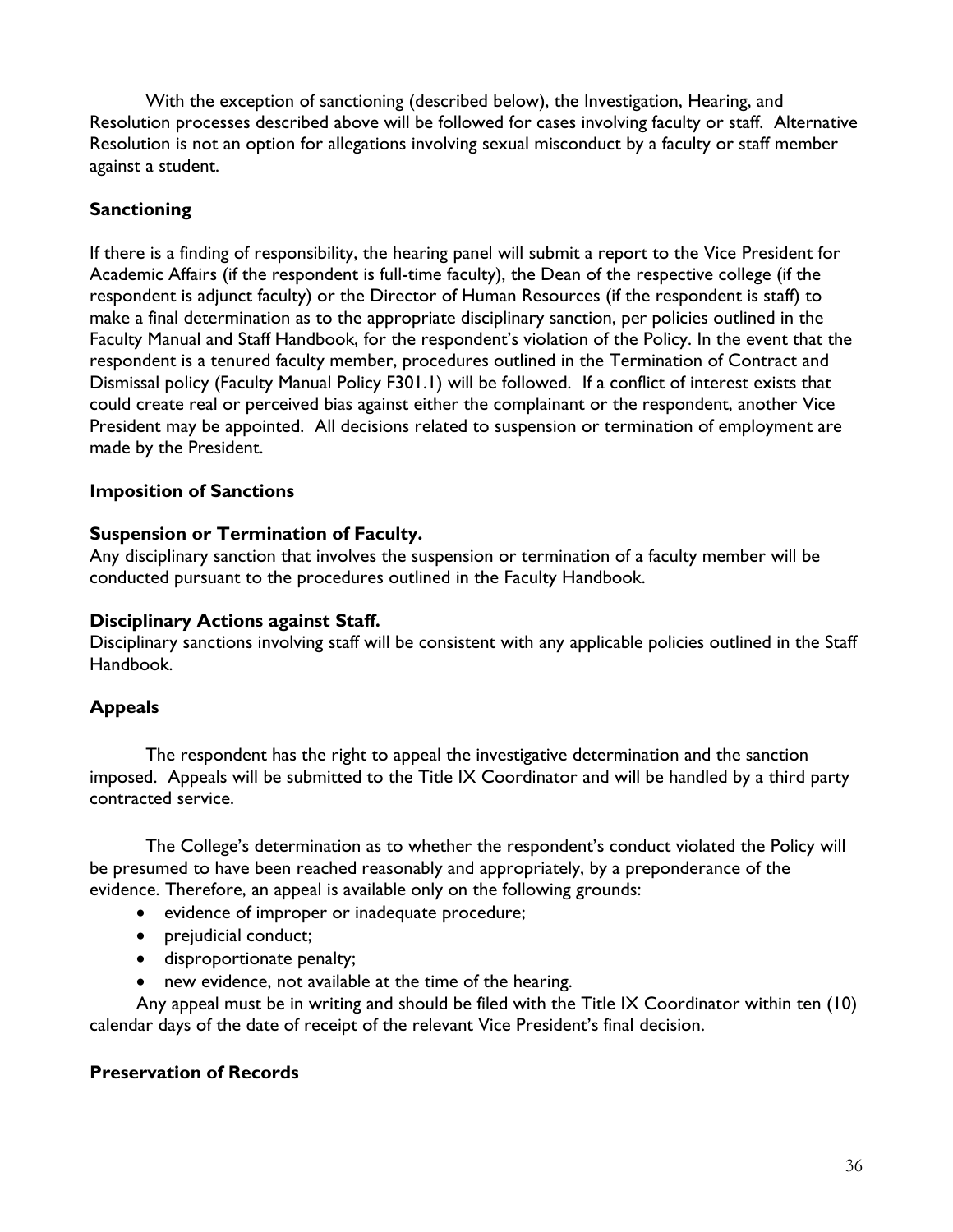With the exception of sanctioning (described below), the Investigation, Hearing, and Resolution processes described above will be followed for cases involving faculty or staff. Alternative Resolution is not an option for allegations involving sexual misconduct by a faculty or staff member against a student.

### Sanctioning

If there is a finding of responsibility, the hearing panel will submit a report to the Vice President for Academic Affairs (if the respondent is full-time faculty), the Dean of the respective college (if the respondent is adjunct faculty) or the Director of Human Resources (if the respondent is staff) to make a final determination as to the appropriate disciplinary sanction, per policies outlined in the Faculty Manual and Staff Handbook, for the respondent's violation of the Policy. In the event that the respondent is a tenured faculty member, procedures outlined in the Termination of Contract and Dismissal policy (Faculty Manual Policy F301.1) will be followed. If a conflict of interest exists that could create real or perceived bias against either the complainant or the respondent, another Vice President may be appointed. All decisions related to suspension or termination of employment are made by the President.

### Imposition of Sanctions

**Suspension or Termination of Faculty.**
Any disciplinary sanction that involves the suspension or termination of a faculty member will be conducted pursuant to the procedures outlined in the Faculty Handbook.

**Disciplinary Actions against Staff.**
Disciplinary sanctions involving staff will be consistent with any applicable policies outlined in the Staff Handbook.

### Appeals

The respondent has the right to appeal the investigative determination and the sanction imposed. Appeals will be submitted to the Title IX Coordinator and will be handled by a third party contracted service.

The College's determination as to whether the respondent's conduct violated the Policy will be presumed to have been reached reasonably and appropriately, by a preponderance of the evidence. Therefore, an appeal is available only on the following grounds:

- evidence of improper or inadequate procedure;
- prejudicial conduct;
- disproportionate penalty;
- new evidence, not available at the time of the hearing.

Any appeal must be in writing and should be filed with the Title IX Coordinator within ten (10) calendar days of the date of receipt of the relevant Vice President's final decision.

### Preservation of Records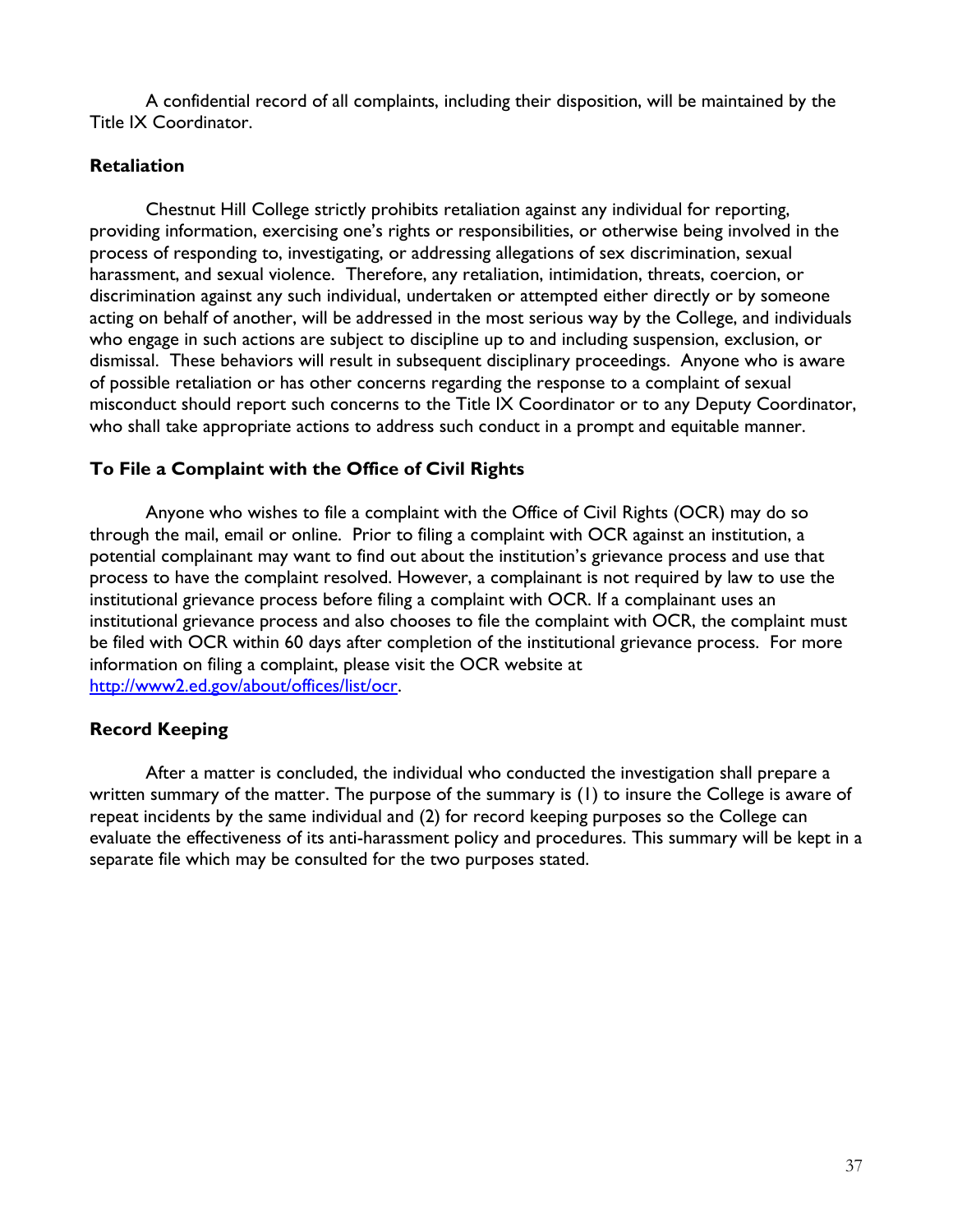A confidential record of all complaints, including their disposition, will be maintained by the Title IX Coordinator.

### Retaliation

Chestnut Hill College strictly prohibits retaliation against any individual for reporting, providing information, exercising one's rights or responsibilities, or otherwise being involved in the process of responding to, investigating, or addressing allegations of sex discrimination, sexual harassment, and sexual violence. Therefore, any retaliation, intimidation, threats, coercion, or discrimination against any such individual, undertaken or attempted either directly or by someone acting on behalf of another, will be addressed in the most serious way by the College, and individuals who engage in such actions are subject to discipline up to and including suspension, exclusion, or dismissal. These behaviors will result in subsequent disciplinary proceedings. Anyone who is aware of possible retaliation or has other concerns regarding the response to a complaint of sexual misconduct should report such concerns to the Title IX Coordinator or to any Deputy Coordinator, who shall take appropriate actions to address such conduct in a prompt and equitable manner.

### To File a Complaint with the Office of Civil Rights

Anyone who wishes to file a complaint with the Office of Civil Rights (OCR) may do so through the mail, email or online. Prior to filing a complaint with OCR against an institution, a potential complainant may want to find out about the institution's grievance process and use that process to have the complaint resolved. However, a complainant is not required by law to use the institutional grievance process before filing a complaint with OCR. If a complainant uses an institutional grievance process and also chooses to file the complaint with OCR, the complaint must be filed with OCR within 60 days after completion of the institutional grievance process. For more information on filing a complaint, please visit the OCR website at http://www2.ed.gov/about/offices/list/ocr.

### Record Keeping

After a matter is concluded, the individual who conducted the investigation shall prepare a written summary of the matter. The purpose of the summary is (1) to insure the College is aware of repeat incidents by the same individual and (2) for record keeping purposes so the College can evaluate the effectiveness of its anti-harassment policy and procedures. This summary will be kept in a separate file which may be consulted for the two purposes stated.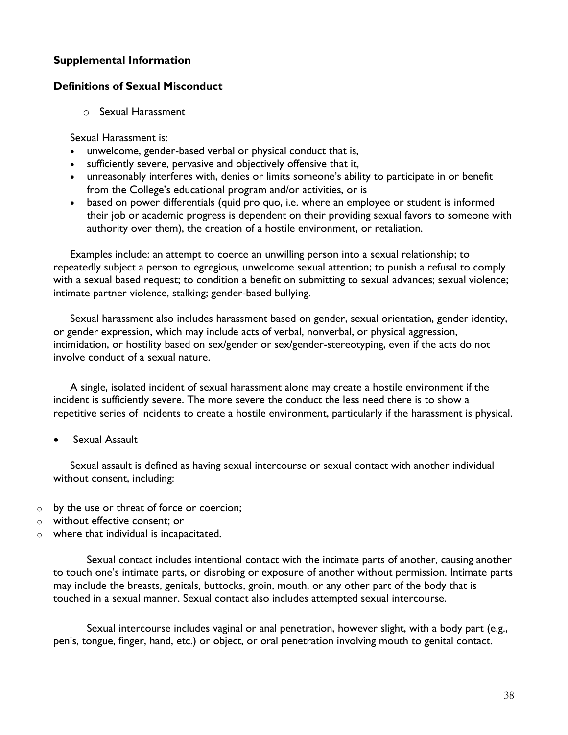**Supplemental Information**

**Definitions of Sexual Misconduct**

- Sexual Harassment

Sexual Harassment is:

- unwelcome, gender-based verbal or physical conduct that is,
- sufficiently severe, pervasive and objectively offensive that it,
- unreasonably interferes with, denies or limits someone's ability to participate in or benefit from the College's educational program and/or activities, or is
- based on power differentials (quid pro quo, i.e. where an employee or student is informed their job or academic progress is dependent on their providing sexual favors to someone with authority over them), the creation of a hostile environment, or retaliation.

Examples include: an attempt to coerce an unwilling person into a sexual relationship; to repeatedly subject a person to egregious, unwelcome sexual attention; to punish a refusal to comply with a sexual based request; to condition a benefit on submitting to sexual advances; sexual violence; intimate partner violence, stalking; gender-based bullying.

Sexual harassment also includes harassment based on gender, sexual orientation, gender identity, or gender expression, which may include acts of verbal, nonverbal, or physical aggression, intimidation, or hostility based on sex/gender or sex/gender-stereotyping, even if the acts do not involve conduct of a sexual nature.

A single, isolated incident of sexual harassment alone may create a hostile environment if the incident is sufficiently severe. The more severe the conduct the less need there is to show a repetitive series of incidents to create a hostile environment, particularly if the harassment is physical.

- Sexual Assault

Sexual assault is defined as having sexual intercourse or sexual contact with another individual without consent, including:

- by the use or threat of force or coercion;
- without effective consent; or
- where that individual is incapacitated.

Sexual contact includes intentional contact with the intimate parts of another, causing another to touch one's intimate parts, or disrobing or exposure of another without permission. Intimate parts may include the breasts, genitals, buttocks, groin, mouth, or any other part of the body that is touched in a sexual manner. Sexual contact also includes attempted sexual intercourse.

Sexual intercourse includes vaginal or anal penetration, however slight, with a body part (e.g., penis, tongue, finger, hand, etc.) or object, or oral penetration involving mouth to genital contact.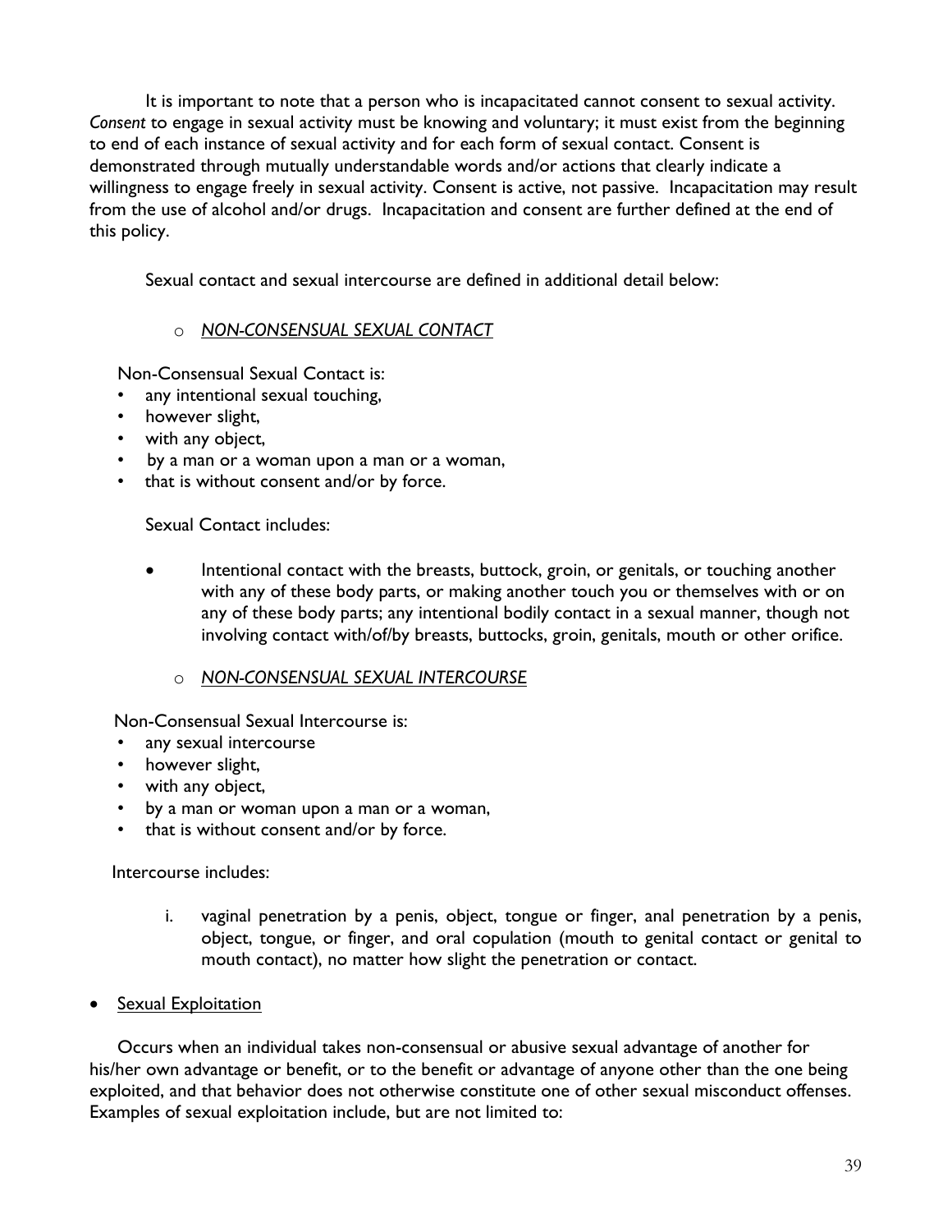It is important to note that a person who is incapacitated cannot consent to sexual activity. *Consent* to engage in sexual activity must be knowing and voluntary; it must exist from the beginning to end of each instance of sexual activity and for each form of sexual contact. Consent is demonstrated through mutually understandable words and/or actions that clearly indicate a willingness to engage freely in sexual activity. Consent is active, not passive. Incapacitation may result from the use of alcohol and/or drugs. Incapacitation and consent are further defined at the end of this policy.

Sexual contact and sexual intercourse are defined in additional detail below:

- *NON-CONSENSUAL SEXUAL CONTACT*

Non-Consensual Sexual Contact is:

- any intentional sexual touching,
- however slight,
- with any object,
- by a man or a woman upon a man or a woman,
- that is without consent and/or by force.

Sexual Contact includes:

- Intentional contact with the breasts, buttock, groin, or genitals, or touching another with any of these body parts, or making another touch you or themselves with or on any of these body parts; any intentional bodily contact in a sexual manner, though not involving contact with/of/by breasts, buttocks, groin, genitals, mouth or other orifice.

- *NON-CONSENSUAL SEXUAL INTERCOURSE*

Non-Consensual Sexual Intercourse is:

- any sexual intercourse
- however slight,
- with any object,
- by a man or woman upon a man or a woman,
- that is without consent and/or by force.

Intercourse includes:

i. vaginal penetration by a penis, object, tongue or finger, anal penetration by a penis, object, tongue, or finger, and oral copulation (mouth to genital contact or genital to mouth contact), no matter how slight the penetration or contact.

- Sexual Exploitation

Occurs when an individual takes non-consensual or abusive sexual advantage of another for his/her own advantage or benefit, or to the benefit or advantage of anyone other than the one being exploited, and that behavior does not otherwise constitute one of other sexual misconduct offenses. Examples of sexual exploitation include, but are not limited to: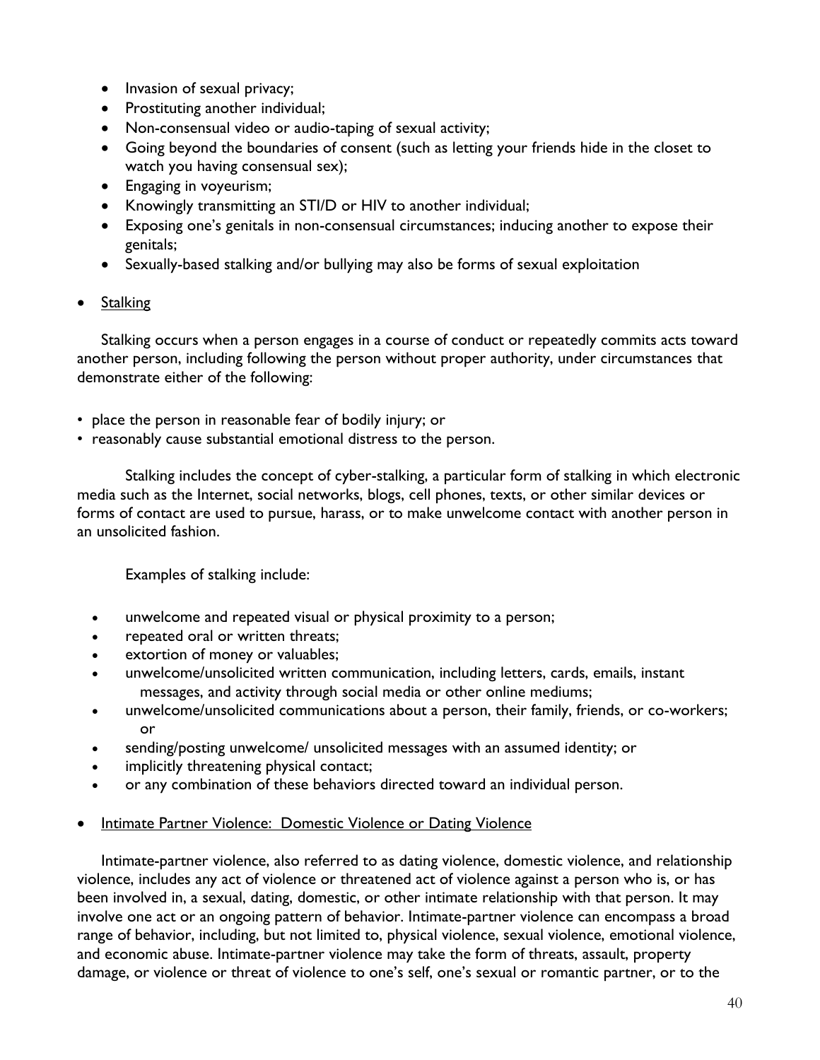- Invasion of sexual privacy;
- Prostituting another individual;
- Non-consensual video or audio-taping of sexual activity;
- Going beyond the boundaries of consent (such as letting your friends hide in the closet to watch you having consensual sex);
- Engaging in voyeurism;
- Knowingly transmitting an STI/D or HIV to another individual;
- Exposing one's genitals in non-consensual circumstances; inducing another to expose their genitals;
- Sexually-based stalking and/or bullying may also be forms of sexual exploitation

- <u>Stalking</u>

Stalking occurs when a person engages in a course of conduct or repeatedly commits acts toward another person, including following the person without proper authority, under circumstances that demonstrate either of the following:

- place the person in reasonable fear of bodily injury; or
- reasonably cause substantial emotional distress to the person.

Stalking includes the concept of cyber-stalking, a particular form of stalking in which electronic media such as the Internet, social networks, blogs, cell phones, texts, or other similar devices or forms of contact are used to pursue, harass, or to make unwelcome contact with another person in an unsolicited fashion.

Examples of stalking include:

- unwelcome and repeated visual or physical proximity to a person;
- repeated oral or written threats;
- extortion of money or valuables;
- unwelcome/unsolicited written communication, including letters, cards, emails, instant messages, and activity through social media or other online mediums;
- unwelcome/unsolicited communications about a person, their family, friends, or co-workers; or
- sending/posting unwelcome/ unsolicited messages with an assumed identity; or
- implicitly threatening physical contact;
- or any combination of these behaviors directed toward an individual person.

- <u>Intimate Partner Violence: Domestic Violence or Dating Violence</u>

Intimate-partner violence, also referred to as dating violence, domestic violence, and relationship violence, includes any act of violence or threatened act of violence against a person who is, or has been involved in, a sexual, dating, domestic, or other intimate relationship with that person. It may involve one act or an ongoing pattern of behavior. Intimate-partner violence can encompass a broad range of behavior, including, but not limited to, physical violence, sexual violence, emotional violence, and economic abuse. Intimate-partner violence may take the form of threats, assault, property damage, or violence or threat of violence to one's self, one's sexual or romantic partner, or to the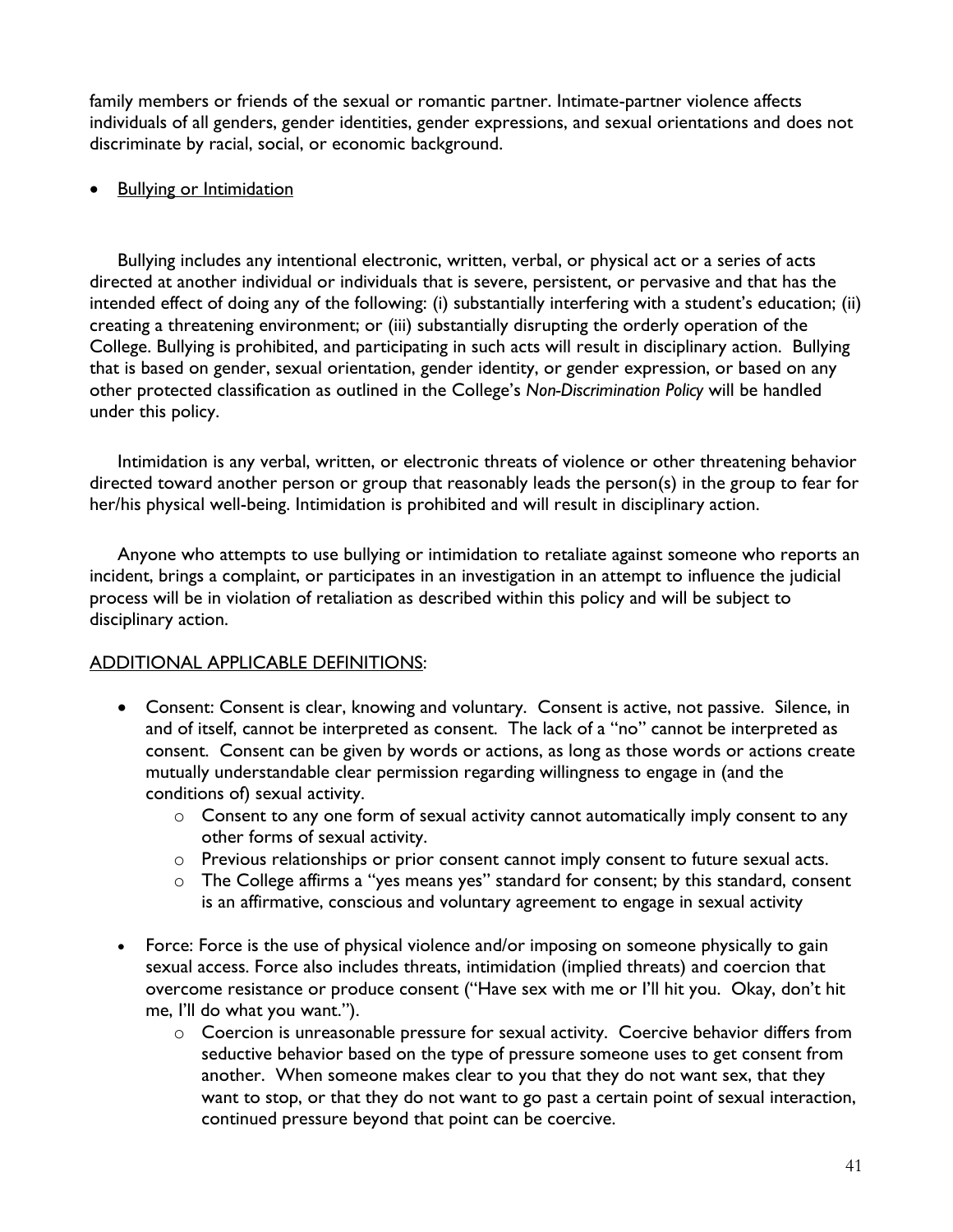family members or friends of the sexual or romantic partner. Intimate-partner violence affects individuals of all genders, gender identities, gender expressions, and sexual orientations and does not discriminate by racial, social, or economic background.

- <u>Bullying or Intimidation</u>

Bullying includes any intentional electronic, written, verbal, or physical act or a series of acts directed at another individual or individuals that is severe, persistent, or pervasive and that has the intended effect of doing any of the following: (i) substantially interfering with a student's education; (ii) creating a threatening environment; or (iii) substantially disrupting the orderly operation of the College. Bullying is prohibited, and participating in such acts will result in disciplinary action. Bullying that is based on gender, sexual orientation, gender identity, or gender expression, or based on any other protected classification as outlined in the College's *Non-Discrimination Policy* will be handled under this policy.

Intimidation is any verbal, written, or electronic threats of violence or other threatening behavior directed toward another person or group that reasonably leads the person(s) in the group to fear for her/his physical well-being. Intimidation is prohibited and will result in disciplinary action.

Anyone who attempts to use bullying or intimidation to retaliate against someone who reports an incident, brings a complaint, or participates in an investigation in an attempt to influence the judicial process will be in violation of retaliation as described within this policy and will be subject to disciplinary action.

<u>ADDITIONAL APPLICABLE DEFINITIONS</u>:

- Consent: Consent is clear, knowing and voluntary. Consent is active, not passive. Silence, in and of itself, cannot be interpreted as consent. The lack of a "no" cannot be interpreted as consent. Consent can be given by words or actions, as long as those words or actions create mutually understandable clear permission regarding willingness to engage in (and the conditions of) sexual activity.
  - Consent to any one form of sexual activity cannot automatically imply consent to any other forms of sexual activity.
  - Previous relationships or prior consent cannot imply consent to future sexual acts.
  - The College affirms a "yes means yes" standard for consent; by this standard, consent is an affirmative, conscious and voluntary agreement to engage in sexual activity
- Force: Force is the use of physical violence and/or imposing on someone physically to gain sexual access. Force also includes threats, intimidation (implied threats) and coercion that overcome resistance or produce consent ("Have sex with me or I'll hit you. Okay, don't hit me, I'll do what you want.").
  - Coercion is unreasonable pressure for sexual activity. Coercive behavior differs from seductive behavior based on the type of pressure someone uses to get consent from another. When someone makes clear to you that they do not want sex, that they want to stop, or that they do not want to go past a certain point of sexual interaction, continued pressure beyond that point can be coercive.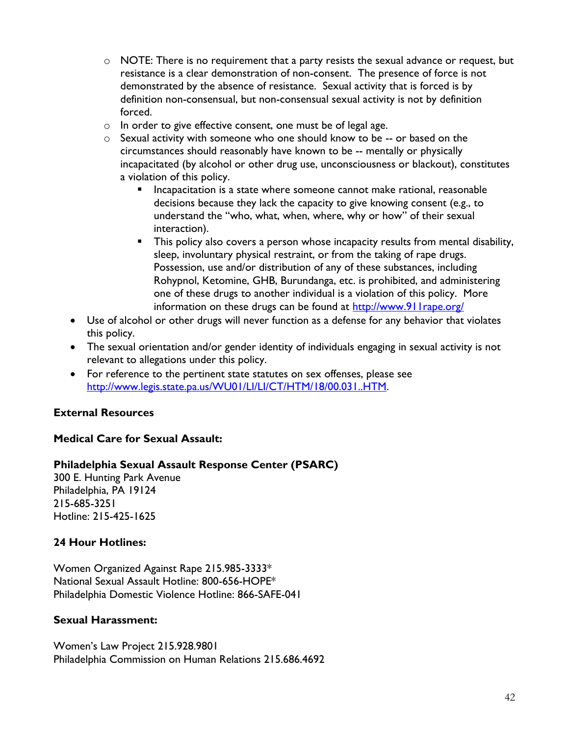- NOTE: There is no requirement that a party resists the sexual advance or request, but resistance is a clear demonstration of non-consent. The presence of force is not demonstrated by the absence of resistance. Sexual activity that is forced is by definition non-consensual, but non-consensual sexual activity is not by definition forced.
  - In order to give effective consent, one must be of legal age.
  - Sexual activity with someone who one should know to be -- or based on the circumstances should reasonably have known to be -- mentally or physically incapacitated (by alcohol or other drug use, unconsciousness or blackout), constitutes a violation of this policy.
    - Incapacitation is a state where someone cannot make rational, reasonable decisions because they lack the capacity to give knowing consent (e.g., to understand the "who, what, when, where, why or how" of their sexual interaction).
    - This policy also covers a person whose incapacity results from mental disability, sleep, involuntary physical restraint, or from the taking of rape drugs. Possession, use and/or distribution of any of these substances, including Rohypnol, Ketomine, GHB, Burundanga, etc. is prohibited, and administering one of these drugs to another individual is a violation of this policy. More information on these drugs can be found at [http://www.911rape.org/](http://www.911rape.org/)
- Use of alcohol or other drugs will never function as a defense for any behavior that violates this policy.
- The sexual orientation and/or gender identity of individuals engaging in sexual activity is not relevant to allegations under this policy.
- For reference to the pertinent state statutes on sex offenses, please see [http://www.legis.state.pa.us/WU01/LI/LI/CT/HTM/18/00.031..HTM](http://www.legis.state.pa.us/WU01/LI/LI/CT/HTM/18/00.031..HTM).

**External Resources**

**Medical Care for Sexual Assault:**

**Philadelphia Sexual Assault Response Center (PSARC)**
300 E. Hunting Park Avenue
Philadelphia, PA 19124
215-685-3251
Hotline: 215-425-1625

**24 Hour Hotlines:**

Women Organized Against Rape 215.985-3333*
National Sexual Assault Hotline: 800-656-HOPE*
Philadelphia Domestic Violence Hotline: 866-SAFE-041

**Sexual Harassment:**

Women's Law Project 215.928.9801
Philadelphia Commission on Human Relations 215.686.4692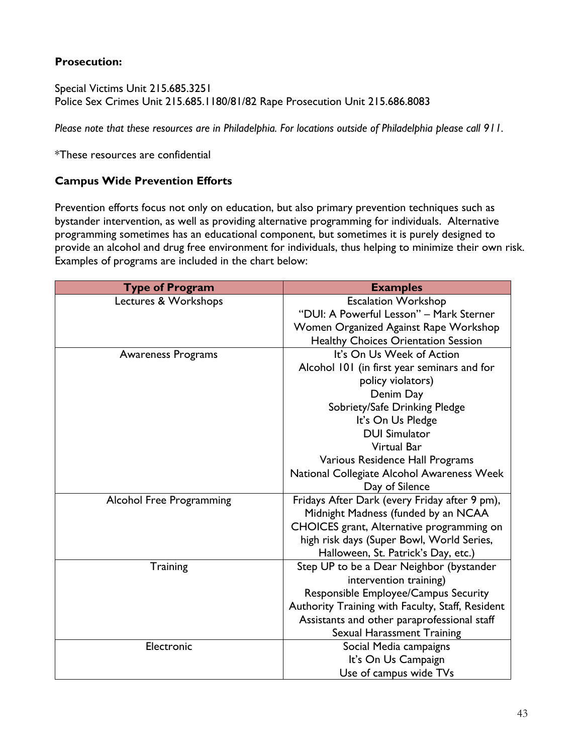**Prosecution:**

Special Victims Unit 215.685.3251
Police Sex Crimes Unit 215.685.1180/81/82 Rape Prosecution Unit 215.686.8083

*Please note that these resources are in Philadelphia. For locations outside of Philadelphia please call 911.*

*These resources are confidential

### Campus Wide Prevention Efforts

Prevention efforts focus not only on education, but also primary prevention techniques such as bystander intervention, as well as providing alternative programming for individuals. Alternative programming sometimes has an educational component, but sometimes it is purely designed to provide an alcohol and drug free environment for individuals, thus helping to minimize their own risk. Examples of programs are included in the chart below:

| Type of Program | Examples |
|---|---|
| Lectures & Workshops | Escalation Workshop<br>"DUI: A Powerful Lesson" – Mark Sterner<br>Women Organized Against Rape Workshop<br>Healthy Choices Orientation Session |
| Awareness Programs | It's On Us Week of Action<br>Alcohol 101 (in first year seminars and for policy violators)<br>Denim Day<br>Sobriety/Safe Drinking Pledge<br>It's On Us Pledge<br>DUI Simulator<br>Virtual Bar<br>Various Residence Hall Programs<br>National Collegiate Alcohol Awareness Week<br>Day of Silence |
| Alcohol Free Programming | Fridays After Dark (every Friday after 9 pm), Midnight Madness (funded by an NCAA CHOICES grant, Alternative programming on high risk days (Super Bowl, World Series, Halloween, St. Patrick's Day, etc.) |
| Training | Step UP to be a Dear Neighbor (bystander intervention training)<br>Responsible Employee/Campus Security Authority Training with Faculty, Staff, Resident Assistants and other paraprofessional staff<br>Sexual Harassment Training |
| Electronic | Social Media campaigns<br>It's On Us Campaign<br>Use of campus wide TVs |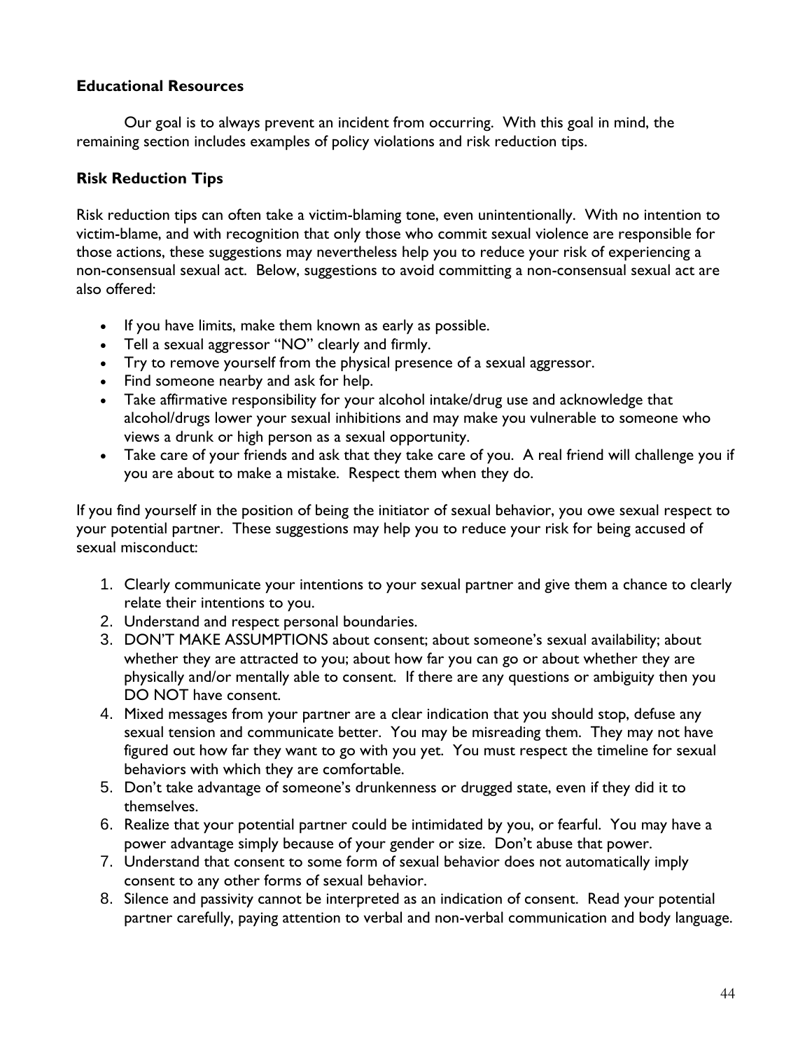### Educational Resources

Our goal is to always prevent an incident from occurring. With this goal in mind, the remaining section includes examples of policy violations and risk reduction tips.

### Risk Reduction Tips

Risk reduction tips can often take a victim-blaming tone, even unintentionally. With no intention to victim-blame, and with recognition that only those who commit sexual violence are responsible for those actions, these suggestions may nevertheless help you to reduce your risk of experiencing a non-consensual sexual act. Below, suggestions to avoid committing a non-consensual sexual act are also offered:

- If you have limits, make them known as early as possible.
- Tell a sexual aggressor "NO" clearly and firmly.
- Try to remove yourself from the physical presence of a sexual aggressor.
- Find someone nearby and ask for help.
- Take affirmative responsibility for your alcohol intake/drug use and acknowledge that alcohol/drugs lower your sexual inhibitions and may make you vulnerable to someone who views a drunk or high person as a sexual opportunity.
- Take care of your friends and ask that they take care of you. A real friend will challenge you if you are about to make a mistake. Respect them when they do.

If you find yourself in the position of being the initiator of sexual behavior, you owe sexual respect to your potential partner. These suggestions may help you to reduce your risk for being accused of sexual misconduct:

1. Clearly communicate your intentions to your sexual partner and give them a chance to clearly relate their intentions to you.
2. Understand and respect personal boundaries.
3. DON'T MAKE ASSUMPTIONS about consent; about someone's sexual availability; about whether they are attracted to you; about how far you can go or about whether they are physically and/or mentally able to consent. If there are any questions or ambiguity then you DO NOT have consent.
4. Mixed messages from your partner are a clear indication that you should stop, defuse any sexual tension and communicate better. You may be misreading them. They may not have figured out how far they want to go with you yet. You must respect the timeline for sexual behaviors with which they are comfortable.
5. Don't take advantage of someone's drunkenness or drugged state, even if they did it to themselves.
6. Realize that your potential partner could be intimidated by you, or fearful. You may have a power advantage simply because of your gender or size. Don't abuse that power.
7. Understand that consent to some form of sexual behavior does not automatically imply consent to any other forms of sexual behavior.
8. Silence and passivity cannot be interpreted as an indication of consent. Read your potential partner carefully, paying attention to verbal and non-verbal communication and body language.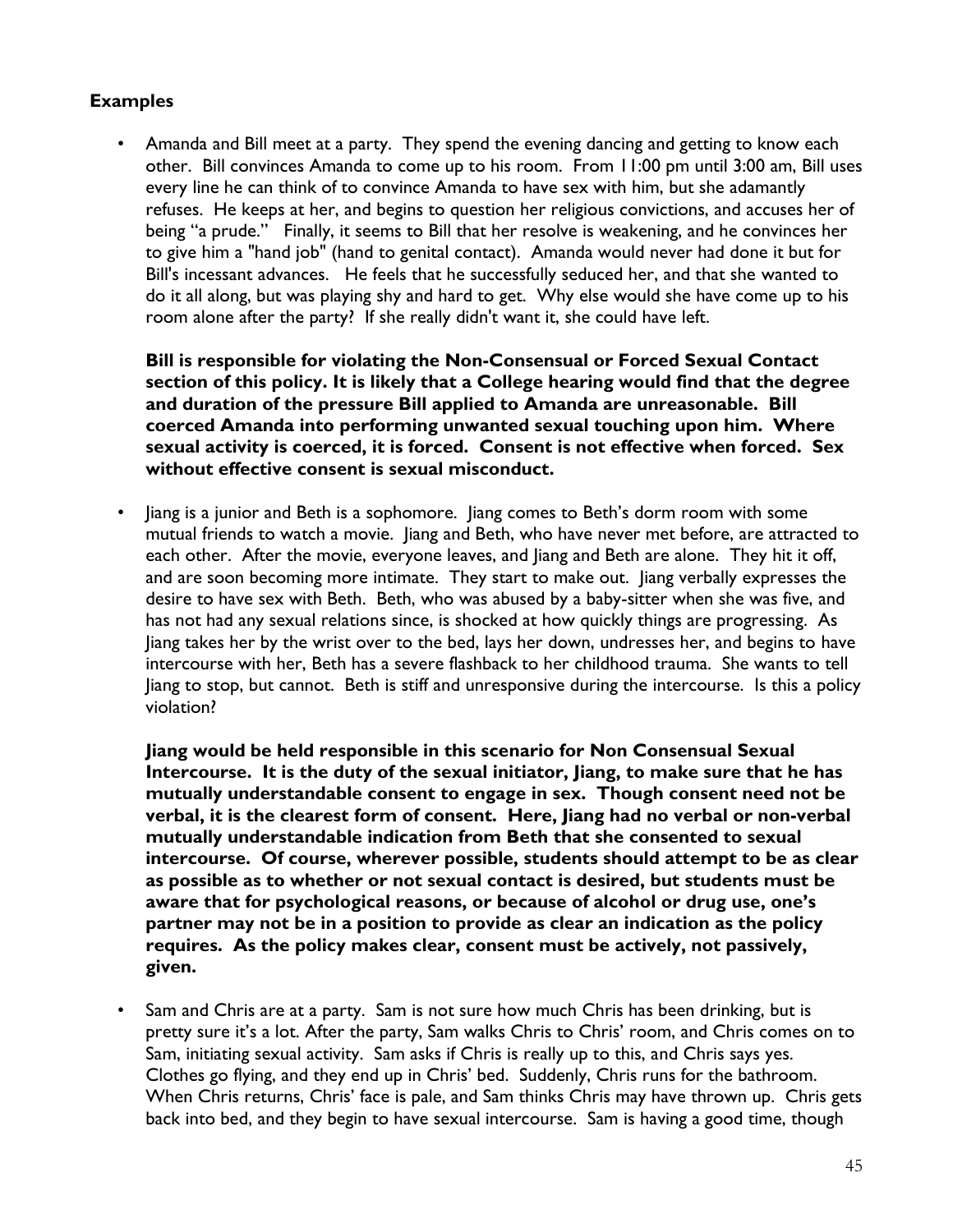### Examples

- Amanda and Bill meet at a party. They spend the evening dancing and getting to know each other. Bill convinces Amanda to come up to his room. From 11:00 pm until 3:00 am, Bill uses every line he can think of to convince Amanda to have sex with him, but she adamantly refuses. He keeps at her, and begins to question her religious convictions, and accuses her of being "a prude." Finally, it seems to Bill that her resolve is weakening, and he convinces her to give him a "hand job" (hand to genital contact). Amanda would never had done it but for Bill's incessant advances. He feels that he successfully seduced her, and that she wanted to do it all along, but was playing shy and hard to get. Why else would she have come up to his room alone after the party? If she really didn't want it, she could have left.

  **Bill is responsible for violating the Non-Consensual or Forced Sexual Contact section of this policy. It is likely that a College hearing would find that the degree and duration of the pressure Bill applied to Amanda are unreasonable. Bill coerced Amanda into performing unwanted sexual touching upon him. Where sexual activity is coerced, it is forced. Consent is not effective when forced. Sex without effective consent is sexual misconduct.**

- Jiang is a junior and Beth is a sophomore. Jiang comes to Beth's dorm room with some mutual friends to watch a movie. Jiang and Beth, who have never met before, are attracted to each other. After the movie, everyone leaves, and Jiang and Beth are alone. They hit it off, and are soon becoming more intimate. They start to make out. Jiang verbally expresses the desire to have sex with Beth. Beth, who was abused by a baby-sitter when she was five, and has not had any sexual relations since, is shocked at how quickly things are progressing. As Jiang takes her by the wrist over to the bed, lays her down, undresses her, and begins to have intercourse with her, Beth has a severe flashback to her childhood trauma. She wants to tell Jiang to stop, but cannot. Beth is stiff and unresponsive during the intercourse. Is this a policy violation?

  **Jiang would be held responsible in this scenario for Non Consensual Sexual Intercourse. It is the duty of the sexual initiator, Jiang, to make sure that he has mutually understandable consent to engage in sex. Though consent need not be verbal, it is the clearest form of consent. Here, Jiang had no verbal or non-verbal mutually understandable indication from Beth that she consented to sexual intercourse. Of course, wherever possible, students should attempt to be as clear as possible as to whether or not sexual contact is desired, but students must be aware that for psychological reasons, or because of alcohol or drug use, one's partner may not be in a position to provide as clear an indication as the policy requires. As the policy makes clear, consent must be actively, not passively, given.**

- Sam and Chris are at a party. Sam is not sure how much Chris has been drinking, but is pretty sure it's a lot. After the party, Sam walks Chris to Chris' room, and Chris comes on to Sam, initiating sexual activity. Sam asks if Chris is really up to this, and Chris says yes. Clothes go flying, and they end up in Chris' bed. Suddenly, Chris runs for the bathroom. When Chris returns, Chris' face is pale, and Sam thinks Chris may have thrown up. Chris gets back into bed, and they begin to have sexual intercourse. Sam is having a good time, though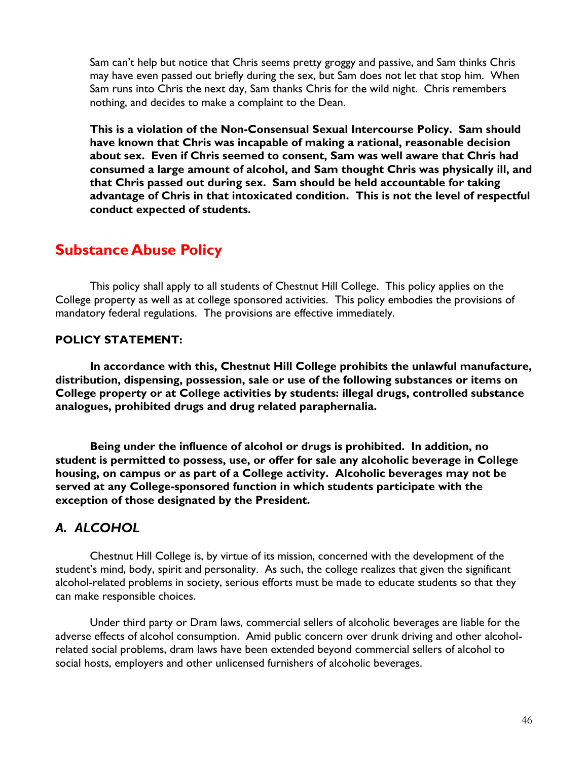Sam can't help but notice that Chris seems pretty groggy and passive, and Sam thinks Chris may have even passed out briefly during the sex, but Sam does not let that stop him. When Sam runs into Chris the next day, Sam thanks Chris for the wild night. Chris remembers nothing, and decides to make a complaint to the Dean.

**This is a violation of the Non-Consensual Sexual Intercourse Policy. Sam should have known that Chris was incapable of making a rational, reasonable decision about sex. Even if Chris seemed to consent, Sam was well aware that Chris had consumed a large amount of alcohol, and Sam thought Chris was physically ill, and that Chris passed out during sex. Sam should be held accountable for taking advantage of Chris in that intoxicated condition. This is not the level of respectful conduct expected of students.**

## Substance Abuse Policy

This policy shall apply to all students of Chestnut Hill College. This policy applies on the College property as well as at college sponsored activities. This policy embodies the provisions of mandatory federal regulations. The provisions are effective immediately.

**POLICY STATEMENT:**

**In accordance with this, Chestnut Hill College prohibits the unlawful manufacture, distribution, dispensing, possession, sale or use of the following substances or items on College property or at College activities by students: illegal drugs, controlled substance analogues, prohibited drugs and drug related paraphernalia.**

**Being under the influence of alcohol or drugs is prohibited. In addition, no student is permitted to possess, use, or offer for sale any alcoholic beverage in College housing, on campus or as part of a College activity. Alcoholic beverages may not be served at any College-sponsored function in which students participate with the exception of those designated by the President.**

### *A. ALCOHOL*

Chestnut Hill College is, by virtue of its mission, concerned with the development of the student's mind, body, spirit and personality. As such, the college realizes that given the significant alcohol-related problems in society, serious efforts must be made to educate students so that they can make responsible choices.

Under third party or Dram laws, commercial sellers of alcoholic beverages are liable for the adverse effects of alcohol consumption. Amid public concern over drunk driving and other alcohol-related social problems, dram laws have been extended beyond commercial sellers of alcohol to social hosts, employers and other unlicensed furnishers of alcoholic beverages.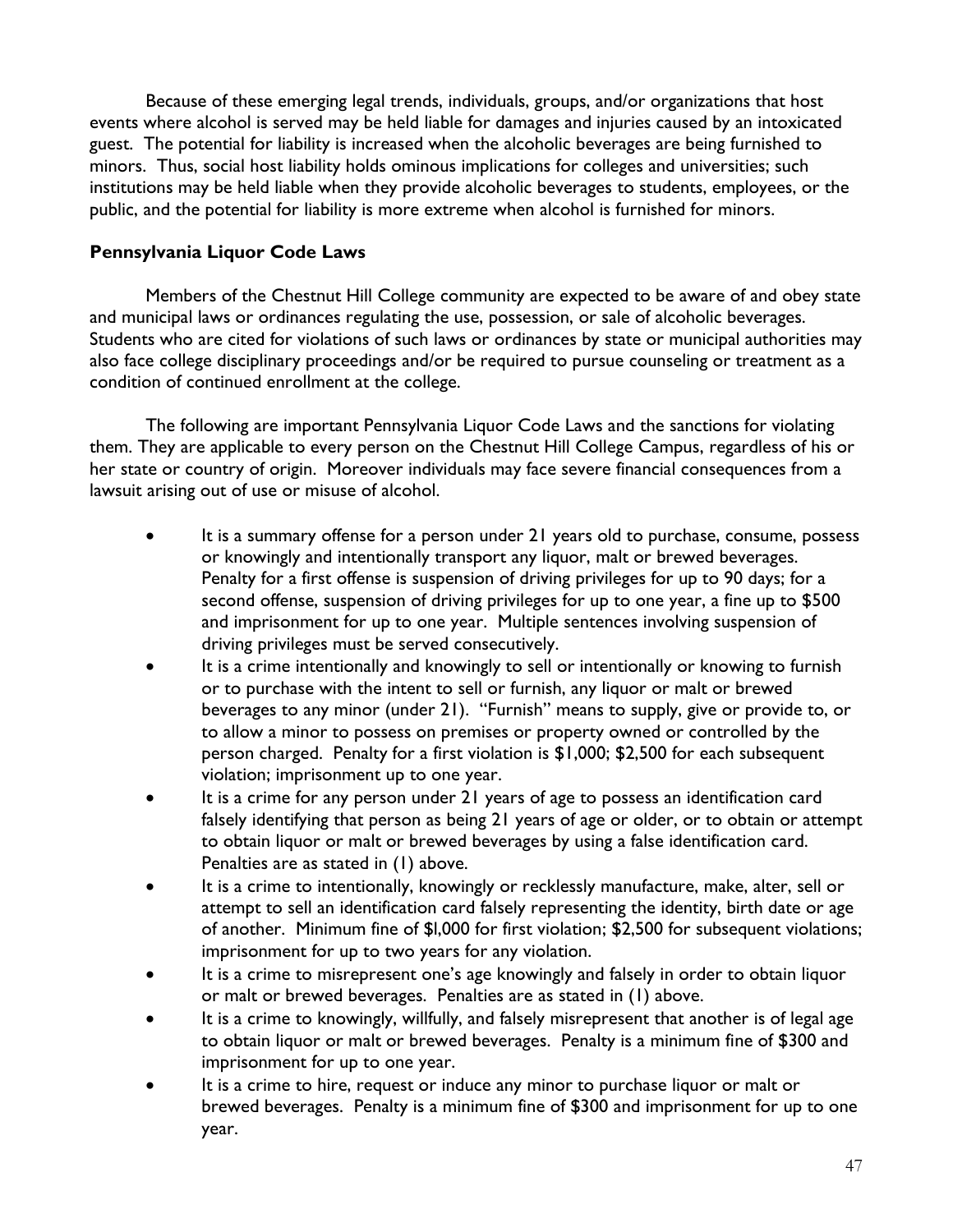Because of these emerging legal trends, individuals, groups, and/or organizations that host events where alcohol is served may be held liable for damages and injuries caused by an intoxicated guest. The potential for liability is increased when the alcoholic beverages are being furnished to minors. Thus, social host liability holds ominous implications for colleges and universities; such institutions may be held liable when they provide alcoholic beverages to students, employees, or the public, and the potential for liability is more extreme when alcohol is furnished for minors.

### Pennsylvania Liquor Code Laws

Members of the Chestnut Hill College community are expected to be aware of and obey state and municipal laws or ordinances regulating the use, possession, or sale of alcoholic beverages. Students who are cited for violations of such laws or ordinances by state or municipal authorities may also face college disciplinary proceedings and/or be required to pursue counseling or treatment as a condition of continued enrollment at the college.

The following are important Pennsylvania Liquor Code Laws and the sanctions for violating them. They are applicable to every person on the Chestnut Hill College Campus, regardless of his or her state or country of origin. Moreover individuals may face severe financial consequences from a lawsuit arising out of use or misuse of alcohol.

- It is a summary offense for a person under 21 years old to purchase, consume, possess or knowingly and intentionally transport any liquor, malt or brewed beverages. Penalty for a first offense is suspension of driving privileges for up to 90 days; for a second offense, suspension of driving privileges for up to one year, a fine up to $500 and imprisonment for up to one year. Multiple sentences involving suspension of driving privileges must be served consecutively.
- It is a crime intentionally and knowingly to sell or intentionally or knowing to furnish or to purchase with the intent to sell or furnish, any liquor or malt or brewed beverages to any minor (under 21). "Furnish" means to supply, give or provide to, or to allow a minor to possess on premises or property owned or controlled by the person charged. Penalty for a first violation is $1,000; $2,500 for each subsequent violation; imprisonment up to one year.
- It is a crime for any person under 21 years of age to possess an identification card falsely identifying that person as being 21 years of age or older, or to obtain or attempt to obtain liquor or malt or brewed beverages by using a false identification card. Penalties are as stated in (1) above.
- It is a crime to intentionally, knowingly or recklessly manufacture, make, alter, sell or attempt to sell an identification card falsely representing the identity, birth date or age of another. Minimum fine of $l,000 for first violation; $2,500 for subsequent violations; imprisonment for up to two years for any violation.
- It is a crime to misrepresent one's age knowingly and falsely in order to obtain liquor or malt or brewed beverages. Penalties are as stated in (1) above.
- It is a crime to knowingly, willfully, and falsely misrepresent that another is of legal age to obtain liquor or malt or brewed beverages. Penalty is a minimum fine of $300 and imprisonment for up to one year.
- It is a crime to hire, request or induce any minor to purchase liquor or malt or brewed beverages. Penalty is a minimum fine of $300 and imprisonment for up to one year.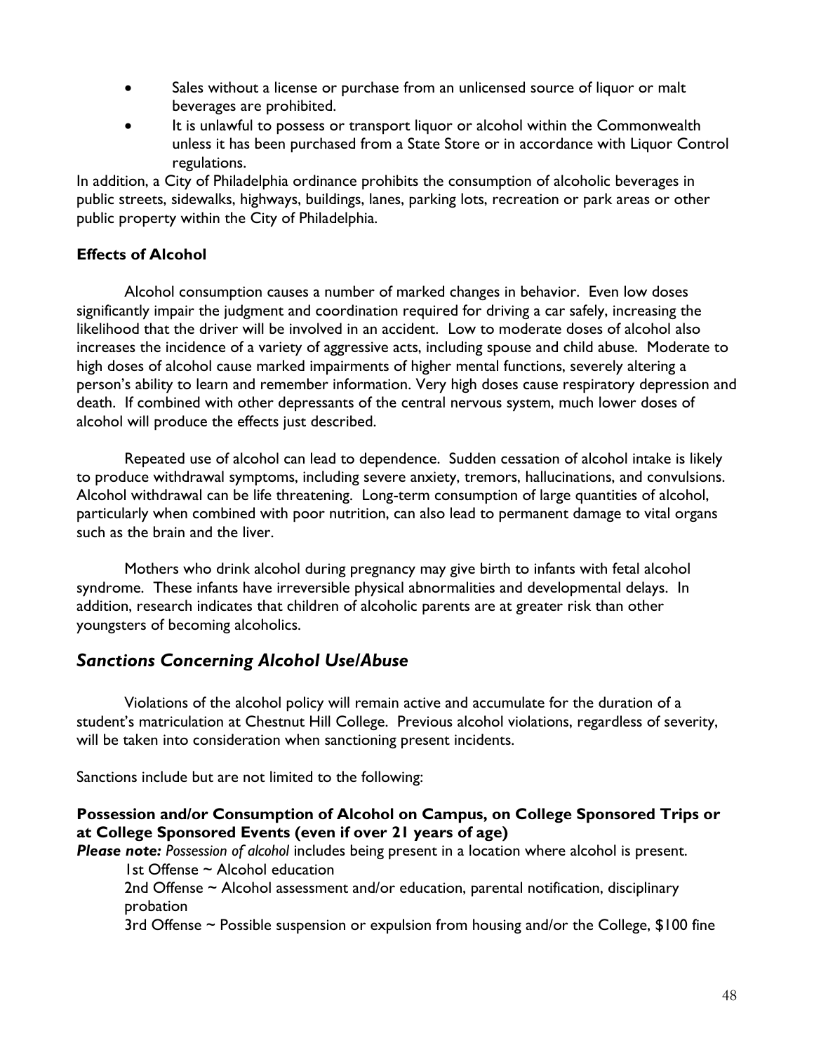- Sales without a license or purchase from an unlicensed source of liquor or malt beverages are prohibited.
- It is unlawful to possess or transport liquor or alcohol within the Commonwealth unless it has been purchased from a State Store or in accordance with Liquor Control regulations.

In addition, a City of Philadelphia ordinance prohibits the consumption of alcoholic beverages in public streets, sidewalks, highways, buildings, lanes, parking lots, recreation or park areas or other public property within the City of Philadelphia.

**Effects of Alcohol**

Alcohol consumption causes a number of marked changes in behavior. Even low doses significantly impair the judgment and coordination required for driving a car safely, increasing the likelihood that the driver will be involved in an accident. Low to moderate doses of alcohol also increases the incidence of a variety of aggressive acts, including spouse and child abuse. Moderate to high doses of alcohol cause marked impairments of higher mental functions, severely altering a person's ability to learn and remember information. Very high doses cause respiratory depression and death. If combined with other depressants of the central nervous system, much lower doses of alcohol will produce the effects just described.

Repeated use of alcohol can lead to dependence. Sudden cessation of alcohol intake is likely to produce withdrawal symptoms, including severe anxiety, tremors, hallucinations, and convulsions. Alcohol withdrawal can be life threatening. Long-term consumption of large quantities of alcohol, particularly when combined with poor nutrition, can also lead to permanent damage to vital organs such as the brain and the liver.

Mothers who drink alcohol during pregnancy may give birth to infants with fetal alcohol syndrome. These infants have irreversible physical abnormalities and developmental delays. In addition, research indicates that children of alcoholic parents are at greater risk than other youngsters of becoming alcoholics.

## *Sanctions Concerning Alcohol Use/Abuse*

Violations of the alcohol policy will remain active and accumulate for the duration of a student's matriculation at Chestnut Hill College. Previous alcohol violations, regardless of severity, will be taken into consideration when sanctioning present incidents.

Sanctions include but are not limited to the following:

**Possession and/or Consumption of Alcohol on Campus, on College Sponsored Trips or at College Sponsored Events (even if over 21 years of age)**

***Please note:*** *Possession of alcohol* includes being present in a location where alcohol is present.

1st Offense ~ Alcohol education

2nd Offense ~ Alcohol assessment and/or education, parental notification, disciplinary probation

3rd Offense ~ Possible suspension or expulsion from housing and/or the College, $100 fine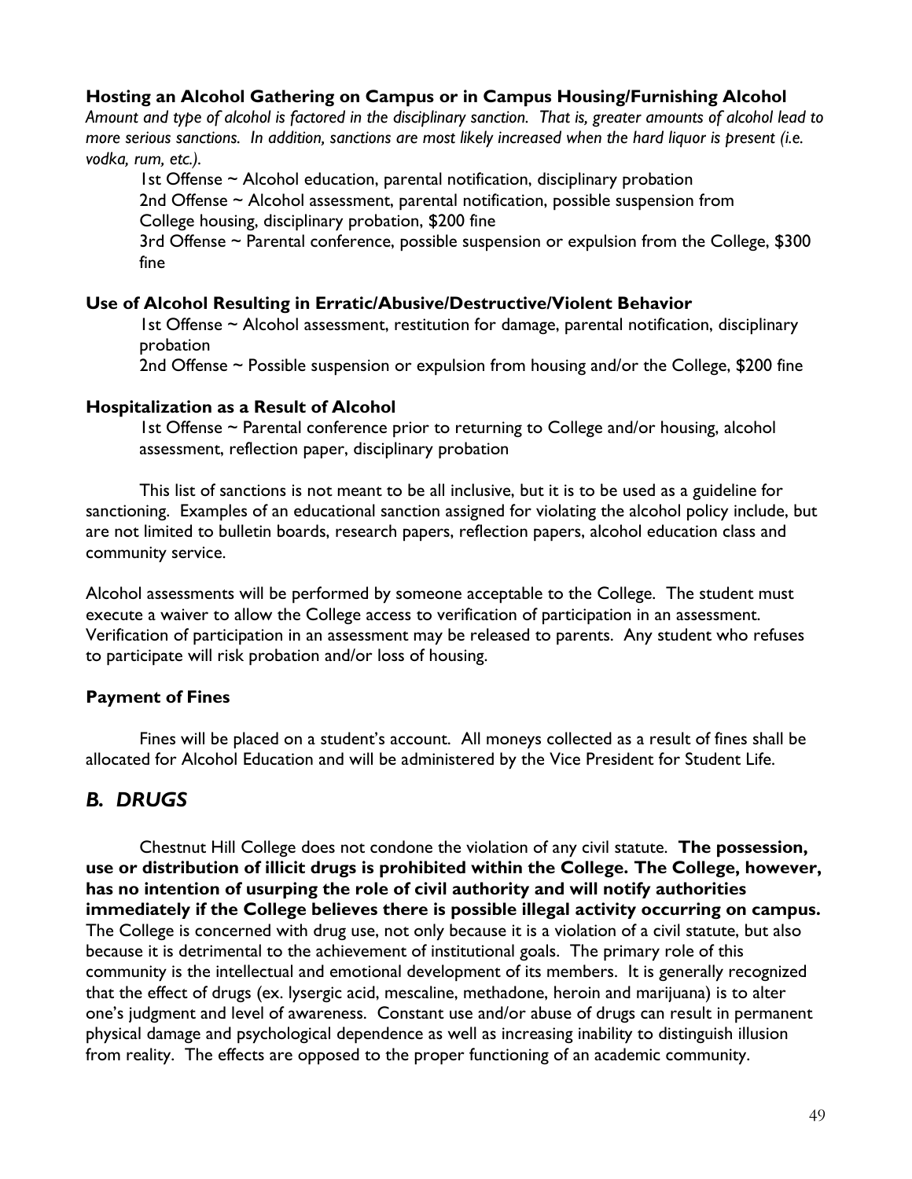**Hosting an Alcohol Gathering on Campus or in Campus Housing/Furnishing Alcohol**

*Amount and type of alcohol is factored in the disciplinary sanction. That is, greater amounts of alcohol lead to more serious sanctions. In addition, sanctions are most likely increased when the hard liquor is present (i.e. vodka, rum, etc.).*

1st Offense ~ Alcohol education, parental notification, disciplinary probation
2nd Offense ~ Alcohol assessment, parental notification, possible suspension from College housing, disciplinary probation, $200 fine
3rd Offense ~ Parental conference, possible suspension or expulsion from the College, $300 fine

**Use of Alcohol Resulting in Erratic/Abusive/Destructive/Violent Behavior**

1st Offense ~ Alcohol assessment, restitution for damage, parental notification, disciplinary probation
2nd Offense ~ Possible suspension or expulsion from housing and/or the College, $200 fine

**Hospitalization as a Result of Alcohol**

1st Offense ~ Parental conference prior to returning to College and/or housing, alcohol assessment, reflection paper, disciplinary probation

This list of sanctions is not meant to be all inclusive, but it is to be used as a guideline for sanctioning. Examples of an educational sanction assigned for violating the alcohol policy include, but are not limited to bulletin boards, research papers, reflection papers, alcohol education class and community service.

Alcohol assessments will be performed by someone acceptable to the College. The student must execute a waiver to allow the College access to verification of participation in an assessment. Verification of participation in an assessment may be released to parents. Any student who refuses to participate will risk probation and/or loss of housing.

**Payment of Fines**

Fines will be placed on a student's account. All moneys collected as a result of fines shall be allocated for Alcohol Education and will be administered by the Vice President for Student Life.

## *B. DRUGS*

Chestnut Hill College does not condone the violation of any civil statute. **The possession, use or distribution of illicit drugs is prohibited within the College. The College, however, has no intention of usurping the role of civil authority and will notify authorities immediately if the College believes there is possible illegal activity occurring on campus.** The College is concerned with drug use, not only because it is a violation of a civil statute, but also because it is detrimental to the achievement of institutional goals. The primary role of this community is the intellectual and emotional development of its members. It is generally recognized that the effect of drugs (ex. lysergic acid, mescaline, methadone, heroin and marijuana) is to alter one's judgment and level of awareness. Constant use and/or abuse of drugs can result in permanent physical damage and psychological dependence as well as increasing inability to distinguish illusion from reality. The effects are opposed to the proper functioning of an academic community.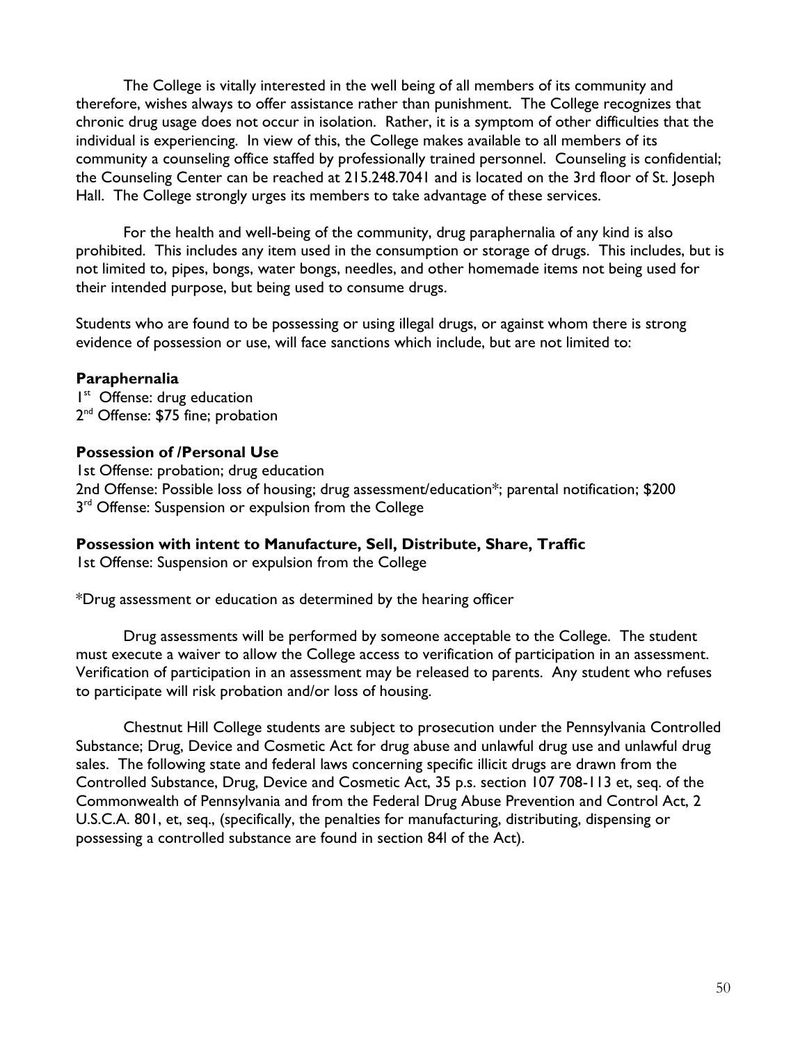The College is vitally interested in the well being of all members of its community and therefore, wishes always to offer assistance rather than punishment. The College recognizes that chronic drug usage does not occur in isolation. Rather, it is a symptom of other difficulties that the individual is experiencing. In view of this, the College makes available to all members of its community a counseling office staffed by professionally trained personnel. Counseling is confidential; the Counseling Center can be reached at 215.248.7041 and is located on the 3rd floor of St. Joseph Hall. The College strongly urges its members to take advantage of these services.

For the health and well-being of the community, drug paraphernalia of any kind is also prohibited. This includes any item used in the consumption or storage of drugs. This includes, but is not limited to, pipes, bongs, water bongs, needles, and other homemade items not being used for their intended purpose, but being used to consume drugs.

Students who are found to be possessing or using illegal drugs, or against whom there is strong evidence of possession or use, will face sanctions which include, but are not limited to:

**Paraphernalia**
1st Offense: drug education
2nd Offense: $75 fine; probation

**Possession of /Personal Use**
1st Offense: probation; drug education
2nd Offense: Possible loss of housing; drug assessment/education*; parental notification; $200
3rd Offense: Suspension or expulsion from the College

**Possession with intent to Manufacture, Sell, Distribute, Share, Traffic**
1st Offense: Suspension or expulsion from the College

*Drug assessment or education as determined by the hearing officer

Drug assessments will be performed by someone acceptable to the College. The student must execute a waiver to allow the College access to verification of participation in an assessment. Verification of participation in an assessment may be released to parents. Any student who refuses to participate will risk probation and/or loss of housing.

Chestnut Hill College students are subject to prosecution under the Pennsylvania Controlled Substance; Drug, Device and Cosmetic Act for drug abuse and unlawful drug use and unlawful drug sales. The following state and federal laws concerning specific illicit drugs are drawn from the Controlled Substance, Drug, Device and Cosmetic Act, 35 p.s. section 107 708-113 et, seq. of the Commonwealth of Pennsylvania and from the Federal Drug Abuse Prevention and Control Act, 2 U.S.C.A. 801, et, seq., (specifically, the penalties for manufacturing, distributing, dispensing or possessing a controlled substance are found in section 84l of the Act).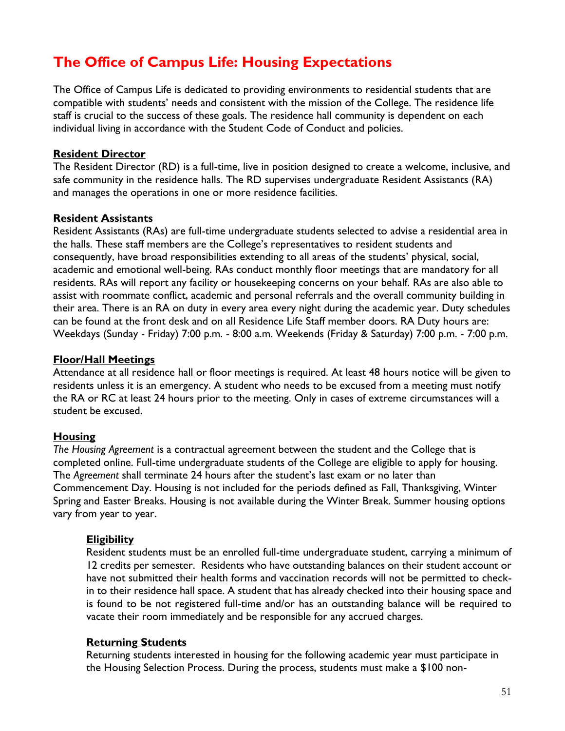# The Office of Campus Life: Housing Expectations

The Office of Campus Life is dedicated to providing environments to residential students that are compatible with students' needs and consistent with the mission of the College. The residence life staff is crucial to the success of these goals. The residence hall community is dependent on each individual living in accordance with the Student Code of Conduct and policies.

**Resident Director**

The Resident Director (RD) is a full-time, live in position designed to create a welcome, inclusive, and safe community in the residence halls. The RD supervises undergraduate Resident Assistants (RA) and manages the operations in one or more residence facilities.

**Resident Assistants**

Resident Assistants (RAs) are full-time undergraduate students selected to advise a residential area in the halls. These staff members are the College's representatives to resident students and consequently, have broad responsibilities extending to all areas of the students' physical, social, academic and emotional well-being. RAs conduct monthly floor meetings that are mandatory for all residents. RAs will report any facility or housekeeping concerns on your behalf. RAs are also able to assist with roommate conflict, academic and personal referrals and the overall community building in their area. There is an RA on duty in every area every night during the academic year. Duty schedules can be found at the front desk and on all Residence Life Staff member doors. RA Duty hours are: Weekdays (Sunday - Friday) 7:00 p.m. - 8:00 a.m. Weekends (Friday & Saturday) 7:00 p.m. - 7:00 p.m.

**Floor/Hall Meetings**

Attendance at all residence hall or floor meetings is required. At least 48 hours notice will be given to residents unless it is an emergency. A student who needs to be excused from a meeting must notify the RA or RC at least 24 hours prior to the meeting. Only in cases of extreme circumstances will a student be excused.

**Housing**

*The Housing Agreement* is a contractual agreement between the student and the College that is completed online. Full-time undergraduate students of the College are eligible to apply for housing. The *Agreement* shall terminate 24 hours after the student's last exam or no later than Commencement Day. Housing is not included for the periods defined as Fall, Thanksgiving, Winter Spring and Easter Breaks. Housing is not available during the Winter Break. Summer housing options vary from year to year.

**Eligibility**

Resident students must be an enrolled full-time undergraduate student, carrying a minimum of 12 credits per semester. Residents who have outstanding balances on their student account or have not submitted their health forms and vaccination records will not be permitted to check-in to their residence hall space. A student that has already checked into their housing space and is found to be not registered full-time and/or has an outstanding balance will be required to vacate their room immediately and be responsible for any accrued charges.

**Returning Students**

Returning students interested in housing for the following academic year must participate in the Housing Selection Process. During the process, students must make a $100 non-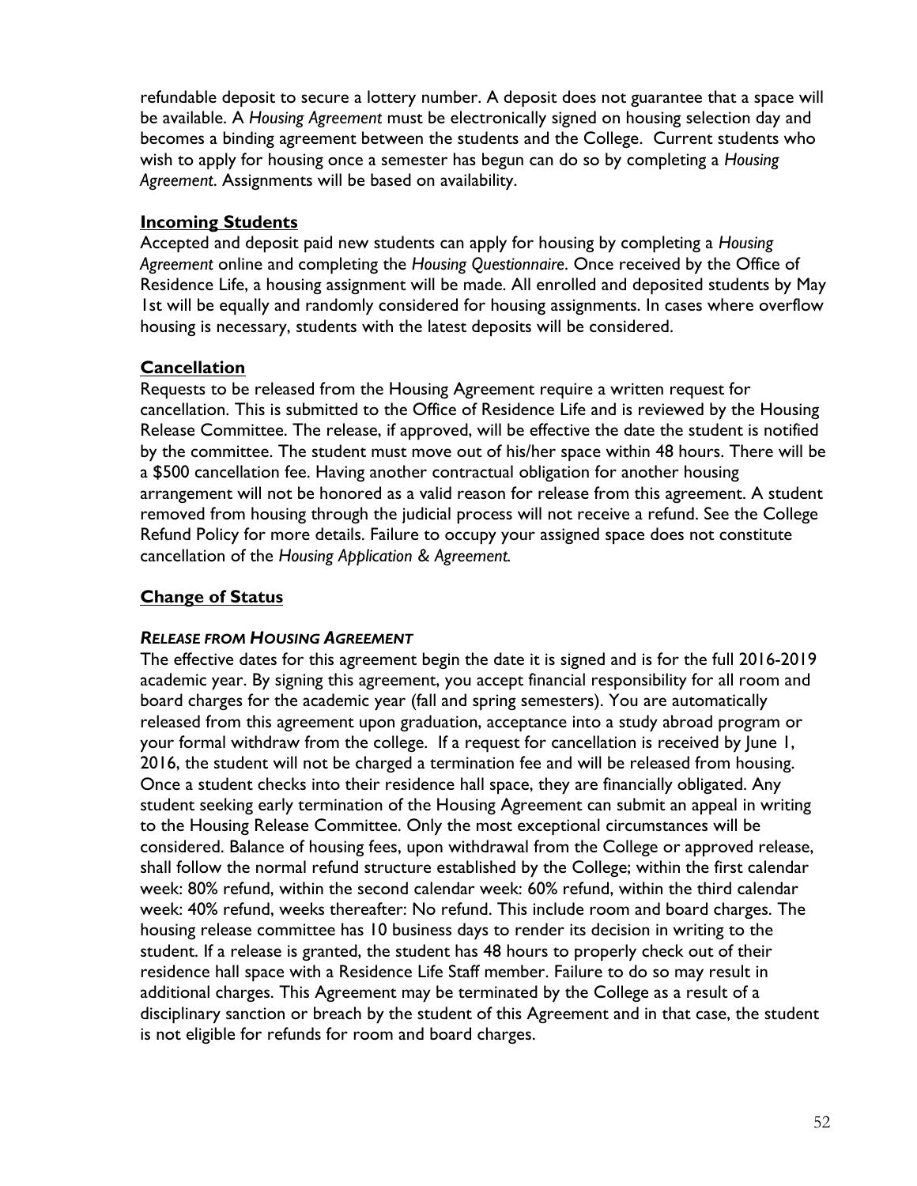refundable deposit to secure a lottery number. A deposit does not guarantee that a space will be available. A *Housing Agreement* must be electronically signed on housing selection day and becomes a binding agreement between the students and the College. Current students who wish to apply for housing once a semester has begun can do so by completing a *Housing Agreement*. Assignments will be based on availability.

## Incoming Students

Accepted and deposit paid new students can apply for housing by completing a *Housing Agreement* online and completing the *Housing Questionnaire*. Once received by the Office of Residence Life, a housing assignment will be made. All enrolled and deposited students by May 1st will be equally and randomly considered for housing assignments. In cases where overflow housing is necessary, students with the latest deposits will be considered.

## Cancellation

Requests to be released from the Housing Agreement require a written request for cancellation. This is submitted to the Office of Residence Life and is reviewed by the Housing Release Committee. The release, if approved, will be effective the date the student is notified by the committee. The student must move out of his/her space within 48 hours. There will be a $500 cancellation fee. Having another contractual obligation for another housing arrangement will not be honored as a valid reason for release from this agreement. A student removed from housing through the judicial process will not receive a refund. See the College Refund Policy for more details. Failure to occupy your assigned space does not constitute cancellation of the *Housing Application & Agreement.*

## Change of Status

### *RELEASE FROM HOUSING AGREEMENT*

The effective dates for this agreement begin the date it is signed and is for the full 2016-2019 academic year. By signing this agreement, you accept financial responsibility for all room and board charges for the academic year (fall and spring semesters). You are automatically released from this agreement upon graduation, acceptance into a study abroad program or your formal withdraw from the college. If a request for cancellation is received by June 1, 2016, the student will not be charged a termination fee and will be released from housing. Once a student checks into their residence hall space, they are financially obligated. Any student seeking early termination of the Housing Agreement can submit an appeal in writing to the Housing Release Committee. Only the most exceptional circumstances will be considered. Balance of housing fees, upon withdrawal from the College or approved release, shall follow the normal refund structure established by the College; within the first calendar week: 80% refund, within the second calendar week: 60% refund, within the third calendar week: 40% refund, weeks thereafter: No refund. This include room and board charges. The housing release committee has 10 business days to render its decision in writing to the student. If a release is granted, the student has 48 hours to properly check out of their residence hall space with a Residence Life Staff member. Failure to do so may result in additional charges. This Agreement may be terminated by the College as a result of a disciplinary sanction or breach by the student of this Agreement and in that case, the student is not eligible for refunds for room and board charges.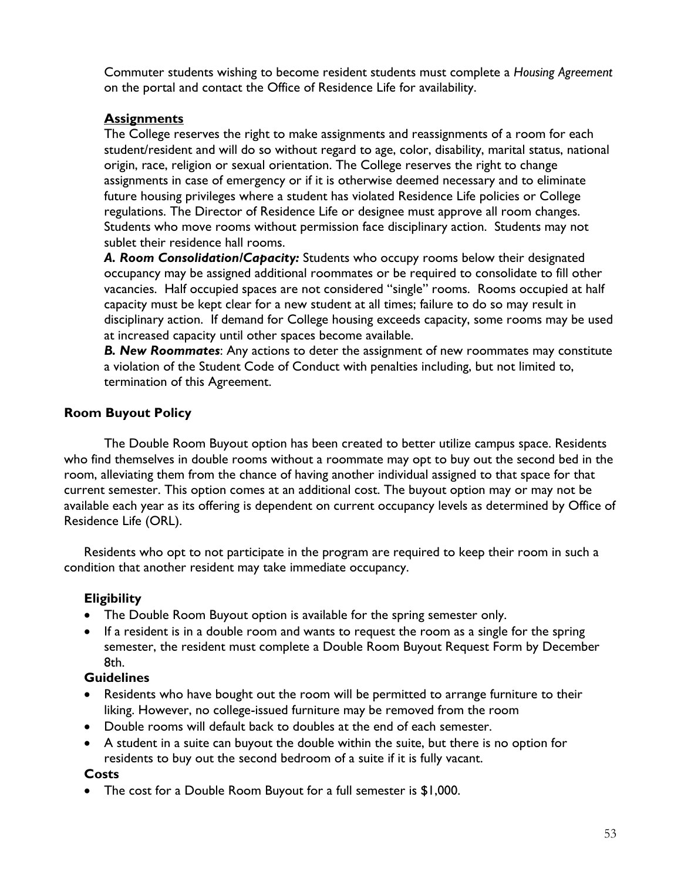Commuter students wishing to become resident students must complete a *Housing Agreement* on the portal and contact the Office of Residence Life for availability.

### **Assignments**

The College reserves the right to make assignments and reassignments of a room for each student/resident and will do so without regard to age, color, disability, marital status, national origin, race, religion or sexual orientation. The College reserves the right to change assignments in case of emergency or if it is otherwise deemed necessary and to eliminate future housing privileges where a student has violated Residence Life policies or College regulations. The Director of Residence Life or designee must approve all room changes. Students who move rooms without permission face disciplinary action. Students may not sublet their residence hall rooms.

***A. Room Consolidation/Capacity:*** Students who occupy rooms below their designated occupancy may be assigned additional roommates or be required to consolidate to fill other vacancies. Half occupied spaces are not considered "single" rooms. Rooms occupied at half capacity must be kept clear for a new student at all times; failure to do so may result in disciplinary action. If demand for College housing exceeds capacity, some rooms may be used at increased capacity until other spaces become available.

***B. New Roommates***: Any actions to deter the assignment of new roommates may constitute a violation of the Student Code of Conduct with penalties including, but not limited to, termination of this Agreement.

## **Room Buyout Policy**

The Double Room Buyout option has been created to better utilize campus space. Residents who find themselves in double rooms without a roommate may opt to buy out the second bed in the room, alleviating them from the chance of having another individual assigned to that space for that current semester. This option comes at an additional cost. The buyout option may or may not be available each year as its offering is dependent on current occupancy levels as determined by Office of Residence Life (ORL).

Residents who opt to not participate in the program are required to keep their room in such a condition that another resident may take immediate occupancy.

### **Eligibility**

- The Double Room Buyout option is available for the spring semester only.
- If a resident is in a double room and wants to request the room as a single for the spring semester, the resident must complete a Double Room Buyout Request Form by December 8th.

### **Guidelines**

- Residents who have bought out the room will be permitted to arrange furniture to their liking. However, no college-issued furniture may be removed from the room
- Double rooms will default back to doubles at the end of each semester.
- A student in a suite can buyout the double within the suite, but there is no option for residents to buy out the second bedroom of a suite if it is fully vacant.

### **Costs**

- The cost for a Double Room Buyout for a full semester is $1,000.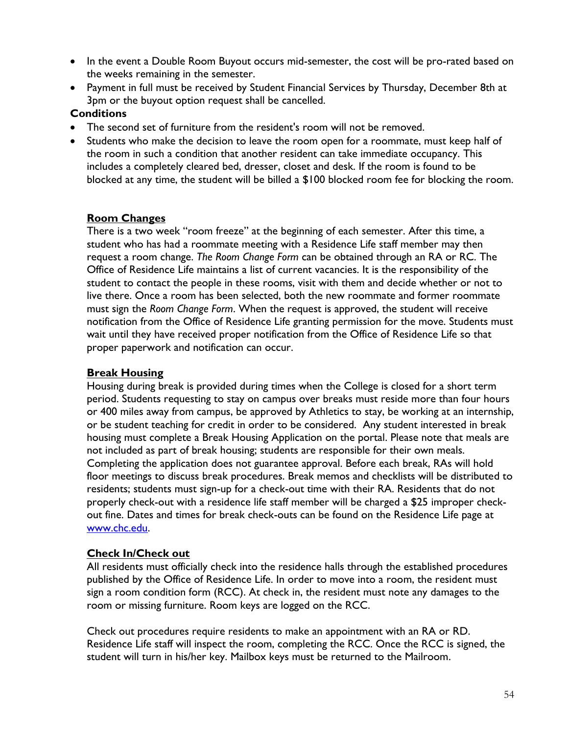- In the event a Double Room Buyout occurs mid-semester, the cost will be pro-rated based on the weeks remaining in the semester.
- Payment in full must be received by Student Financial Services by Thursday, December 8th at 3pm or the buyout option request shall be cancelled.

**Conditions**

- The second set of furniture from the resident's room will not be removed.
- Students who make the decision to leave the room open for a roommate, must keep half of the room in such a condition that another resident can take immediate occupancy. This includes a completely cleared bed, dresser, closet and desk. If the room is found to be blocked at any time, the student will be billed a $100 blocked room fee for blocking the room.

**Room Changes**

There is a two week "room freeze" at the beginning of each semester. After this time, a student who has had a roommate meeting with a Residence Life staff member may then request a room change. *The Room Change Form* can be obtained through an RA or RC. The Office of Residence Life maintains a list of current vacancies. It is the responsibility of the student to contact the people in these rooms, visit with them and decide whether or not to live there. Once a room has been selected, both the new roommate and former roommate must sign the *Room Change Form*. When the request is approved, the student will receive notification from the Office of Residence Life granting permission for the move. Students must wait until they have received proper notification from the Office of Residence Life so that proper paperwork and notification can occur.

**Break Housing**

Housing during break is provided during times when the College is closed for a short term period. Students requesting to stay on campus over breaks must reside more than four hours or 400 miles away from campus, be approved by Athletics to stay, be working at an internship, or be student teaching for credit in order to be considered. Any student interested in break housing must complete a Break Housing Application on the portal. Please note that meals are not included as part of break housing; students are responsible for their own meals. Completing the application does not guarantee approval. Before each break, RAs will hold floor meetings to discuss break procedures. Break memos and checklists will be distributed to residents; students must sign-up for a check-out time with their RA. Residents that do not properly check-out with a residence life staff member will be charged a $25 improper check-out fine. Dates and times for break check-outs can be found on the Residence Life page at www.chc.edu.

**Check In/Check out**

All residents must officially check into the residence halls through the established procedures published by the Office of Residence Life. In order to move into a room, the resident must sign a room condition form (RCC). At check in, the resident must note any damages to the room or missing furniture. Room keys are logged on the RCC.

Check out procedures require residents to make an appointment with an RA or RD. Residence Life staff will inspect the room, completing the RCC. Once the RCC is signed, the student will turn in his/her key. Mailbox keys must be returned to the Mailroom.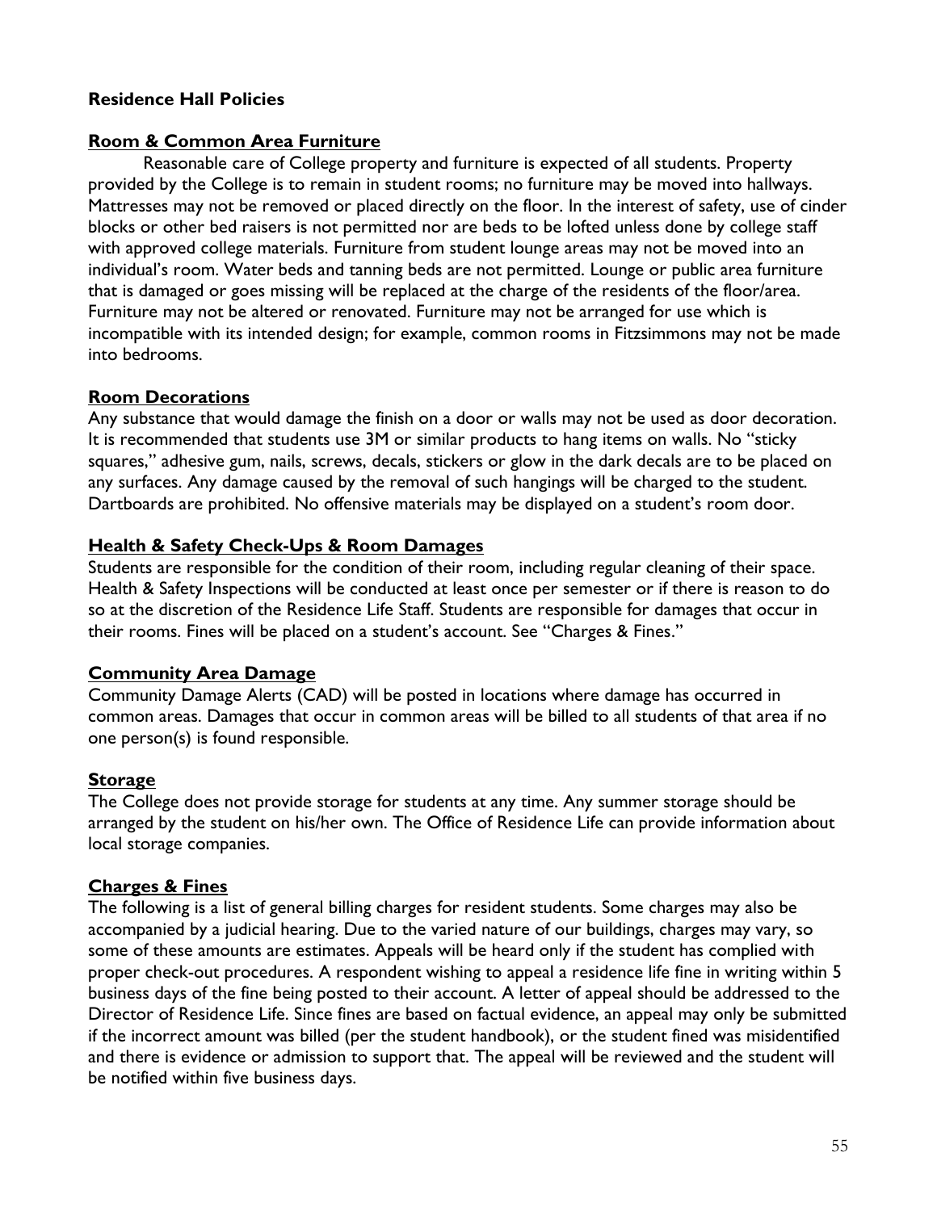**Residence Hall Policies**

**Room & Common Area Furniture**

Reasonable care of College property and furniture is expected of all students. Property provided by the College is to remain in student rooms; no furniture may be moved into hallways. Mattresses may not be removed or placed directly on the floor. In the interest of safety, use of cinder blocks or other bed raisers is not permitted nor are beds to be lofted unless done by college staff with approved college materials. Furniture from student lounge areas may not be moved into an individual's room. Water beds and tanning beds are not permitted. Lounge or public area furniture that is damaged or goes missing will be replaced at the charge of the residents of the floor/area. Furniture may not be altered or renovated. Furniture may not be arranged for use which is incompatible with its intended design; for example, common rooms in Fitzsimmons may not be made into bedrooms.

**Room Decorations**

Any substance that would damage the finish on a door or walls may not be used as door decoration. It is recommended that students use 3M or similar products to hang items on walls. No "sticky squares," adhesive gum, nails, screws, decals, stickers or glow in the dark decals are to be placed on any surfaces. Any damage caused by the removal of such hangings will be charged to the student. Dartboards are prohibited. No offensive materials may be displayed on a student's room door.

**Health & Safety Check-Ups & Room Damages**

Students are responsible for the condition of their room, including regular cleaning of their space. Health & Safety Inspections will be conducted at least once per semester or if there is reason to do so at the discretion of the Residence Life Staff. Students are responsible for damages that occur in their rooms. Fines will be placed on a student's account. See "Charges & Fines."

**Community Area Damage**

Community Damage Alerts (CAD) will be posted in locations where damage has occurred in common areas. Damages that occur in common areas will be billed to all students of that area if no one person(s) is found responsible.

**Storage**

The College does not provide storage for students at any time. Any summer storage should be arranged by the student on his/her own. The Office of Residence Life can provide information about local storage companies.

**Charges & Fines**

The following is a list of general billing charges for resident students. Some charges may also be accompanied by a judicial hearing. Due to the varied nature of our buildings, charges may vary, so some of these amounts are estimates. Appeals will be heard only if the student has complied with proper check-out procedures. A respondent wishing to appeal a residence life fine in writing within 5 business days of the fine being posted to their account. A letter of appeal should be addressed to the Director of Residence Life. Since fines are based on factual evidence, an appeal may only be submitted if the incorrect amount was billed (per the student handbook), or the student fined was misidentified and there is evidence or admission to support that. The appeal will be reviewed and the student will be notified within five business days.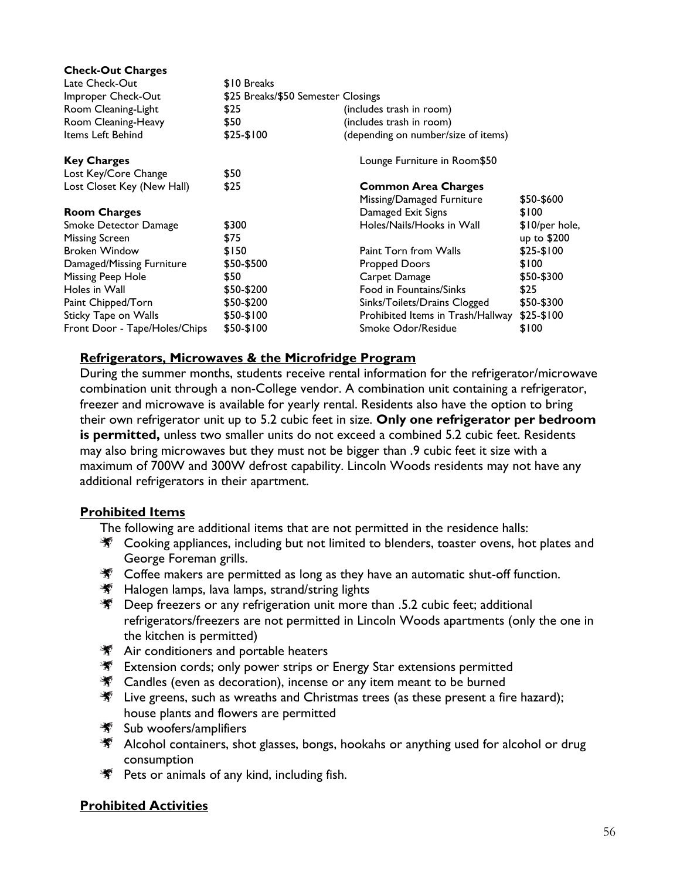**Check-Out Charges**

| | | |
|---|---|---|
| Late Check-Out | $10 Breaks | |
| Improper Check-Out | $25 Breaks/$50 Semester Closings | |
| Room Cleaning-Light | $25 | (includes trash in room) |
| Room Cleaning-Heavy | $50 | (includes trash in room) |
| Items Left Behind | $25-$100 | (depending on number/size of items) |

**Key Charges**

| | |
|---|---|
| Lost Key/Core Change | $50 |
| Lost Closet Key (New Hall) | $25 |

**Room Charges**

| | |
|---|---|
| Smoke Detector Damage | $300 |
| Missing Screen | $75 |
| Broken Window | $150 |
| Damaged/Missing Furniture | $50-$500 |
| Missing Peep Hole | $50 |
| Holes in Wall | $50-$200 |
| Paint Chipped/Torn | $50-$200 |
| Sticky Tape on Walls | $50-$100 |
| Front Door - Tape/Holes/Chips | $50-$100 |

Lounge Furniture in Room$50

**Common Area Charges**

| | |
|---|---|
| Missing/Damaged Furniture | $50-$600 |
| Damaged Exit Signs | $100 |
| Holes/Nails/Hooks in Wall | $10/per hole, up to $200 |
| Paint Torn from Walls | $25-$100 |
| Propped Doors | $100 |
| Carpet Damage | $50-$300 |
| Food in Fountains/Sinks | $25 |
| Sinks/Toilets/Drains Clogged | $50-$300 |
| Prohibited Items in Trash/Hallway | $25-$100 |
| Smoke Odor/Residue | $100 |

## Refrigerators, Microwaves & the Microfridge Program

During the summer months, students receive rental information for the refrigerator/microwave combination unit through a non-College vendor. A combination unit containing a refrigerator, freezer and microwave is available for yearly rental. Residents also have the option to bring their own refrigerator unit up to 5.2 cubic feet in size. **Only one refrigerator per bedroom is permitted,** unless two smaller units do not exceed a combined 5.2 cubic feet. Residents may also bring microwaves but they must not be bigger than .9 cubic feet it size with a maximum of 700W and 300W defrost capability. Lincoln Woods residents may not have any additional refrigerators in their apartment.

## Prohibited Items

The following are additional items that are not permitted in the residence halls:

- Cooking appliances, including but not limited to blenders, toaster ovens, hot plates and George Foreman grills.
- Coffee makers are permitted as long as they have an automatic shut-off function.
- Halogen lamps, lava lamps, strand/string lights
- Deep freezers or any refrigeration unit more than .5.2 cubic feet; additional refrigerators/freezers are not permitted in Lincoln Woods apartments (only the one in the kitchen is permitted)
- Air conditioners and portable heaters
- Extension cords; only power strips or Energy Star extensions permitted
- Candles (even as decoration), incense or any item meant to be burned
- Live greens, such as wreaths and Christmas trees (as these present a fire hazard); house plants and flowers are permitted
- Sub woofers/amplifiers
- Alcohol containers, shot glasses, bongs, hookahs or anything used for alcohol or drug consumption
- Pets or animals of any kind, including fish.

## Prohibited Activities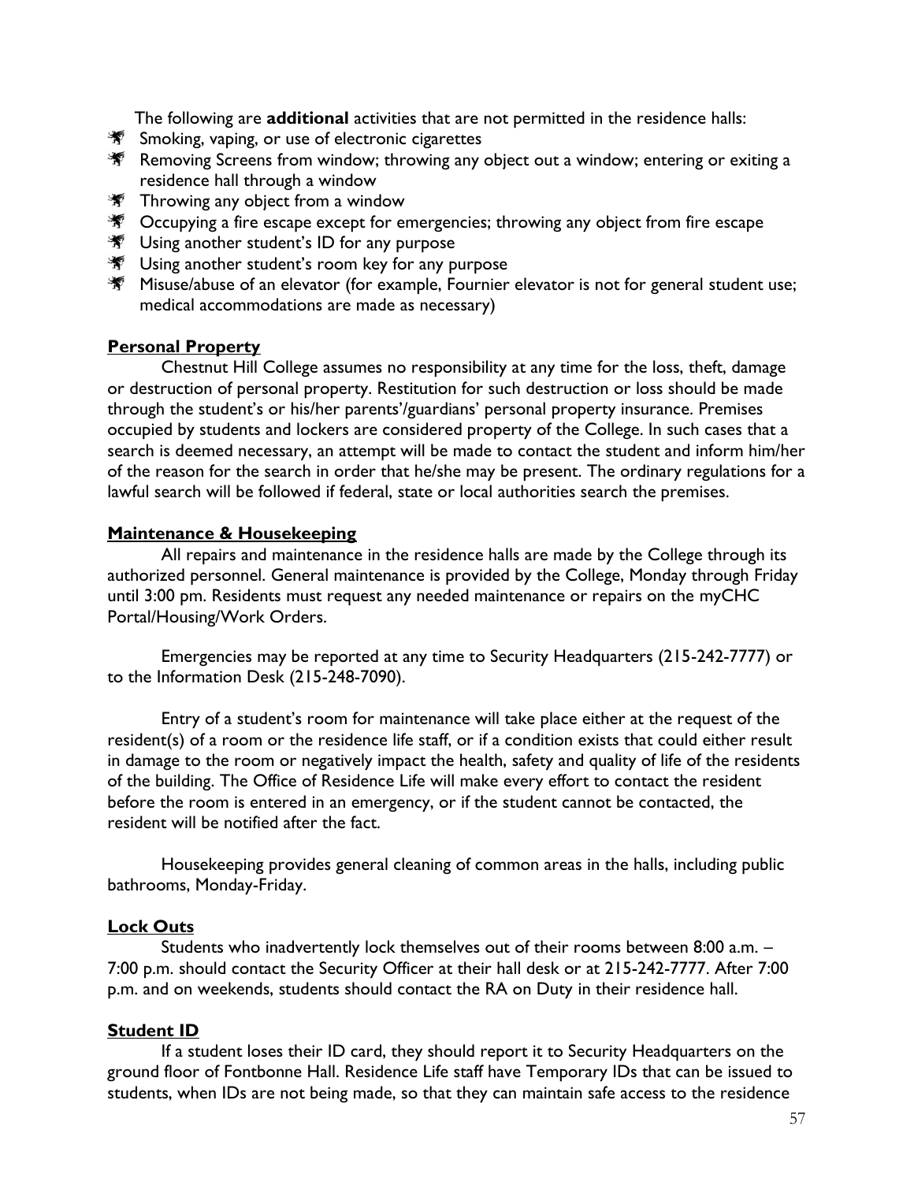The following are **additional** activities that are not permitted in the residence halls:

- Smoking, vaping, or use of electronic cigarettes
- Removing Screens from window; throwing any object out a window; entering or exiting a residence hall through a window
- Throwing any object from a window
- Occupying a fire escape except for emergencies; throwing any object from fire escape
- Using another student's ID for any purpose
- Using another student's room key for any purpose
- Misuse/abuse of an elevator (for example, Fournier elevator is not for general student use; medical accommodations are made as necessary)

## Personal Property

Chestnut Hill College assumes no responsibility at any time for the loss, theft, damage or destruction of personal property. Restitution for such destruction or loss should be made through the student's or his/her parents'/guardians' personal property insurance. Premises occupied by students and lockers are considered property of the College. In such cases that a search is deemed necessary, an attempt will be made to contact the student and inform him/her of the reason for the search in order that he/she may be present. The ordinary regulations for a lawful search will be followed if federal, state or local authorities search the premises.

## Maintenance & Housekeeping

All repairs and maintenance in the residence halls are made by the College through its authorized personnel. General maintenance is provided by the College, Monday through Friday until 3:00 pm. Residents must request any needed maintenance or repairs on the myCHC Portal/Housing/Work Orders.

Emergencies may be reported at any time to Security Headquarters (215-242-7777) or to the Information Desk (215-248-7090).

Entry of a student's room for maintenance will take place either at the request of the resident(s) of a room or the residence life staff, or if a condition exists that could either result in damage to the room or negatively impact the health, safety and quality of life of the residents of the building. The Office of Residence Life will make every effort to contact the resident before the room is entered in an emergency, or if the student cannot be contacted, the resident will be notified after the fact.

Housekeeping provides general cleaning of common areas in the halls, including public bathrooms, Monday-Friday.

## Lock Outs

Students who inadvertently lock themselves out of their rooms between 8:00 a.m. – 7:00 p.m. should contact the Security Officer at their hall desk or at 215-242-7777. After 7:00 p.m. and on weekends, students should contact the RA on Duty in their residence hall.

## Student ID

If a student loses their ID card, they should report it to Security Headquarters on the ground floor of Fontbonne Hall. Residence Life staff have Temporary IDs that can be issued to students, when IDs are not being made, so that they can maintain safe access to the residence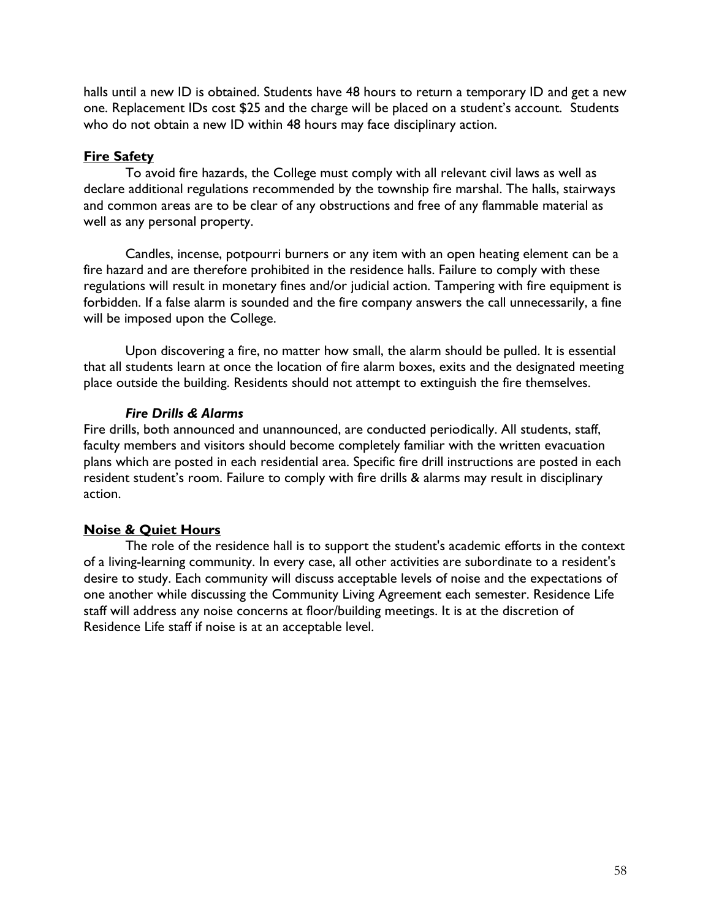halls until a new ID is obtained. Students have 48 hours to return a temporary ID and get a new one. Replacement IDs cost $25 and the charge will be placed on a student's account. Students who do not obtain a new ID within 48 hours may face disciplinary action.

## Fire Safety

To avoid fire hazards, the College must comply with all relevant civil laws as well as declare additional regulations recommended by the township fire marshal. The halls, stairways and common areas are to be clear of any obstructions and free of any flammable material as well as any personal property.

Candles, incense, potpourri burners or any item with an open heating element can be a fire hazard and are therefore prohibited in the residence halls. Failure to comply with these regulations will result in monetary fines and/or judicial action. Tampering with fire equipment is forbidden. If a false alarm is sounded and the fire company answers the call unnecessarily, a fine will be imposed upon the College.

Upon discovering a fire, no matter how small, the alarm should be pulled. It is essential that all students learn at once the location of fire alarm boxes, exits and the designated meeting place outside the building. Residents should not attempt to extinguish the fire themselves.

### *Fire Drills & Alarms*

Fire drills, both announced and unannounced, are conducted periodically. All students, staff, faculty members and visitors should become completely familiar with the written evacuation plans which are posted in each residential area. Specific fire drill instructions are posted in each resident student's room. Failure to comply with fire drills & alarms may result in disciplinary action.

## Noise & Quiet Hours

The role of the residence hall is to support the student's academic efforts in the context of a living-learning community. In every case, all other activities are subordinate to a resident's desire to study. Each community will discuss acceptable levels of noise and the expectations of one another while discussing the Community Living Agreement each semester. Residence Life staff will address any noise concerns at floor/building meetings. It is at the discretion of Residence Life staff if noise is at an acceptable level.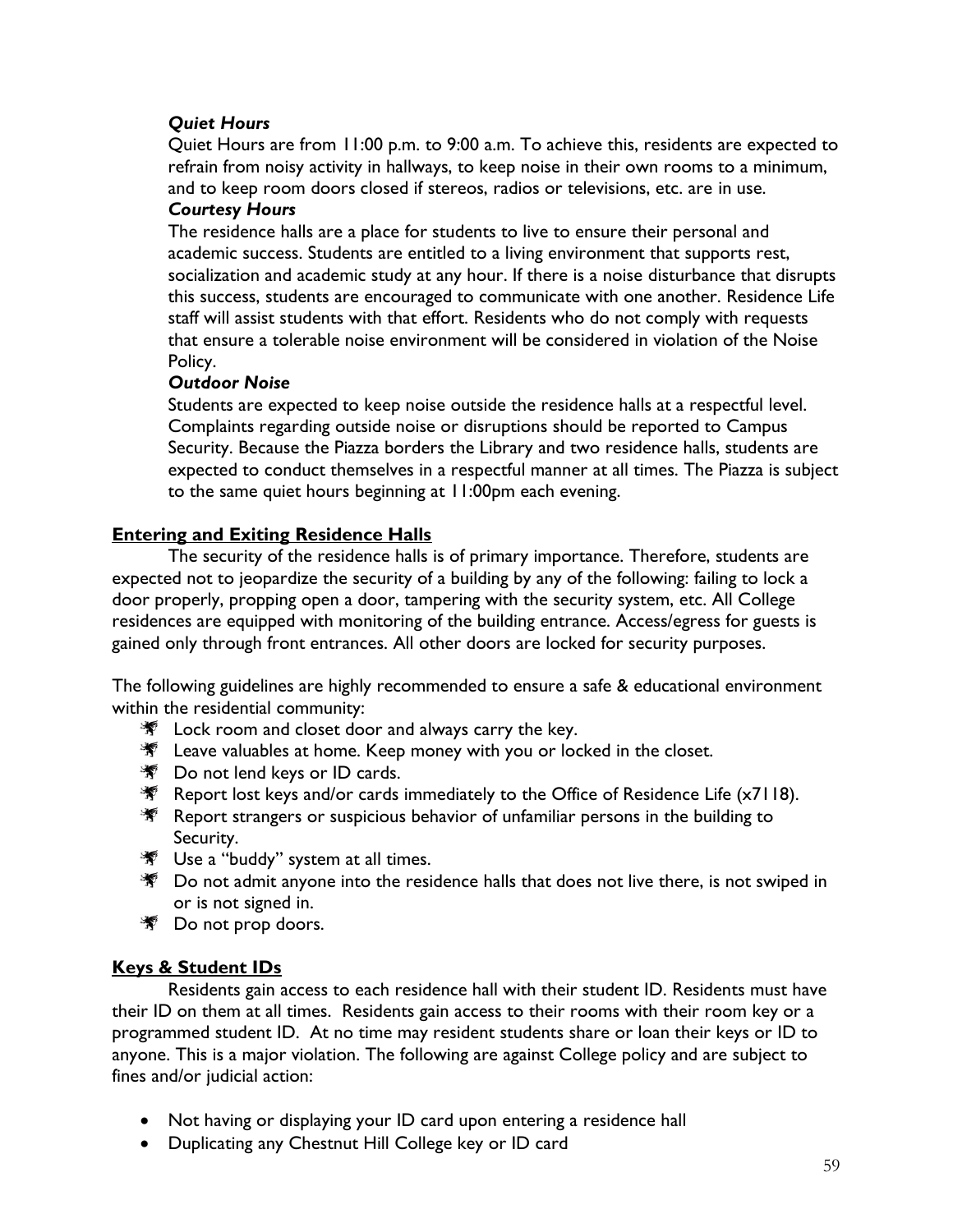***Quiet Hours***

Quiet Hours are from 11:00 p.m. to 9:00 a.m. To achieve this, residents are expected to refrain from noisy activity in hallways, to keep noise in their own rooms to a minimum, and to keep room doors closed if stereos, radios or televisions, etc. are in use.

***Courtesy Hours***

The residence halls are a place for students to live to ensure their personal and academic success. Students are entitled to a living environment that supports rest, socialization and academic study at any hour. If there is a noise disturbance that disrupts this success, students are encouraged to communicate with one another. Residence Life staff will assist students with that effort. Residents who do not comply with requests that ensure a tolerable noise environment will be considered in violation of the Noise Policy.

***Outdoor Noise***

Students are expected to keep noise outside the residence halls at a respectful level. Complaints regarding outside noise or disruptions should be reported to Campus Security. Because the Piazza borders the Library and two residence halls, students are expected to conduct themselves in a respectful manner at all times. The Piazza is subject to the same quiet hours beginning at 11:00pm each evening.

## **Entering and Exiting Residence Halls**

The security of the residence halls is of primary importance. Therefore, students are expected not to jeopardize the security of a building by any of the following: failing to lock a door properly, propping open a door, tampering with the security system, etc. All College residences are equipped with monitoring of the building entrance. Access/egress for guests is gained only through front entrances. All other doors are locked for security purposes.

The following guidelines are highly recommended to ensure a safe & educational environment within the residential community:

- Lock room and closet door and always carry the key.
- Leave valuables at home. Keep money with you or locked in the closet.
- Do not lend keys or ID cards.
- Report lost keys and/or cards immediately to the Office of Residence Life (x7118).
- Report strangers or suspicious behavior of unfamiliar persons in the building to Security.
- Use a "buddy" system at all times.
- Do not admit anyone into the residence halls that does not live there, is not swiped in or is not signed in.
- Do not prop doors.

## **Keys & Student IDs**

Residents gain access to each residence hall with their student ID. Residents must have their ID on them at all times. Residents gain access to their rooms with their room key or a programmed student ID. At no time may resident students share or loan their keys or ID to anyone. This is a major violation. The following are against College policy and are subject to fines and/or judicial action:

- Not having or displaying your ID card upon entering a residence hall
- Duplicating any Chestnut Hill College key or ID card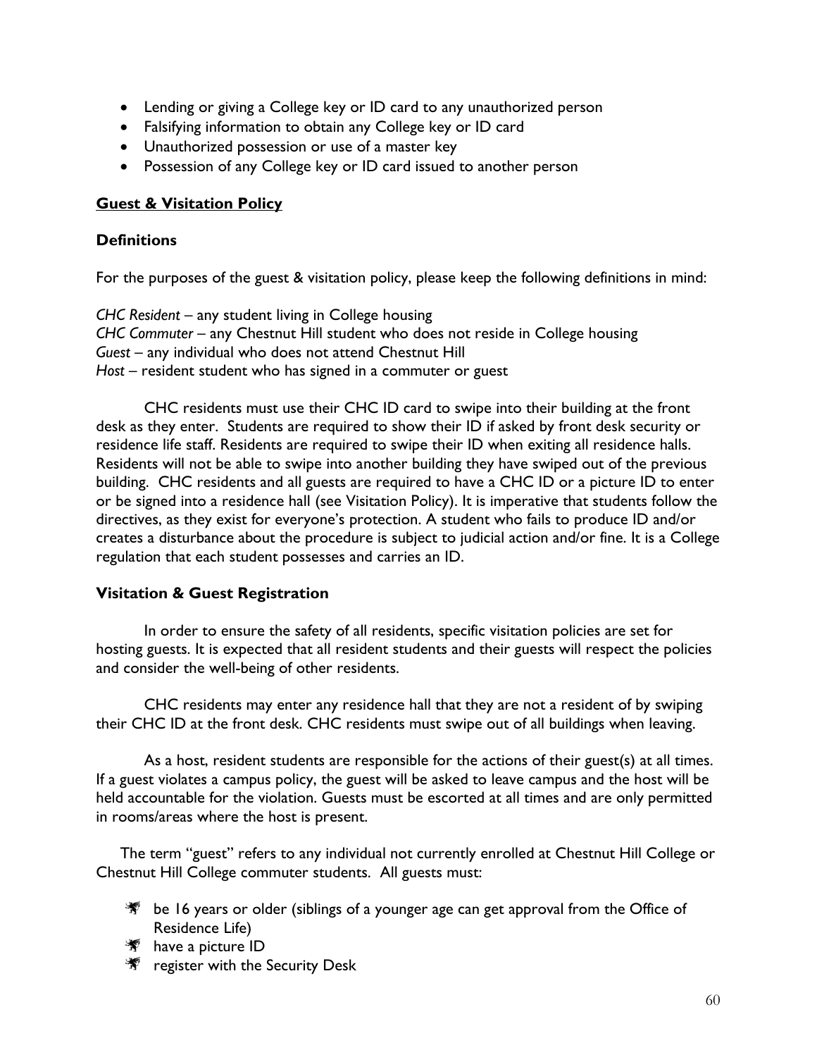- Lending or giving a College key or ID card to any unauthorized person
- Falsifying information to obtain any College key or ID card
- Unauthorized possession or use of a master key
- Possession of any College key or ID card issued to another person

## Guest & Visitation Policy

### Definitions

For the purposes of the guest & visitation policy, please keep the following definitions in mind:

*CHC Resident* – any student living in College housing
*CHC Commuter* – any Chestnut Hill student who does not reside in College housing
*Guest* – any individual who does not attend Chestnut Hill
*Host* – resident student who has signed in a commuter or guest

CHC residents must use their CHC ID card to swipe into their building at the front desk as they enter. Students are required to show their ID if asked by front desk security or residence life staff. Residents are required to swipe their ID when exiting all residence halls. Residents will not be able to swipe into another building they have swiped out of the previous building. CHC residents and all guests are required to have a CHC ID or a picture ID to enter or be signed into a residence hall (see Visitation Policy). It is imperative that students follow the directives, as they exist for everyone's protection. A student who fails to produce ID and/or creates a disturbance about the procedure is subject to judicial action and/or fine. It is a College regulation that each student possesses and carries an ID.

### Visitation & Guest Registration

In order to ensure the safety of all residents, specific visitation policies are set for hosting guests. It is expected that all resident students and their guests will respect the policies and consider the well-being of other residents.

CHC residents may enter any residence hall that they are not a resident of by swiping their CHC ID at the front desk. CHC residents must swipe out of all buildings when leaving.

As a host, resident students are responsible for the actions of their guest(s) at all times. If a guest violates a campus policy, the guest will be asked to leave campus and the host will be held accountable for the violation. Guests must be escorted at all times and are only permitted in rooms/areas where the host is present.

The term "guest" refers to any individual not currently enrolled at Chestnut Hill College or Chestnut Hill College commuter students. All guests must:

- be 16 years or older (siblings of a younger age can get approval from the Office of Residence Life)
- have a picture ID
- register with the Security Desk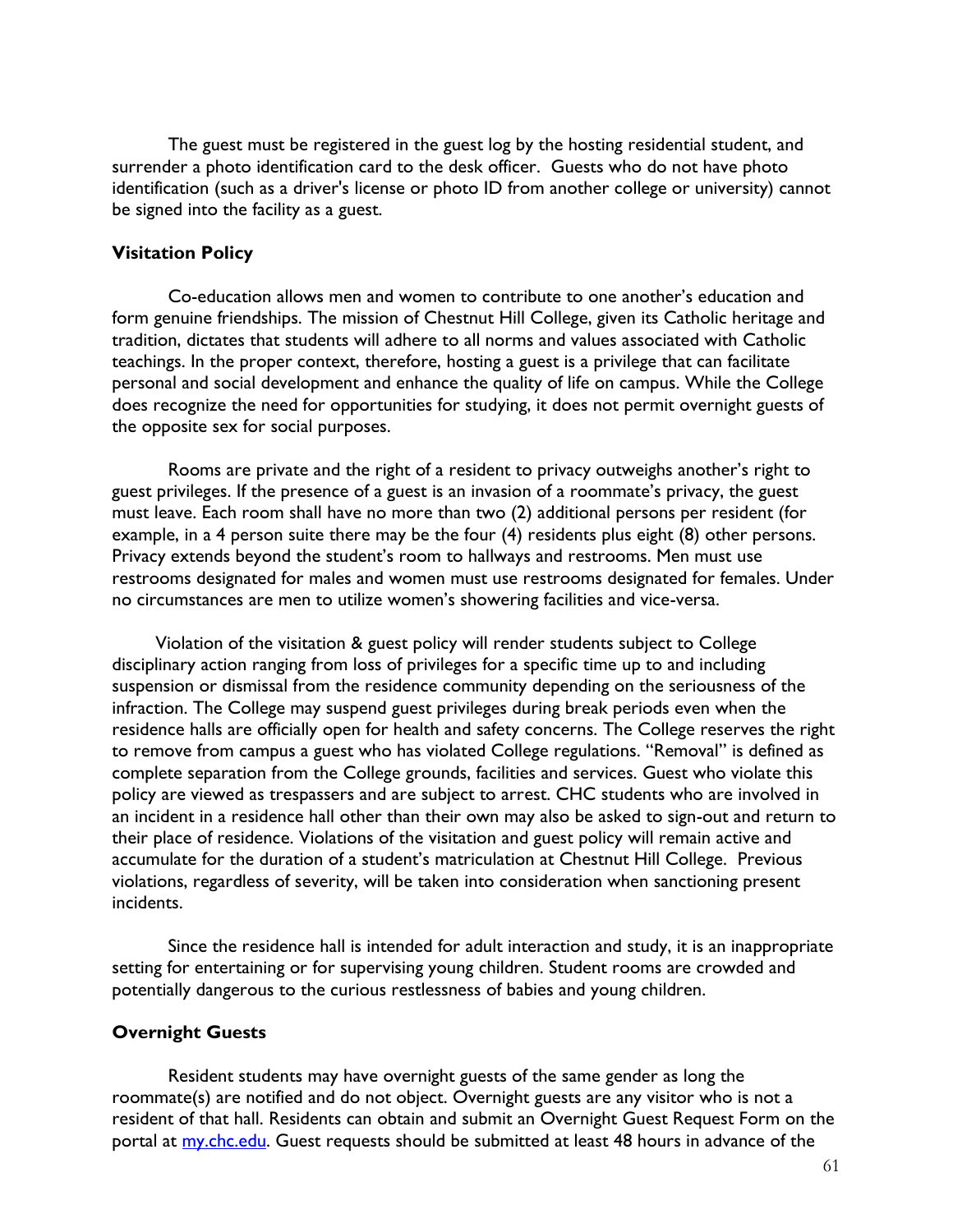The guest must be registered in the guest log by the hosting residential student, and surrender a photo identification card to the desk officer. Guests who do not have photo identification (such as a driver's license or photo ID from another college or university) cannot be signed into the facility as a guest.

**Visitation Policy**

Co-education allows men and women to contribute to one another's education and form genuine friendships. The mission of Chestnut Hill College, given its Catholic heritage and tradition, dictates that students will adhere to all norms and values associated with Catholic teachings. In the proper context, therefore, hosting a guest is a privilege that can facilitate personal and social development and enhance the quality of life on campus. While the College does recognize the need for opportunities for studying, it does not permit overnight guests of the opposite sex for social purposes.

Rooms are private and the right of a resident to privacy outweighs another's right to guest privileges. If the presence of a guest is an invasion of a roommate's privacy, the guest must leave. Each room shall have no more than two (2) additional persons per resident (for example, in a 4 person suite there may be the four (4) residents plus eight (8) other persons. Privacy extends beyond the student's room to hallways and restrooms. Men must use restrooms designated for males and women must use restrooms designated for females. Under no circumstances are men to utilize women's showering facilities and vice-versa.

Violation of the visitation & guest policy will render students subject to College disciplinary action ranging from loss of privileges for a specific time up to and including suspension or dismissal from the residence community depending on the seriousness of the infraction. The College may suspend guest privileges during break periods even when the residence halls are officially open for health and safety concerns. The College reserves the right to remove from campus a guest who has violated College regulations. "Removal" is defined as complete separation from the College grounds, facilities and services. Guest who violate this policy are viewed as trespassers and are subject to arrest. CHC students who are involved in an incident in a residence hall other than their own may also be asked to sign-out and return to their place of residence. Violations of the visitation and guest policy will remain active and accumulate for the duration of a student's matriculation at Chestnut Hill College. Previous violations, regardless of severity, will be taken into consideration when sanctioning present incidents.

Since the residence hall is intended for adult interaction and study, it is an inappropriate setting for entertaining or for supervising young children. Student rooms are crowded and potentially dangerous to the curious restlessness of babies and young children.

**Overnight Guests**

Resident students may have overnight guests of the same gender as long the roommate(s) are notified and do not object. Overnight guests are any visitor who is not a resident of that hall. Residents can obtain and submit an Overnight Guest Request Form on the portal at my.chc.edu. Guest requests should be submitted at least 48 hours in advance of the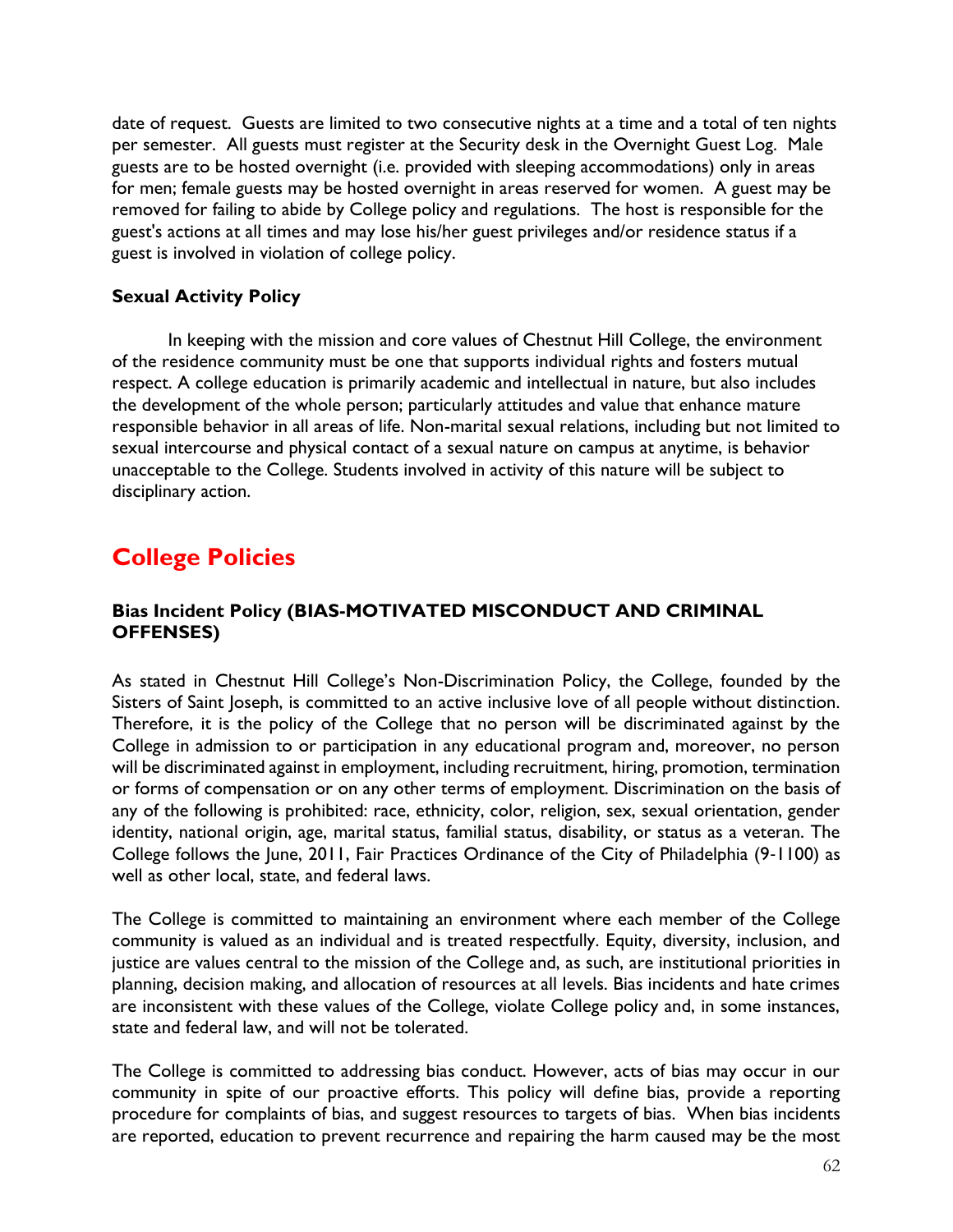date of request. Guests are limited to two consecutive nights at a time and a total of ten nights per semester. All guests must register at the Security desk in the Overnight Guest Log. Male guests are to be hosted overnight (i.e. provided with sleeping accommodations) only in areas for men; female guests may be hosted overnight in areas reserved for women. A guest may be removed for failing to abide by College policy and regulations. The host is responsible for the guest's actions at all times and may lose his/her guest privileges and/or residence status if a guest is involved in violation of college policy.

### Sexual Activity Policy

In keeping with the mission and core values of Chestnut Hill College, the environment of the residence community must be one that supports individual rights and fosters mutual respect. A college education is primarily academic and intellectual in nature, but also includes the development of the whole person; particularly attitudes and value that enhance mature responsible behavior in all areas of life. Non-marital sexual relations, including but not limited to sexual intercourse and physical contact of a sexual nature on campus at anytime, is behavior unacceptable to the College. Students involved in activity of this nature will be subject to disciplinary action.

## College Policies

### Bias Incident Policy (BIAS-MOTIVATED MISCONDUCT AND CRIMINAL OFFENSES)

As stated in Chestnut Hill College's Non-Discrimination Policy, the College, founded by the Sisters of Saint Joseph, is committed to an active inclusive love of all people without distinction. Therefore, it is the policy of the College that no person will be discriminated against by the College in admission to or participation in any educational program and, moreover, no person will be discriminated against in employment, including recruitment, hiring, promotion, termination or forms of compensation or on any other terms of employment. Discrimination on the basis of any of the following is prohibited: race, ethnicity, color, religion, sex, sexual orientation, gender identity, national origin, age, marital status, familial status, disability, or status as a veteran. The College follows the June, 2011, Fair Practices Ordinance of the City of Philadelphia (9-1100) as well as other local, state, and federal laws.

The College is committed to maintaining an environment where each member of the College community is valued as an individual and is treated respectfully. Equity, diversity, inclusion, and justice are values central to the mission of the College and, as such, are institutional priorities in planning, decision making, and allocation of resources at all levels. Bias incidents and hate crimes are inconsistent with these values of the College, violate College policy and, in some instances, state and federal law, and will not be tolerated.

The College is committed to addressing bias conduct. However, acts of bias may occur in our community in spite of our proactive efforts. This policy will define bias, provide a reporting procedure for complaints of bias, and suggest resources to targets of bias. When bias incidents are reported, education to prevent recurrence and repairing the harm caused may be the most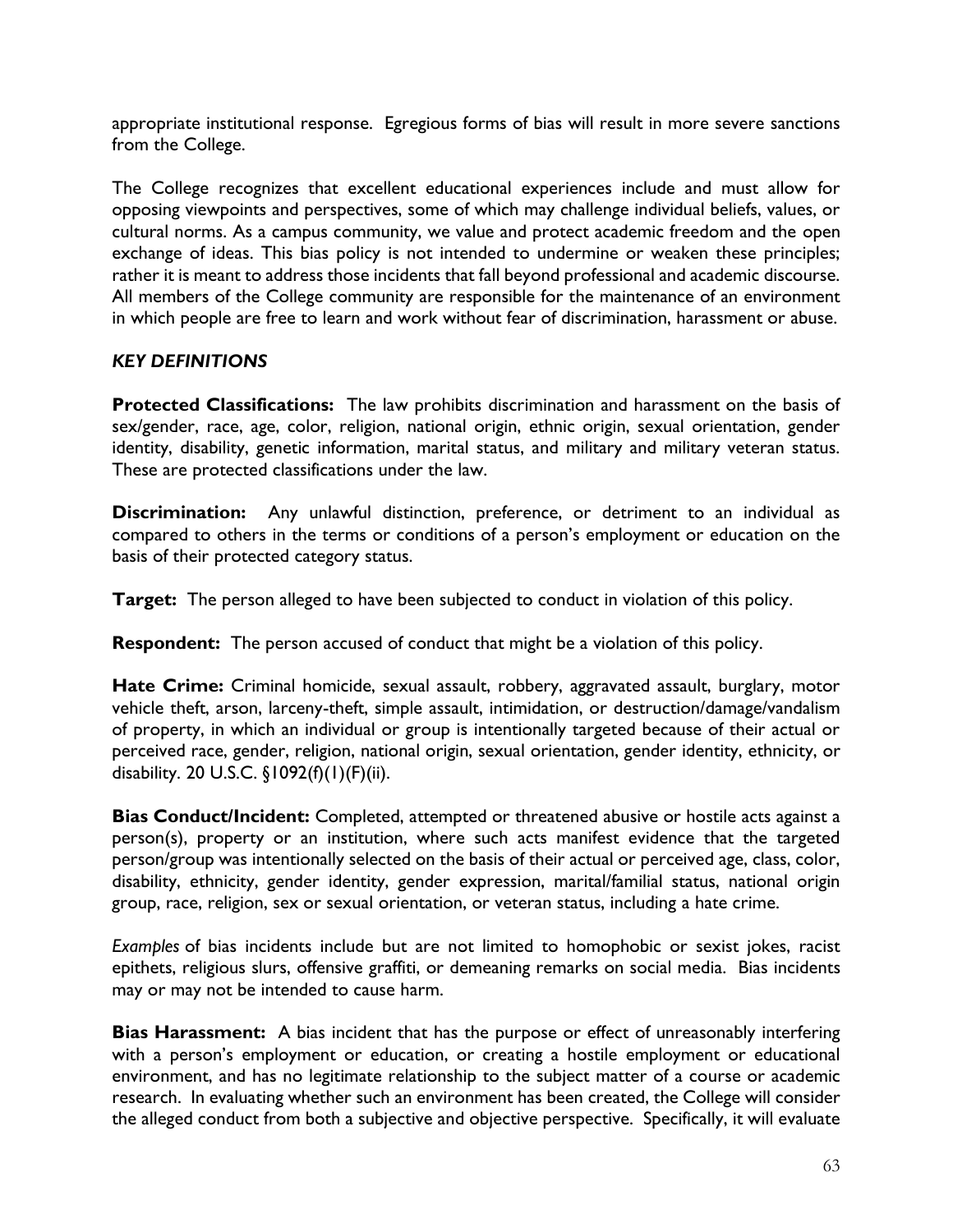appropriate institutional response. Egregious forms of bias will result in more severe sanctions from the College.

The College recognizes that excellent educational experiences include and must allow for opposing viewpoints and perspectives, some of which may challenge individual beliefs, values, or cultural norms. As a campus community, we value and protect academic freedom and the open exchange of ideas. This bias policy is not intended to undermine or weaken these principles; rather it is meant to address those incidents that fall beyond professional and academic discourse. All members of the College community are responsible for the maintenance of an environment in which people are free to learn and work without fear of discrimination, harassment or abuse.

### *KEY DEFINITIONS*

**Protected Classifications:** The law prohibits discrimination and harassment on the basis of sex/gender, race, age, color, religion, national origin, ethnic origin, sexual orientation, gender identity, disability, genetic information, marital status, and military and military veteran status. These are protected classifications under the law.

**Discrimination:** Any unlawful distinction, preference, or detriment to an individual as compared to others in the terms or conditions of a person's employment or education on the basis of their protected category status.

**Target:** The person alleged to have been subjected to conduct in violation of this policy.

**Respondent:** The person accused of conduct that might be a violation of this policy.

**Hate Crime:** Criminal homicide, sexual assault, robbery, aggravated assault, burglary, motor vehicle theft, arson, larceny-theft, simple assault, intimidation, or destruction/damage/vandalism of property, in which an individual or group is intentionally targeted because of their actual or perceived race, gender, religion, national origin, sexual orientation, gender identity, ethnicity, or disability. 20 U.S.C. §1092(f)(1)(F)(ii).

**Bias Conduct/Incident:** Completed, attempted or threatened abusive or hostile acts against a person(s), property or an institution, where such acts manifest evidence that the targeted person/group was intentionally selected on the basis of their actual or perceived age, class, color, disability, ethnicity, gender identity, gender expression, marital/familial status, national origin group, race, religion, sex or sexual orientation, or veteran status, including a hate crime.

*Examples* of bias incidents include but are not limited to homophobic or sexist jokes, racist epithets, religious slurs, offensive graffiti, or demeaning remarks on social media. Bias incidents may or may not be intended to cause harm.

**Bias Harassment:** A bias incident that has the purpose or effect of unreasonably interfering with a person's employment or education, or creating a hostile employment or educational environment, and has no legitimate relationship to the subject matter of a course or academic research. In evaluating whether such an environment has been created, the College will consider the alleged conduct from both a subjective and objective perspective. Specifically, it will evaluate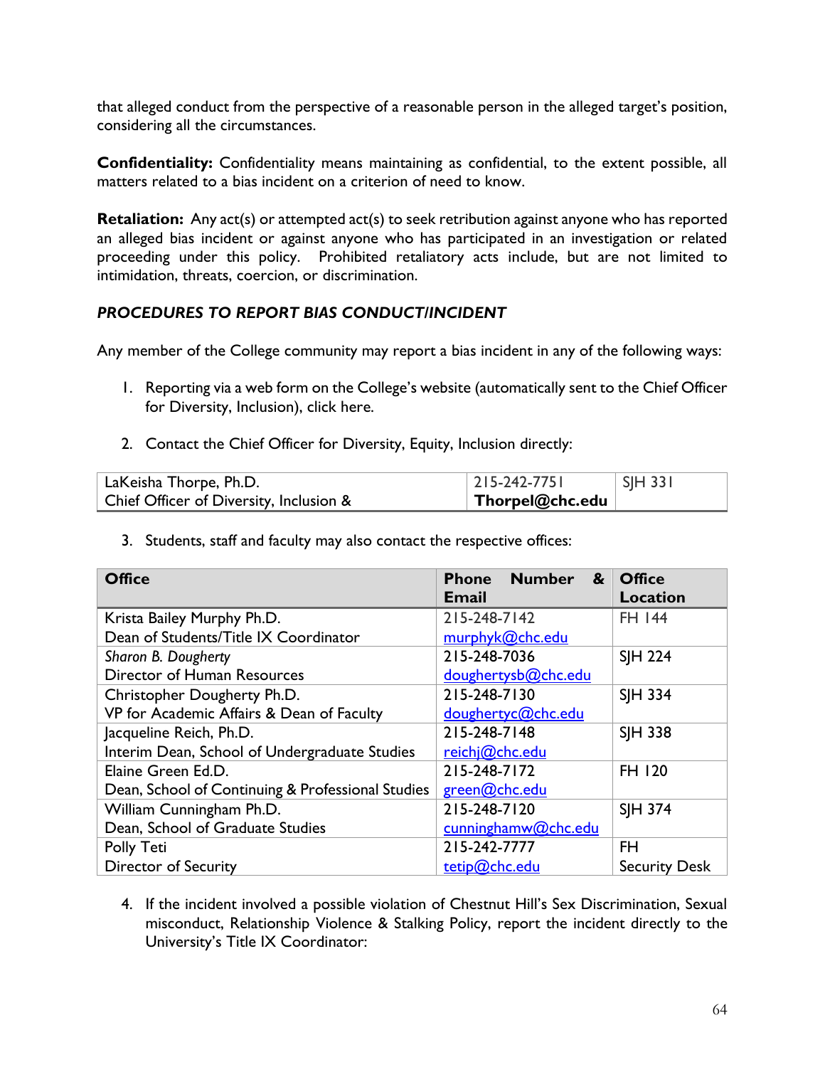that alleged conduct from the perspective of a reasonable person in the alleged target's position, considering all the circumstances.

**Confidentiality:** Confidentiality means maintaining as confidential, to the extent possible, all matters related to a bias incident on a criterion of need to know.

**Retaliation:** Any act(s) or attempted act(s) to seek retribution against anyone who has reported an alleged bias incident or against anyone who has participated in an investigation or related proceeding under this policy. Prohibited retaliatory acts include, but are not limited to intimidation, threats, coercion, or discrimination.

### *PROCEDURES TO REPORT BIAS CONDUCT/INCIDENT*

Any member of the College community may report a bias incident in any of the following ways:

1. Reporting via a web form on the College's website (automatically sent to the Chief Officer for Diversity, Inclusion), click here.

2. Contact the Chief Officer for Diversity, Equity, Inclusion directly:

| LaKeisha Thorpe, Ph.D.<br>Chief Officer of Diversity, Inclusion & | 215-242-7751<br>**Thorpel@chc.edu** | SJH 331 |
|---|---|---|

3. Students, staff and faculty may also contact the respective offices:

| Office | Phone Number & Email | Office Location |
|---|---|---|
| Krista Bailey Murphy Ph.D.<br>Dean of Students/Title IX Coordinator | 215-248-7142<br>murphyk@chc.edu | FH 144 |
| *Sharon B. Dougherty*<br>Director of Human Resources | 215-248-7036<br>doughertysb@chc.edu | SJH 224 |
| Christopher Dougherty Ph.D.<br>VP for Academic Affairs & Dean of Faculty | 215-248-7130<br>doughertyc@chc.edu | SJH 334 |
| Jacqueline Reich, Ph.D.<br>Interim Dean, School of Undergraduate Studies | 215-248-7148<br>reichj@chc.edu | SJH 338 |
| Elaine Green Ed.D.<br>Dean, School of Continuing & Professional Studies | 215-248-7172<br>green@chc.edu | FH 120 |
| William Cunningham Ph.D.<br>Dean, School of Graduate Studies | 215-248-7120<br>cunninghamw@chc.edu | SJH 374 |
| Polly Teti<br>Director of Security | 215-242-7777<br>tetip@chc.edu | FH<br>Security Desk |

4. If the incident involved a possible violation of Chestnut Hill's Sex Discrimination, Sexual misconduct, Relationship Violence & Stalking Policy, report the incident directly to the University's Title IX Coordinator: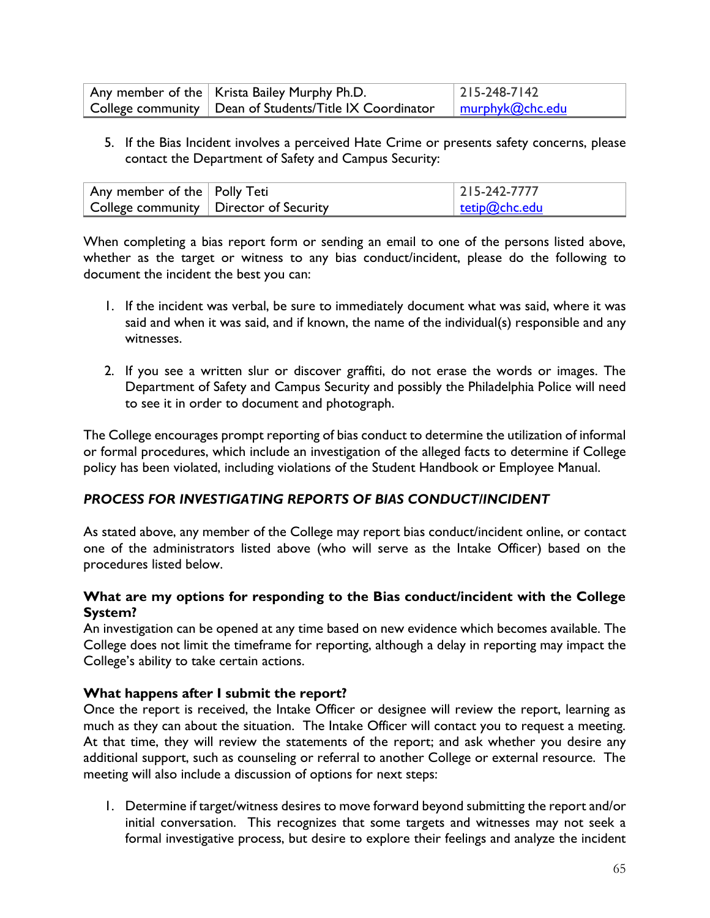| Any member of the College community | Krista Bailey Murphy Ph.D. Dean of Students/Title IX Coordinator | 215-248-7142 murphyk@chc.edu |
|---|---|---|

5. If the Bias Incident involves a perceived Hate Crime or presents safety concerns, please contact the Department of Safety and Campus Security:

| Any member of the College community | Polly Teti Director of Security | 215-242-7777 tetip@chc.edu |
|---|---|---|

When completing a bias report form or sending an email to one of the persons listed above, whether as the target or witness to any bias conduct/incident, please do the following to document the incident the best you can:

1. If the incident was verbal, be sure to immediately document what was said, where it was said and when it was said, and if known, the name of the individual(s) responsible and any witnesses.

2. If you see a written slur or discover graffiti, do not erase the words or images. The Department of Safety and Campus Security and possibly the Philadelphia Police will need to see it in order to document and photograph.

The College encourages prompt reporting of bias conduct to determine the utilization of informal or formal procedures, which include an investigation of the alleged facts to determine if College policy has been violated, including violations of the Student Handbook or Employee Manual.

### *PROCESS FOR INVESTIGATING REPORTS OF BIAS CONDUCT/INCIDENT*

As stated above, any member of the College may report bias conduct/incident online, or contact one of the administrators listed above (who will serve as the Intake Officer) based on the procedures listed below.

**What are my options for responding to the Bias conduct/incident with the College System?**
An investigation can be opened at any time based on new evidence which becomes available. The College does not limit the timeframe for reporting, although a delay in reporting may impact the College's ability to take certain actions.

**What happens after I submit the report?**
Once the report is received, the Intake Officer or designee will review the report, learning as much as they can about the situation. The Intake Officer will contact you to request a meeting. At that time, they will review the statements of the report; and ask whether you desire any additional support, such as counseling or referral to another College or external resource. The meeting will also include a discussion of options for next steps:

1. Determine if target/witness desires to move forward beyond submitting the report and/or initial conversation. This recognizes that some targets and witnesses may not seek a formal investigative process, but desire to explore their feelings and analyze the incident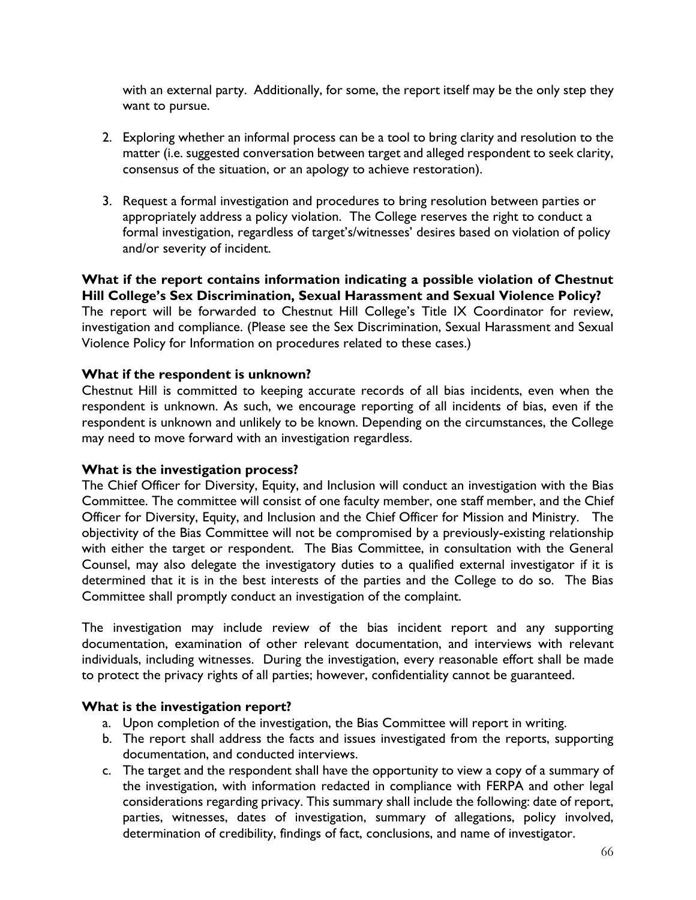with an external party. Additionally, for some, the report itself may be the only step they want to pursue.

2. Exploring whether an informal process can be a tool to bring clarity and resolution to the matter (i.e. suggested conversation between target and alleged respondent to seek clarity, consensus of the situation, or an apology to achieve restoration).

3. Request a formal investigation and procedures to bring resolution between parties or appropriately address a policy violation. The College reserves the right to conduct a formal investigation, regardless of target's/witnesses' desires based on violation of policy and/or severity of incident.

**What if the report contains information indicating a possible violation of Chestnut Hill College's Sex Discrimination, Sexual Harassment and Sexual Violence Policy?**
The report will be forwarded to Chestnut Hill College's Title IX Coordinator for review, investigation and compliance. (Please see the Sex Discrimination, Sexual Harassment and Sexual Violence Policy for Information on procedures related to these cases.)

**What if the respondent is unknown?**
Chestnut Hill is committed to keeping accurate records of all bias incidents, even when the respondent is unknown. As such, we encourage reporting of all incidents of bias, even if the respondent is unknown and unlikely to be known. Depending on the circumstances, the College may need to move forward with an investigation regardless.

**What is the investigation process?**
The Chief Officer for Diversity, Equity, and Inclusion will conduct an investigation with the Bias Committee. The committee will consist of one faculty member, one staff member, and the Chief Officer for Diversity, Equity, and Inclusion and the Chief Officer for Mission and Ministry. The objectivity of the Bias Committee will not be compromised by a previously-existing relationship with either the target or respondent. The Bias Committee, in consultation with the General Counsel, may also delegate the investigatory duties to a qualified external investigator if it is determined that it is in the best interests of the parties and the College to do so. The Bias Committee shall promptly conduct an investigation of the complaint.

The investigation may include review of the bias incident report and any supporting documentation, examination of other relevant documentation, and interviews with relevant individuals, including witnesses. During the investigation, every reasonable effort shall be made to protect the privacy rights of all parties; however, confidentiality cannot be guaranteed.

**What is the investigation report?**

a. Upon completion of the investigation, the Bias Committee will report in writing.
b. The report shall address the facts and issues investigated from the reports, supporting documentation, and conducted interviews.
c. The target and the respondent shall have the opportunity to view a copy of a summary of the investigation, with information redacted in compliance with FERPA and other legal considerations regarding privacy. This summary shall include the following: date of report, parties, witnesses, dates of investigation, summary of allegations, policy involved, determination of credibility, findings of fact, conclusions, and name of investigator.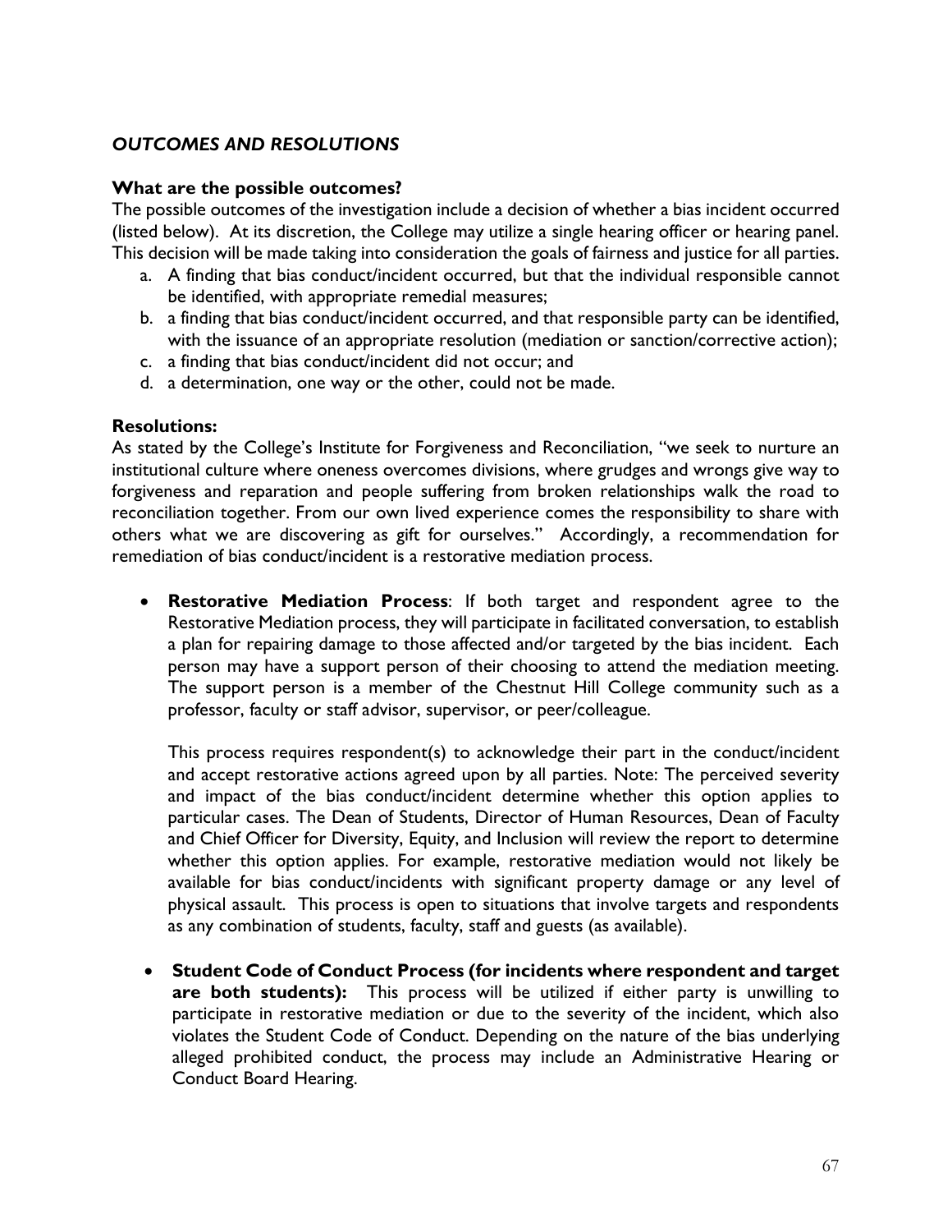## *OUTCOMES AND RESOLUTIONS*

### What are the possible outcomes?

The possible outcomes of the investigation include a decision of whether a bias incident occurred (listed below). At its discretion, the College may utilize a single hearing officer or hearing panel. This decision will be made taking into consideration the goals of fairness and justice for all parties.

a. A finding that bias conduct/incident occurred, but that the individual responsible cannot be identified, with appropriate remedial measures;
b. a finding that bias conduct/incident occurred, and that responsible party can be identified, with the issuance of an appropriate resolution (mediation or sanction/corrective action);
c. a finding that bias conduct/incident did not occur; and
d. a determination, one way or the other, could not be made.

### Resolutions:

As stated by the College's Institute for Forgiveness and Reconciliation, "we seek to nurture an institutional culture where oneness overcomes divisions, where grudges and wrongs give way to forgiveness and reparation and people suffering from broken relationships walk the road to reconciliation together. From our own lived experience comes the responsibility to share with others what we are discovering as gift for ourselves." Accordingly, a recommendation for remediation of bias conduct/incident is a restorative mediation process.

- **Restorative Mediation Process**: If both target and respondent agree to the Restorative Mediation process, they will participate in facilitated conversation, to establish a plan for repairing damage to those affected and/or targeted by the bias incident. Each person may have a support person of their choosing to attend the mediation meeting. The support person is a member of the Chestnut Hill College community such as a professor, faculty or staff advisor, supervisor, or peer/colleague.

  This process requires respondent(s) to acknowledge their part in the conduct/incident and accept restorative actions agreed upon by all parties. Note: The perceived severity and impact of the bias conduct/incident determine whether this option applies to particular cases. The Dean of Students, Director of Human Resources, Dean of Faculty and Chief Officer for Diversity, Equity, and Inclusion will review the report to determine whether this option applies. For example, restorative mediation would not likely be available for bias conduct/incidents with significant property damage or any level of physical assault. This process is open to situations that involve targets and respondents as any combination of students, faculty, staff and guests (as available).

- **Student Code of Conduct Process (for incidents where respondent and target are both students):** This process will be utilized if either party is unwilling to participate in restorative mediation or due to the severity of the incident, which also violates the Student Code of Conduct. Depending on the nature of the bias underlying alleged prohibited conduct, the process may include an Administrative Hearing or Conduct Board Hearing.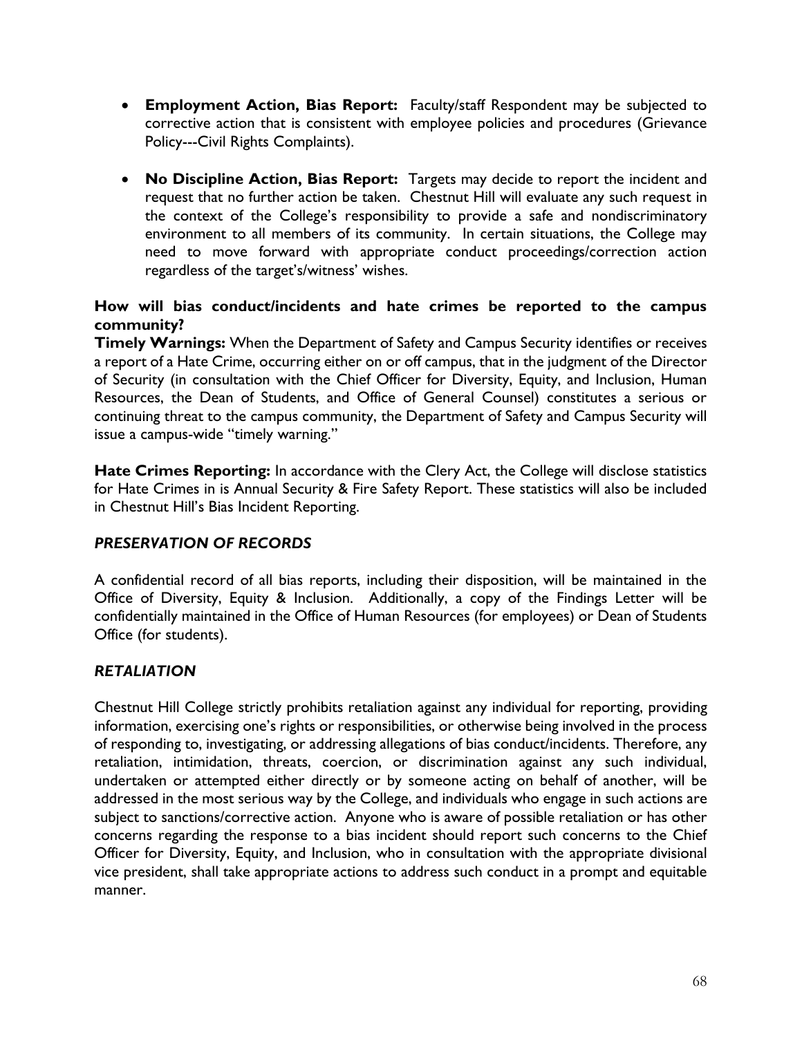- **Employment Action, Bias Report:** Faculty/staff Respondent may be subjected to corrective action that is consistent with employee policies and procedures (Grievance Policy---Civil Rights Complaints).

- **No Discipline Action, Bias Report:** Targets may decide to report the incident and request that no further action be taken. Chestnut Hill will evaluate any such request in the context of the College's responsibility to provide a safe and nondiscriminatory environment to all members of its community. In certain situations, the College may need to move forward with appropriate conduct proceedings/correction action regardless of the target's/witness' wishes.

**How will bias conduct/incidents and hate crimes be reported to the campus community?**

**Timely Warnings:** When the Department of Safety and Campus Security identifies or receives a report of a Hate Crime, occurring either on or off campus, that in the judgment of the Director of Security (in consultation with the Chief Officer for Diversity, Equity, and Inclusion, Human Resources, the Dean of Students, and Office of General Counsel) constitutes a serious or continuing threat to the campus community, the Department of Safety and Campus Security will issue a campus-wide "timely warning."

**Hate Crimes Reporting:** In accordance with the Clery Act, the College will disclose statistics for Hate Crimes in is Annual Security & Fire Safety Report. These statistics will also be included in Chestnut Hill's Bias Incident Reporting.

## *PRESERVATION OF RECORDS*

A confidential record of all bias reports, including their disposition, will be maintained in the Office of Diversity, Equity & Inclusion. Additionally, a copy of the Findings Letter will be confidentially maintained in the Office of Human Resources (for employees) or Dean of Students Office (for students).

## *RETALIATION*

Chestnut Hill College strictly prohibits retaliation against any individual for reporting, providing information, exercising one's rights or responsibilities, or otherwise being involved in the process of responding to, investigating, or addressing allegations of bias conduct/incidents. Therefore, any retaliation, intimidation, threats, coercion, or discrimination against any such individual, undertaken or attempted either directly or by someone acting on behalf of another, will be addressed in the most serious way by the College, and individuals who engage in such actions are subject to sanctions/corrective action. Anyone who is aware of possible retaliation or has other concerns regarding the response to a bias incident should report such concerns to the Chief Officer for Diversity, Equity, and Inclusion, who in consultation with the appropriate divisional vice president, shall take appropriate actions to address such conduct in a prompt and equitable manner.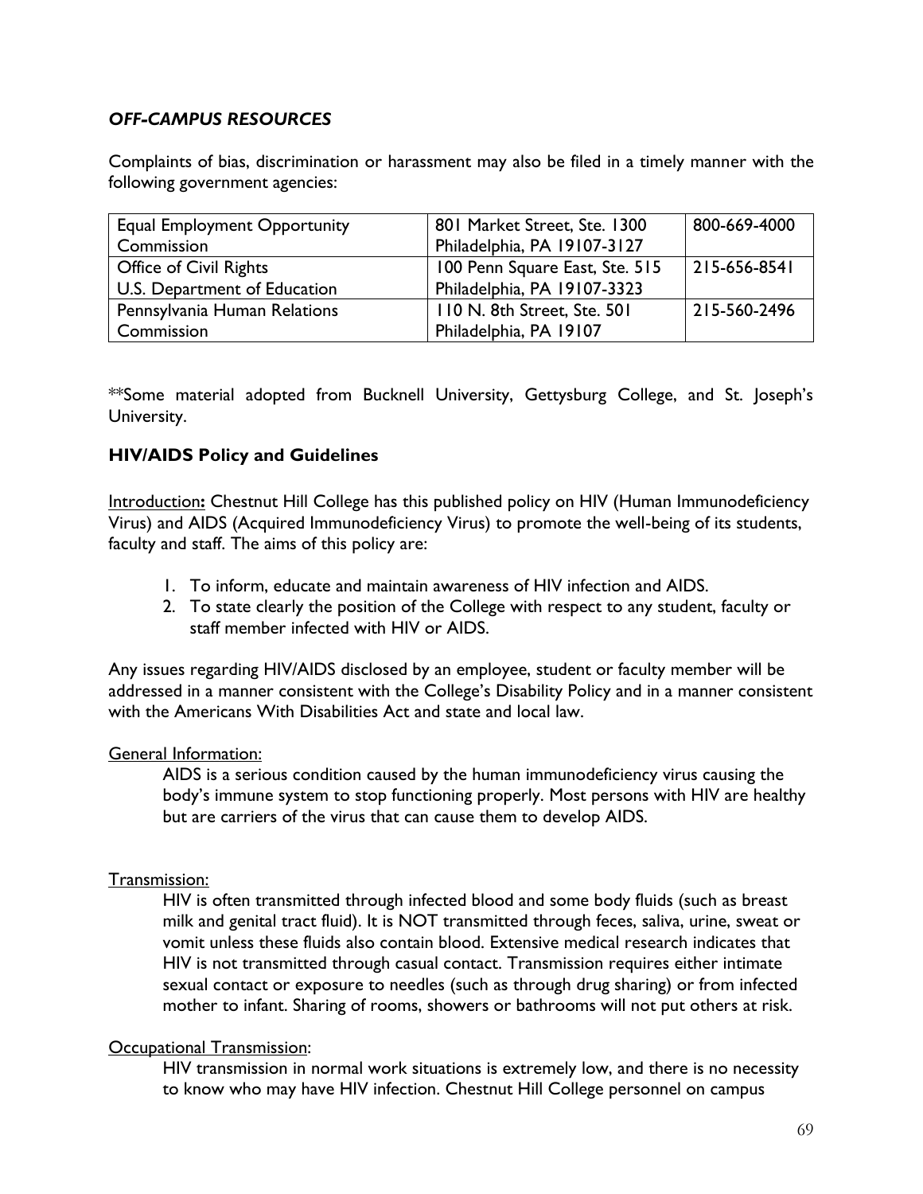### *OFF-CAMPUS RESOURCES*

Complaints of bias, discrimination or harassment may also be filed in a timely manner with the following government agencies:

| | | |
|---|---|---|
| Equal Employment Opportunity Commission | 801 Market Street, Ste. 1300 Philadelphia, PA 19107-3127 | 800-669-4000 |
| Office of Civil Rights U.S. Department of Education | 100 Penn Square East, Ste. 515 Philadelphia, PA 19107-3323 | 215-656-8541 |
| Pennsylvania Human Relations Commission | 110 N. 8th Street, Ste. 501 Philadelphia, PA 19107 | 215-560-2496 |

**Some material adopted from Bucknell University, Gettysburg College, and St. Joseph's University.

### HIV/AIDS Policy and Guidelines

Introduction**:** Chestnut Hill College has this published policy on HIV (Human Immunodeficiency Virus) and AIDS (Acquired Immunodeficiency Virus) to promote the well-being of its students, faculty and staff. The aims of this policy are:

1. To inform, educate and maintain awareness of HIV infection and AIDS.
2. To state clearly the position of the College with respect to any student, faculty or staff member infected with HIV or AIDS.

Any issues regarding HIV/AIDS disclosed by an employee, student or faculty member will be addressed in a manner consistent with the College's Disability Policy and in a manner consistent with the Americans With Disabilities Act and state and local law.

General Information:

AIDS is a serious condition caused by the human immunodeficiency virus causing the body's immune system to stop functioning properly. Most persons with HIV are healthy but are carriers of the virus that can cause them to develop AIDS.

Transmission:

HIV is often transmitted through infected blood and some body fluids (such as breast milk and genital tract fluid). It is NOT transmitted through feces, saliva, urine, sweat or vomit unless these fluids also contain blood. Extensive medical research indicates that HIV is not transmitted through casual contact. Transmission requires either intimate sexual contact or exposure to needles (such as through drug sharing) or from infected mother to infant. Sharing of rooms, showers or bathrooms will not put others at risk.

Occupational Transmission:

HIV transmission in normal work situations is extremely low, and there is no necessity to know who may have HIV infection. Chestnut Hill College personnel on campus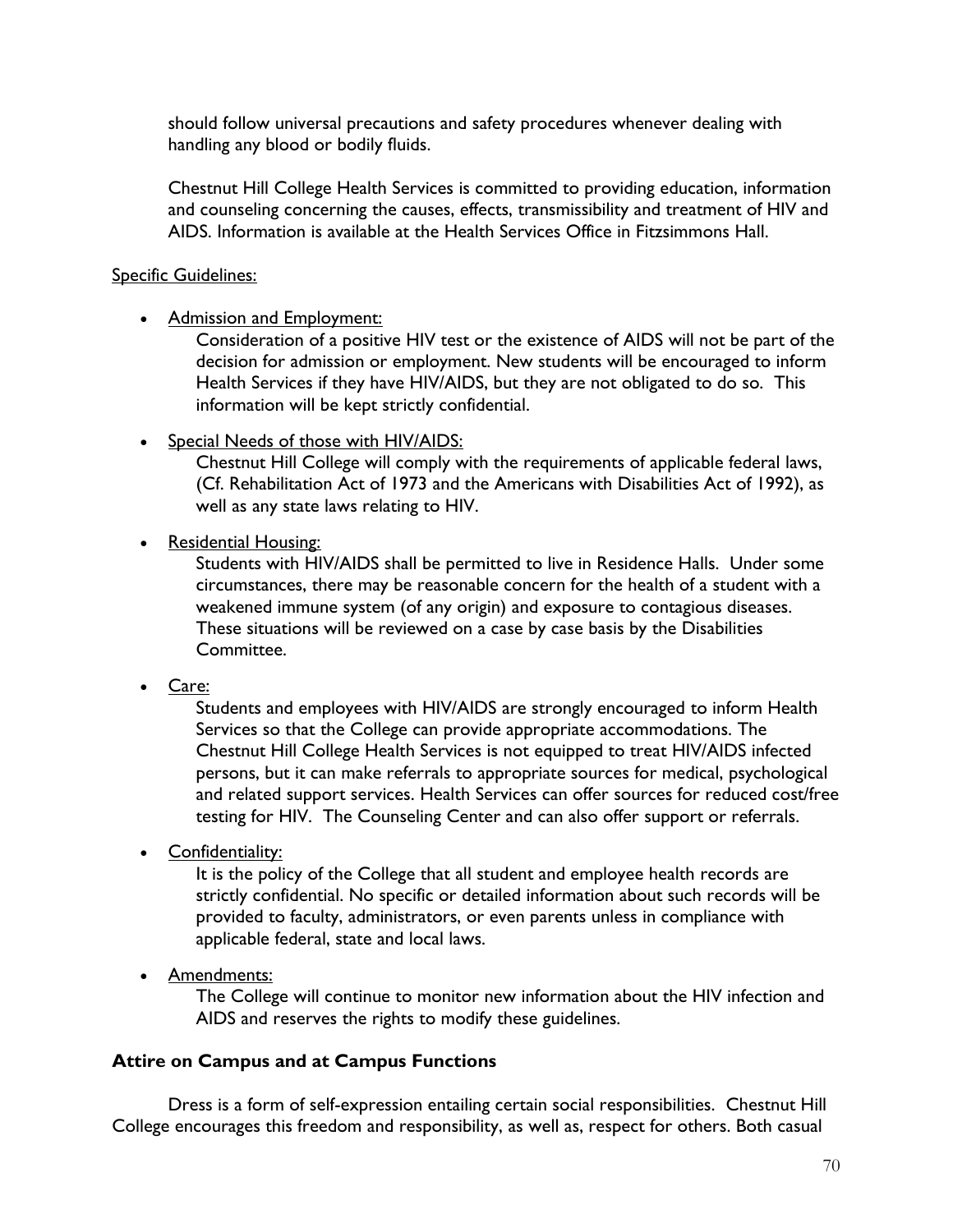should follow universal precautions and safety procedures whenever dealing with handling any blood or bodily fluids.

Chestnut Hill College Health Services is committed to providing education, information and counseling concerning the causes, effects, transmissibility and treatment of HIV and AIDS. Information is available at the Health Services Office in Fitzsimmons Hall.

Specific Guidelines:

- Admission and Employment:
  Consideration of a positive HIV test or the existence of AIDS will not be part of the decision for admission or employment. New students will be encouraged to inform Health Services if they have HIV/AIDS, but they are not obligated to do so. This information will be kept strictly confidential.

- Special Needs of those with HIV/AIDS:
  Chestnut Hill College will comply with the requirements of applicable federal laws, (Cf. Rehabilitation Act of 1973 and the Americans with Disabilities Act of 1992), as well as any state laws relating to HIV.

- Residential Housing:
  Students with HIV/AIDS shall be permitted to live in Residence Halls. Under some circumstances, there may be reasonable concern for the health of a student with a weakened immune system (of any origin) and exposure to contagious diseases. These situations will be reviewed on a case by case basis by the Disabilities Committee.

- Care:
  Students and employees with HIV/AIDS are strongly encouraged to inform Health Services so that the College can provide appropriate accommodations. The Chestnut Hill College Health Services is not equipped to treat HIV/AIDS infected persons, but it can make referrals to appropriate sources for medical, psychological and related support services. Health Services can offer sources for reduced cost/free testing for HIV. The Counseling Center and can also offer support or referrals.

- Confidentiality:
  It is the policy of the College that all student and employee health records are strictly confidential. No specific or detailed information about such records will be provided to faculty, administrators, or even parents unless in compliance with applicable federal, state and local laws.

- Amendments:
  The College will continue to monitor new information about the HIV infection and AIDS and reserves the rights to modify these guidelines.

### Attire on Campus and at Campus Functions

Dress is a form of self-expression entailing certain social responsibilities. Chestnut Hill College encourages this freedom and responsibility, as well as, respect for others. Both casual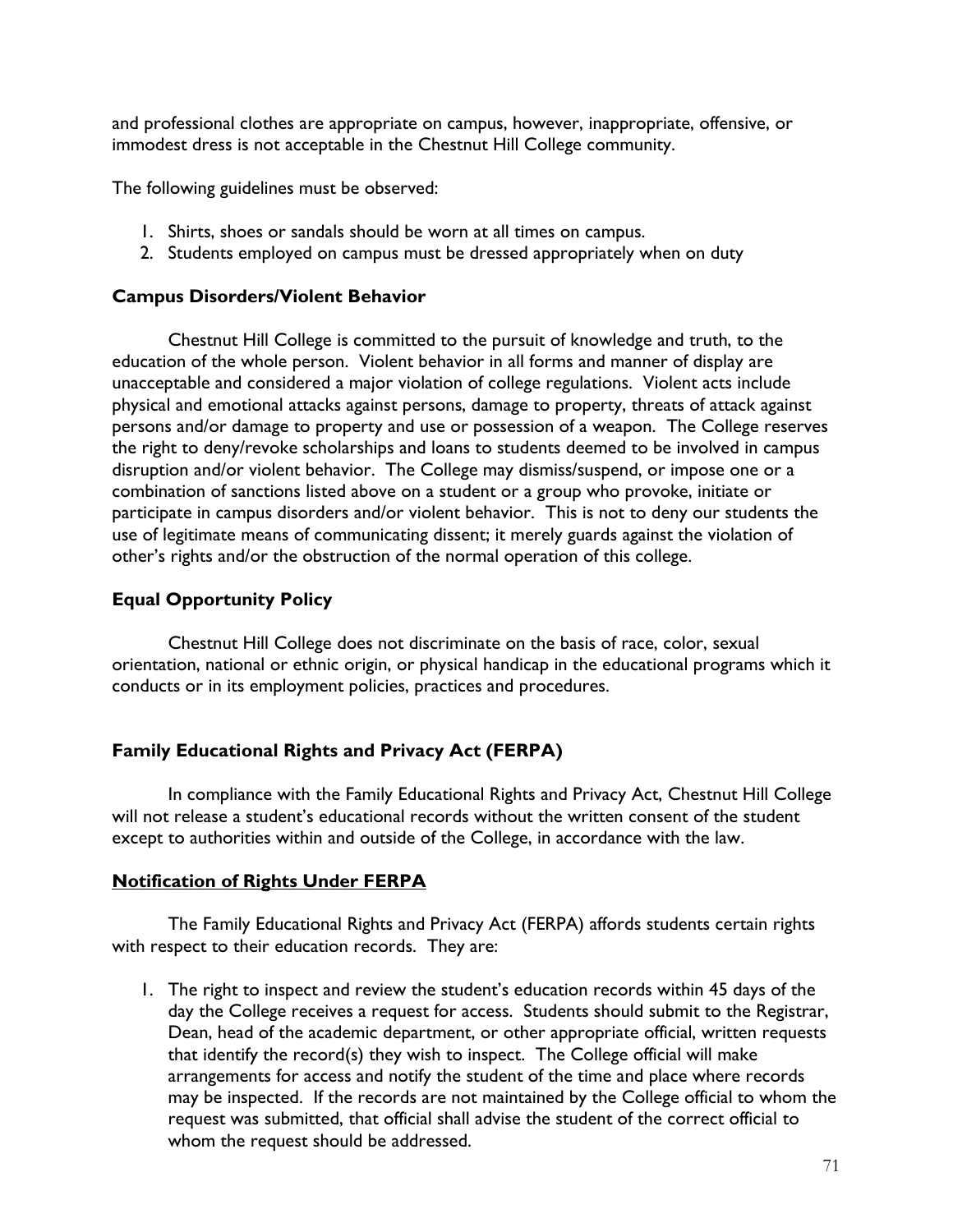and professional clothes are appropriate on campus, however, inappropriate, offensive, or immodest dress is not acceptable in the Chestnut Hill College community.

The following guidelines must be observed:

1. Shirts, shoes or sandals should be worn at all times on campus.
2. Students employed on campus must be dressed appropriately when on duty

### Campus Disorders/Violent Behavior

Chestnut Hill College is committed to the pursuit of knowledge and truth, to the education of the whole person. Violent behavior in all forms and manner of display are unacceptable and considered a major violation of college regulations. Violent acts include physical and emotional attacks against persons, damage to property, threats of attack against persons and/or damage to property and use or possession of a weapon. The College reserves the right to deny/revoke scholarships and loans to students deemed to be involved in campus disruption and/or violent behavior. The College may dismiss/suspend, or impose one or a combination of sanctions listed above on a student or a group who provoke, initiate or participate in campus disorders and/or violent behavior. This is not to deny our students the use of legitimate means of communicating dissent; it merely guards against the violation of other's rights and/or the obstruction of the normal operation of this college.

### Equal Opportunity Policy

Chestnut Hill College does not discriminate on the basis of race, color, sexual orientation, national or ethnic origin, or physical handicap in the educational programs which it conducts or in its employment policies, practices and procedures.

### Family Educational Rights and Privacy Act (FERPA)

In compliance with the Family Educational Rights and Privacy Act, Chestnut Hill College will not release a student's educational records without the written consent of the student except to authorities within and outside of the College, in accordance with the law.

### Notification of Rights Under FERPA

The Family Educational Rights and Privacy Act (FERPA) affords students certain rights with respect to their education records. They are:

1. The right to inspect and review the student's education records within 45 days of the day the College receives a request for access. Students should submit to the Registrar, Dean, head of the academic department, or other appropriate official, written requests that identify the record(s) they wish to inspect. The College official will make arrangements for access and notify the student of the time and place where records may be inspected. If the records are not maintained by the College official to whom the request was submitted, that official shall advise the student of the correct official to whom the request should be addressed.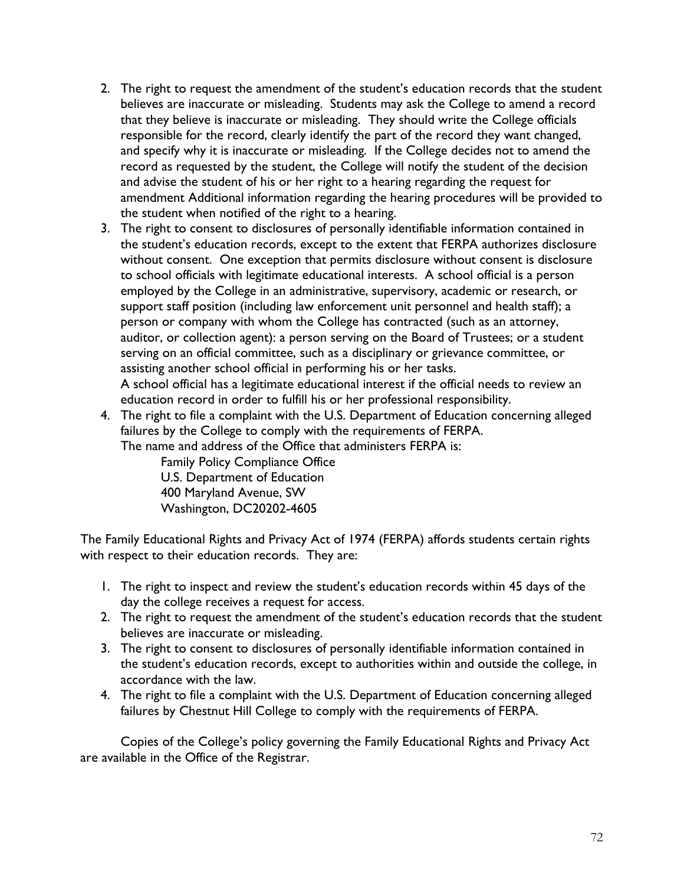2. The right to request the amendment of the student's education records that the student believes are inaccurate or misleading. Students may ask the College to amend a record that they believe is inaccurate or misleading. They should write the College officials responsible for the record, clearly identify the part of the record they want changed, and specify why it is inaccurate or misleading. If the College decides not to amend the record as requested by the student, the College will notify the student of the decision and advise the student of his or her right to a hearing regarding the request for amendment Additional information regarding the hearing procedures will be provided to the student when notified of the right to a hearing.
3. The right to consent to disclosures of personally identifiable information contained in the student's education records, except to the extent that FERPA authorizes disclosure without consent. One exception that permits disclosure without consent is disclosure to school officials with legitimate educational interests. A school official is a person employed by the College in an administrative, supervisory, academic or research, or support staff position (including law enforcement unit personnel and health staff); a person or company with whom the College has contracted (such as an attorney, auditor, or collection agent): a person serving on the Board of Trustees; or a student serving on an official committee, such as a disciplinary or grievance committee, or assisting another school official in performing his or her tasks.
   A school official has a legitimate educational interest if the official needs to review an education record in order to fulfill his or her professional responsibility.
4. The right to file a complaint with the U.S. Department of Education concerning alleged failures by the College to comply with the requirements of FERPA.
   The name and address of the Office that administers FERPA is:

   Family Policy Compliance Office
   U.S. Department of Education
   400 Maryland Avenue, SW
   Washington, DC20202-4605

The Family Educational Rights and Privacy Act of 1974 (FERPA) affords students certain rights with respect to their education records. They are:

1. The right to inspect and review the student's education records within 45 days of the day the college receives a request for access.
2. The right to request the amendment of the student's education records that the student believes are inaccurate or misleading.
3. The right to consent to disclosures of personally identifiable information contained in the student's education records, except to authorities within and outside the college, in accordance with the law.
4. The right to file a complaint with the U.S. Department of Education concerning alleged failures by Chestnut Hill College to comply with the requirements of FERPA.

Copies of the College's policy governing the Family Educational Rights and Privacy Act are available in the Office of the Registrar.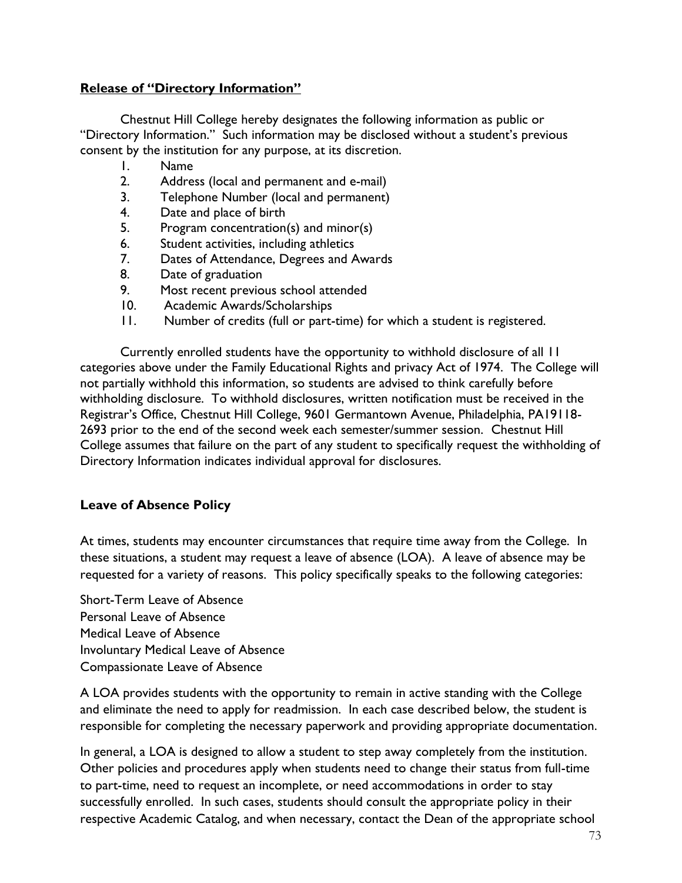## **Release of "Directory Information"**

Chestnut Hill College hereby designates the following information as public or "Directory Information." Such information may be disclosed without a student's previous consent by the institution for any purpose, at its discretion.

1. Name
2. Address (local and permanent and e-mail)
3. Telephone Number (local and permanent)
4. Date and place of birth
5. Program concentration(s) and minor(s)
6. Student activities, including athletics
7. Dates of Attendance, Degrees and Awards
8. Date of graduation
9. Most recent previous school attended
10. Academic Awards/Scholarships
11. Number of credits (full or part-time) for which a student is registered.

Currently enrolled students have the opportunity to withhold disclosure of all 11 categories above under the Family Educational Rights and privacy Act of 1974. The College will not partially withhold this information, so students are advised to think carefully before withholding disclosure. To withhold disclosures, written notification must be received in the Registrar's Office, Chestnut Hill College, 9601 Germantown Avenue, Philadelphia, PA19118-2693 prior to the end of the second week each semester/summer session. Chestnut Hill College assumes that failure on the part of any student to specifically request the withholding of Directory Information indicates individual approval for disclosures.

## **Leave of Absence Policy**

At times, students may encounter circumstances that require time away from the College. In these situations, a student may request a leave of absence (LOA). A leave of absence may be requested for a variety of reasons. This policy specifically speaks to the following categories:

Short-Term Leave of Absence
Personal Leave of Absence
Medical Leave of Absence
Involuntary Medical Leave of Absence
Compassionate Leave of Absence

A LOA provides students with the opportunity to remain in active standing with the College and eliminate the need to apply for readmission. In each case described below, the student is responsible for completing the necessary paperwork and providing appropriate documentation.

In general, a LOA is designed to allow a student to step away completely from the institution. Other policies and procedures apply when students need to change their status from full-time to part-time, need to request an incomplete, or need accommodations in order to stay successfully enrolled. In such cases, students should consult the appropriate policy in their respective Academic Catalog, and when necessary, contact the Dean of the appropriate school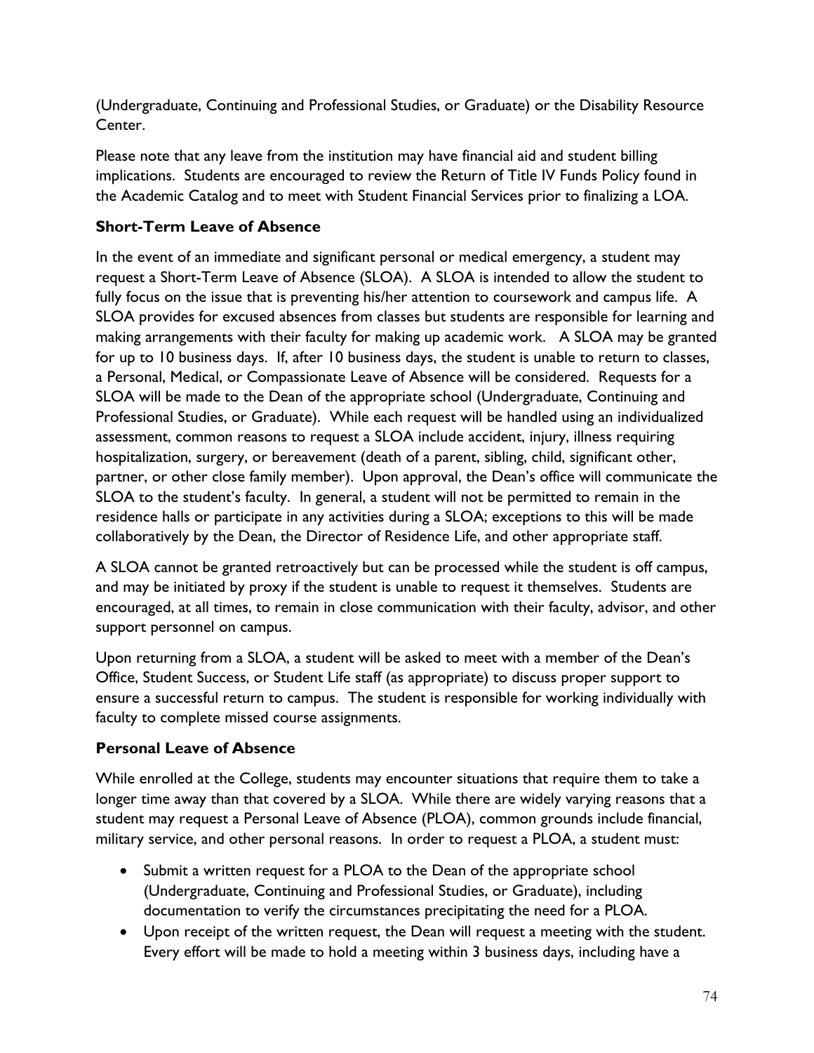(Undergraduate, Continuing and Professional Studies, or Graduate) or the Disability Resource Center.

Please note that any leave from the institution may have financial aid and student billing implications. Students are encouraged to review the Return of Title IV Funds Policy found in the Academic Catalog and to meet with Student Financial Services prior to finalizing a LOA.

### Short-Term Leave of Absence

In the event of an immediate and significant personal or medical emergency, a student may request a Short-Term Leave of Absence (SLOA). A SLOA is intended to allow the student to fully focus on the issue that is preventing his/her attention to coursework and campus life. A SLOA provides for excused absences from classes but students are responsible for learning and making arrangements with their faculty for making up academic work. A SLOA may be granted for up to 10 business days. If, after 10 business days, the student is unable to return to classes, a Personal, Medical, or Compassionate Leave of Absence will be considered. Requests for a SLOA will be made to the Dean of the appropriate school (Undergraduate, Continuing and Professional Studies, or Graduate). While each request will be handled using an individualized assessment, common reasons to request a SLOA include accident, injury, illness requiring hospitalization, surgery, or bereavement (death of a parent, sibling, child, significant other, partner, or other close family member). Upon approval, the Dean's office will communicate the SLOA to the student's faculty. In general, a student will not be permitted to remain in the residence halls or participate in any activities during a SLOA; exceptions to this will be made collaboratively by the Dean, the Director of Residence Life, and other appropriate staff.

A SLOA cannot be granted retroactively but can be processed while the student is off campus, and may be initiated by proxy if the student is unable to request it themselves. Students are encouraged, at all times, to remain in close communication with their faculty, advisor, and other support personnel on campus.

Upon returning from a SLOA, a student will be asked to meet with a member of the Dean's Office, Student Success, or Student Life staff (as appropriate) to discuss proper support to ensure a successful return to campus. The student is responsible for working individually with faculty to complete missed course assignments.

### Personal Leave of Absence

While enrolled at the College, students may encounter situations that require them to take a longer time away than that covered by a SLOA. While there are widely varying reasons that a student may request a Personal Leave of Absence (PLOA), common grounds include financial, military service, and other personal reasons. In order to request a PLOA, a student must:

- Submit a written request for a PLOA to the Dean of the appropriate school (Undergraduate, Continuing and Professional Studies, or Graduate), including documentation to verify the circumstances precipitating the need for a PLOA.
- Upon receipt of the written request, the Dean will request a meeting with the student. Every effort will be made to hold a meeting within 3 business days, including have a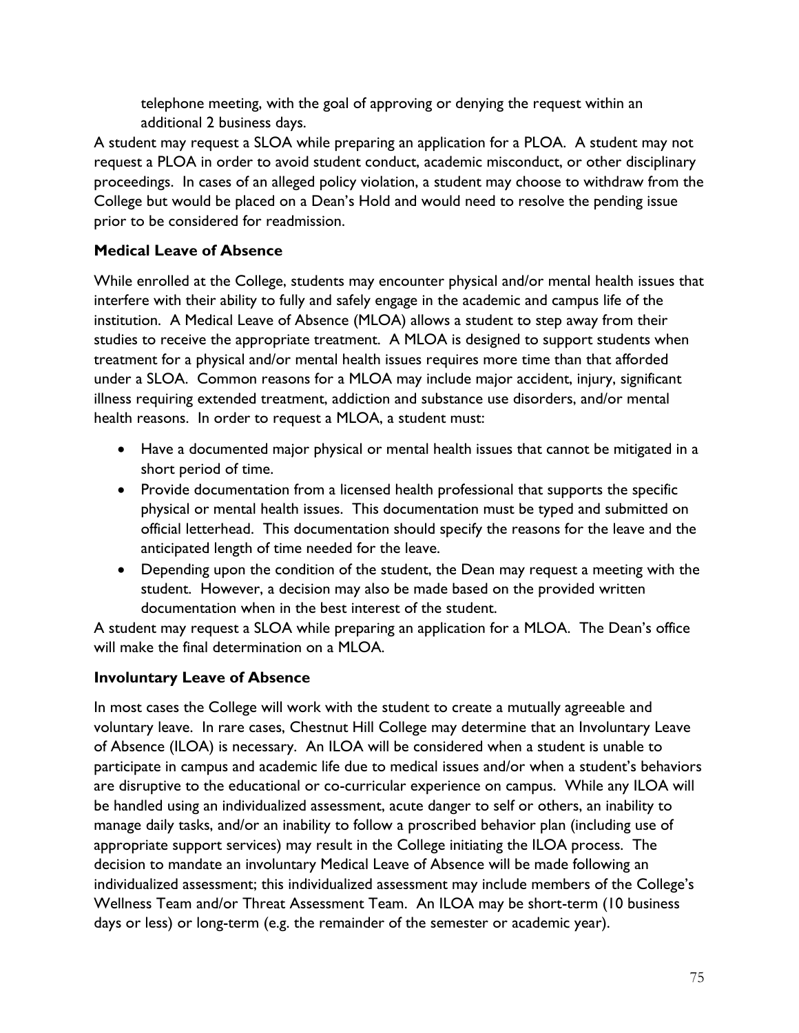telephone meeting, with the goal of approving or denying the request within an additional 2 business days.

A student may request a SLOA while preparing an application for a PLOA. A student may not request a PLOA in order to avoid student conduct, academic misconduct, or other disciplinary proceedings. In cases of an alleged policy violation, a student may choose to withdraw from the College but would be placed on a Dean's Hold and would need to resolve the pending issue prior to be considered for readmission.

### Medical Leave of Absence

While enrolled at the College, students may encounter physical and/or mental health issues that interfere with their ability to fully and safely engage in the academic and campus life of the institution. A Medical Leave of Absence (MLOA) allows a student to step away from their studies to receive the appropriate treatment. A MLOA is designed to support students when treatment for a physical and/or mental health issues requires more time than that afforded under a SLOA. Common reasons for a MLOA may include major accident, injury, significant illness requiring extended treatment, addiction and substance use disorders, and/or mental health reasons. In order to request a MLOA, a student must:

- Have a documented major physical or mental health issues that cannot be mitigated in a short period of time.
- Provide documentation from a licensed health professional that supports the specific physical or mental health issues. This documentation must be typed and submitted on official letterhead. This documentation should specify the reasons for the leave and the anticipated length of time needed for the leave.
- Depending upon the condition of the student, the Dean may request a meeting with the student. However, a decision may also be made based on the provided written documentation when in the best interest of the student.

A student may request a SLOA while preparing an application for a MLOA. The Dean's office will make the final determination on a MLOA.

### Involuntary Leave of Absence

In most cases the College will work with the student to create a mutually agreeable and voluntary leave. In rare cases, Chestnut Hill College may determine that an Involuntary Leave of Absence (ILOA) is necessary. An ILOA will be considered when a student is unable to participate in campus and academic life due to medical issues and/or when a student's behaviors are disruptive to the educational or co-curricular experience on campus. While any ILOA will be handled using an individualized assessment, acute danger to self or others, an inability to manage daily tasks, and/or an inability to follow a proscribed behavior plan (including use of appropriate support services) may result in the College initiating the ILOA process. The decision to mandate an involuntary Medical Leave of Absence will be made following an individualized assessment; this individualized assessment may include members of the College's Wellness Team and/or Threat Assessment Team. An ILOA may be short-term (10 business days or less) or long-term (e.g. the remainder of the semester or academic year).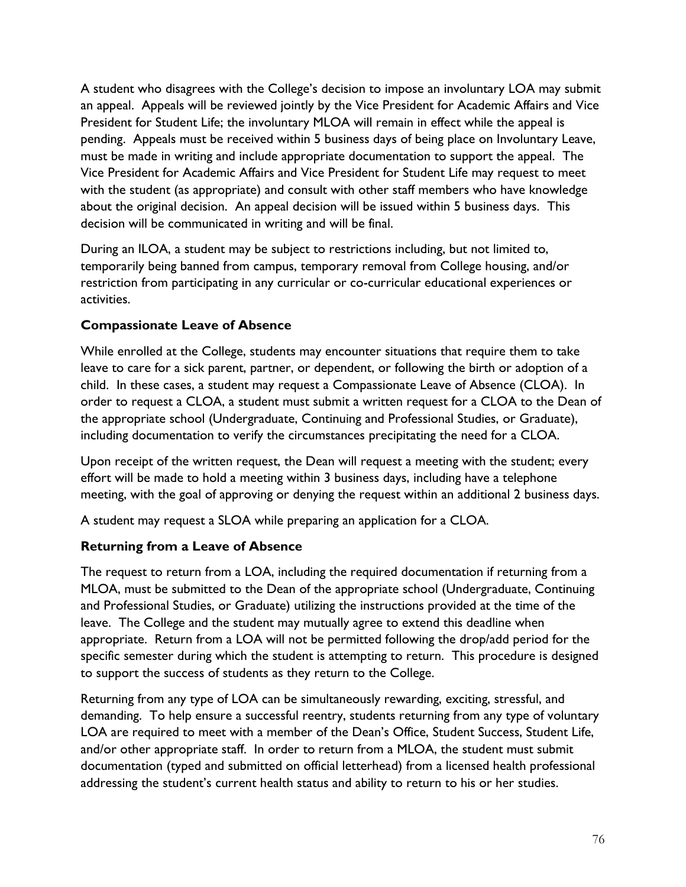A student who disagrees with the College's decision to impose an involuntary LOA may submit an appeal. Appeals will be reviewed jointly by the Vice President for Academic Affairs and Vice President for Student Life; the involuntary MLOA will remain in effect while the appeal is pending. Appeals must be received within 5 business days of being place on Involuntary Leave, must be made in writing and include appropriate documentation to support the appeal. The Vice President for Academic Affairs and Vice President for Student Life may request to meet with the student (as appropriate) and consult with other staff members who have knowledge about the original decision. An appeal decision will be issued within 5 business days. This decision will be communicated in writing and will be final.

During an ILOA, a student may be subject to restrictions including, but not limited to, temporarily being banned from campus, temporary removal from College housing, and/or restriction from participating in any curricular or co-curricular educational experiences or activities.

### Compassionate Leave of Absence

While enrolled at the College, students may encounter situations that require them to take leave to care for a sick parent, partner, or dependent, or following the birth or adoption of a child. In these cases, a student may request a Compassionate Leave of Absence (CLOA). In order to request a CLOA, a student must submit a written request for a CLOA to the Dean of the appropriate school (Undergraduate, Continuing and Professional Studies, or Graduate), including documentation to verify the circumstances precipitating the need for a CLOA.

Upon receipt of the written request, the Dean will request a meeting with the student; every effort will be made to hold a meeting within 3 business days, including have a telephone meeting, with the goal of approving or denying the request within an additional 2 business days.

A student may request a SLOA while preparing an application for a CLOA.

### Returning from a Leave of Absence

The request to return from a LOA, including the required documentation if returning from a MLOA, must be submitted to the Dean of the appropriate school (Undergraduate, Continuing and Professional Studies, or Graduate) utilizing the instructions provided at the time of the leave. The College and the student may mutually agree to extend this deadline when appropriate. Return from a LOA will not be permitted following the drop/add period for the specific semester during which the student is attempting to return. This procedure is designed to support the success of students as they return to the College.

Returning from any type of LOA can be simultaneously rewarding, exciting, stressful, and demanding. To help ensure a successful reentry, students returning from any type of voluntary LOA are required to meet with a member of the Dean's Office, Student Success, Student Life, and/or other appropriate staff. In order to return from a MLOA, the student must submit documentation (typed and submitted on official letterhead) from a licensed health professional addressing the student's current health status and ability to return to his or her studies.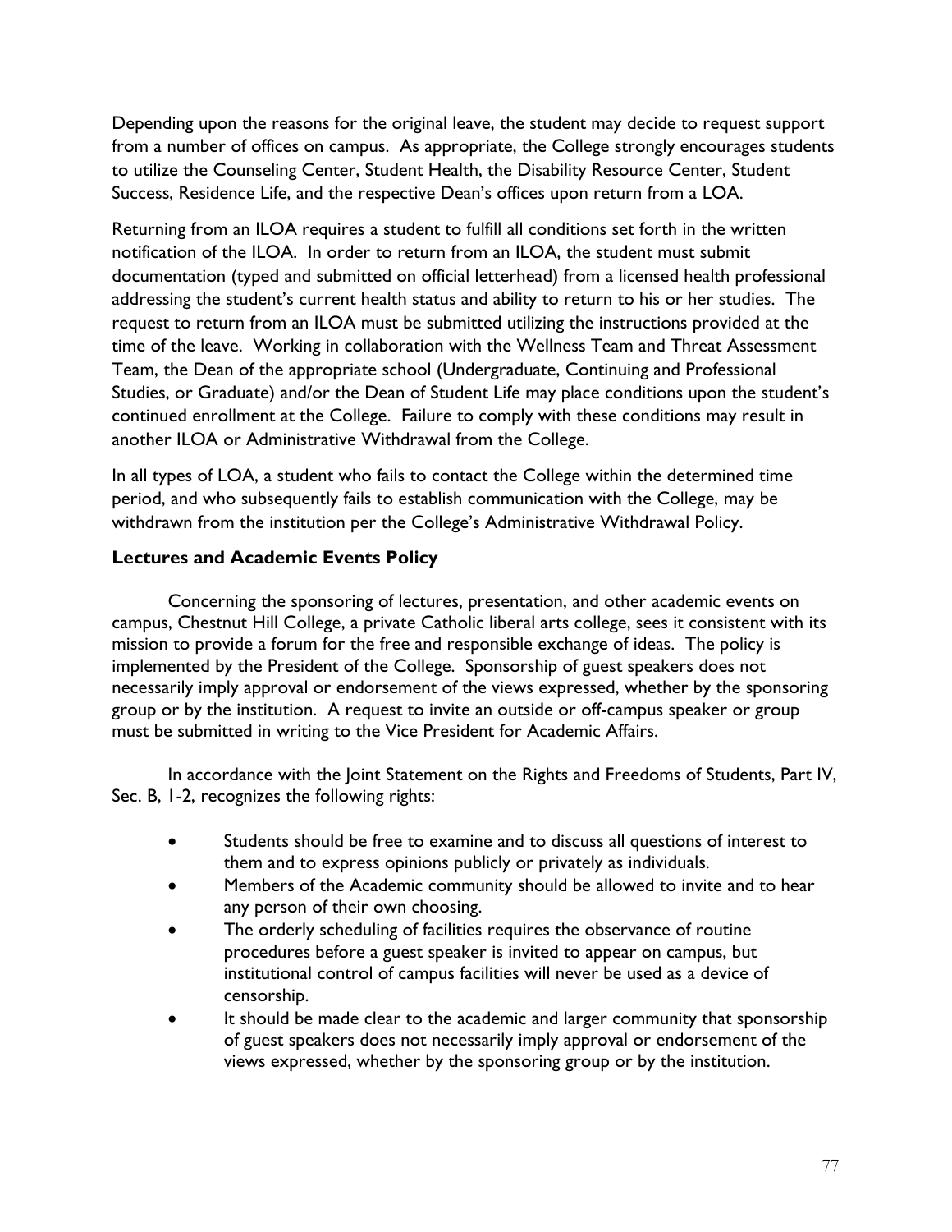Depending upon the reasons for the original leave, the student may decide to request support from a number of offices on campus. As appropriate, the College strongly encourages students to utilize the Counseling Center, Student Health, the Disability Resource Center, Student Success, Residence Life, and the respective Dean's offices upon return from a LOA.

Returning from an ILOA requires a student to fulfill all conditions set forth in the written notification of the ILOA. In order to return from an ILOA, the student must submit documentation (typed and submitted on official letterhead) from a licensed health professional addressing the student's current health status and ability to return to his or her studies. The request to return from an ILOA must be submitted utilizing the instructions provided at the time of the leave. Working in collaboration with the Wellness Team and Threat Assessment Team, the Dean of the appropriate school (Undergraduate, Continuing and Professional Studies, or Graduate) and/or the Dean of Student Life may place conditions upon the student's continued enrollment at the College. Failure to comply with these conditions may result in another ILOA or Administrative Withdrawal from the College.

In all types of LOA, a student who fails to contact the College within the determined time period, and who subsequently fails to establish communication with the College, may be withdrawn from the institution per the College's Administrative Withdrawal Policy.

### Lectures and Academic Events Policy

Concerning the sponsoring of lectures, presentation, and other academic events on campus, Chestnut Hill College, a private Catholic liberal arts college, sees it consistent with its mission to provide a forum for the free and responsible exchange of ideas. The policy is implemented by the President of the College. Sponsorship of guest speakers does not necessarily imply approval or endorsement of the views expressed, whether by the sponsoring group or by the institution. A request to invite an outside or off-campus speaker or group must be submitted in writing to the Vice President for Academic Affairs.

In accordance with the Joint Statement on the Rights and Freedoms of Students, Part IV, Sec. B, 1-2, recognizes the following rights:

- Students should be free to examine and to discuss all questions of interest to them and to express opinions publicly or privately as individuals.
- Members of the Academic community should be allowed to invite and to hear any person of their own choosing.
- The orderly scheduling of facilities requires the observance of routine procedures before a guest speaker is invited to appear on campus, but institutional control of campus facilities will never be used as a device of censorship.
- It should be made clear to the academic and larger community that sponsorship of guest speakers does not necessarily imply approval or endorsement of the views expressed, whether by the sponsoring group or by the institution.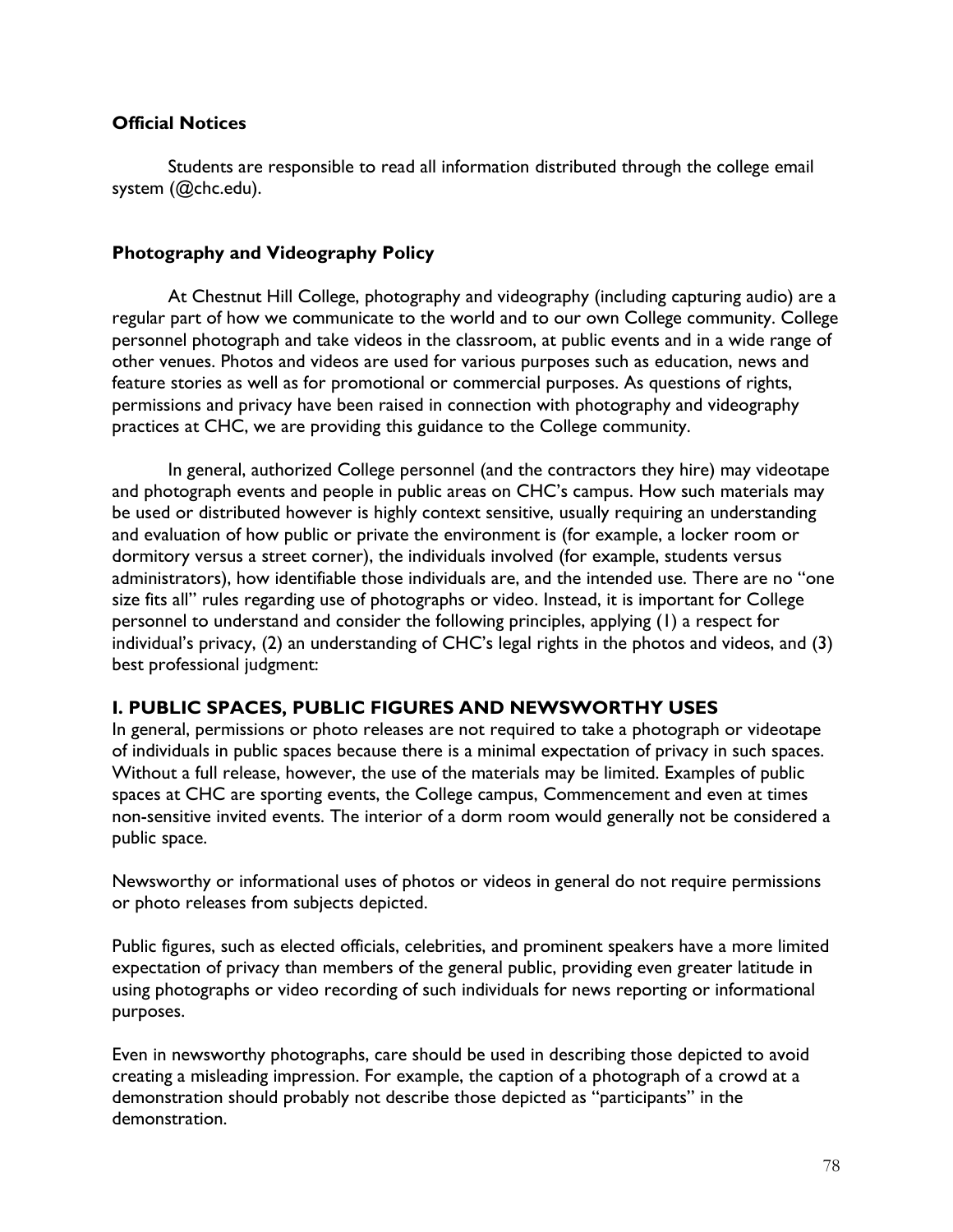**Official Notices**

Students are responsible to read all information distributed through the college email system (@chc.edu).

**Photography and Videography Policy**

At Chestnut Hill College, photography and videography (including capturing audio) are a regular part of how we communicate to the world and to our own College community. College personnel photograph and take videos in the classroom, at public events and in a wide range of other venues. Photos and videos are used for various purposes such as education, news and feature stories as well as for promotional or commercial purposes. As questions of rights, permissions and privacy have been raised in connection with photography and videography practices at CHC, we are providing this guidance to the College community.

In general, authorized College personnel (and the contractors they hire) may videotape and photograph events and people in public areas on CHC's campus. How such materials may be used or distributed however is highly context sensitive, usually requiring an understanding and evaluation of how public or private the environment is (for example, a locker room or dormitory versus a street corner), the individuals involved (for example, students versus administrators), how identifiable those individuals are, and the intended use. There are no "one size fits all" rules regarding use of photographs or video. Instead, it is important for College personnel to understand and consider the following principles, applying (1) a respect for individual's privacy, (2) an understanding of CHC's legal rights in the photos and videos, and (3) best professional judgment:

## I. PUBLIC SPACES, PUBLIC FIGURES AND NEWSWORTHY USES

In general, permissions or photo releases are not required to take a photograph or videotape of individuals in public spaces because there is a minimal expectation of privacy in such spaces. Without a full release, however, the use of the materials may be limited. Examples of public spaces at CHC are sporting events, the College campus, Commencement and even at times non-sensitive invited events. The interior of a dorm room would generally not be considered a public space.

Newsworthy or informational uses of photos or videos in general do not require permissions or photo releases from subjects depicted.

Public figures, such as elected officials, celebrities, and prominent speakers have a more limited expectation of privacy than members of the general public, providing even greater latitude in using photographs or video recording of such individuals for news reporting or informational purposes.

Even in newsworthy photographs, care should be used in describing those depicted to avoid creating a misleading impression. For example, the caption of a photograph of a crowd at a demonstration should probably not describe those depicted as "participants" in the demonstration.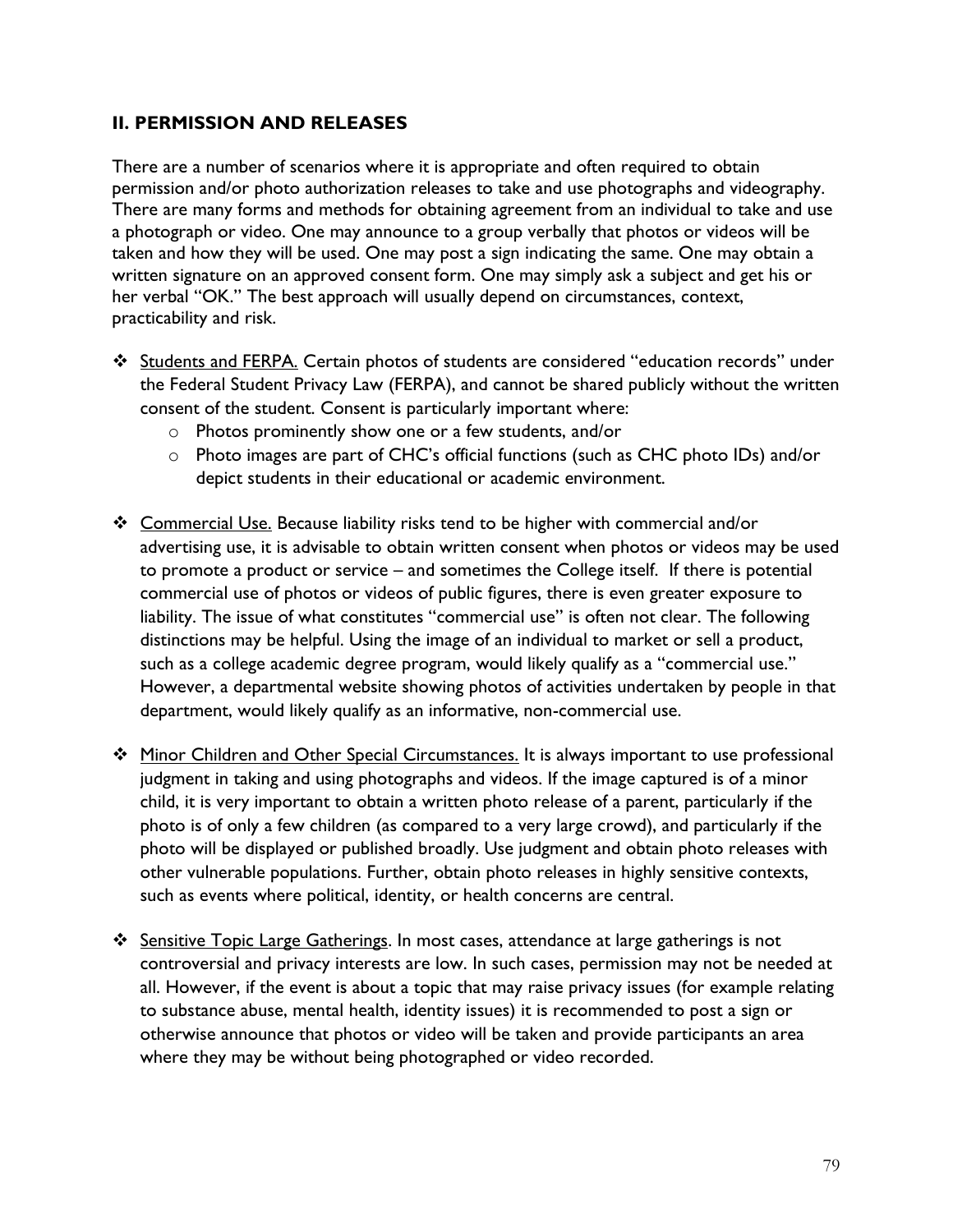## II. PERMISSION AND RELEASES

There are a number of scenarios where it is appropriate and often required to obtain permission and/or photo authorization releases to take and use photographs and videography. There are many forms and methods for obtaining agreement from an individual to take and use a photograph or video. One may announce to a group verbally that photos or videos will be taken and how they will be used. One may post a sign indicating the same. One may obtain a written signature on an approved consent form. One may simply ask a subject and get his or her verbal "OK." The best approach will usually depend on circumstances, context, practicability and risk.

- <u>Students and FERPA.</u> Certain photos of students are considered "education records" under the Federal Student Privacy Law (FERPA), and cannot be shared publicly without the written consent of the student. Consent is particularly important where:
  - Photos prominently show one or a few students, and/or
  - Photo images are part of CHC's official functions (such as CHC photo IDs) and/or depict students in their educational or academic environment.

- <u>Commercial Use.</u> Because liability risks tend to be higher with commercial and/or advertising use, it is advisable to obtain written consent when photos or videos may be used to promote a product or service – and sometimes the College itself. If there is potential commercial use of photos or videos of public figures, there is even greater exposure to liability. The issue of what constitutes "commercial use" is often not clear. The following distinctions may be helpful. Using the image of an individual to market or sell a product, such as a college academic degree program, would likely qualify as a "commercial use." However, a departmental website showing photos of activities undertaken by people in that department, would likely qualify as an informative, non-commercial use.

- <u>Minor Children and Other Special Circumstances.</u> It is always important to use professional judgment in taking and using photographs and videos. If the image captured is of a minor child, it is very important to obtain a written photo release of a parent, particularly if the photo is of only a few children (as compared to a very large crowd), and particularly if the photo will be displayed or published broadly. Use judgment and obtain photo releases with other vulnerable populations. Further, obtain photo releases in highly sensitive contexts, such as events where political, identity, or health concerns are central.

- <u>Sensitive Topic Large Gatherings</u>. In most cases, attendance at large gatherings is not controversial and privacy interests are low. In such cases, permission may not be needed at all. However, if the event is about a topic that may raise privacy issues (for example relating to substance abuse, mental health, identity issues) it is recommended to post a sign or otherwise announce that photos or video will be taken and provide participants an area where they may be without being photographed or video recorded.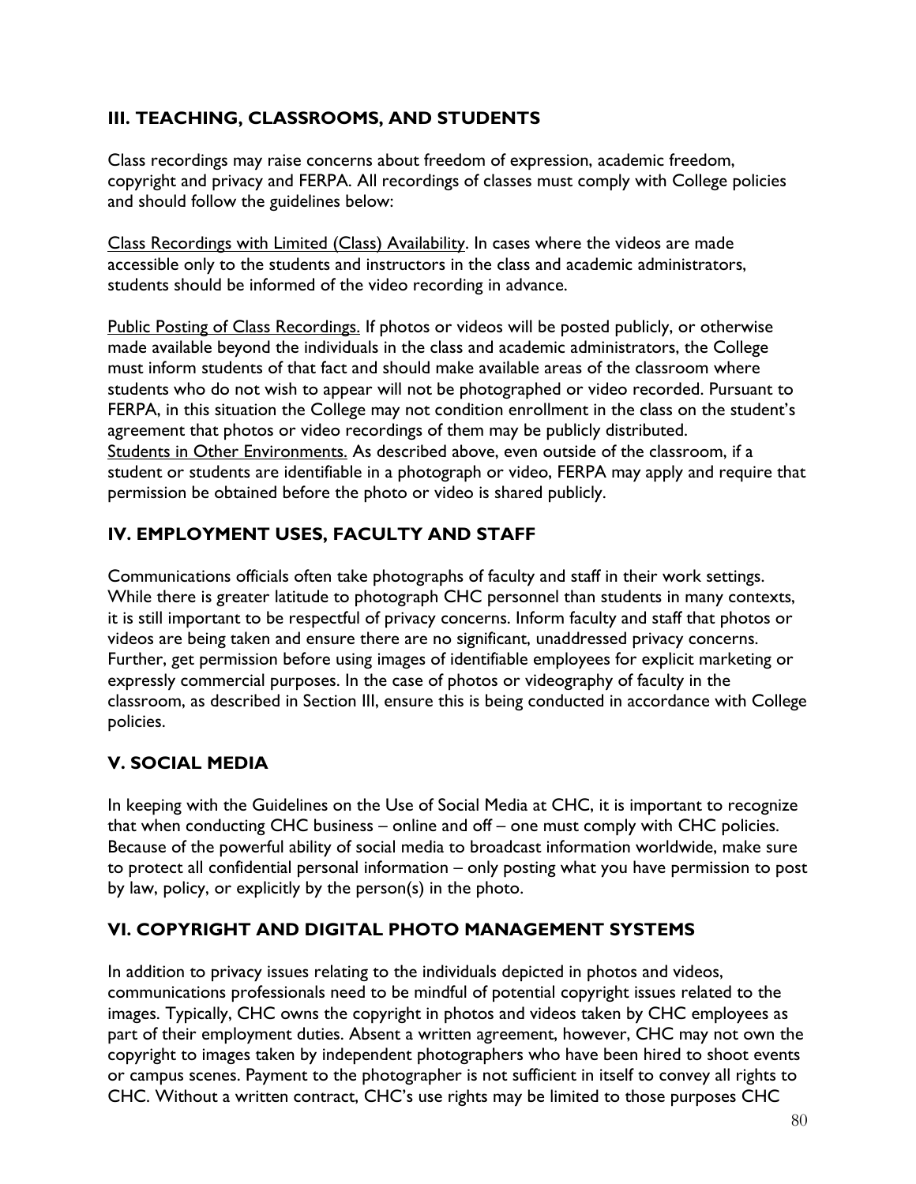## III. TEACHING, CLASSROOMS, AND STUDENTS

Class recordings may raise concerns about freedom of expression, academic freedom, copyright and privacy and FERPA. All recordings of classes must comply with College policies and should follow the guidelines below:

Class Recordings with Limited (Class) Availability. In cases where the videos are made accessible only to the students and instructors in the class and academic administrators, students should be informed of the video recording in advance.

Public Posting of Class Recordings. If photos or videos will be posted publicly, or otherwise made available beyond the individuals in the class and academic administrators, the College must inform students of that fact and should make available areas of the classroom where students who do not wish to appear will not be photographed or video recorded. Pursuant to FERPA, in this situation the College may not condition enrollment in the class on the student's agreement that photos or video recordings of them may be publicly distributed.

Students in Other Environments. As described above, even outside of the classroom, if a student or students are identifiable in a photograph or video, FERPA may apply and require that permission be obtained before the photo or video is shared publicly.

## IV. EMPLOYMENT USES, FACULTY AND STAFF

Communications officials often take photographs of faculty and staff in their work settings. While there is greater latitude to photograph CHC personnel than students in many contexts, it is still important to be respectful of privacy concerns. Inform faculty and staff that photos or videos are being taken and ensure there are no significant, unaddressed privacy concerns. Further, get permission before using images of identifiable employees for explicit marketing or expressly commercial purposes. In the case of photos or videography of faculty in the classroom, as described in Section III, ensure this is being conducted in accordance with College policies.

## V. SOCIAL MEDIA

In keeping with the Guidelines on the Use of Social Media at CHC, it is important to recognize that when conducting CHC business – online and off – one must comply with CHC policies. Because of the powerful ability of social media to broadcast information worldwide, make sure to protect all confidential personal information – only posting what you have permission to post by law, policy, or explicitly by the person(s) in the photo.

## VI. COPYRIGHT AND DIGITAL PHOTO MANAGEMENT SYSTEMS

In addition to privacy issues relating to the individuals depicted in photos and videos, communications professionals need to be mindful of potential copyright issues related to the images. Typically, CHC owns the copyright in photos and videos taken by CHC employees as part of their employment duties. Absent a written agreement, however, CHC may not own the copyright to images taken by independent photographers who have been hired to shoot events or campus scenes. Payment to the photographer is not sufficient in itself to convey all rights to CHC. Without a written contract, CHC's use rights may be limited to those purposes CHC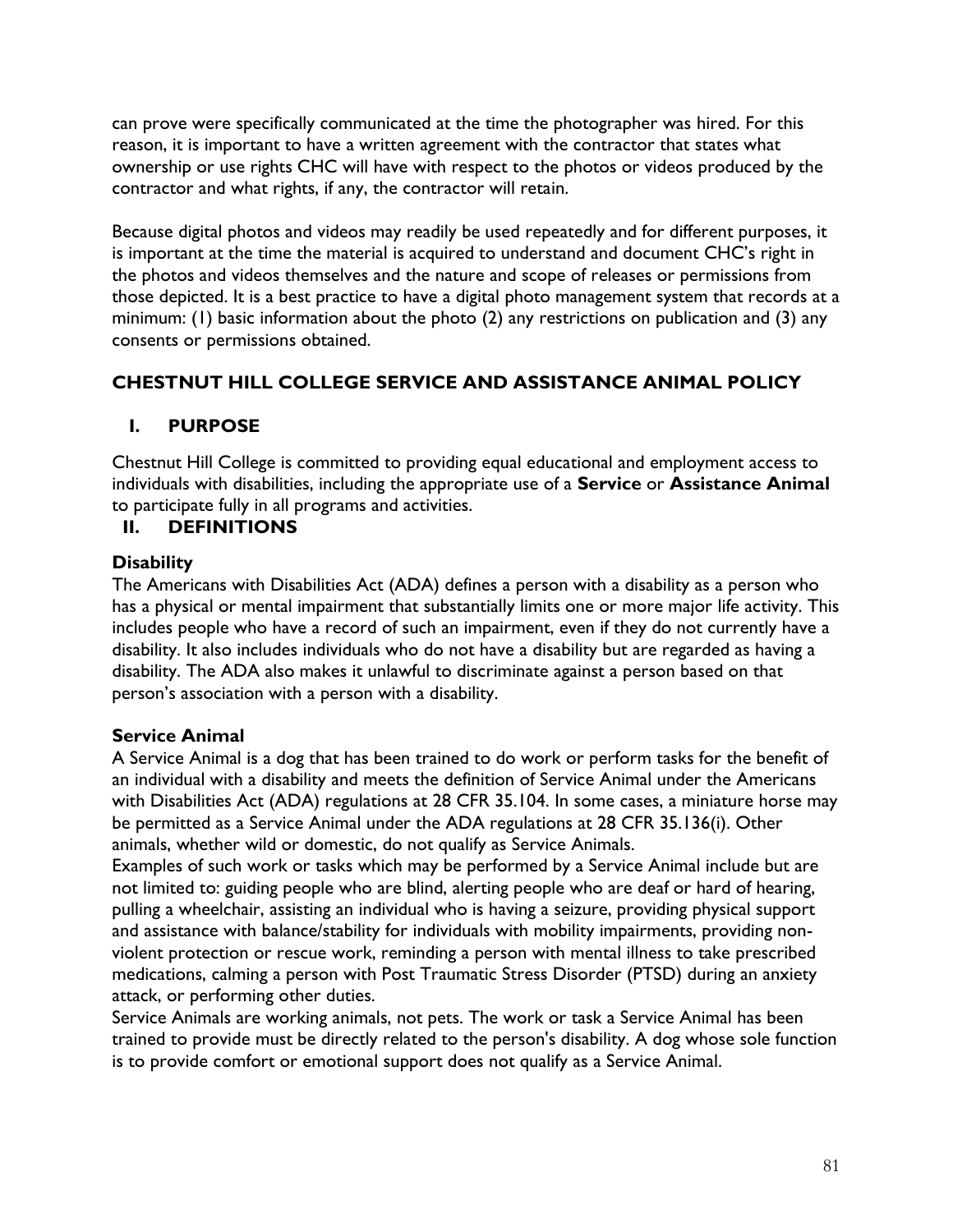can prove were specifically communicated at the time the photographer was hired. For this reason, it is important to have a written agreement with the contractor that states what ownership or use rights CHC will have with respect to the photos or videos produced by the contractor and what rights, if any, the contractor will retain.

Because digital photos and videos may readily be used repeatedly and for different purposes, it is important at the time the material is acquired to understand and document CHC's right in the photos and videos themselves and the nature and scope of releases or permissions from those depicted. It is a best practice to have a digital photo management system that records at a minimum: (1) basic information about the photo (2) any restrictions on publication and (3) any consents or permissions obtained.

## CHESTNUT HILL COLLEGE SERVICE AND ASSISTANCE ANIMAL POLICY

### I. PURPOSE

Chestnut Hill College is committed to providing equal educational and employment access to individuals with disabilities, including the appropriate use of a **Service** or **Assistance Animal** to participate fully in all programs and activities.

### II. DEFINITIONS

**Disability**
The Americans with Disabilities Act (ADA) defines a person with a disability as a person who has a physical or mental impairment that substantially limits one or more major life activity. This includes people who have a record of such an impairment, even if they do not currently have a disability. It also includes individuals who do not have a disability but are regarded as having a disability. The ADA also makes it unlawful to discriminate against a person based on that person's association with a person with a disability.

**Service Animal**
A Service Animal is a dog that has been trained to do work or perform tasks for the benefit of an individual with a disability and meets the definition of Service Animal under the Americans with Disabilities Act (ADA) regulations at 28 CFR 35.104. In some cases, a miniature horse may be permitted as a Service Animal under the ADA regulations at 28 CFR 35.136(i). Other animals, whether wild or domestic, do not qualify as Service Animals.
Examples of such work or tasks which may be performed by a Service Animal include but are not limited to: guiding people who are blind, alerting people who are deaf or hard of hearing, pulling a wheelchair, assisting an individual who is having a seizure, providing physical support and assistance with balance/stability for individuals with mobility impairments, providing non-violent protection or rescue work, reminding a person with mental illness to take prescribed medications, calming a person with Post Traumatic Stress Disorder (PTSD) during an anxiety attack, or performing other duties.
Service Animals are working animals, not pets. The work or task a Service Animal has been trained to provide must be directly related to the person's disability. A dog whose sole function is to provide comfort or emotional support does not qualify as a Service Animal.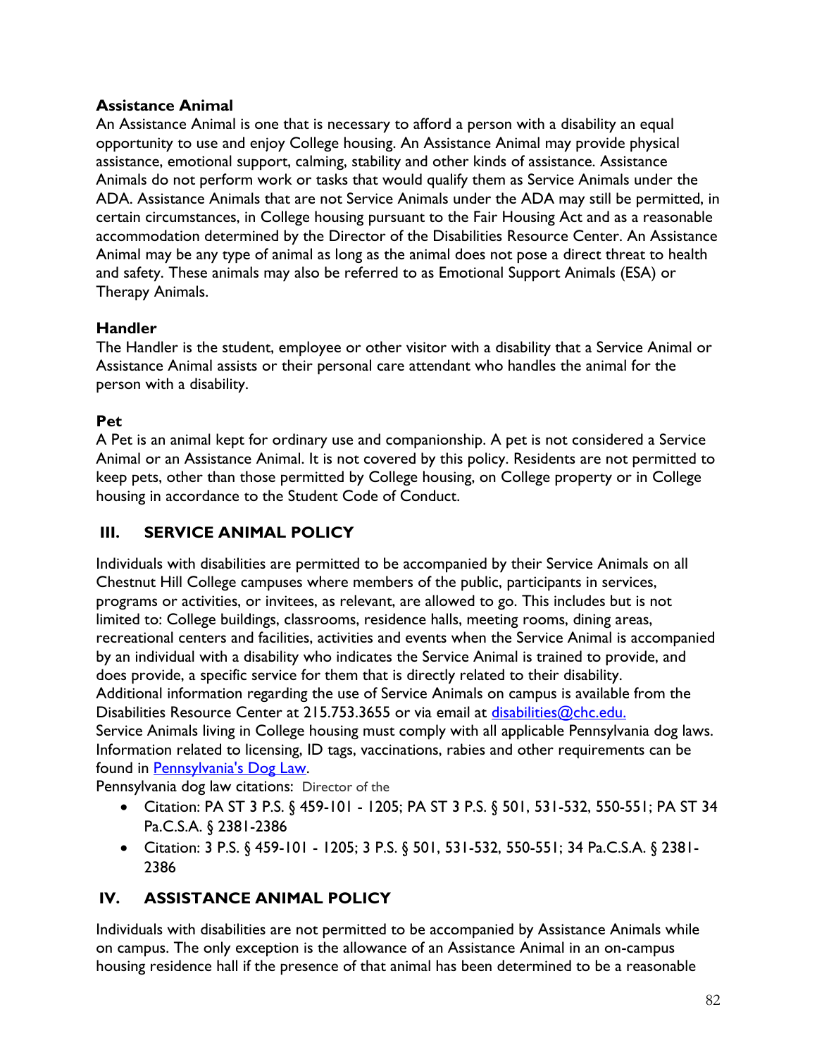**Assistance Animal**

An Assistance Animal is one that is necessary to afford a person with a disability an equal opportunity to use and enjoy College housing. An Assistance Animal may provide physical assistance, emotional support, calming, stability and other kinds of assistance. Assistance Animals do not perform work or tasks that would qualify them as Service Animals under the ADA. Assistance Animals that are not Service Animals under the ADA may still be permitted, in certain circumstances, in College housing pursuant to the Fair Housing Act and as a reasonable accommodation determined by the Director of the Disabilities Resource Center. An Assistance Animal may be any type of animal as long as the animal does not pose a direct threat to health and safety. These animals may also be referred to as Emotional Support Animals (ESA) or Therapy Animals.

**Handler**

The Handler is the student, employee or other visitor with a disability that a Service Animal or Assistance Animal assists or their personal care attendant who handles the animal for the person with a disability.

**Pet**

A Pet is an animal kept for ordinary use and companionship. A pet is not considered a Service Animal or an Assistance Animal. It is not covered by this policy. Residents are not permitted to keep pets, other than those permitted by College housing, on College property or in College housing in accordance to the Student Code of Conduct.

## III. SERVICE ANIMAL POLICY

Individuals with disabilities are permitted to be accompanied by their Service Animals on all Chestnut Hill College campuses where members of the public, participants in services, programs or activities, or invitees, as relevant, are allowed to go. This includes but is not limited to: College buildings, classrooms, residence halls, meeting rooms, dining areas, recreational centers and facilities, activities and events when the Service Animal is accompanied by an individual with a disability who indicates the Service Animal is trained to provide, and does provide, a specific service for them that is directly related to their disability.
Additional information regarding the use of Service Animals on campus is available from the Disabilities Resource Center at 215.753.3655 or via email at disabilities@chc.edu.
Service Animals living in College housing must comply with all applicable Pennsylvania dog laws. Information related to licensing, ID tags, vaccinations, rabies and other requirements can be found in Pennsylvania's Dog Law.
Pennsylvania dog law citations: Director of the

- Citation: PA ST 3 P.S. § 459-101 - 1205; PA ST 3 P.S. § 501, 531-532, 550-551; PA ST 34 Pa.C.S.A. § 2381-2386
- Citation: 3 P.S. § 459-101 - 1205; 3 P.S. § 501, 531-532, 550-551; 34 Pa.C.S.A. § 2381-2386

## IV. ASSISTANCE ANIMAL POLICY

Individuals with disabilities are not permitted to be accompanied by Assistance Animals while on campus. The only exception is the allowance of an Assistance Animal in an on-campus housing residence hall if the presence of that animal has been determined to be a reasonable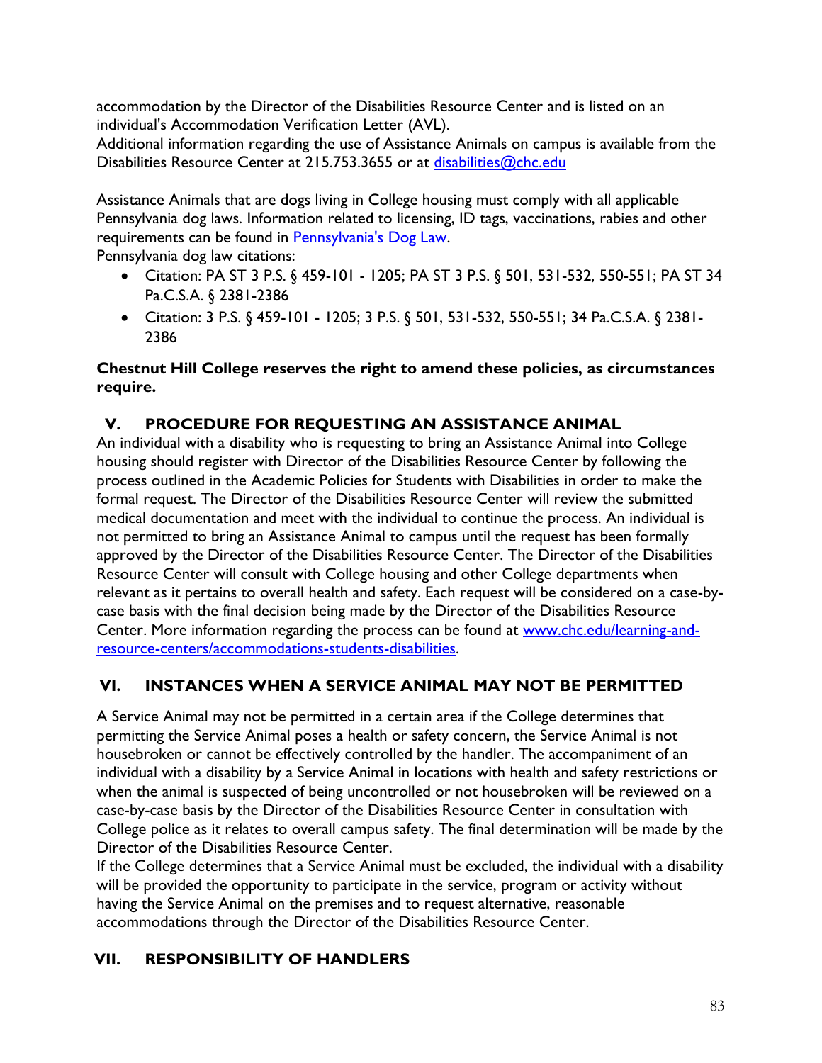accommodation by the Director of the Disabilities Resource Center and is listed on an individual's Accommodation Verification Letter (AVL).
Additional information regarding the use of Assistance Animals on campus is available from the Disabilities Resource Center at 215.753.3655 or at [disabilities@chc.edu](mailto:disabilities@chc.edu)

Assistance Animals that are dogs living in College housing must comply with all applicable Pennsylvania dog laws. Information related to licensing, ID tags, vaccinations, rabies and other requirements can be found in [Pennsylvania's Dog Law](#).
Pennsylvania dog law citations:

- Citation: PA ST 3 P.S. § 459-101 - 1205; PA ST 3 P.S. § 501, 531-532, 550-551; PA ST 34 Pa.C.S.A. § 2381-2386
- Citation: 3 P.S. § 459-101 - 1205; 3 P.S. § 501, 531-532, 550-551; 34 Pa.C.S.A. § 2381-2386

**Chestnut Hill College reserves the right to amend these policies, as circumstances require.**

## V. PROCEDURE FOR REQUESTING AN ASSISTANCE ANIMAL

An individual with a disability who is requesting to bring an Assistance Animal into College housing should register with Director of the Disabilities Resource Center by following the process outlined in the Academic Policies for Students with Disabilities in order to make the formal request. The Director of the Disabilities Resource Center will review the submitted medical documentation and meet with the individual to continue the process. An individual is not permitted to bring an Assistance Animal to campus until the request has been formally approved by the Director of the Disabilities Resource Center. The Director of the Disabilities Resource Center will consult with College housing and other College departments when relevant as it pertains to overall health and safety. Each request will be considered on a case-by-case basis with the final decision being made by the Director of the Disabilities Resource Center. More information regarding the process can be found at [www.chc.edu/learning-and-resource-centers/accommodations-students-disabilities](http://www.chc.edu/learning-and-resource-centers/accommodations-students-disabilities).

## VI. INSTANCES WHEN A SERVICE ANIMAL MAY NOT BE PERMITTED

A Service Animal may not be permitted in a certain area if the College determines that permitting the Service Animal poses a health or safety concern, the Service Animal is not housebroken or cannot be effectively controlled by the handler. The accompaniment of an individual with a disability by a Service Animal in locations with health and safety restrictions or when the animal is suspected of being uncontrolled or not housebroken will be reviewed on a case-by-case basis by the Director of the Disabilities Resource Center in consultation with College police as it relates to overall campus safety. The final determination will be made by the Director of the Disabilities Resource Center.
If the College determines that a Service Animal must be excluded, the individual with a disability will be provided the opportunity to participate in the service, program or activity without having the Service Animal on the premises and to request alternative, reasonable accommodations through the Director of the Disabilities Resource Center.

## VII. RESPONSIBILITY OF HANDLERS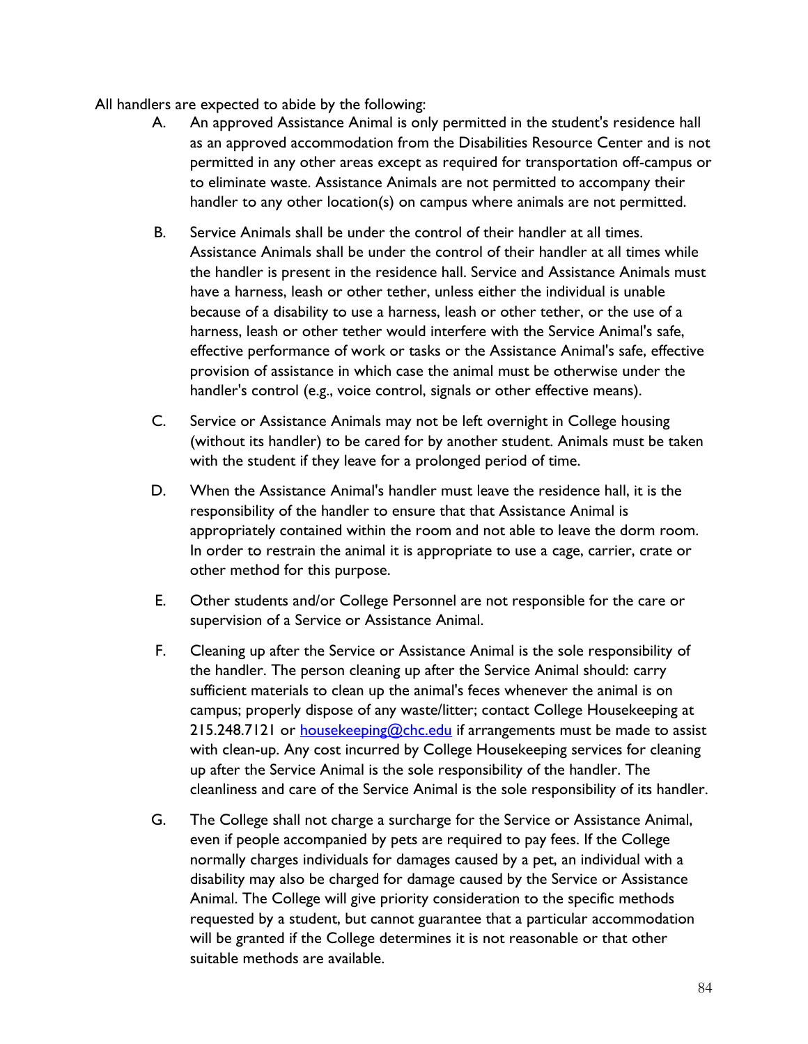All handlers are expected to abide by the following:

A. An approved Assistance Animal is only permitted in the student's residence hall as an approved accommodation from the Disabilities Resource Center and is not permitted in any other areas except as required for transportation off-campus or to eliminate waste. Assistance Animals are not permitted to accompany their handler to any other location(s) on campus where animals are not permitted.

B. Service Animals shall be under the control of their handler at all times. Assistance Animals shall be under the control of their handler at all times while the handler is present in the residence hall. Service and Assistance Animals must have a harness, leash or other tether, unless either the individual is unable because of a disability to use a harness, leash or other tether, or the use of a harness, leash or other tether would interfere with the Service Animal's safe, effective performance of work or tasks or the Assistance Animal's safe, effective provision of assistance in which case the animal must be otherwise under the handler's control (e.g., voice control, signals or other effective means).

C. Service or Assistance Animals may not be left overnight in College housing (without its handler) to be cared for by another student. Animals must be taken with the student if they leave for a prolonged period of time.

D. When the Assistance Animal's handler must leave the residence hall, it is the responsibility of the handler to ensure that that Assistance Animal is appropriately contained within the room and not able to leave the dorm room. In order to restrain the animal it is appropriate to use a cage, carrier, crate or other method for this purpose.

E. Other students and/or College Personnel are not responsible for the care or supervision of a Service or Assistance Animal.

F. Cleaning up after the Service or Assistance Animal is the sole responsibility of the handler. The person cleaning up after the Service Animal should: carry sufficient materials to clean up the animal's feces whenever the animal is on campus; properly dispose of any waste/litter; contact College Housekeeping at 215.248.7121 or [housekeeping@chc.edu](mailto:housekeeping@chc.edu) if arrangements must be made to assist with clean-up. Any cost incurred by College Housekeeping services for cleaning up after the Service Animal is the sole responsibility of the handler. The cleanliness and care of the Service Animal is the sole responsibility of its handler.

G. The College shall not charge a surcharge for the Service or Assistance Animal, even if people accompanied by pets are required to pay fees. If the College normally charges individuals for damages caused by a pet, an individual with a disability may also be charged for damage caused by the Service or Assistance Animal. The College will give priority consideration to the specific methods requested by a student, but cannot guarantee that a particular accommodation will be granted if the College determines it is not reasonable or that other suitable methods are available.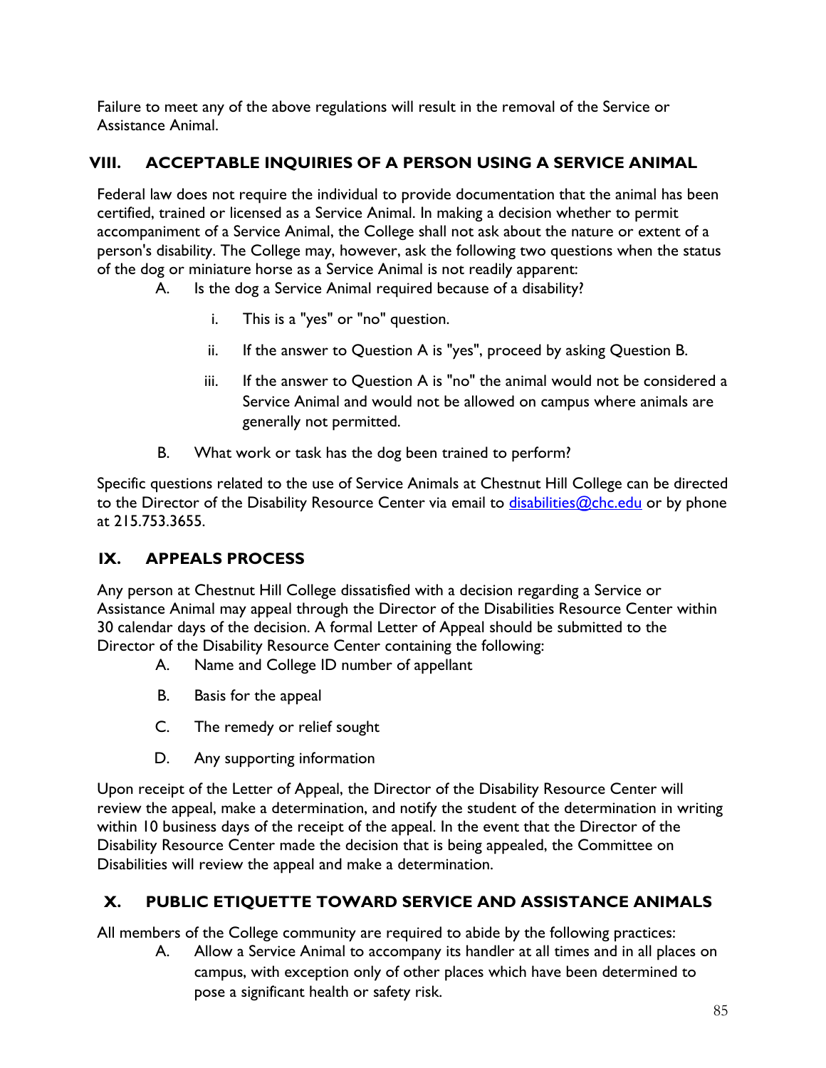Failure to meet any of the above regulations will result in the removal of the Service or Assistance Animal.

## VIII. ACCEPTABLE INQUIRIES OF A PERSON USING A SERVICE ANIMAL

Federal law does not require the individual to provide documentation that the animal has been certified, trained or licensed as a Service Animal. In making a decision whether to permit accompaniment of a Service Animal, the College shall not ask about the nature or extent of a person's disability. The College may, however, ask the following two questions when the status of the dog or miniature horse as a Service Animal is not readily apparent:

A. Is the dog a Service Animal required because of a disability?

   i. This is a "yes" or "no" question.

   ii. If the answer to Question A is "yes", proceed by asking Question B.

   iii. If the answer to Question A is "no" the animal would not be considered a Service Animal and would not be allowed on campus where animals are generally not permitted.

B. What work or task has the dog been trained to perform?

Specific questions related to the use of Service Animals at Chestnut Hill College can be directed to the Director of the Disability Resource Center via email to disabilities@chc.edu or by phone at 215.753.3655.

## IX. APPEALS PROCESS

Any person at Chestnut Hill College dissatisfied with a decision regarding a Service or Assistance Animal may appeal through the Director of the Disabilities Resource Center within 30 calendar days of the decision. A formal Letter of Appeal should be submitted to the Director of the Disability Resource Center containing the following:

A. Name and College ID number of appellant

B. Basis for the appeal

C. The remedy or relief sought

D. Any supporting information

Upon receipt of the Letter of Appeal, the Director of the Disability Resource Center will review the appeal, make a determination, and notify the student of the determination in writing within 10 business days of the receipt of the appeal. In the event that the Director of the Disability Resource Center made the decision that is being appealed, the Committee on Disabilities will review the appeal and make a determination.

## X. PUBLIC ETIQUETTE TOWARD SERVICE AND ASSISTANCE ANIMALS

All members of the College community are required to abide by the following practices:

A. Allow a Service Animal to accompany its handler at all times and in all places on campus, with exception only of other places which have been determined to pose a significant health or safety risk.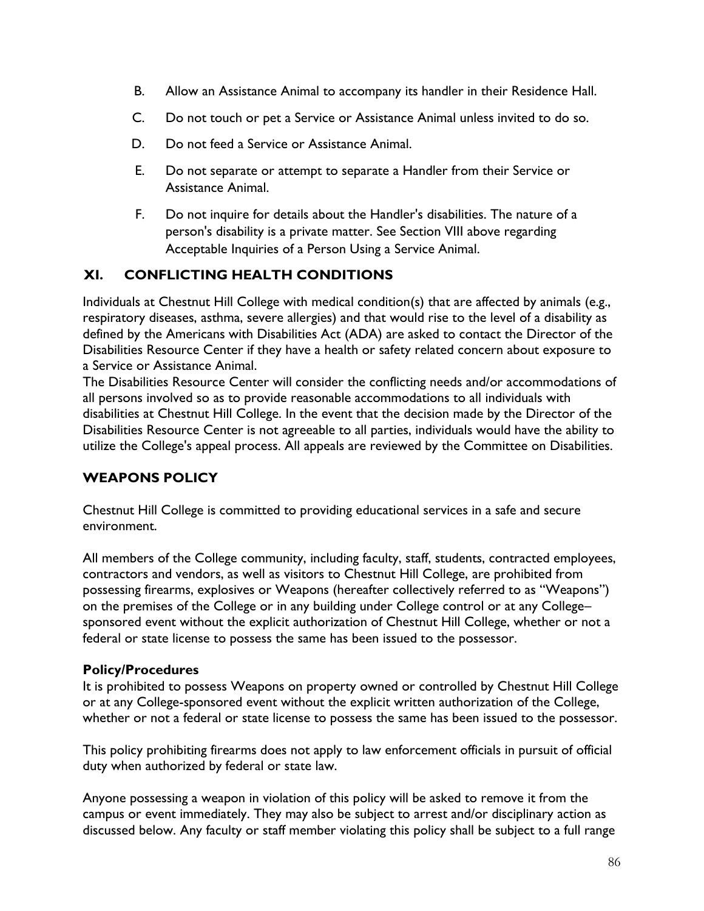B. Allow an Assistance Animal to accompany its handler in their Residence Hall.

C. Do not touch or pet a Service or Assistance Animal unless invited to do so.

D. Do not feed a Service or Assistance Animal.

E. Do not separate or attempt to separate a Handler from their Service or Assistance Animal.

F. Do not inquire for details about the Handler's disabilities. The nature of a person's disability is a private matter. See Section VIII above regarding Acceptable Inquiries of a Person Using a Service Animal.

## XI. CONFLICTING HEALTH CONDITIONS

Individuals at Chestnut Hill College with medical condition(s) that are affected by animals (e.g., respiratory diseases, asthma, severe allergies) and that would rise to the level of a disability as defined by the Americans with Disabilities Act (ADA) are asked to contact the Director of the Disabilities Resource Center if they have a health or safety related concern about exposure to a Service or Assistance Animal.

The Disabilities Resource Center will consider the conflicting needs and/or accommodations of all persons involved so as to provide reasonable accommodations to all individuals with disabilities at Chestnut Hill College. In the event that the decision made by the Director of the Disabilities Resource Center is not agreeable to all parties, individuals would have the ability to utilize the College's appeal process. All appeals are reviewed by the Committee on Disabilities.

## WEAPONS POLICY

Chestnut Hill College is committed to providing educational services in a safe and secure environment.

All members of the College community, including faculty, staff, students, contracted employees, contractors and vendors, as well as visitors to Chestnut Hill College, are prohibited from possessing firearms, explosives or Weapons (hereafter collectively referred to as "Weapons") on the premises of the College or in any building under College control or at any College–sponsored event without the explicit authorization of Chestnut Hill College, whether or not a federal or state license to possess the same has been issued to the possessor.

### Policy/Procedures

It is prohibited to possess Weapons on property owned or controlled by Chestnut Hill College or at any College-sponsored event without the explicit written authorization of the College, whether or not a federal or state license to possess the same has been issued to the possessor.

This policy prohibiting firearms does not apply to law enforcement officials in pursuit of official duty when authorized by federal or state law.

Anyone possessing a weapon in violation of this policy will be asked to remove it from the campus or event immediately. They may also be subject to arrest and/or disciplinary action as discussed below. Any faculty or staff member violating this policy shall be subject to a full range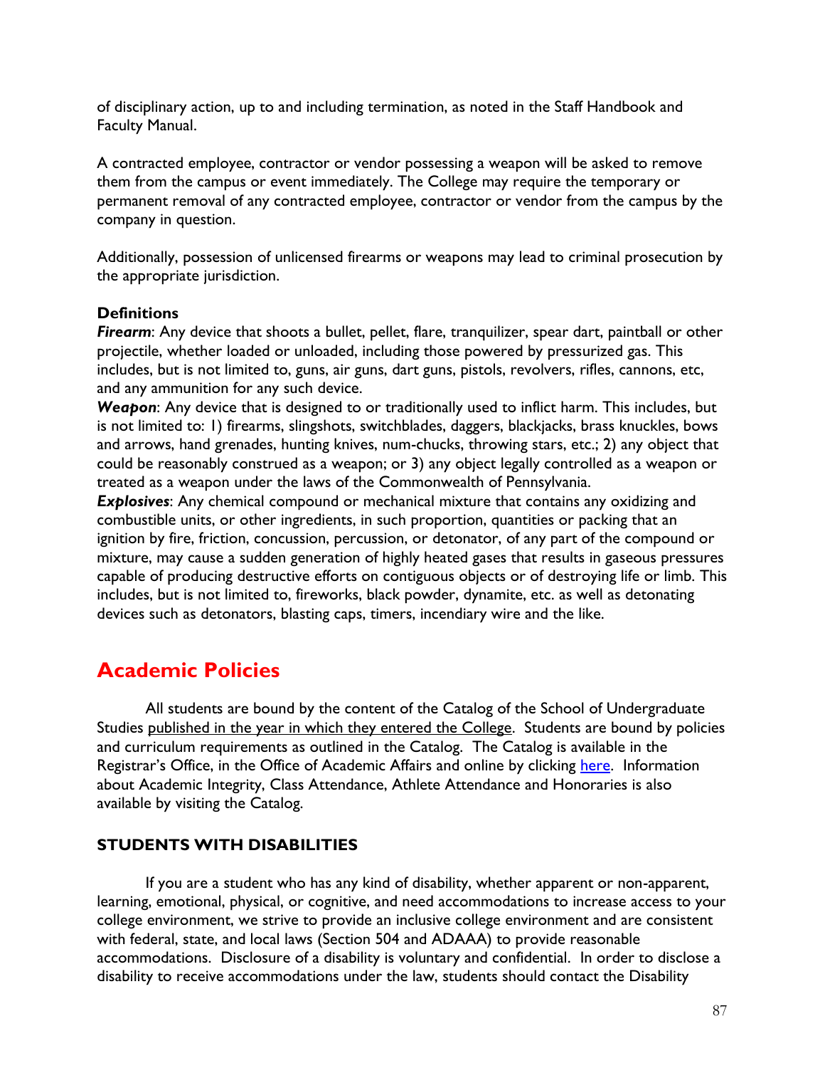of disciplinary action, up to and including termination, as noted in the Staff Handbook and Faculty Manual.

A contracted employee, contractor or vendor possessing a weapon will be asked to remove them from the campus or event immediately. The College may require the temporary or permanent removal of any contracted employee, contractor or vendor from the campus by the company in question.

Additionally, possession of unlicensed firearms or weapons may lead to criminal prosecution by the appropriate jurisdiction.

**Definitions**

***Firearm***: Any device that shoots a bullet, pellet, flare, tranquilizer, spear dart, paintball or other projectile, whether loaded or unloaded, including those powered by pressurized gas. This includes, but is not limited to, guns, air guns, dart guns, pistols, revolvers, rifles, cannons, etc, and any ammunition for any such device.

***Weapon***: Any device that is designed to or traditionally used to inflict harm. This includes, but is not limited to: 1) firearms, slingshots, switchblades, daggers, blackjacks, brass knuckles, bows and arrows, hand grenades, hunting knives, num-chucks, throwing stars, etc.; 2) any object that could be reasonably construed as a weapon; or 3) any object legally controlled as a weapon or treated as a weapon under the laws of the Commonwealth of Pennsylvania.

***Explosives***: Any chemical compound or mechanical mixture that contains any oxidizing and combustible units, or other ingredients, in such proportion, quantities or packing that an ignition by fire, friction, concussion, percussion, or detonator, of any part of the compound or mixture, may cause a sudden generation of highly heated gases that results in gaseous pressures capable of producing destructive efforts on contiguous objects or of destroying life or limb. This includes, but is not limited to, fireworks, black powder, dynamite, etc. as well as detonating devices such as detonators, blasting caps, timers, incendiary wire and the like.

# Academic Policies

All students are bound by the content of the Catalog of the School of Undergraduate Studies published in the year in which they entered the College. Students are bound by policies and curriculum requirements as outlined in the Catalog. The Catalog is available in the Registrar's Office, in the Office of Academic Affairs and online by clicking here. Information about Academic Integrity, Class Attendance, Athlete Attendance and Honoraries is also available by visiting the Catalog.

## STUDENTS WITH DISABILITIES

If you are a student who has any kind of disability, whether apparent or non-apparent, learning, emotional, physical, or cognitive, and need accommodations to increase access to your college environment, we strive to provide an inclusive college environment and are consistent with federal, state, and local laws (Section 504 and ADAAA) to provide reasonable accommodations. Disclosure of a disability is voluntary and confidential. In order to disclose a disability to receive accommodations under the law, students should contact the Disability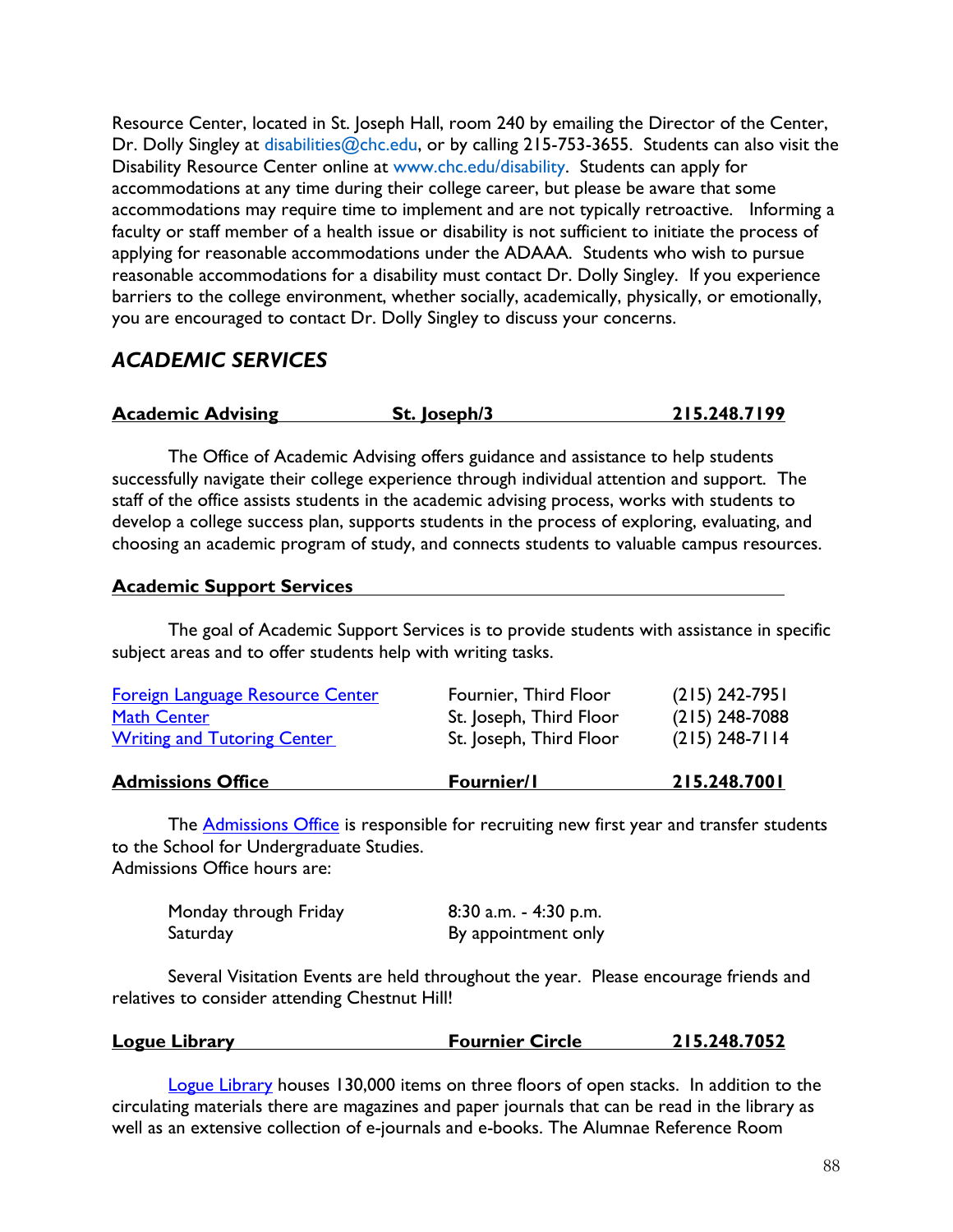Resource Center, located in St. Joseph Hall, room 240 by emailing the Director of the Center, Dr. Dolly Singley at disabilities@chc.edu, or by calling 215-753-3655. Students can also visit the Disability Resource Center online at www.chc.edu/disability. Students can apply for accommodations at any time during their college career, but please be aware that some accommodations may require time to implement and are not typically retroactive. Informing a faculty or staff member of a health issue or disability is not sufficient to initiate the process of applying for reasonable accommodations under the ADAAA. Students who wish to pursue reasonable accommodations for a disability must contact Dr. Dolly Singley. If you experience barriers to the college environment, whether socially, academically, physically, or emotionally, you are encouraged to contact Dr. Dolly Singley to discuss your concerns.

## *ACADEMIC SERVICES*

**Academic Advising — St. Joseph/3 — 215.248.7199**

The Office of Academic Advising offers guidance and assistance to help students successfully navigate their college experience through individual attention and support. The staff of the office assists students in the academic advising process, works with students to develop a college success plan, supports students in the process of exploring, evaluating, and choosing an academic program of study, and connects students to valuable campus resources.

**Academic Support Services**

The goal of Academic Support Services is to provide students with assistance in specific subject areas and to offer students help with writing tasks.

| | | |
|---|---|---|
| Foreign Language Resource Center | Fournier, Third Floor | (215) 242-7951 |
| Math Center | St. Joseph, Third Floor | (215) 248-7088 |
| Writing and Tutoring Center | St. Joseph, Third Floor | (215) 248-7114 |

**Admissions Office — Fournier/1 — 215.248.7001**

The Admissions Office is responsible for recruiting new first year and transfer students to the School for Undergraduate Studies.
Admissions Office hours are:

| | |
|---|---|
| Monday through Friday | 8:30 a.m. - 4:30 p.m. |
| Saturday | By appointment only |

Several Visitation Events are held throughout the year. Please encourage friends and relatives to consider attending Chestnut Hill!

**Logue Library — Fournier Circle — 215.248.7052**

Logue Library houses 130,000 items on three floors of open stacks. In addition to the circulating materials there are magazines and paper journals that can be read in the library as well as an extensive collection of e-journals and e-books. The Alumnae Reference Room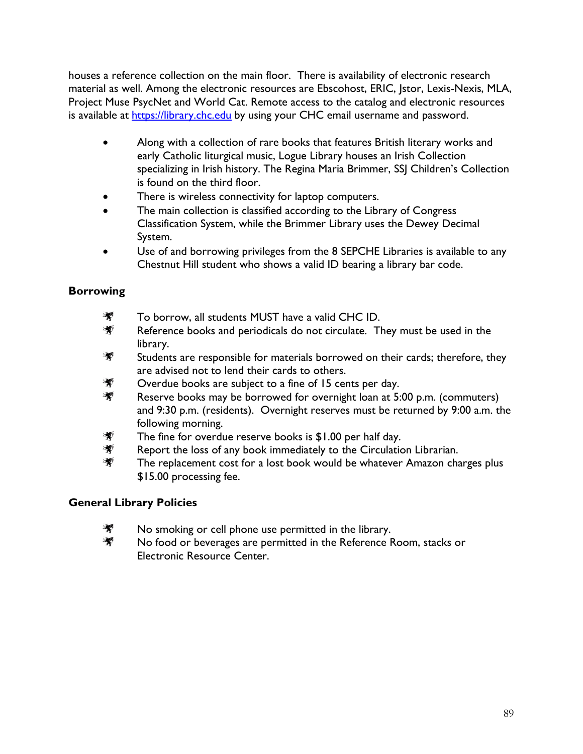houses a reference collection on the main floor. There is availability of electronic research material as well. Among the electronic resources are Ebscohost, ERIC, Jstor, Lexis-Nexis, MLA, Project Muse PsycNet and World Cat. Remote access to the catalog and electronic resources is available at [https://library.chc.edu](https://library.chc.edu) by using your CHC email username and password.

- Along with a collection of rare books that features British literary works and early Catholic liturgical music, Logue Library houses an Irish Collection specializing in Irish history. The Regina Maria Brimmer, SSJ Children's Collection is found on the third floor.
- There is wireless connectivity for laptop computers.
- The main collection is classified according to the Library of Congress Classification System, while the Brimmer Library uses the Dewey Decimal System.
- Use of and borrowing privileges from the 8 SEPCHE Libraries is available to any Chestnut Hill student who shows a valid ID bearing a library bar code.

**Borrowing**

- To borrow, all students MUST have a valid CHC ID.
- Reference books and periodicals do not circulate. They must be used in the library.
- Students are responsible for materials borrowed on their cards; therefore, they are advised not to lend their cards to others.
- Overdue books are subject to a fine of 15 cents per day.
- Reserve books may be borrowed for overnight loan at 5:00 p.m. (commuters) and 9:30 p.m. (residents). Overnight reserves must be returned by 9:00 a.m. the following morning.
- The fine for overdue reserve books is $1.00 per half day.
- Report the loss of any book immediately to the Circulation Librarian.
- The replacement cost for a lost book would be whatever Amazon charges plus $15.00 processing fee.

**General Library Policies**

- No smoking or cell phone use permitted in the library.
- No food or beverages are permitted in the Reference Room, stacks or Electronic Resource Center.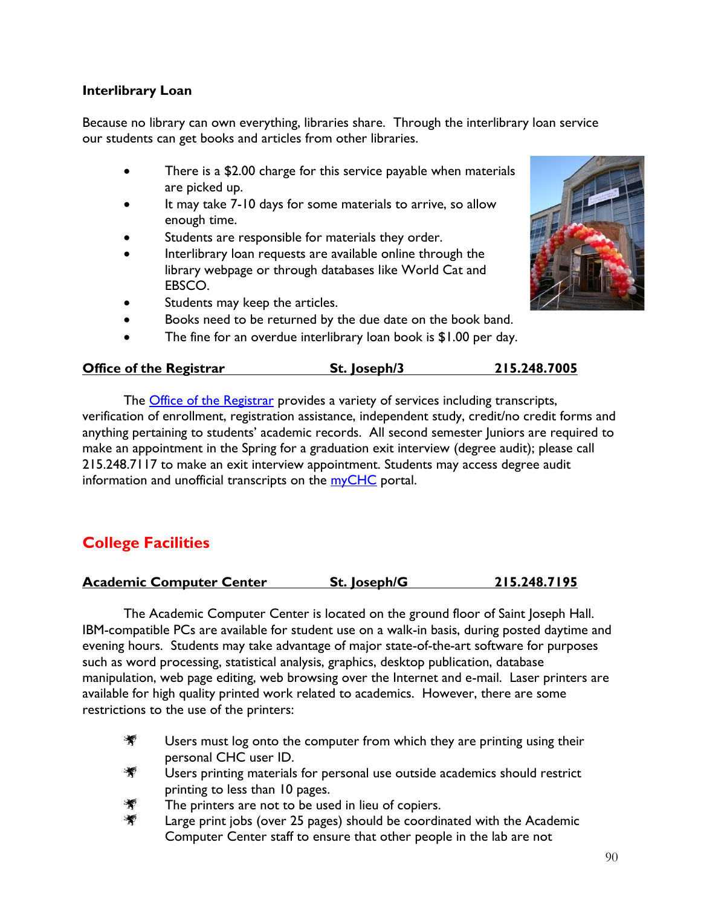**Interlibrary Loan**

Because no library can own everything, libraries share. Through the interlibrary loan service our students can get books and articles from other libraries.

- There is a $2.00 charge for this service payable when materials are picked up.
- It may take 7-10 days for some materials to arrive, so allow enough time.
- Students are responsible for materials they order.
- Interlibrary loan requests are available online through the library webpage or through databases like World Cat and EBSCO.
- Students may keep the articles.
- Books need to be returned by the due date on the book band.
- The fine for an overdue interlibrary loan book is $1.00 per day.

**Office of the Registrar St. Joseph/3 215.248.7005**

The Office of the Registrar provides a variety of services including transcripts, verification of enrollment, registration assistance, independent study, credit/no credit forms and anything pertaining to students' academic records. All second semester Juniors are required to make an appointment in the Spring for a graduation exit interview (degree audit); please call 215.248.7117 to make an exit interview appointment. Students may access degree audit information and unofficial transcripts on the myCHC portal.

## College Facilities

**Academic Computer Center St. Joseph/G 215.248.7195**

The Academic Computer Center is located on the ground floor of Saint Joseph Hall. IBM-compatible PCs are available for student use on a walk-in basis, during posted daytime and evening hours. Students may take advantage of major state-of-the-art software for purposes such as word processing, statistical analysis, graphics, desktop publication, database manipulation, web page editing, web browsing over the Internet and e-mail. Laser printers are available for high quality printed work related to academics. However, there are some restrictions to the use of the printers:

- Users must log onto the computer from which they are printing using their personal CHC user ID.
- Users printing materials for personal use outside academics should restrict printing to less than 10 pages.
- The printers are not to be used in lieu of copiers.
- Large print jobs (over 25 pages) should be coordinated with the Academic Computer Center staff to ensure that other people in the lab are not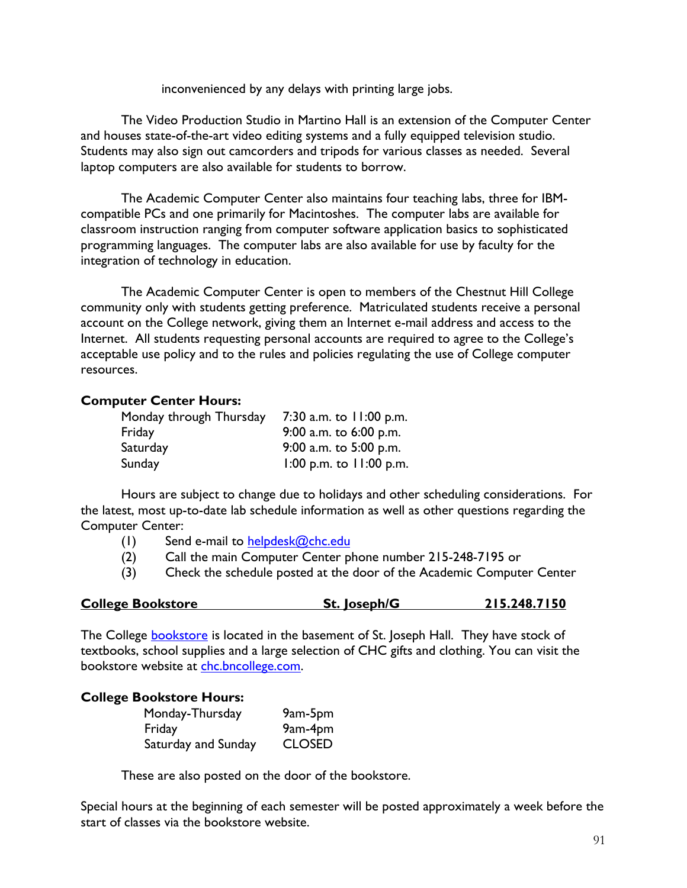inconvenienced by any delays with printing large jobs.

The Video Production Studio in Martino Hall is an extension of the Computer Center and houses state-of-the-art video editing systems and a fully equipped television studio. Students may also sign out camcorders and tripods for various classes as needed. Several laptop computers are also available for students to borrow.

The Academic Computer Center also maintains four teaching labs, three for IBM-compatible PCs and one primarily for Macintoshes. The computer labs are available for classroom instruction ranging from computer software application basics to sophisticated programming languages. The computer labs are also available for use by faculty for the integration of technology in education.

The Academic Computer Center is open to members of the Chestnut Hill College community only with students getting preference. Matriculated students receive a personal account on the College network, giving them an Internet e-mail address and access to the Internet. All students requesting personal accounts are required to agree to the College's acceptable use policy and to the rules and policies regulating the use of College computer resources.

**Computer Center Hours:**

| | |
|---|---|
| Monday through Thursday | 7:30 a.m. to 11:00 p.m. |
| Friday | 9:00 a.m. to 6:00 p.m. |
| Saturday | 9:00 a.m. to 5:00 p.m. |
| Sunday | 1:00 p.m. to 11:00 p.m. |

Hours are subject to change due to holidays and other scheduling considerations. For the latest, most up-to-date lab schedule information as well as other questions regarding the Computer Center:

(1) Send e-mail to helpdesk@chc.edu
(2) Call the main Computer Center phone number 215-248-7195 or
(3) Check the schedule posted at the door of the Academic Computer Center

**College Bookstore** **St. Joseph/G** **215.248.7150**

The College bookstore is located in the basement of St. Joseph Hall. They have stock of textbooks, school supplies and a large selection of CHC gifts and clothing. You can visit the bookstore website at chc.bncollege.com.

**College Bookstore Hours:**

| | |
|---|---|
| Monday-Thursday | 9am-5pm |
| Friday | 9am-4pm |
| Saturday and Sunday | CLOSED |

These are also posted on the door of the bookstore.

Special hours at the beginning of each semester will be posted approximately a week before the start of classes via the bookstore website.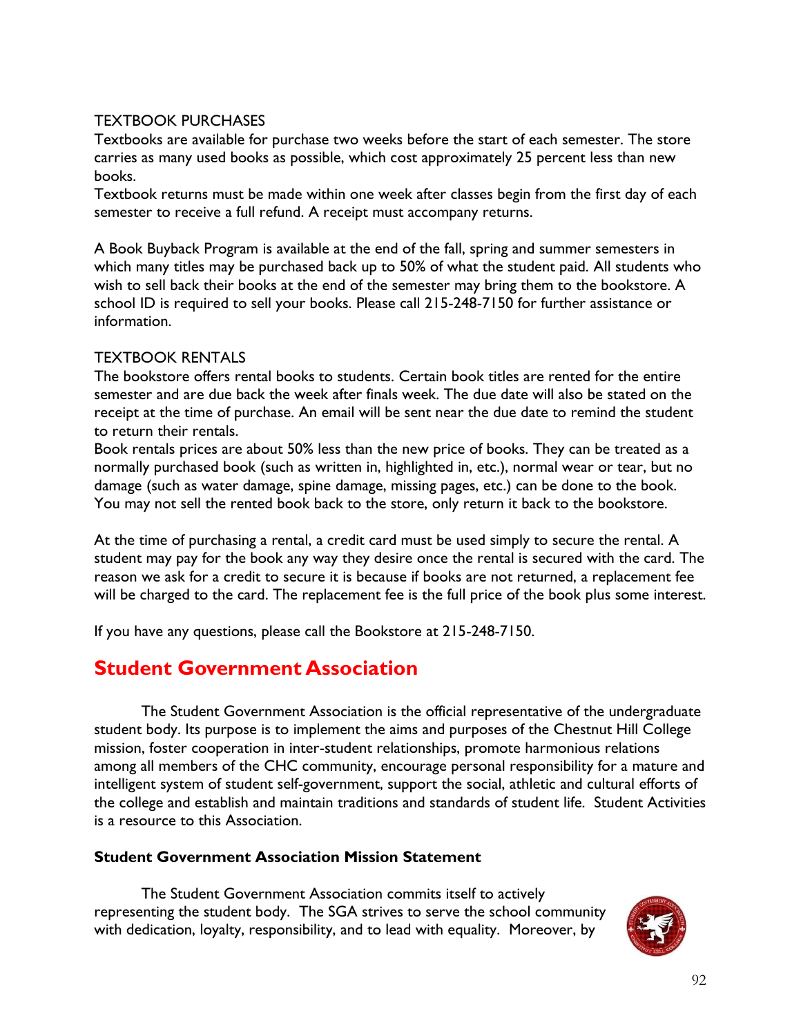TEXTBOOK PURCHASES

Textbooks are available for purchase two weeks before the start of each semester. The store carries as many used books as possible, which cost approximately 25 percent less than new books.

Textbook returns must be made within one week after classes begin from the first day of each semester to receive a full refund. A receipt must accompany returns.

A Book Buyback Program is available at the end of the fall, spring and summer semesters in which many titles may be purchased back up to 50% of what the student paid. All students who wish to sell back their books at the end of the semester may bring them to the bookstore. A school ID is required to sell your books. Please call 215-248-7150 for further assistance or information.

TEXTBOOK RENTALS

The bookstore offers rental books to students. Certain book titles are rented for the entire semester and are due back the week after finals week. The due date will also be stated on the receipt at the time of purchase. An email will be sent near the due date to remind the student to return their rentals.

Book rentals prices are about 50% less than the new price of books. They can be treated as a normally purchased book (such as written in, highlighted in, etc.), normal wear or tear, but no damage (such as water damage, spine damage, missing pages, etc.) can be done to the book. You may not sell the rented book back to the store, only return it back to the bookstore.

At the time of purchasing a rental, a credit card must be used simply to secure the rental. A student may pay for the book any way they desire once the rental is secured with the card. The reason we ask for a credit to secure it is because if books are not returned, a replacement fee will be charged to the card. The replacement fee is the full price of the book plus some interest.

If you have any questions, please call the Bookstore at 215-248-7150.

## Student Government Association

The Student Government Association is the official representative of the undergraduate student body. Its purpose is to implement the aims and purposes of the Chestnut Hill College mission, foster cooperation in inter-student relationships, promote harmonious relations among all members of the CHC community, encourage personal responsibility for a mature and intelligent system of student self-government, support the social, athletic and cultural efforts of the college and establish and maintain traditions and standards of student life. Student Activities is a resource to this Association.

**Student Government Association Mission Statement**

The Student Government Association commits itself to actively representing the student body. The SGA strives to serve the school community with dedication, loyalty, responsibility, and to lead with equality. Moreover, by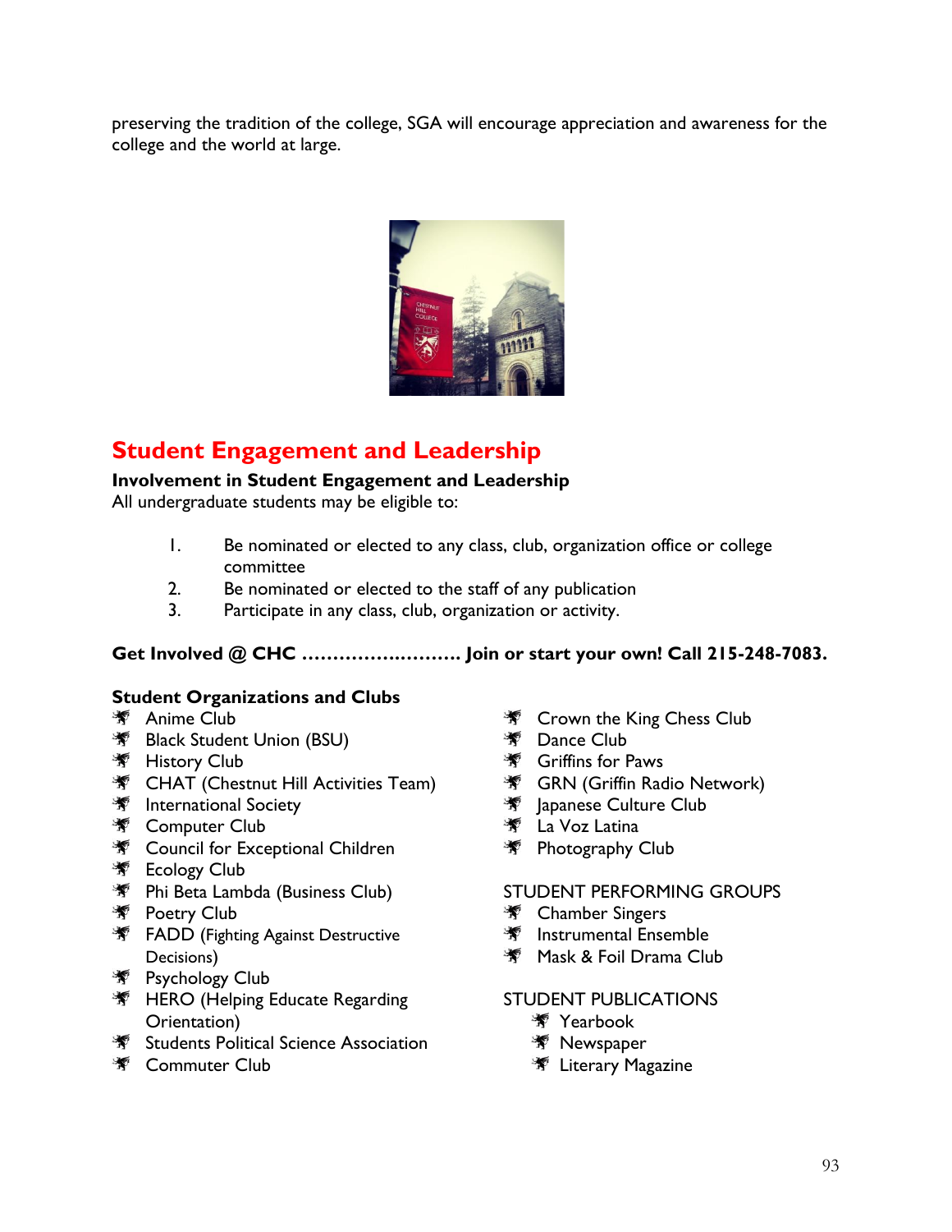preserving the tradition of the college, SGA will encourage appreciation and awareness for the college and the world at large.

## Student Engagement and Leadership

**Involvement in Student Engagement and Leadership**
All undergraduate students may be eligible to:

1. Be nominated or elected to any class, club, organization office or college committee
2. Be nominated or elected to the staff of any publication
3. Participate in any class, club, organization or activity.

**Get Involved @ CHC ……………………. Join or start your own! Call 215-248-7083.**

**Student Organizations and Clubs**

- Anime Club
- Black Student Union (BSU)
- History Club
- CHAT (Chestnut Hill Activities Team)
- International Society
- Computer Club
- Council for Exceptional Children
- Ecology Club
- Phi Beta Lambda (Business Club)
- Poetry Club
- FADD (Fighting Against Destructive Decisions)
- Psychology Club
- HERO (Helping Educate Regarding Orientation)
- Students Political Science Association
- Commuter Club
- Crown the King Chess Club
- Dance Club
- Griffins for Paws
- GRN (Griffin Radio Network)
- Japanese Culture Club
- La Voz Latina
- Photography Club

STUDENT PERFORMING GROUPS

- Chamber Singers
- Instrumental Ensemble
- Mask & Foil Drama Club

STUDENT PUBLICATIONS

- Yearbook
- Newspaper
- Literary Magazine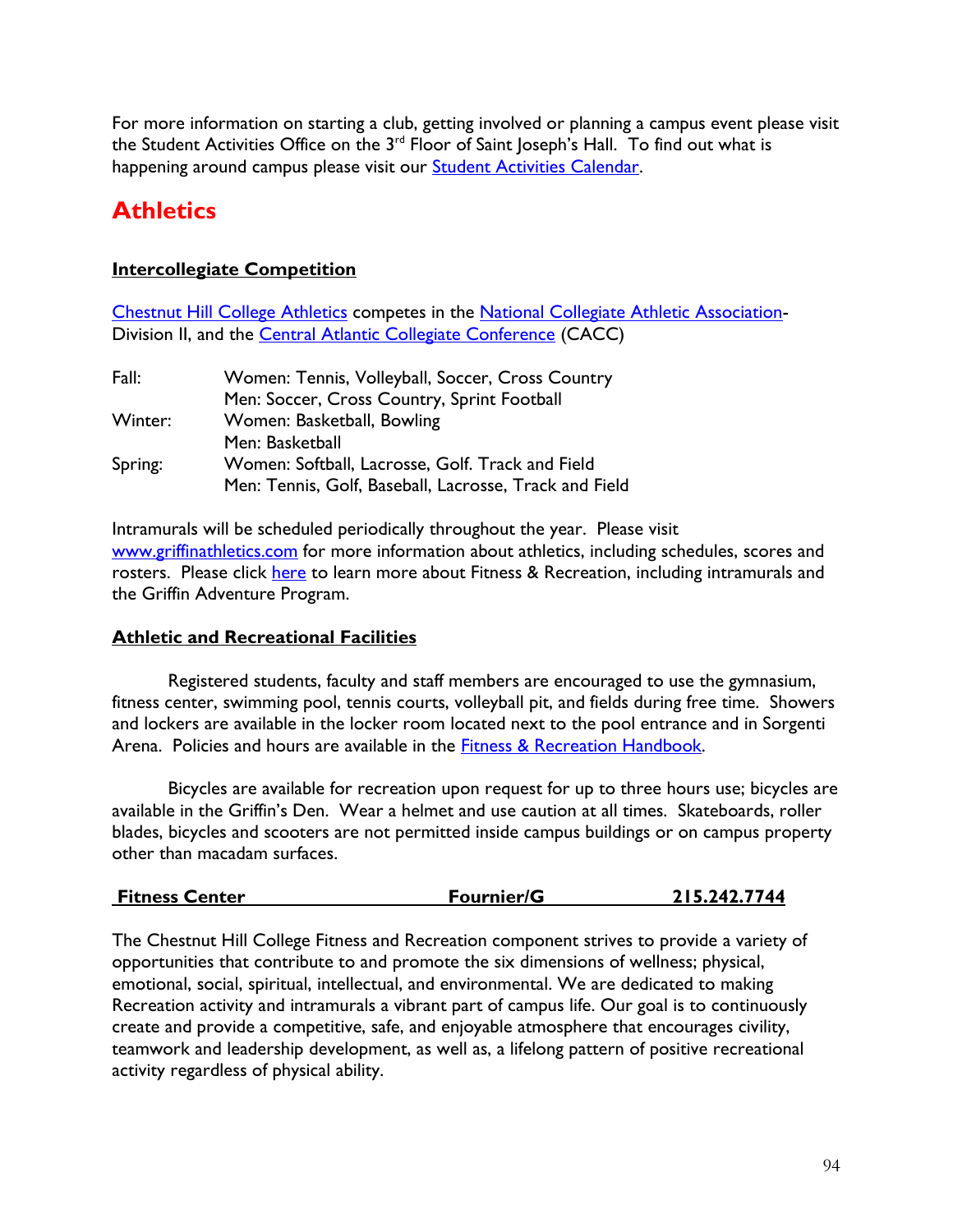For more information on starting a club, getting involved or planning a campus event please visit the Student Activities Office on the 3rd Floor of Saint Joseph's Hall. To find out what is happening around campus please visit our Student Activities Calendar.

# Athletics

## Intercollegiate Competition

Chestnut Hill College Athletics competes in the National Collegiate Athletic Association-Division II, and the Central Atlantic Collegiate Conference (CACC)

| | |
|---|---|
| Fall: | Women: Tennis, Volleyball, Soccer, Cross Country |
| | Men: Soccer, Cross Country, Sprint Football |
| Winter: | Women: Basketball, Bowling |
| | Men: Basketball |
| Spring: | Women: Softball, Lacrosse, Golf. Track and Field |
| | Men: Tennis, Golf, Baseball, Lacrosse, Track and Field |

Intramurals will be scheduled periodically throughout the year. Please visit www.griffinathletics.com for more information about athletics, including schedules, scores and rosters. Please click here to learn more about Fitness & Recreation, including intramurals and the Griffin Adventure Program.

## Athletic and Recreational Facilities

Registered students, faculty and staff members are encouraged to use the gymnasium, fitness center, swimming pool, tennis courts, volleyball pit, and fields during free time. Showers and lockers are available in the locker room located next to the pool entrance and in Sorgenti Arena. Policies and hours are available in the Fitness & Recreation Handbook.

Bicycles are available for recreation upon request for up to three hours use; bicycles are available in the Griffin's Den. Wear a helmet and use caution at all times. Skateboards, roller blades, bicycles and scooters are not permitted inside campus buildings or on campus property other than macadam surfaces.

**Fitness Center** | **Fournier/G** | **215.242.7744**

The Chestnut Hill College Fitness and Recreation component strives to provide a variety of opportunities that contribute to and promote the six dimensions of wellness; physical, emotional, social, spiritual, intellectual, and environmental. We are dedicated to making Recreation activity and intramurals a vibrant part of campus life. Our goal is to continuously create and provide a competitive, safe, and enjoyable atmosphere that encourages civility, teamwork and leadership development, as well as, a lifelong pattern of positive recreational activity regardless of physical ability.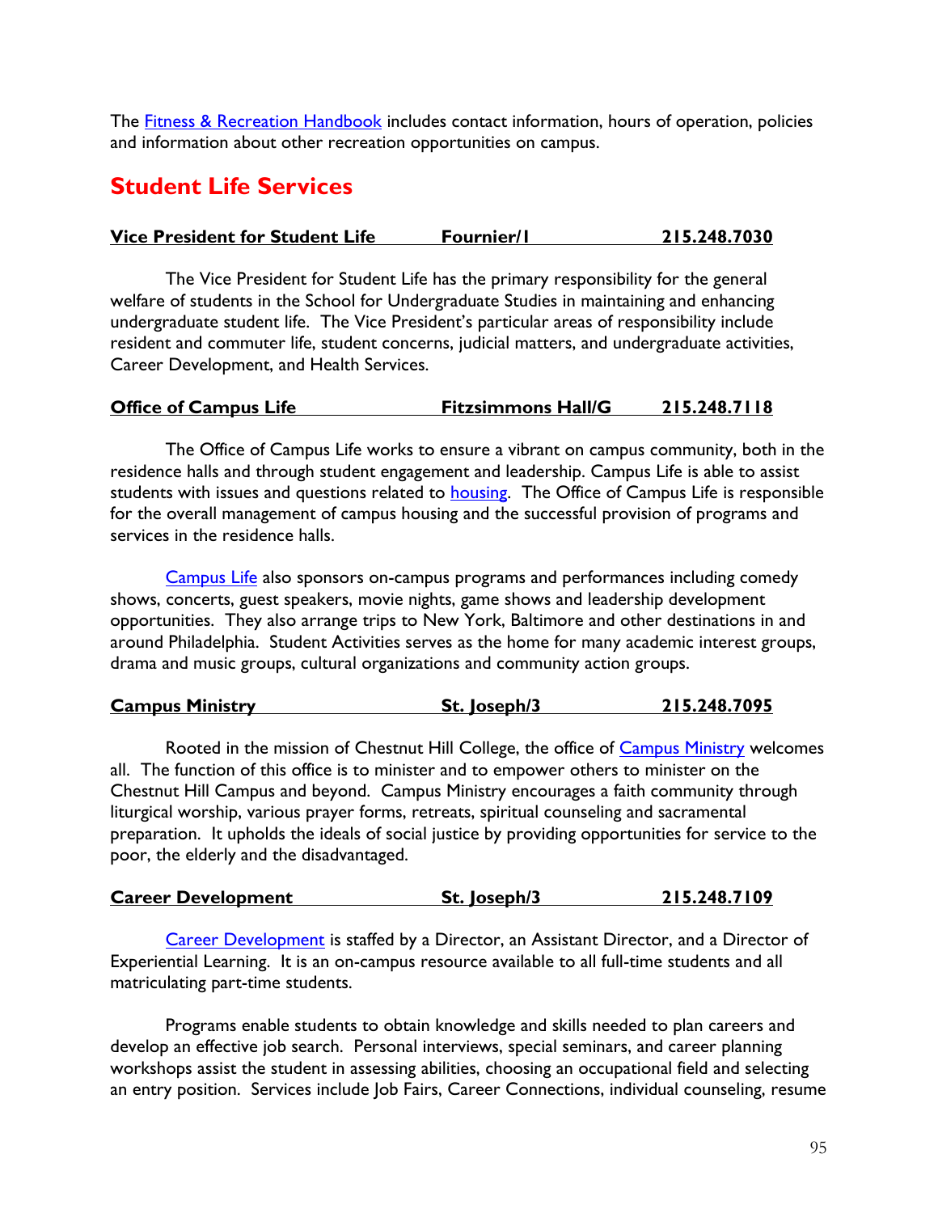The Fitness & Recreation Handbook includes contact information, hours of operation, policies and information about other recreation opportunities on campus.

## Student Life Services

**Vice President for Student Life | Fournier/1 | 215.248.7030**

The Vice President for Student Life has the primary responsibility for the general welfare of students in the School for Undergraduate Studies in maintaining and enhancing undergraduate student life. The Vice President's particular areas of responsibility include resident and commuter life, student concerns, judicial matters, and undergraduate activities, Career Development, and Health Services.

**Office of Campus Life | Fitzsimmons Hall/G | 215.248.7118**

The Office of Campus Life works to ensure a vibrant on campus community, both in the residence halls and through student engagement and leadership. Campus Life is able to assist students with issues and questions related to housing. The Office of Campus Life is responsible for the overall management of campus housing and the successful provision of programs and services in the residence halls.

Campus Life also sponsors on-campus programs and performances including comedy shows, concerts, guest speakers, movie nights, game shows and leadership development opportunities. They also arrange trips to New York, Baltimore and other destinations in and around Philadelphia. Student Activities serves as the home for many academic interest groups, drama and music groups, cultural organizations and community action groups.

**Campus Ministry | St. Joseph/3 | 215.248.7095**

Rooted in the mission of Chestnut Hill College, the office of Campus Ministry welcomes all. The function of this office is to minister and to empower others to minister on the Chestnut Hill Campus and beyond. Campus Ministry encourages a faith community through liturgical worship, various prayer forms, retreats, spiritual counseling and sacramental preparation. It upholds the ideals of social justice by providing opportunities for service to the poor, the elderly and the disadvantaged.

**Career Development | St. Joseph/3 | 215.248.7109**

Career Development is staffed by a Director, an Assistant Director, and a Director of Experiential Learning. It is an on-campus resource available to all full-time students and all matriculating part-time students.

Programs enable students to obtain knowledge and skills needed to plan careers and develop an effective job search. Personal interviews, special seminars, and career planning workshops assist the student in assessing abilities, choosing an occupational field and selecting an entry position. Services include Job Fairs, Career Connections, individual counseling, resume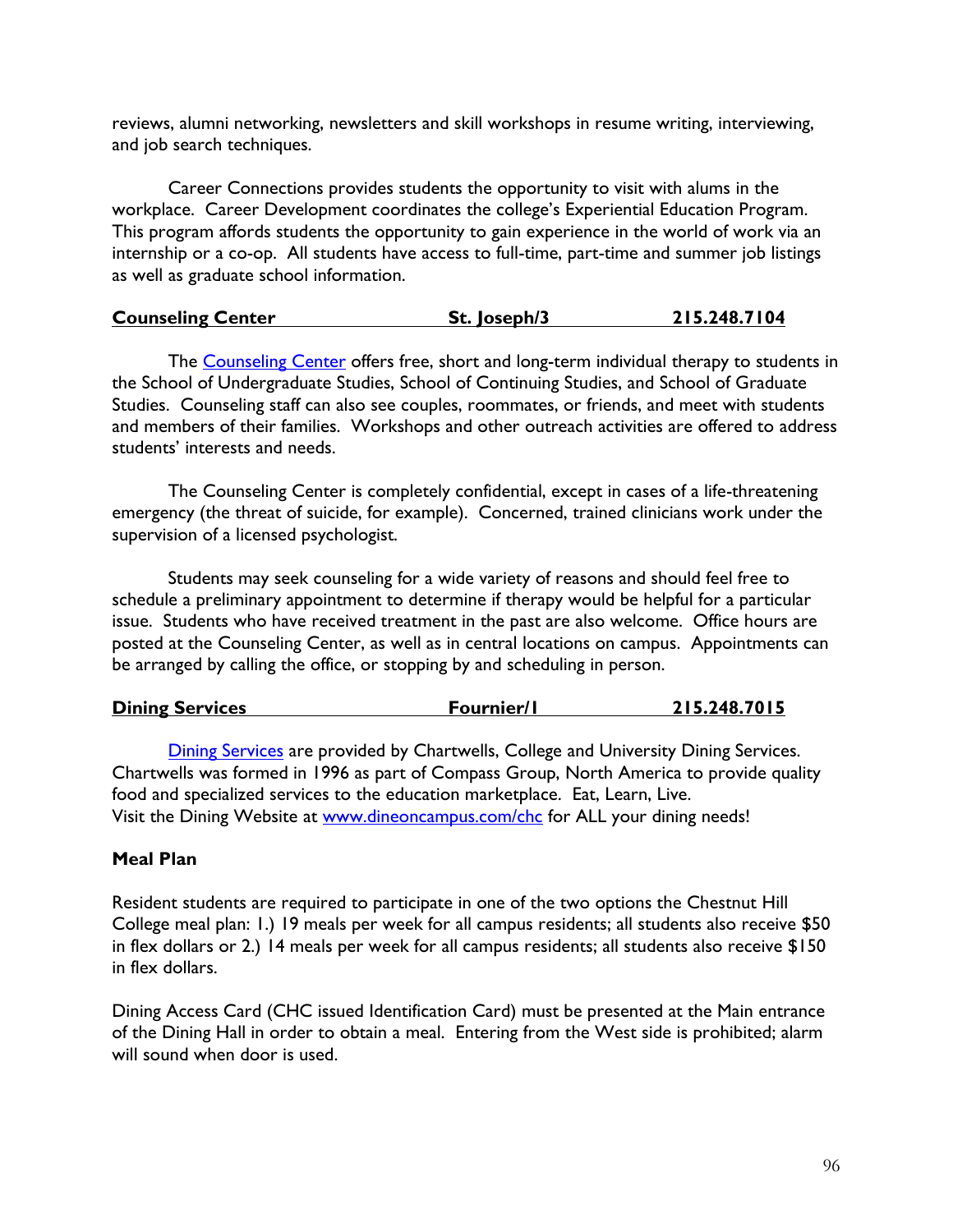reviews, alumni networking, newsletters and skill workshops in resume writing, interviewing, and job search techniques.

Career Connections provides students the opportunity to visit with alums in the workplace. Career Development coordinates the college's Experiential Education Program. This program affords students the opportunity to gain experience in the world of work via an internship or a co-op. All students have access to full-time, part-time and summer job listings as well as graduate school information.

**Counseling Center — St. Joseph/3 — 215.248.7104**

The Counseling Center offers free, short and long-term individual therapy to students in the School of Undergraduate Studies, School of Continuing Studies, and School of Graduate Studies. Counseling staff can also see couples, roommates, or friends, and meet with students and members of their families. Workshops and other outreach activities are offered to address students' interests and needs.

The Counseling Center is completely confidential, except in cases of a life-threatening emergency (the threat of suicide, for example). Concerned, trained clinicians work under the supervision of a licensed psychologist.

Students may seek counseling for a wide variety of reasons and should feel free to schedule a preliminary appointment to determine if therapy would be helpful for a particular issue. Students who have received treatment in the past are also welcome. Office hours are posted at the Counseling Center, as well as in central locations on campus. Appointments can be arranged by calling the office, or stopping by and scheduling in person.

**Dining Services — Fournier/1 — 215.248.7015**

Dining Services are provided by Chartwells, College and University Dining Services. Chartwells was formed in 1996 as part of Compass Group, North America to provide quality food and specialized services to the education marketplace. Eat, Learn, Live.
Visit the Dining Website at www.dineoncampus.com/chc for ALL your dining needs!

**Meal Plan**

Resident students are required to participate in one of the two options the Chestnut Hill College meal plan: 1.) 19 meals per week for all campus residents; all students also receive $50 in flex dollars or 2.) 14 meals per week for all campus residents; all students also receive $150 in flex dollars.

Dining Access Card (CHC issued Identification Card) must be presented at the Main entrance of the Dining Hall in order to obtain a meal. Entering from the West side is prohibited; alarm will sound when door is used.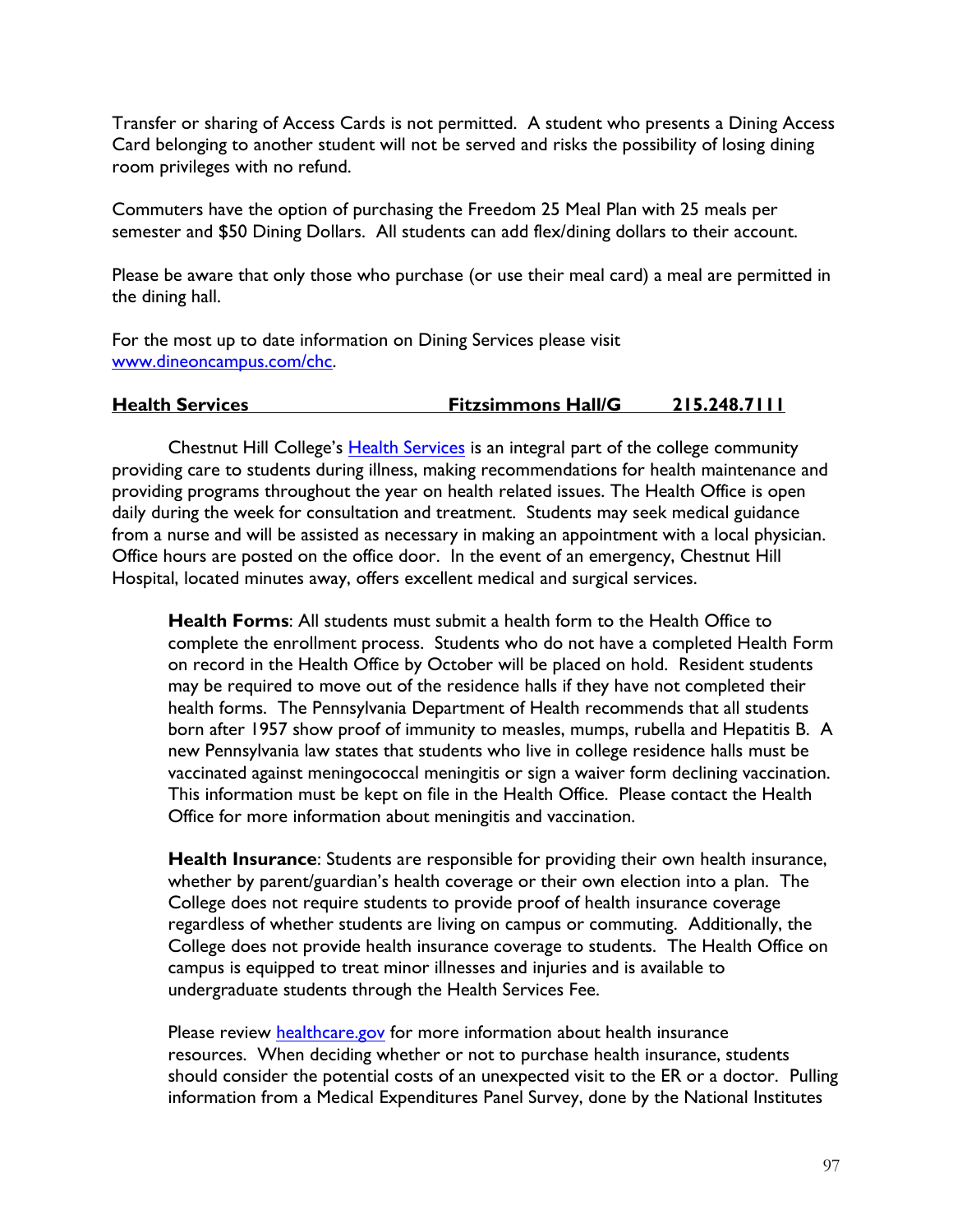Transfer or sharing of Access Cards is not permitted. A student who presents a Dining Access Card belonging to another student will not be served and risks the possibility of losing dining room privileges with no refund.

Commuters have the option of purchasing the Freedom 25 Meal Plan with 25 meals per semester and $50 Dining Dollars. All students can add flex/dining dollars to their account.

Please be aware that only those who purchase (or use their meal card) a meal are permitted in the dining hall.

For the most up to date information on Dining Services please visit [www.dineoncampus.com/chc](www.dineoncampus.com/chc).

**Health Services — Fitzsimmons Hall/G — 215.248.7111**

Chestnut Hill College's [Health Services](Health Services) is an integral part of the college community providing care to students during illness, making recommendations for health maintenance and providing programs throughout the year on health related issues. The Health Office is open daily during the week for consultation and treatment. Students may seek medical guidance from a nurse and will be assisted as necessary in making an appointment with a local physician. Office hours are posted on the office door. In the event of an emergency, Chestnut Hill Hospital, located minutes away, offers excellent medical and surgical services.

**Health Forms**: All students must submit a health form to the Health Office to complete the enrollment process. Students who do not have a completed Health Form on record in the Health Office by October will be placed on hold. Resident students may be required to move out of the residence halls if they have not completed their health forms. The Pennsylvania Department of Health recommends that all students born after 1957 show proof of immunity to measles, mumps, rubella and Hepatitis B. A new Pennsylvania law states that students who live in college residence halls must be vaccinated against meningococcal meningitis or sign a waiver form declining vaccination. This information must be kept on file in the Health Office. Please contact the Health Office for more information about meningitis and vaccination.

**Health Insurance**: Students are responsible for providing their own health insurance, whether by parent/guardian's health coverage or their own election into a plan. The College does not require students to provide proof of health insurance coverage regardless of whether students are living on campus or commuting. Additionally, the College does not provide health insurance coverage to students. The Health Office on campus is equipped to treat minor illnesses and injuries and is available to undergraduate students through the Health Services Fee.

Please review [healthcare.gov](healthcare.gov) for more information about health insurance resources. When deciding whether or not to purchase health insurance, students should consider the potential costs of an unexpected visit to the ER or a doctor. Pulling information from a Medical Expenditures Panel Survey, done by the National Institutes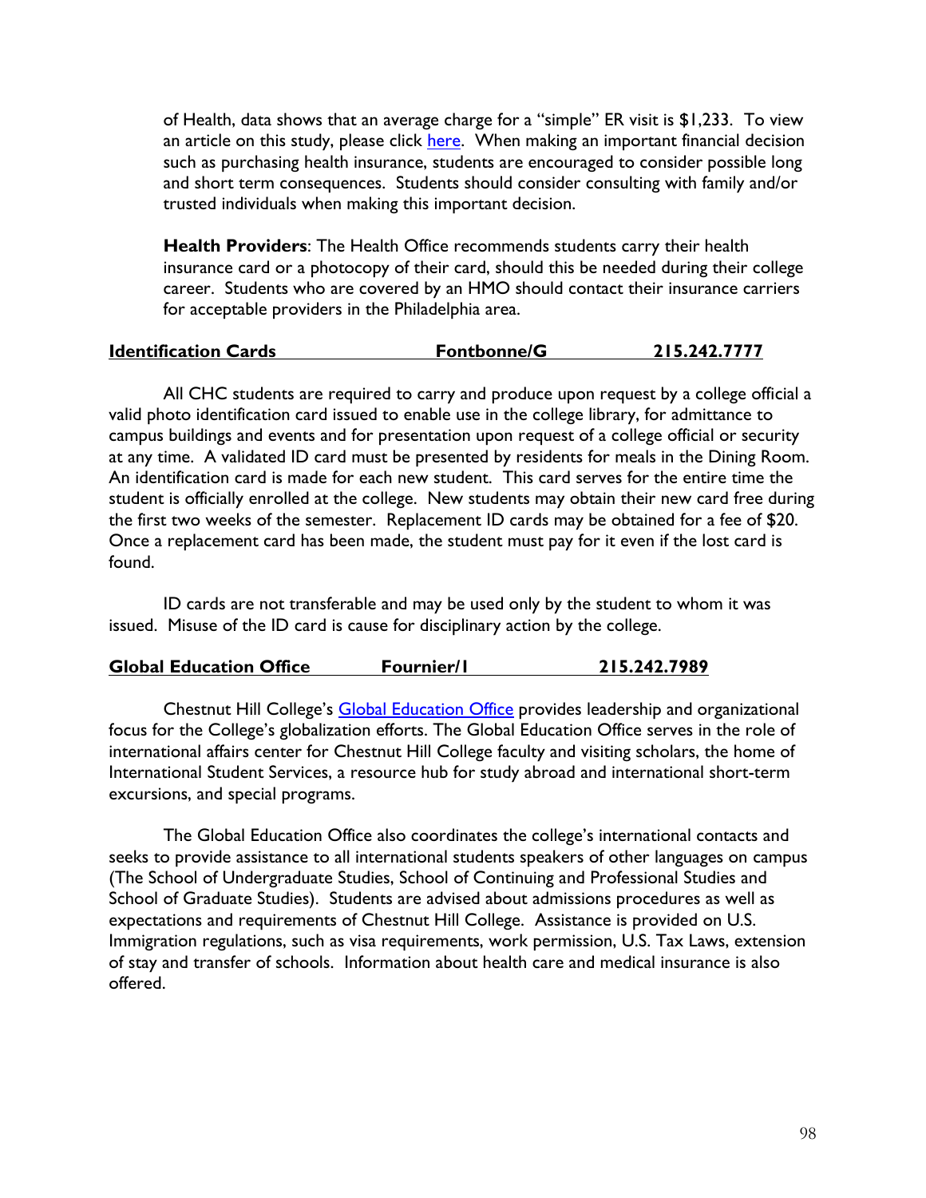of Health, data shows that an average charge for a "simple" ER visit is $1,233. To view an article on this study, please click here. When making an important financial decision such as purchasing health insurance, students are encouraged to consider possible long and short term consequences. Students should consider consulting with family and/or trusted individuals when making this important decision.

**Health Providers**: The Health Office recommends students carry their health insurance card or a photocopy of their card, should this be needed during their college career. Students who are covered by an HMO should contact their insurance carriers for acceptable providers in the Philadelphia area.

**Identification Cards — Fontbonne/G — 215.242.7777**

All CHC students are required to carry and produce upon request by a college official a valid photo identification card issued to enable use in the college library, for admittance to campus buildings and events and for presentation upon request of a college official or security at any time. A validated ID card must be presented by residents for meals in the Dining Room. An identification card is made for each new student. This card serves for the entire time the student is officially enrolled at the college. New students may obtain their new card free during the first two weeks of the semester. Replacement ID cards may be obtained for a fee of $20. Once a replacement card has been made, the student must pay for it even if the lost card is found.

ID cards are not transferable and may be used only by the student to whom it was issued. Misuse of the ID card is cause for disciplinary action by the college.

**Global Education Office — Fournier/I — 215.242.7989**

Chestnut Hill College's Global Education Office provides leadership and organizational focus for the College's globalization efforts. The Global Education Office serves in the role of international affairs center for Chestnut Hill College faculty and visiting scholars, the home of International Student Services, a resource hub for study abroad and international short-term excursions, and special programs.

The Global Education Office also coordinates the college's international contacts and seeks to provide assistance to all international students speakers of other languages on campus (The School of Undergraduate Studies, School of Continuing and Professional Studies and School of Graduate Studies). Students are advised about admissions procedures as well as expectations and requirements of Chestnut Hill College. Assistance is provided on U.S. Immigration regulations, such as visa requirements, work permission, U.S. Tax Laws, extension of stay and transfer of schools. Information about health care and medical insurance is also offered.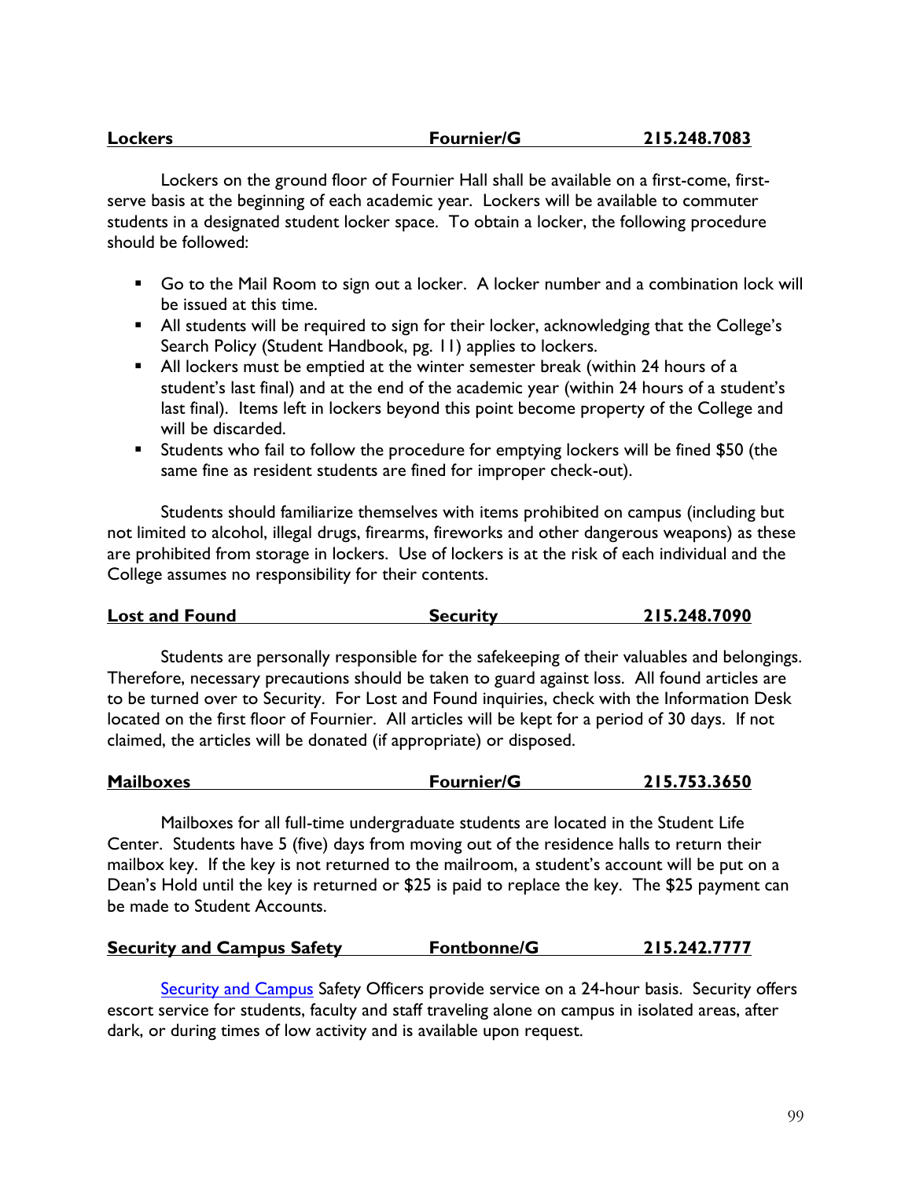**Lockers** **Fournier/G** **215.248.7083**

Lockers on the ground floor of Fournier Hall shall be available on a first-come, first-serve basis at the beginning of each academic year. Lockers will be available to commuter students in a designated student locker space. To obtain a locker, the following procedure should be followed:

- Go to the Mail Room to sign out a locker. A locker number and a combination lock will be issued at this time.
- All students will be required to sign for their locker, acknowledging that the College's Search Policy (Student Handbook, pg. 11) applies to lockers.
- All lockers must be emptied at the winter semester break (within 24 hours of a student's last final) and at the end of the academic year (within 24 hours of a student's last final). Items left in lockers beyond this point become property of the College and will be discarded.
- Students who fail to follow the procedure for emptying lockers will be fined $50 (the same fine as resident students are fined for improper check-out).

Students should familiarize themselves with items prohibited on campus (including but not limited to alcohol, illegal drugs, firearms, fireworks and other dangerous weapons) as these are prohibited from storage in lockers. Use of lockers is at the risk of each individual and the College assumes no responsibility for their contents.

**Lost and Found** **Security** **215.248.7090**

Students are personally responsible for the safekeeping of their valuables and belongings. Therefore, necessary precautions should be taken to guard against loss. All found articles are to be turned over to Security. For Lost and Found inquiries, check with the Information Desk located on the first floor of Fournier. All articles will be kept for a period of 30 days. If not claimed, the articles will be donated (if appropriate) or disposed.

**Mailboxes** **Fournier/G** **215.753.3650**

Mailboxes for all full-time undergraduate students are located in the Student Life Center. Students have 5 (five) days from moving out of the residence halls to return their mailbox key. If the key is not returned to the mailroom, a student's account will be put on a Dean's Hold until the key is returned or $25 is paid to replace the key. The $25 payment can be made to Student Accounts.

**Security and Campus Safety** **Fontbonne/G** **215.242.7777**

Security and Campus Safety Officers provide service on a 24-hour basis. Security offers escort service for students, faculty and staff traveling alone on campus in isolated areas, after dark, or during times of low activity and is available upon request.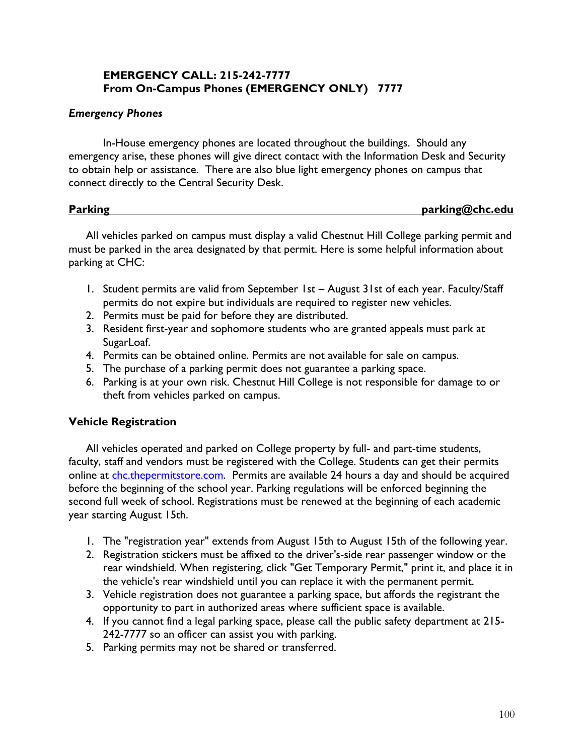**EMERGENCY CALL: 215-242-7777**
**From On-Campus Phones (EMERGENCY ONLY) 7777**

***Emergency Phones***

In-House emergency phones are located throughout the buildings. Should any emergency arise, these phones will give direct contact with the Information Desk and Security to obtain help or assistance. There are also blue light emergency phones on campus that connect directly to the Central Security Desk.

**Parking** **parking@chc.edu**

All vehicles parked on campus must display a valid Chestnut Hill College parking permit and must be parked in the area designated by that permit. Here is some helpful information about parking at CHC:

1. Student permits are valid from September 1st – August 31st of each year. Faculty/Staff permits do not expire but individuals are required to register new vehicles.
2. Permits must be paid for before they are distributed.
3. Resident first-year and sophomore students who are granted appeals must park at SugarLoaf.
4. Permits can be obtained online. Permits are not available for sale on campus.
5. The purchase of a parking permit does not guarantee a parking space.
6. Parking is at your own risk. Chestnut Hill College is not responsible for damage to or theft from vehicles parked on campus.

**Vehicle Registration**

All vehicles operated and parked on College property by full- and part-time students, faculty, staff and vendors must be registered with the College. Students can get their permits online at chc.thepermitstore.com. Permits are available 24 hours a day and should be acquired before the beginning of the school year. Parking regulations will be enforced beginning the second full week of school. Registrations must be renewed at the beginning of each academic year starting August 15th.

1. The "registration year" extends from August 15th to August 15th of the following year.
2. Registration stickers must be affixed to the driver's-side rear passenger window or the rear windshield. When registering, click "Get Temporary Permit," print it, and place it in the vehicle's rear windshield until you can replace it with the permanent permit.
3. Vehicle registration does not guarantee a parking space, but affords the registrant the opportunity to part in authorized areas where sufficient space is available.
4. If you cannot find a legal parking space, please call the public safety department at 215-242-7777 so an officer can assist you with parking.
5. Parking permits may not be shared or transferred.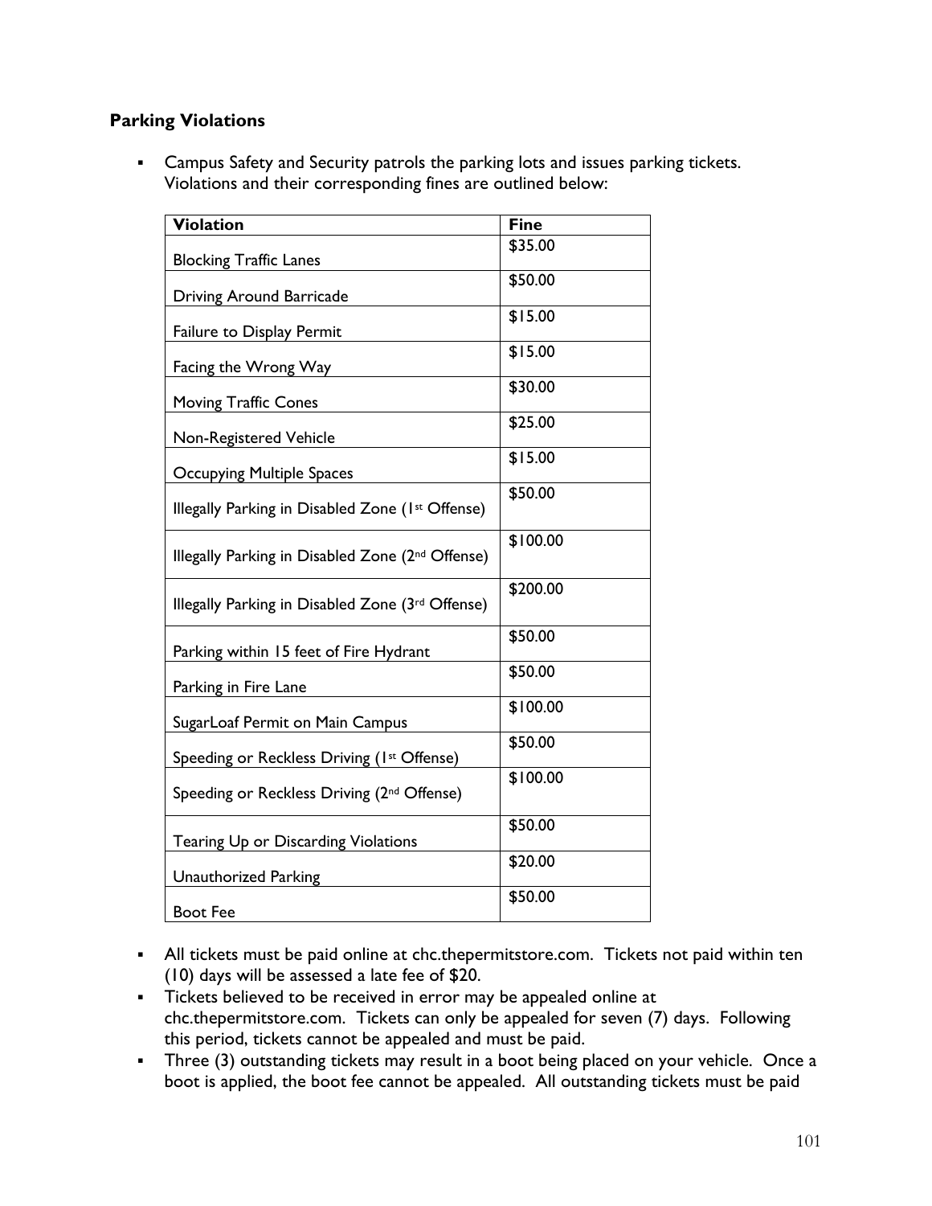**Parking Violations**

- Campus Safety and Security patrols the parking lots and issues parking tickets. Violations and their corresponding fines are outlined below:

| Violation | Fine |
|---|---|
| Blocking Traffic Lanes | $35.00 |
| Driving Around Barricade | $50.00 |
| Failure to Display Permit | $15.00 |
| Facing the Wrong Way | $15.00 |
| Moving Traffic Cones | $30.00 |
| Non-Registered Vehicle | $25.00 |
| Occupying Multiple Spaces | $15.00 |
| Illegally Parking in Disabled Zone (1st Offense) | $50.00 |
| Illegally Parking in Disabled Zone (2nd Offense) | $100.00 |
| Illegally Parking in Disabled Zone (3rd Offense) | $200.00 |
| Parking within 15 feet of Fire Hydrant | $50.00 |
| Parking in Fire Lane | $50.00 |
| SugarLoaf Permit on Main Campus | $100.00 |
| Speeding or Reckless Driving (1st Offense) | $50.00 |
| Speeding or Reckless Driving (2nd Offense) | $100.00 |
| Tearing Up or Discarding Violations | $50.00 |
| Unauthorized Parking | $20.00 |
| Boot Fee | $50.00 |

- All tickets must be paid online at chc.thepermitstore.com. Tickets not paid within ten (10) days will be assessed a late fee of $20.
- Tickets believed to be received in error may be appealed online at chc.thepermitstore.com. Tickets can only be appealed for seven (7) days. Following this period, tickets cannot be appealed and must be paid.
- Three (3) outstanding tickets may result in a boot being placed on your vehicle. Once a boot is applied, the boot fee cannot be appealed. All outstanding tickets must be paid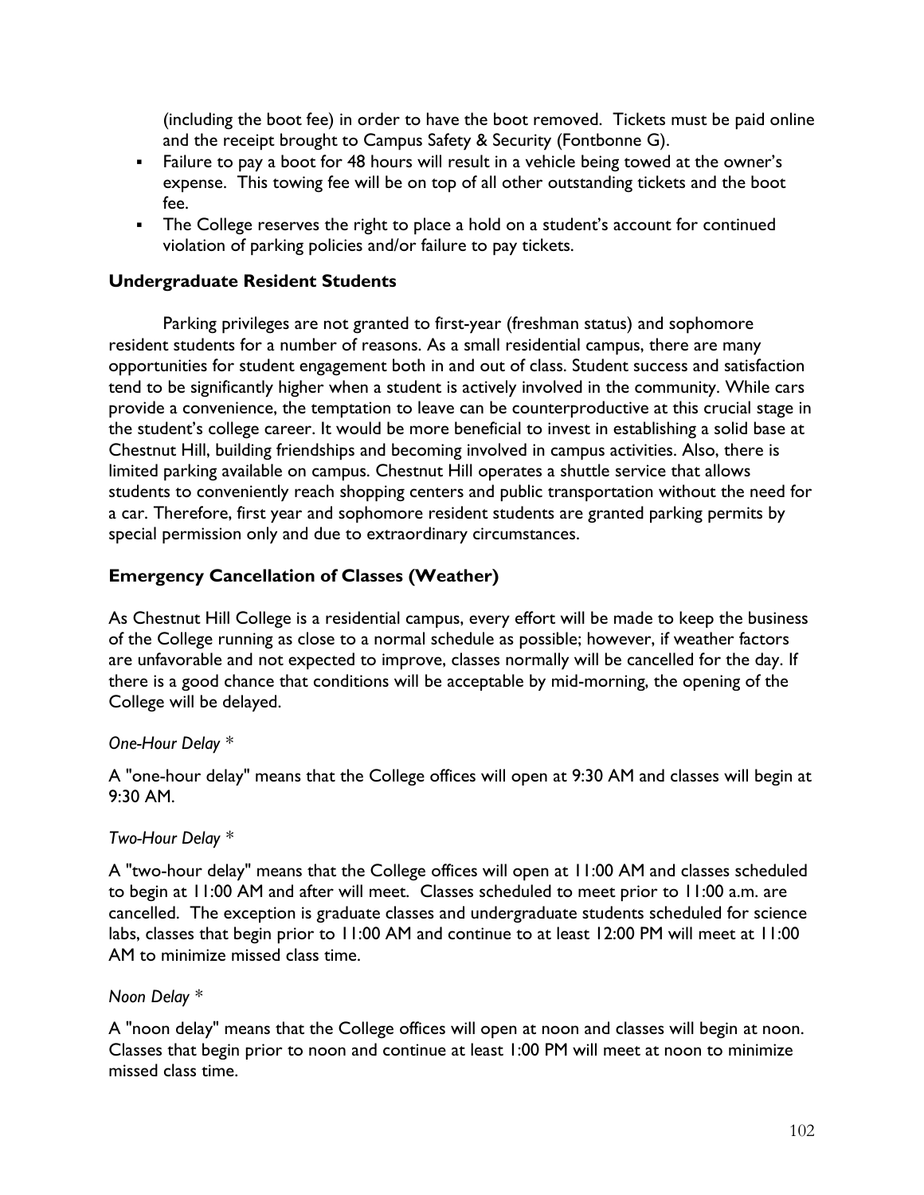(including the boot fee) in order to have the boot removed. Tickets must be paid online and the receipt brought to Campus Safety & Security (Fontbonne G).

- Failure to pay a boot for 48 hours will result in a vehicle being towed at the owner's expense. This towing fee will be on top of all other outstanding tickets and the boot fee.
- The College reserves the right to place a hold on a student's account for continued violation of parking policies and/or failure to pay tickets.

### Undergraduate Resident Students

Parking privileges are not granted to first-year (freshman status) and sophomore resident students for a number of reasons. As a small residential campus, there are many opportunities for student engagement both in and out of class. Student success and satisfaction tend to be significantly higher when a student is actively involved in the community. While cars provide a convenience, the temptation to leave can be counterproductive at this crucial stage in the student's college career. It would be more beneficial to invest in establishing a solid base at Chestnut Hill, building friendships and becoming involved in campus activities. Also, there is limited parking available on campus. Chestnut Hill operates a shuttle service that allows students to conveniently reach shopping centers and public transportation without the need for a car. Therefore, first year and sophomore resident students are granted parking permits by special permission only and due to extraordinary circumstances.

### Emergency Cancellation of Classes (Weather)

As Chestnut Hill College is a residential campus, every effort will be made to keep the business of the College running as close to a normal schedule as possible; however, if weather factors are unfavorable and not expected to improve, classes normally will be cancelled for the day. If there is a good chance that conditions will be acceptable by mid-morning, the opening of the College will be delayed.

*One-Hour Delay* *

A "one-hour delay" means that the College offices will open at 9:30 AM and classes will begin at 9:30 AM.

*Two-Hour Delay* *

A "two-hour delay" means that the College offices will open at 11:00 AM and classes scheduled to begin at 11:00 AM and after will meet. Classes scheduled to meet prior to 11:00 a.m. are cancelled. The exception is graduate classes and undergraduate students scheduled for science labs, classes that begin prior to 11:00 AM and continue to at least 12:00 PM will meet at 11:00 AM to minimize missed class time.

*Noon Delay* *

A "noon delay" means that the College offices will open at noon and classes will begin at noon. Classes that begin prior to noon and continue at least 1:00 PM will meet at noon to minimize missed class time.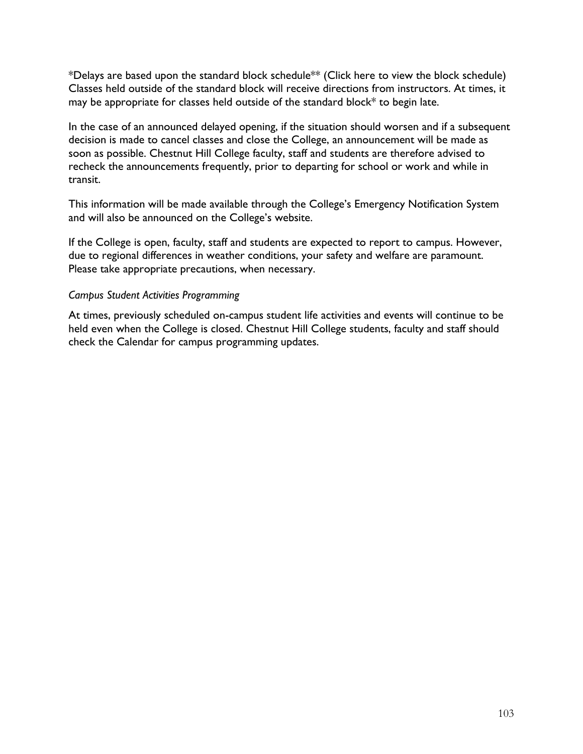*Delays are based upon the standard block schedule** (Click here to view the block schedule) Classes held outside of the standard block will receive directions from instructors. At times, it may be appropriate for classes held outside of the standard block* to begin late.

In the case of an announced delayed opening, if the situation should worsen and if a subsequent decision is made to cancel classes and close the College, an announcement will be made as soon as possible. Chestnut Hill College faculty, staff and students are therefore advised to recheck the announcements frequently, prior to departing for school or work and while in transit.

This information will be made available through the College's Emergency Notification System and will also be announced on the College's website.

If the College is open, faculty, staff and students are expected to report to campus. However, due to regional differences in weather conditions, your safety and welfare are paramount. Please take appropriate precautions, when necessary.

*Campus Student Activities Programming*

At times, previously scheduled on-campus student life activities and events will continue to be held even when the College is closed. Chestnut Hill College students, faculty and staff should check the Calendar for campus programming updates.